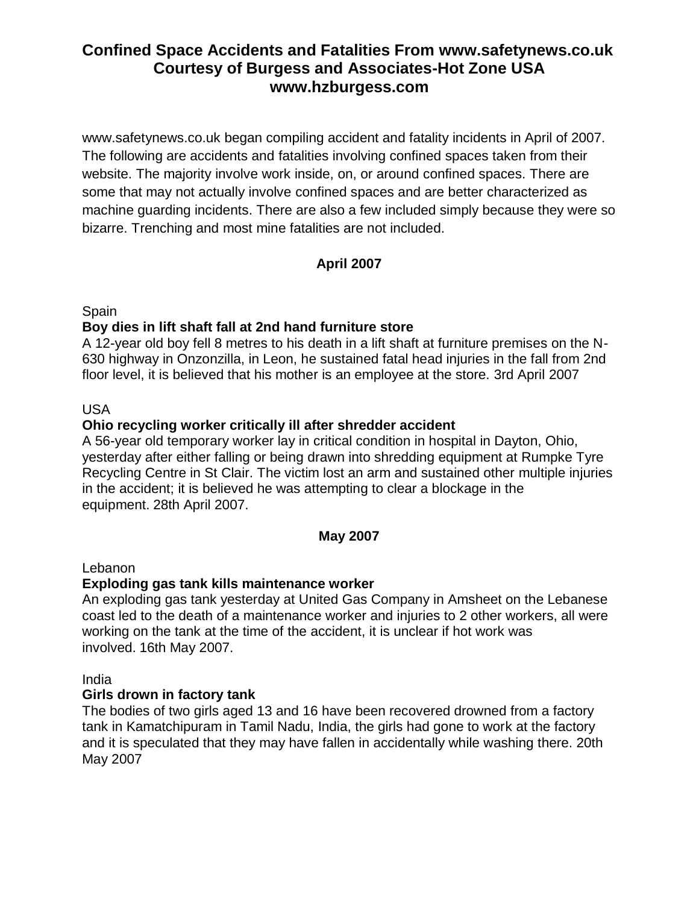# Confined Space Accidents and Fatalities From www.safetynews.co.uk
# Courtesy of Burgess and Associates-Hot Zone USA
# www.hzburgess.com

www.safetynews.co.uk began compiling accident and fatality incidents in April of 2007. The following are accidents and fatalities involving confined spaces taken from their website. The majority involve work inside, on, or around confined spaces. There are some that may not actually involve confined spaces and are better characterized as machine guarding incidents. There are also a few included simply because they were so bizarre. Trenching and most mine fatalities are not included.

## April 2007

Spain

**Boy dies in lift shaft fall at 2nd hand furniture store**

A 12-year old boy fell 8 metres to his death in a lift shaft at furniture premises on the N-630 highway in Onzonzilla, in Leon, he sustained fatal head injuries in the fall from 2nd floor level, it is believed that his mother is an employee at the store. 3rd April 2007

USA

**Ohio recycling worker critically ill after shredder accident**

A 56-year old temporary worker lay in critical condition in hospital in Dayton, Ohio, yesterday after either falling or being drawn into shredding equipment at Rumpke Tyre Recycling Centre in St Clair. The victim lost an arm and sustained other multiple injuries in the accident; it is believed he was attempting to clear a blockage in the equipment. 28th April 2007.

## May 2007

Lebanon

**Exploding gas tank kills maintenance worker**

An exploding gas tank yesterday at United Gas Company in Amsheet on the Lebanese coast led to the death of a maintenance worker and injuries to 2 other workers, all were working on the tank at the time of the accident, it is unclear if hot work was involved. 16th May 2007.

India

**Girls drown in factory tank**

The bodies of two girls aged 13 and 16 have been recovered drowned from a factory tank in Kamatchipuram in Tamil Nadu, India, the girls had gone to work at the factory and it is speculated that they may have fallen in accidentally while washing there. 20th May 2007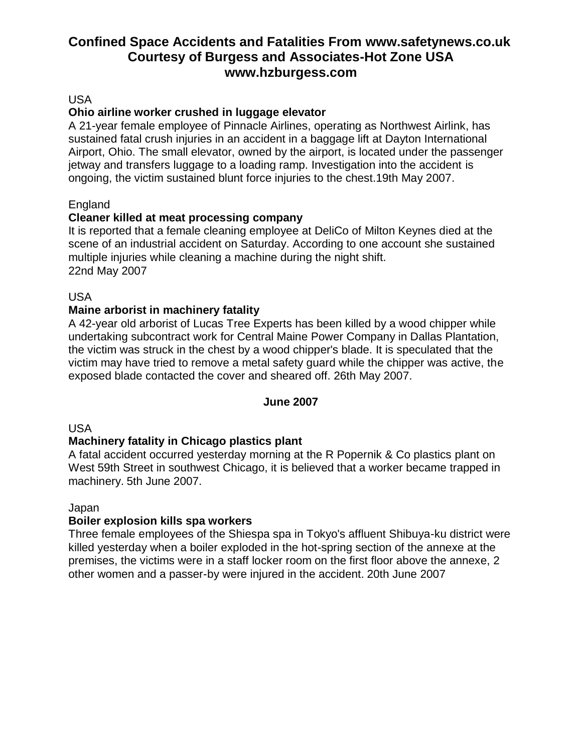# Confined Space Accidents and Fatalities From www.safetynews.co.uk Courtesy of Burgess and Associates-Hot Zone USA www.hzburgess.com

USA

**Ohio airline worker crushed in luggage elevator**

A 21-year female employee of Pinnacle Airlines, operating as Northwest Airlink, has sustained fatal crush injuries in an accident in a baggage lift at Dayton International Airport, Ohio. The small elevator, owned by the airport, is located under the passenger jetway and transfers luggage to a loading ramp. Investigation into the accident is ongoing, the victim sustained blunt force injuries to the chest.19th May 2007.

England

**Cleaner killed at meat processing company**

It is reported that a female cleaning employee at DeliCo of Milton Keynes died at the scene of an industrial accident on Saturday. According to one account she sustained multiple injuries while cleaning a machine during the night shift.
22nd May 2007

USA

**Maine arborist in machinery fatality**

A 42-year old arborist of Lucas Tree Experts has been killed by a wood chipper while undertaking subcontract work for Central Maine Power Company in Dallas Plantation, the victim was struck in the chest by a wood chipper's blade. It is speculated that the victim may have tried to remove a metal safety guard while the chipper was active, the exposed blade contacted the cover and sheared off. 26th May 2007.

## June 2007

USA

**Machinery fatality in Chicago plastics plant**

A fatal accident occurred yesterday morning at the R Popernik & Co plastics plant on West 59th Street in southwest Chicago, it is believed that a worker became trapped in machinery. 5th June 2007.

Japan

**Boiler explosion kills spa workers**

Three female employees of the Shiespa spa in Tokyo's affluent Shibuya-ku district were killed yesterday when a boiler exploded in the hot-spring section of the annexe at the premises, the victims were in a staff locker room on the first floor above the annexe, 2 other women and a passer-by were injured in the accident. 20th June 2007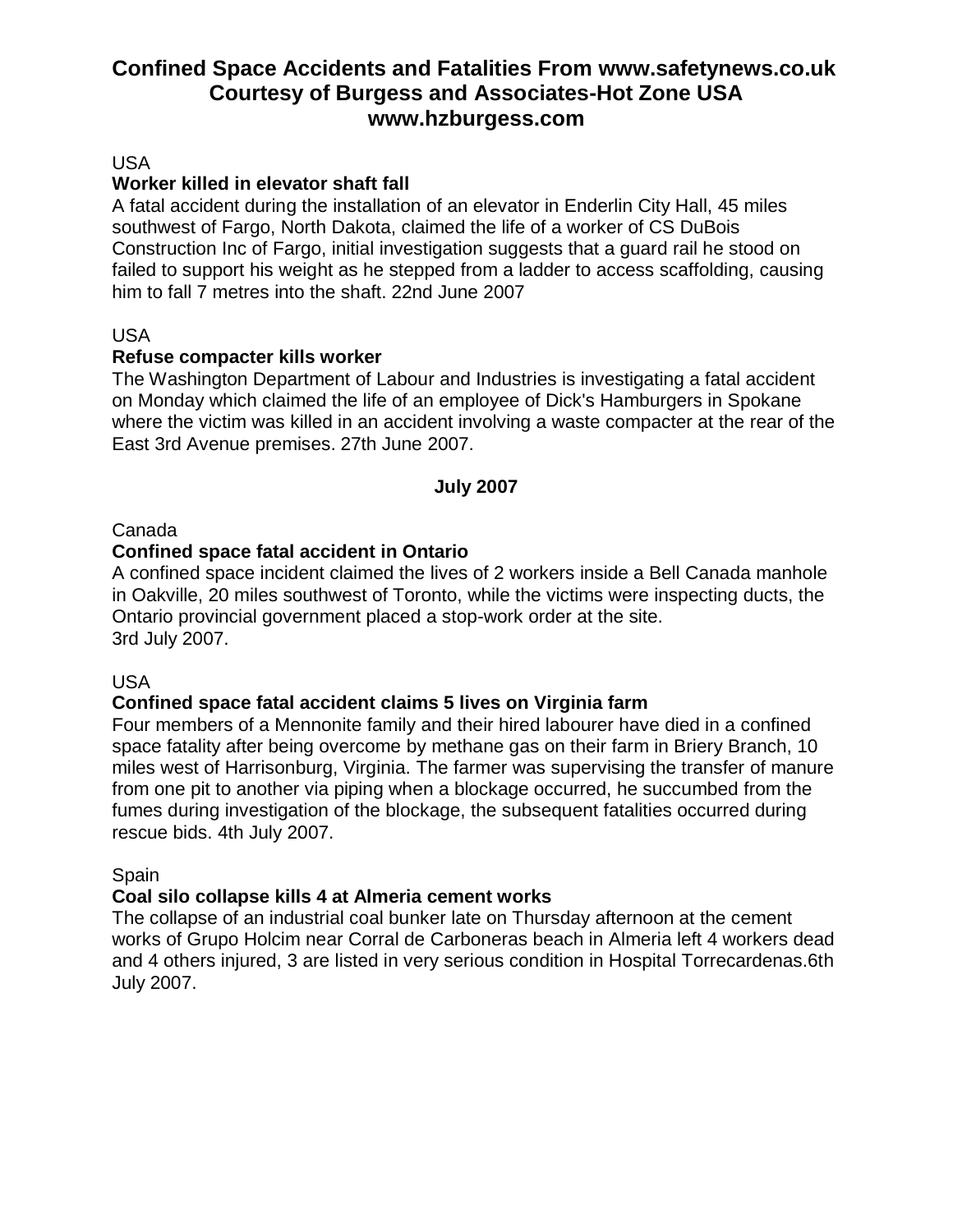# Confined Space Accidents and Fatalities From www.safetynews.co.uk Courtesy of Burgess and Associates-Hot Zone USA www.hzburgess.com

USA

**Worker killed in elevator shaft fall**

A fatal accident during the installation of an elevator in Enderlin City Hall, 45 miles southwest of Fargo, North Dakota, claimed the life of a worker of CS DuBois Construction Inc of Fargo, initial investigation suggests that a guard rail he stood on failed to support his weight as he stepped from a ladder to access scaffolding, causing him to fall 7 metres into the shaft. 22nd June 2007

USA

**Refuse compacter kills worker**

The Washington Department of Labour and Industries is investigating a fatal accident on Monday which claimed the life of an employee of Dick's Hamburgers in Spokane where the victim was killed in an accident involving a waste compacter at the rear of the East 3rd Avenue premises. 27th June 2007.

**July 2007**

Canada

**Confined space fatal accident in Ontario**

A confined space incident claimed the lives of 2 workers inside a Bell Canada manhole in Oakville, 20 miles southwest of Toronto, while the victims were inspecting ducts, the Ontario provincial government placed a stop-work order at the site.
3rd July 2007.

USA

**Confined space fatal accident claims 5 lives on Virginia farm**

Four members of a Mennonite family and their hired labourer have died in a confined space fatality after being overcome by methane gas on their farm in Briery Branch, 10 miles west of Harrisonburg, Virginia. The farmer was supervising the transfer of manure from one pit to another via piping when a blockage occurred, he succumbed from the fumes during investigation of the blockage, the subsequent fatalities occurred during rescue bids. 4th July 2007.

Spain

**Coal silo collapse kills 4 at Almeria cement works**

The collapse of an industrial coal bunker late on Thursday afternoon at the cement works of Grupo Holcim near Corral de Carboneras beach in Almeria left 4 workers dead and 4 others injured, 3 are listed in very serious condition in Hospital Torrecardenas.6th July 2007.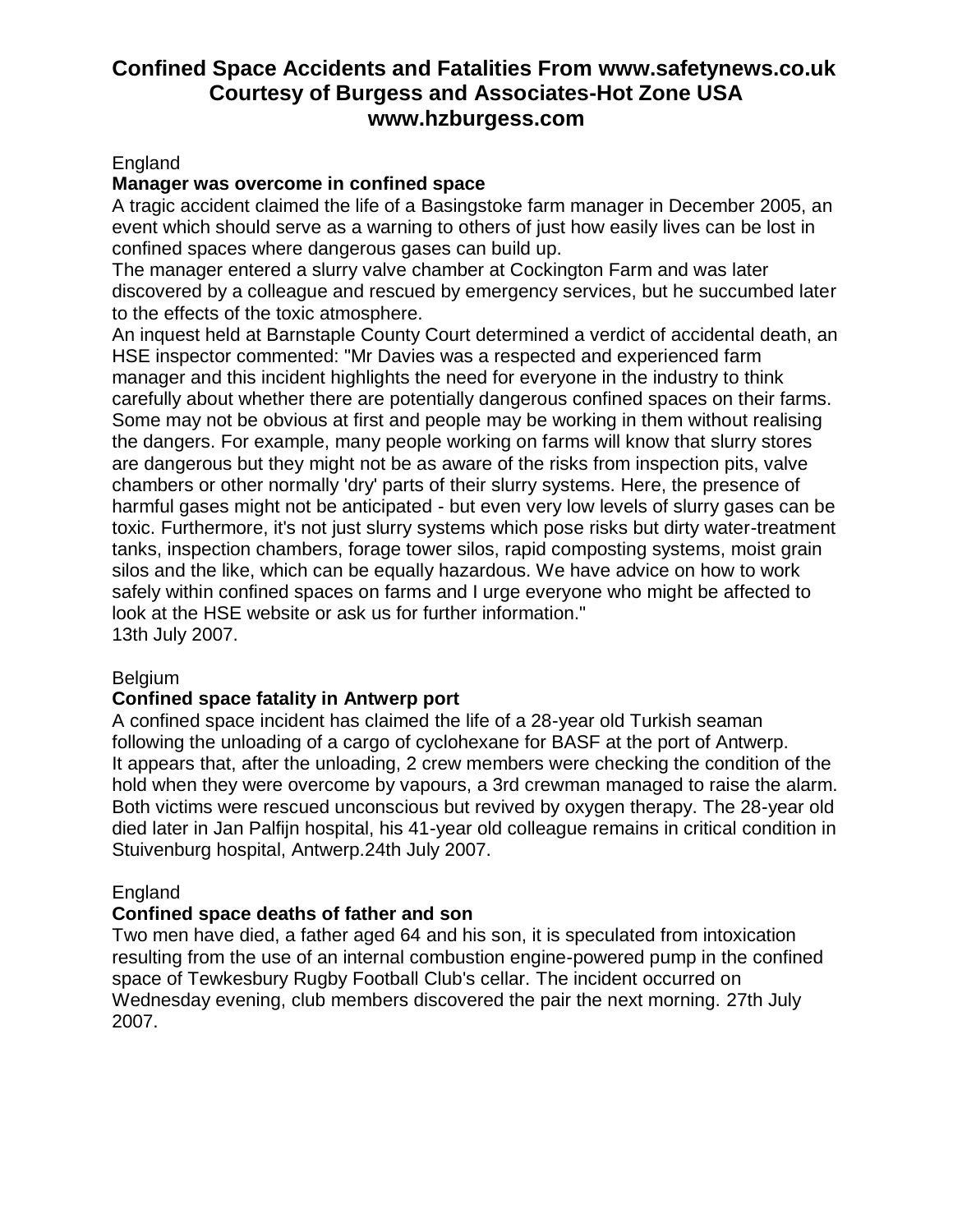# Confined Space Accidents and Fatalities From www.safetynews.co.uk
# Courtesy of Burgess and Associates-Hot Zone USA
# www.hzburgess.com

England

**Manager was overcome in confined space**

A tragic accident claimed the life of a Basingstoke farm manager in December 2005, an event which should serve as a warning to others of just how easily lives can be lost in confined spaces where dangerous gases can build up.

The manager entered a slurry valve chamber at Cockington Farm and was later discovered by a colleague and rescued by emergency services, but he succumbed later to the effects of the toxic atmosphere.

An inquest held at Barnstaple County Court determined a verdict of accidental death, an HSE inspector commented: "Mr Davies was a respected and experienced farm manager and this incident highlights the need for everyone in the industry to think carefully about whether there are potentially dangerous confined spaces on their farms. Some may not be obvious at first and people may be working in them without realising the dangers. For example, many people working on farms will know that slurry stores are dangerous but they might not be as aware of the risks from inspection pits, valve chambers or other normally 'dry' parts of their slurry systems. Here, the presence of harmful gases might not be anticipated - but even very low levels of slurry gases can be toxic. Furthermore, it's not just slurry systems which pose risks but dirty water-treatment tanks, inspection chambers, forage tower silos, rapid composting systems, moist grain silos and the like, which can be equally hazardous. We have advice on how to work safely within confined spaces on farms and I urge everyone who might be affected to look at the HSE website or ask us for further information."

13th July 2007.

Belgium

**Confined space fatality in Antwerp port**

A confined space incident has claimed the life of a 28-year old Turkish seaman following the unloading of a cargo of cyclohexane for BASF at the port of Antwerp.

It appears that, after the unloading, 2 crew members were checking the condition of the hold when they were overcome by vapours, a 3rd crewman managed to raise the alarm. Both victims were rescued unconscious but revived by oxygen therapy. The 28-year old died later in Jan Palfijn hospital, his 41-year old colleague remains in critical condition in Stuivenburg hospital, Antwerp.24th July 2007.

England

**Confined space deaths of father and son**

Two men have died, a father aged 64 and his son, it is speculated from intoxication resulting from the use of an internal combustion engine-powered pump in the confined space of Tewkesbury Rugby Football Club's cellar. The incident occurred on Wednesday evening, club members discovered the pair the next morning. 27th July 2007.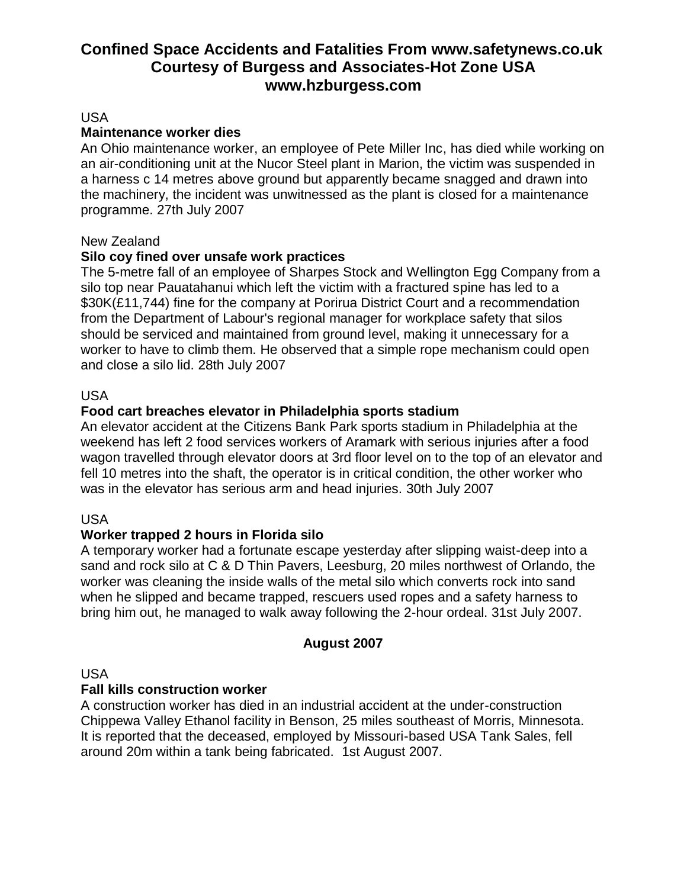# Confined Space Accidents and Fatalities From www.safetynews.co.uk
## Courtesy of Burgess and Associates-Hot Zone USA
## www.hzburgess.com

USA

**Maintenance worker dies**

An Ohio maintenance worker, an employee of Pete Miller Inc, has died while working on an air-conditioning unit at the Nucor Steel plant in Marion, the victim was suspended in a harness c 14 metres above ground but apparently became snagged and drawn into the machinery, the incident was unwitnessed as the plant is closed for a maintenance programme. 27th July 2007

New Zealand

**Silo coy fined over unsafe work practices**

The 5-metre fall of an employee of Sharpes Stock and Wellington Egg Company from a silo top near Pauatahanui which left the victim with a fractured spine has led to a $30K(£11,744) fine for the company at Porirua District Court and a recommendation from the Department of Labour's regional manager for workplace safety that silos should be serviced and maintained from ground level, making it unnecessary for a worker to have to climb them. He observed that a simple rope mechanism could open and close a silo lid. 28th July 2007

USA

**Food cart breaches elevator in Philadelphia sports stadium**

An elevator accident at the Citizens Bank Park sports stadium in Philadelphia at the weekend has left 2 food services workers of Aramark with serious injuries after a food wagon travelled through elevator doors at 3rd floor level on to the top of an elevator and fell 10 metres into the shaft, the operator is in critical condition, the other worker who was in the elevator has serious arm and head injuries. 30th July 2007

USA

**Worker trapped 2 hours in Florida silo**

A temporary worker had a fortunate escape yesterday after slipping waist-deep into a sand and rock silo at C & D Thin Pavers, Leesburg, 20 miles northwest of Orlando, the worker was cleaning the inside walls of the metal silo which converts rock into sand when he slipped and became trapped, rescuers used ropes and a safety harness to bring him out, he managed to walk away following the 2-hour ordeal. 31st July 2007.

**August 2007**

USA

**Fall kills construction worker**

A construction worker has died in an industrial accident at the under-construction Chippewa Valley Ethanol facility in Benson, 25 miles southeast of Morris, Minnesota. It is reported that the deceased, employed by Missouri-based USA Tank Sales, fell around 20m within a tank being fabricated. 1st August 2007.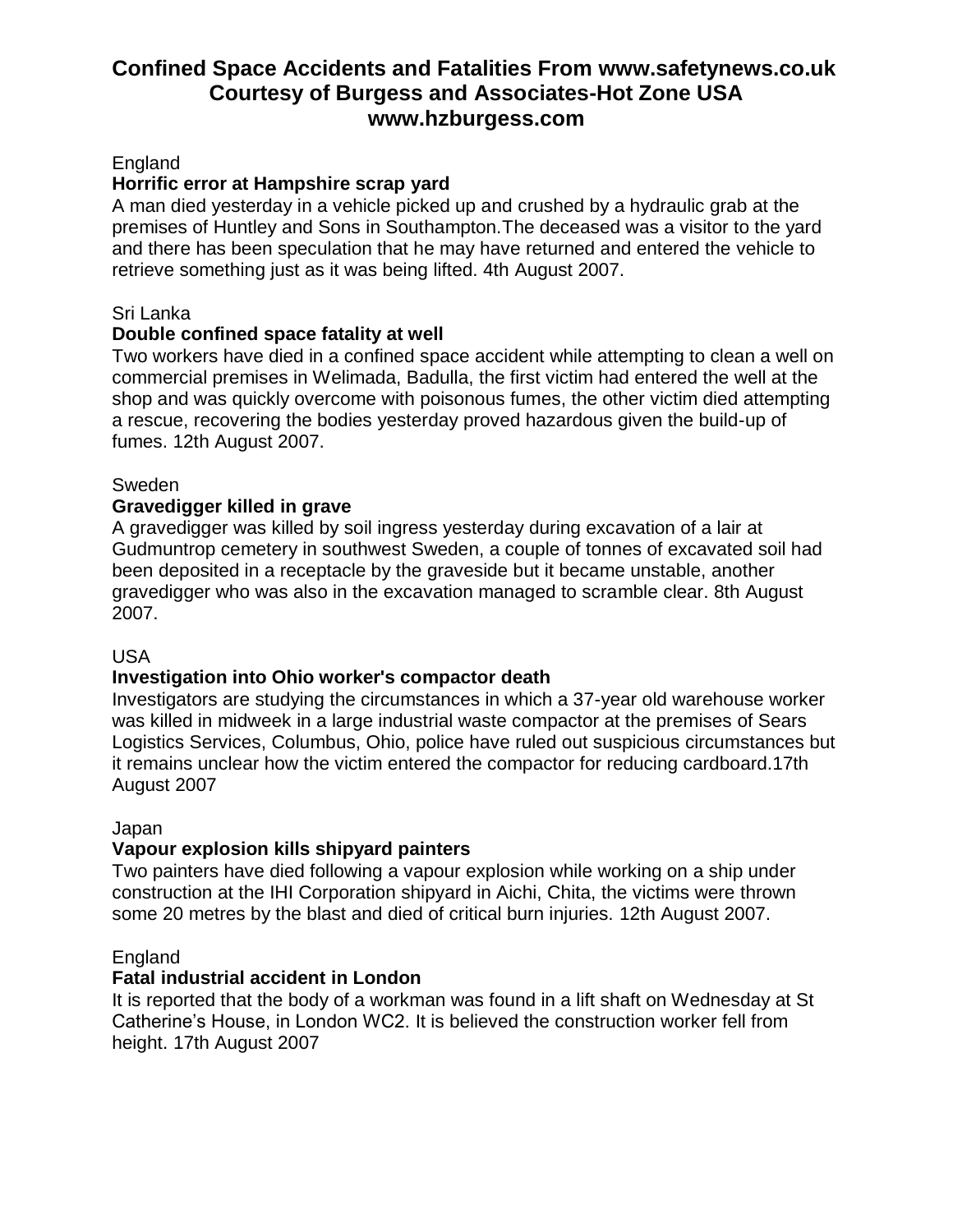# Confined Space Accidents and Fatalities From www.safetynews.co.uk Courtesy of Burgess and Associates-Hot Zone USA www.hzburgess.com

England

**Horrific error at Hampshire scrap yard**

A man died yesterday in a vehicle picked up and crushed by a hydraulic grab at the premises of Huntley and Sons in Southampton.The deceased was a visitor to the yard and there has been speculation that he may have returned and entered the vehicle to retrieve something just as it was being lifted. 4th August 2007.

Sri Lanka

**Double confined space fatality at well**

Two workers have died in a confined space accident while attempting to clean a well on commercial premises in Welimada, Badulla, the first victim had entered the well at the shop and was quickly overcome with poisonous fumes, the other victim died attempting a rescue, recovering the bodies yesterday proved hazardous given the build-up of fumes. 12th August 2007.

Sweden

**Gravedigger killed in grave**

A gravedigger was killed by soil ingress yesterday during excavation of a lair at Gudmuntrop cemetery in southwest Sweden, a couple of tonnes of excavated soil had been deposited in a receptacle by the graveside but it became unstable, another gravedigger who was also in the excavation managed to scramble clear. 8th August 2007.

USA

**Investigation into Ohio worker's compactor death**

Investigators are studying the circumstances in which a 37-year old warehouse worker was killed in midweek in a large industrial waste compactor at the premises of Sears Logistics Services, Columbus, Ohio, police have ruled out suspicious circumstances but it remains unclear how the victim entered the compactor for reducing cardboard.17th August 2007

Japan

**Vapour explosion kills shipyard painters**

Two painters have died following a vapour explosion while working on a ship under construction at the IHI Corporation shipyard in Aichi, Chita, the victims were thrown some 20 metres by the blast and died of critical burn injuries. 12th August 2007.

England

**Fatal industrial accident in London**

It is reported that the body of a workman was found in a lift shaft on Wednesday at St Catherine's House, in London WC2. It is believed the construction worker fell from height. 17th August 2007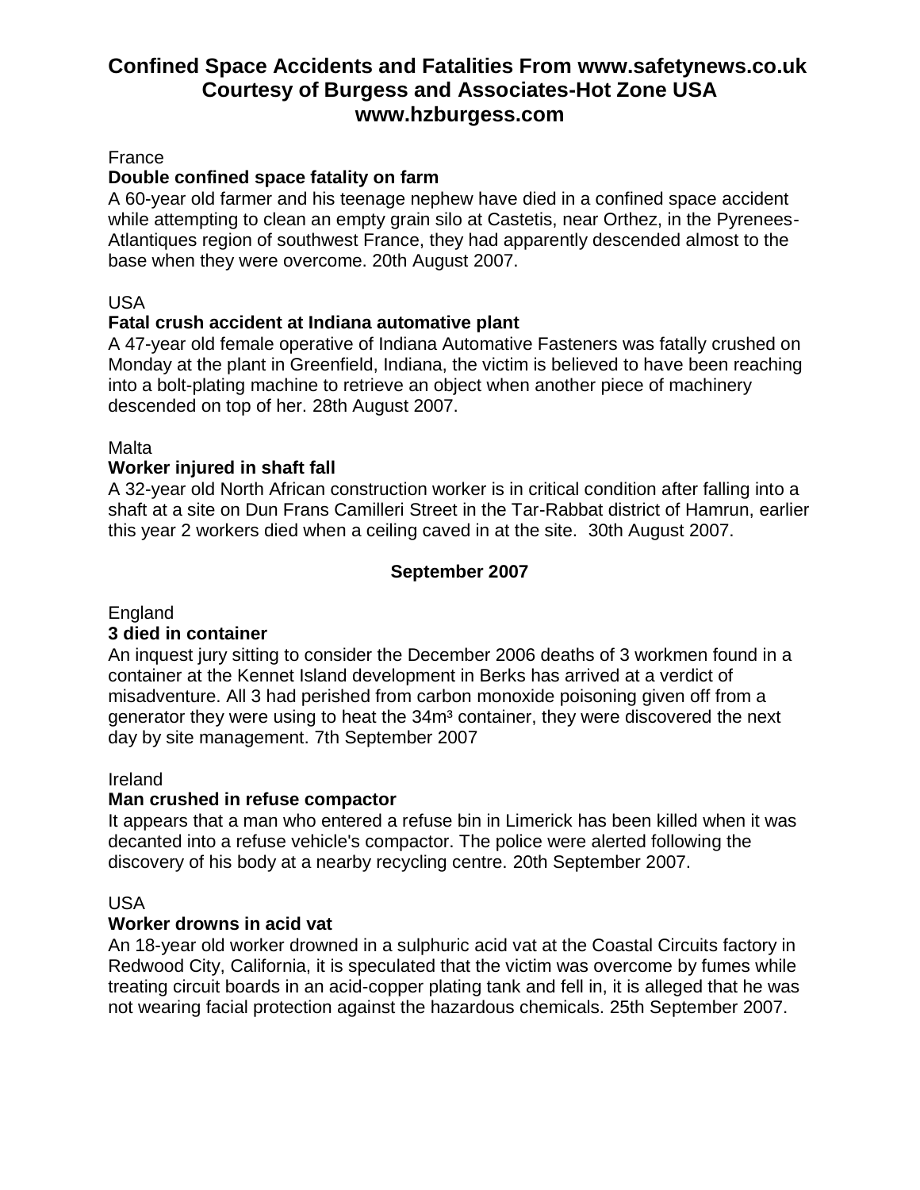# Confined Space Accidents and Fatalities From www.safetynews.co.uk Courtesy of Burgess and Associates-Hot Zone USA www.hzburgess.com

France

**Double confined space fatality on farm**

A 60-year old farmer and his teenage nephew have died in a confined space accident while attempting to clean an empty grain silo at Castetis, near Orthez, in the Pyrenees-Atlantiques region of southwest France, they had apparently descended almost to the base when they were overcome. 20th August 2007.

USA

**Fatal crush accident at Indiana automative plant**

A 47-year old female operative of Indiana Automative Fasteners was fatally crushed on Monday at the plant in Greenfield, Indiana, the victim is believed to have been reaching into a bolt-plating machine to retrieve an object when another piece of machinery descended on top of her. 28th August 2007.

Malta

**Worker injured in shaft fall**

A 32-year old North African construction worker is in critical condition after falling into a shaft at a site on Dun Frans Camilleri Street in the Tar-Rabbat district of Hamrun, earlier this year 2 workers died when a ceiling caved in at the site. 30th August 2007.

## September 2007

England

**3 died in container**

An inquest jury sitting to consider the December 2006 deaths of 3 workmen found in a container at the Kennet Island development in Berks has arrived at a verdict of misadventure. All 3 had perished from carbon monoxide poisoning given off from a generator they were using to heat the $34m^3$ container, they were discovered the next day by site management. 7th September 2007

Ireland

**Man crushed in refuse compactor**

It appears that a man who entered a refuse bin in Limerick has been killed when it was decanted into a refuse vehicle's compactor. The police were alerted following the discovery of his body at a nearby recycling centre. 20th September 2007.

USA

**Worker drowns in acid vat**

An 18-year old worker drowned in a sulphuric acid vat at the Coastal Circuits factory in Redwood City, California, it is speculated that the victim was overcome by fumes while treating circuit boards in an acid-copper plating tank and fell in, it is alleged that he was not wearing facial protection against the hazardous chemicals. 25th September 2007.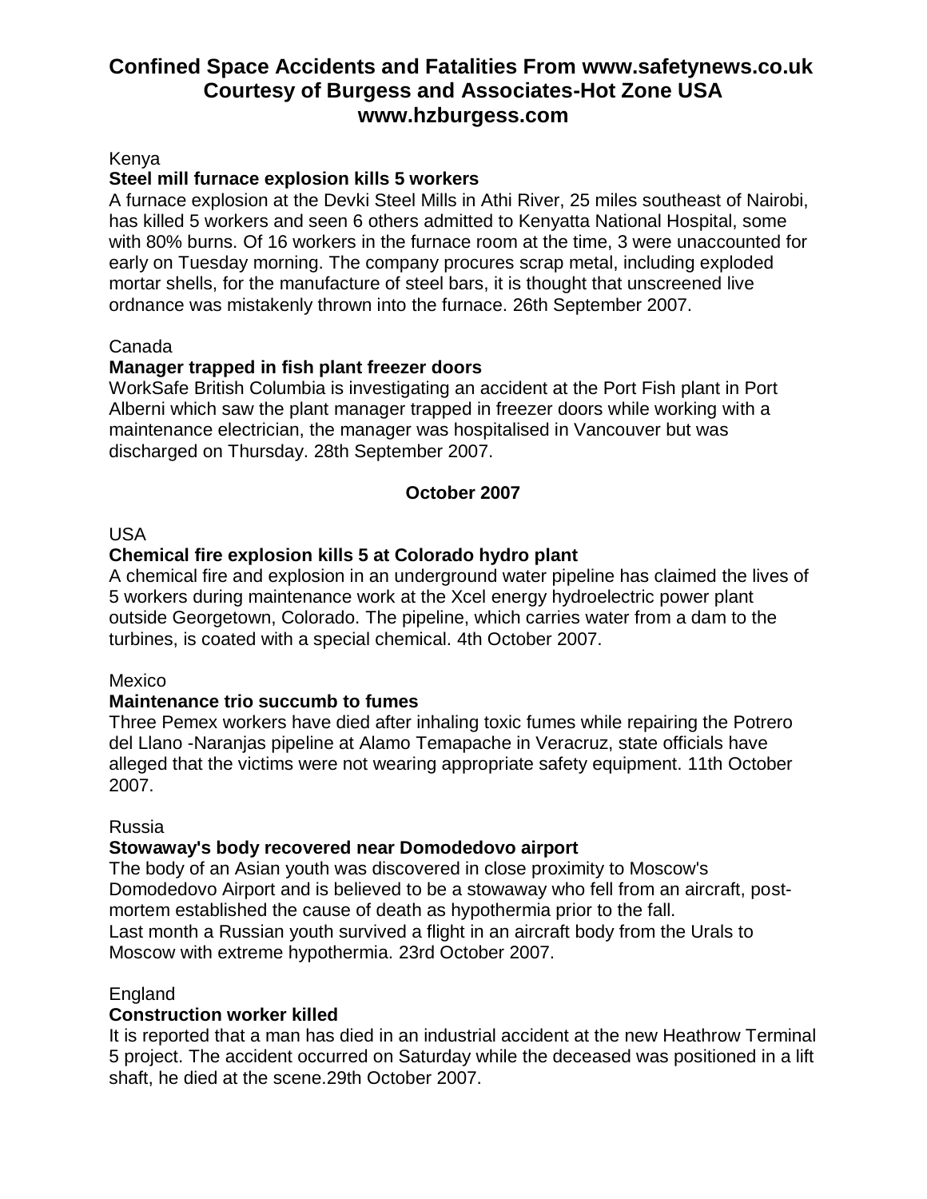# Confined Space Accidents and Fatalities From www.safetynews.co.uk Courtesy of Burgess and Associates-Hot Zone USA www.hzburgess.com

Kenya

**Steel mill furnace explosion kills 5 workers**

A furnace explosion at the Devki Steel Mills in Athi River, 25 miles southeast of Nairobi, has killed 5 workers and seen 6 others admitted to Kenyatta National Hospital, some with 80% burns. Of 16 workers in the furnace room at the time, 3 were unaccounted for early on Tuesday morning. The company procures scrap metal, including exploded mortar shells, for the manufacture of steel bars, it is thought that unscreened live ordnance was mistakenly thrown into the furnace. 26th September 2007.

Canada

**Manager trapped in fish plant freezer doors**

WorkSafe British Columbia is investigating an accident at the Port Fish plant in Port Alberni which saw the plant manager trapped in freezer doors while working with a maintenance electrician, the manager was hospitalised in Vancouver but was discharged on Thursday. 28th September 2007.

## October 2007

USA

**Chemical fire explosion kills 5 at Colorado hydro plant**

A chemical fire and explosion in an underground water pipeline has claimed the lives of 5 workers during maintenance work at the Xcel energy hydroelectric power plant outside Georgetown, Colorado. The pipeline, which carries water from a dam to the turbines, is coated with a special chemical. 4th October 2007.

Mexico

**Maintenance trio succumb to fumes**

Three Pemex workers have died after inhaling toxic fumes while repairing the Potrero del Llano -Naranjas pipeline at Alamo Temapache in Veracruz, state officials have alleged that the victims were not wearing appropriate safety equipment. 11th October 2007.

Russia

**Stowaway's body recovered near Domodedovo airport**

The body of an Asian youth was discovered in close proximity to Moscow's Domodedovo Airport and is believed to be a stowaway who fell from an aircraft, post-mortem established the cause of death as hypothermia prior to the fall.
Last month a Russian youth survived a flight in an aircraft body from the Urals to Moscow with extreme hypothermia. 23rd October 2007.

England

**Construction worker killed**

It is reported that a man has died in an industrial accident at the new Heathrow Terminal 5 project. The accident occurred on Saturday while the deceased was positioned in a lift shaft, he died at the scene.29th October 2007.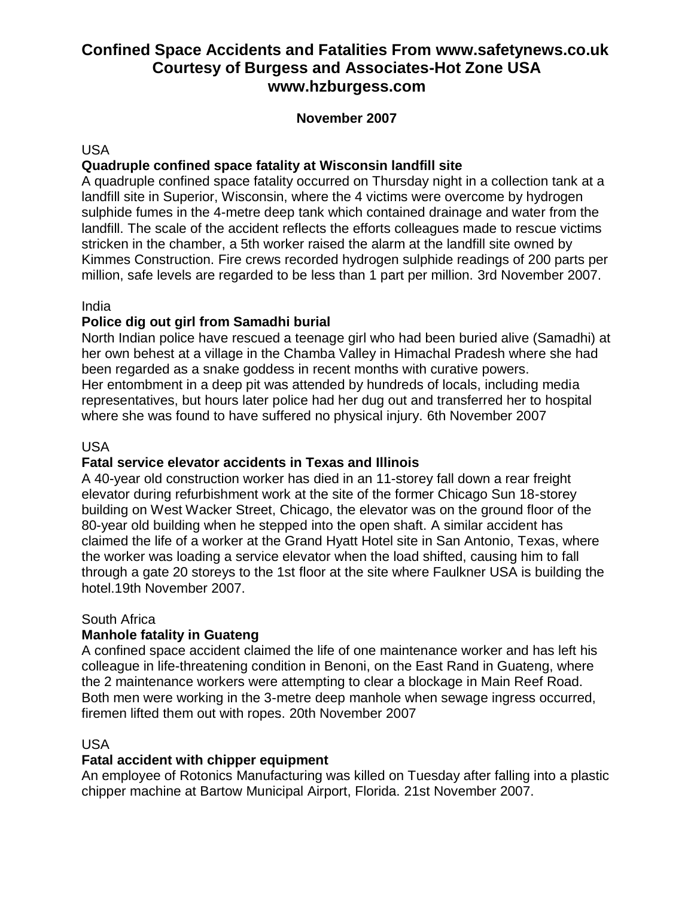# Confined Space Accidents and Fatalities From www.safetynews.co.uk Courtesy of Burgess and Associates-Hot Zone USA www.hzburgess.com

**November 2007**

USA

**Quadruple confined space fatality at Wisconsin landfill site**

A quadruple confined space fatality occurred on Thursday night in a collection tank at a landfill site in Superior, Wisconsin, where the 4 victims were overcome by hydrogen sulphide fumes in the 4-metre deep tank which contained drainage and water from the landfill. The scale of the accident reflects the efforts colleagues made to rescue victims stricken in the chamber, a 5th worker raised the alarm at the landfill site owned by Kimmes Construction. Fire crews recorded hydrogen sulphide readings of 200 parts per million, safe levels are regarded to be less than 1 part per million. 3rd November 2007.

India

**Police dig out girl from Samadhi burial**

North Indian police have rescued a teenage girl who had been buried alive (Samadhi) at her own behest at a village in the Chamba Valley in Himachal Pradesh where she had been regarded as a snake goddess in recent months with curative powers.
Her entombment in a deep pit was attended by hundreds of locals, including media representatives, but hours later police had her dug out and transferred her to hospital where she was found to have suffered no physical injury. 6th November 2007

USA

**Fatal service elevator accidents in Texas and Illinois**

A 40-year old construction worker has died in an 11-storey fall down a rear freight elevator during refurbishment work at the site of the former Chicago Sun 18-storey building on West Wacker Street, Chicago, the elevator was on the ground floor of the 80-year old building when he stepped into the open shaft. A similar accident has claimed the life of a worker at the Grand Hyatt Hotel site in San Antonio, Texas, where the worker was loading a service elevator when the load shifted, causing him to fall through a gate 20 storeys to the 1st floor at the site where Faulkner USA is building the hotel.19th November 2007.

South Africa

**Manhole fatality in Guateng**

A confined space accident claimed the life of one maintenance worker and has left his colleague in life-threatening condition in Benoni, on the East Rand in Guateng, where the 2 maintenance workers were attempting to clear a blockage in Main Reef Road. Both men were working in the 3-metre deep manhole when sewage ingress occurred, firemen lifted them out with ropes. 20th November 2007

USA

**Fatal accident with chipper equipment**

An employee of Rotonics Manufacturing was killed on Tuesday after falling into a plastic chipper machine at Bartow Municipal Airport, Florida. 21st November 2007.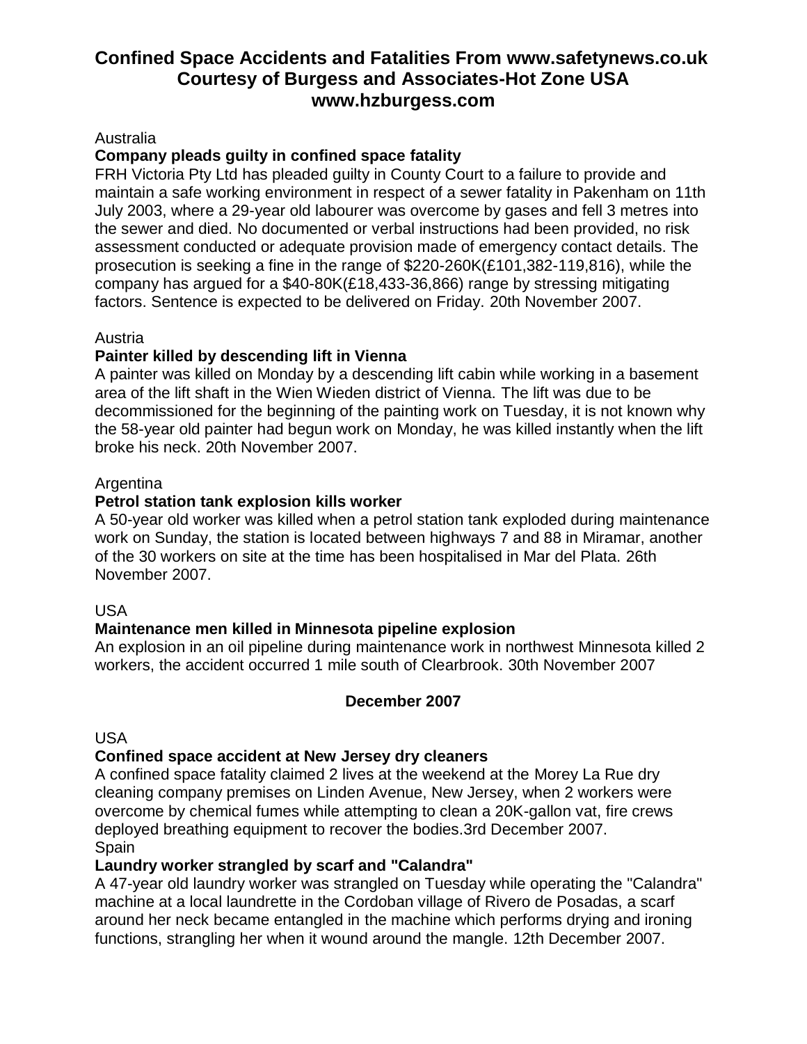# Confined Space Accidents and Fatalities From www.safetynews.co.uk
# Courtesy of Burgess and Associates-Hot Zone USA
# www.hzburgess.com

Australia

**Company pleads guilty in confined space fatality**

FRH Victoria Pty Ltd has pleaded guilty in County Court to a failure to provide and maintain a safe working environment in respect of a sewer fatality in Pakenham on 11th July 2003, where a 29-year old labourer was overcome by gases and fell 3 metres into the sewer and died. No documented or verbal instructions had been provided, no risk assessment conducted or adequate provision made of emergency contact details. The prosecution is seeking a fine in the range of $220-260K(£101,382-119,816), while the company has argued for a $40-80K(£18,433-36,866) range by stressing mitigating factors. Sentence is expected to be delivered on Friday. 20th November 2007.

Austria

**Painter killed by descending lift in Vienna**

A painter was killed on Monday by a descending lift cabin while working in a basement area of the lift shaft in the Wien Wieden district of Vienna. The lift was due to be decommissioned for the beginning of the painting work on Tuesday, it is not known why the 58-year old painter had begun work on Monday, he was killed instantly when the lift broke his neck. 20th November 2007.

Argentina

**Petrol station tank explosion kills worker**

A 50-year old worker was killed when a petrol station tank exploded during maintenance work on Sunday, the station is located between highways 7 and 88 in Miramar, another of the 30 workers on site at the time has been hospitalised in Mar del Plata. 26th November 2007.

USA

**Maintenance men killed in Minnesota pipeline explosion**

An explosion in an oil pipeline during maintenance work in northwest Minnesota killed 2 workers, the accident occurred 1 mile south of Clearbrook. 30th November 2007

**December 2007**

USA

**Confined space accident at New Jersey dry cleaners**

A confined space fatality claimed 2 lives at the weekend at the Morey La Rue dry cleaning company premises on Linden Avenue, New Jersey, when 2 workers were overcome by chemical fumes while attempting to clean a 20K-gallon vat, fire crews deployed breathing equipment to recover the bodies.3rd December 2007.

Spain

**Laundry worker strangled by scarf and "Calandra"**

A 47-year old laundry worker was strangled on Tuesday while operating the "Calandra" machine at a local laundrette in the Cordoban village of Rivero de Posadas, a scarf around her neck became entangled in the machine which performs drying and ironing functions, strangling her when it wound around the mangle. 12th December 2007.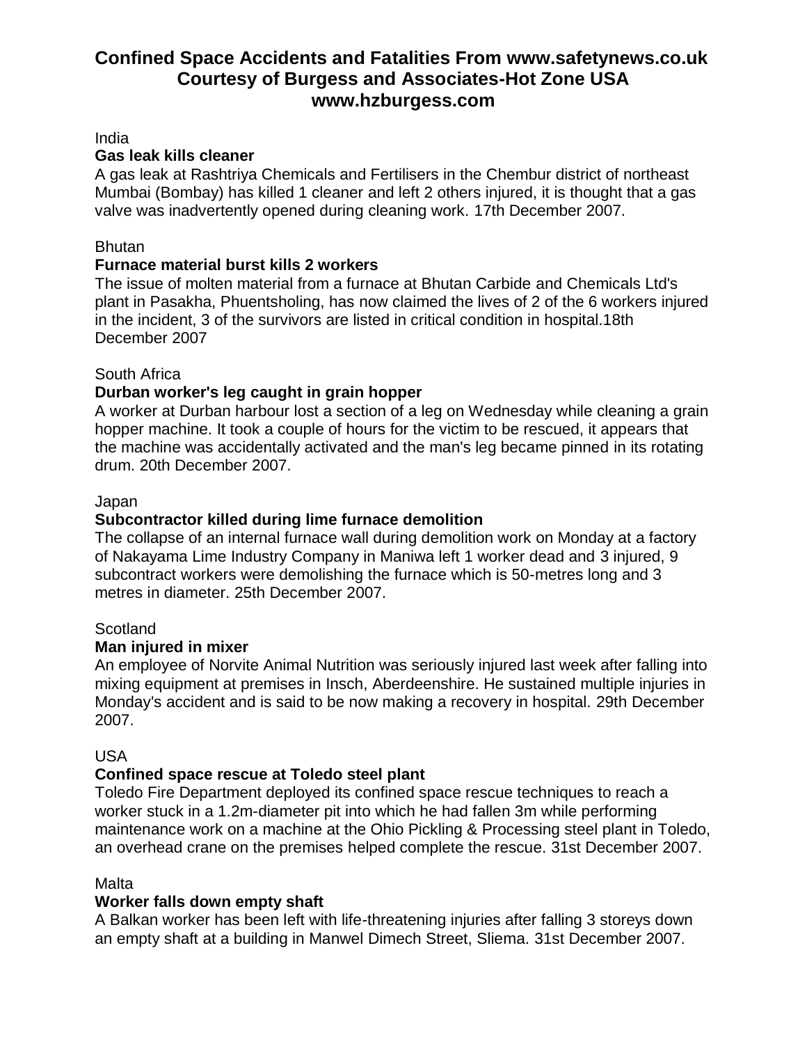# Confined Space Accidents and Fatalities From www.safetynews.co.uk Courtesy of Burgess and Associates-Hot Zone USA www.hzburgess.com

India

**Gas leak kills cleaner**

A gas leak at Rashtriya Chemicals and Fertilisers in the Chembur district of northeast Mumbai (Bombay) has killed 1 cleaner and left 2 others injured, it is thought that a gas valve was inadvertently opened during cleaning work. 17th December 2007.

Bhutan

**Furnace material burst kills 2 workers**

The issue of molten material from a furnace at Bhutan Carbide and Chemicals Ltd's plant in Pasakha, Phuentsholing, has now claimed the lives of 2 of the 6 workers injured in the incident, 3 of the survivors are listed in critical condition in hospital.18th December 2007

South Africa

**Durban worker's leg caught in grain hopper**

A worker at Durban harbour lost a section of a leg on Wednesday while cleaning a grain hopper machine. It took a couple of hours for the victim to be rescued, it appears that the machine was accidentally activated and the man's leg became pinned in its rotating drum. 20th December 2007.

Japan

**Subcontractor killed during lime furnace demolition**

The collapse of an internal furnace wall during demolition work on Monday at a factory of Nakayama Lime Industry Company in Maniwa left 1 worker dead and 3 injured, 9 subcontract workers were demolishing the furnace which is 50-metres long and 3 metres in diameter. 25th December 2007.

Scotland

**Man injured in mixer**

An employee of Norvite Animal Nutrition was seriously injured last week after falling into mixing equipment at premises in Insch, Aberdeenshire. He sustained multiple injuries in Monday's accident and is said to be now making a recovery in hospital. 29th December 2007.

USA

**Confined space rescue at Toledo steel plant**

Toledo Fire Department deployed its confined space rescue techniques to reach a worker stuck in a 1.2m-diameter pit into which he had fallen 3m while performing maintenance work on a machine at the Ohio Pickling & Processing steel plant in Toledo, an overhead crane on the premises helped complete the rescue. 31st December 2007.

Malta

**Worker falls down empty shaft**

A Balkan worker has been left with life-threatening injuries after falling 3 storeys down an empty shaft at a building in Manwel Dimech Street, Sliema. 31st December 2007.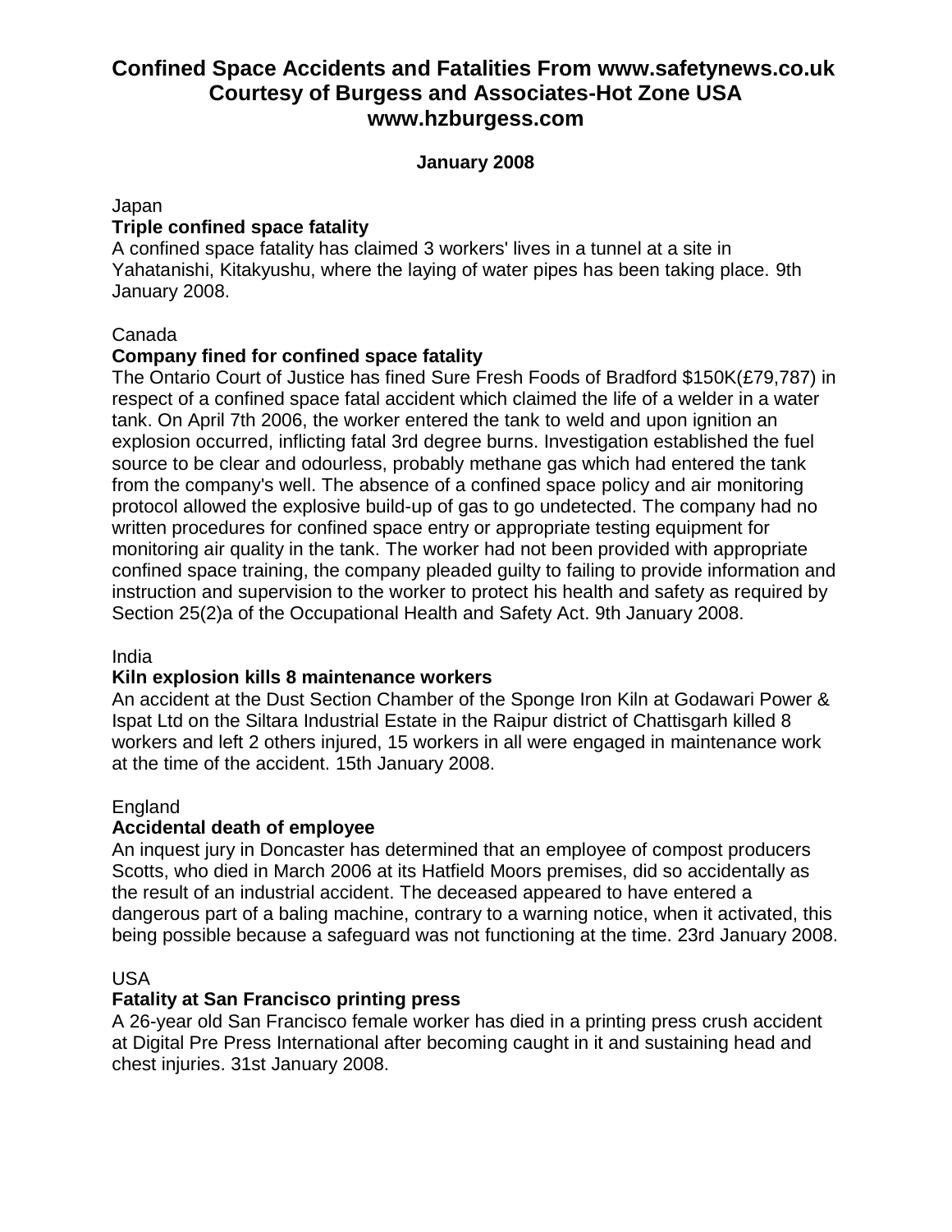# Confined Space Accidents and Fatalities From www.safetynews.co.uk Courtesy of Burgess and Associates-Hot Zone USA www.hzburgess.com

**January 2008**

Japan

**Triple confined space fatality**

A confined space fatality has claimed 3 workers' lives in a tunnel at a site in Yahatanishi, Kitakyushu, where the laying of water pipes has been taking place. 9th January 2008.

Canada

**Company fined for confined space fatality**

The Ontario Court of Justice has fined Sure Fresh Foods of Bradford $150K(£79,787) in respect of a confined space fatal accident which claimed the life of a welder in a water tank. On April 7th 2006, the worker entered the tank to weld and upon ignition an explosion occurred, inflicting fatal 3rd degree burns. Investigation established the fuel source to be clear and odourless, probably methane gas which had entered the tank from the company's well. The absence of a confined space policy and air monitoring protocol allowed the explosive build-up of gas to go undetected. The company had no written procedures for confined space entry or appropriate testing equipment for monitoring air quality in the tank. The worker had not been provided with appropriate confined space training, the company pleaded guilty to failing to provide information and instruction and supervision to the worker to protect his health and safety as required by Section 25(2)a of the Occupational Health and Safety Act. 9th January 2008.

India

**Kiln explosion kills 8 maintenance workers**

An accident at the Dust Section Chamber of the Sponge Iron Kiln at Godawari Power & Ispat Ltd on the Siltara Industrial Estate in the Raipur district of Chattisgarh killed 8 workers and left 2 others injured, 15 workers in all were engaged in maintenance work at the time of the accident. 15th January 2008.

England

**Accidental death of employee**

An inquest jury in Doncaster has determined that an employee of compost producers Scotts, who died in March 2006 at its Hatfield Moors premises, did so accidentally as the result of an industrial accident. The deceased appeared to have entered a dangerous part of a baling machine, contrary to a warning notice, when it activated, this being possible because a safeguard was not functioning at the time. 23rd January 2008.

USA

**Fatality at San Francisco printing press**

A 26-year old San Francisco female worker has died in a printing press crush accident at Digital Pre Press International after becoming caught in it and sustaining head and chest injuries. 31st January 2008.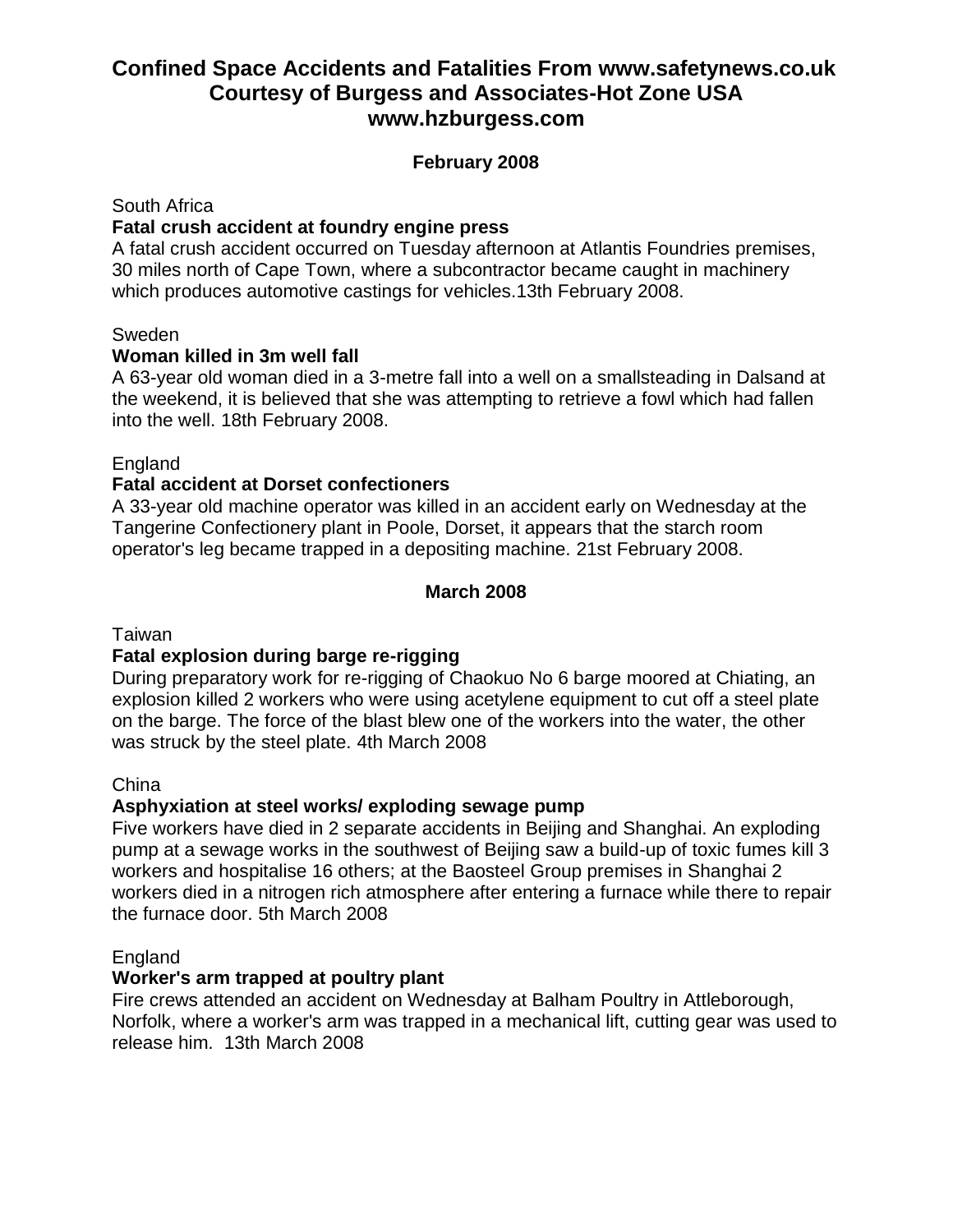# Confined Space Accidents and Fatalities From www.safetynews.co.uk Courtesy of Burgess and Associates-Hot Zone USA www.hzburgess.com

## February 2008

South Africa

**Fatal crush accident at foundry engine press**

A fatal crush accident occurred on Tuesday afternoon at Atlantis Foundries premises, 30 miles north of Cape Town, where a subcontractor became caught in machinery which produces automotive castings for vehicles.13th February 2008.

Sweden

**Woman killed in 3m well fall**

A 63-year old woman died in a 3-metre fall into a well on a smallsteading in Dalsand at the weekend, it is believed that she was attempting to retrieve a fowl which had fallen into the well. 18th February 2008.

England

**Fatal accident at Dorset confectioners**

A 33-year old machine operator was killed in an accident early on Wednesday at the Tangerine Confectionery plant in Poole, Dorset, it appears that the starch room operator's leg became trapped in a depositing machine. 21st February 2008.

## March 2008

Taiwan

**Fatal explosion during barge re-rigging**

During preparatory work for re-rigging of Chaokuo No 6 barge moored at Chiating, an explosion killed 2 workers who were using acetylene equipment to cut off a steel plate on the barge. The force of the blast blew one of the workers into the water, the other was struck by the steel plate. 4th March 2008

China

**Asphyxiation at steel works/ exploding sewage pump**

Five workers have died in 2 separate accidents in Beijing and Shanghai. An exploding pump at a sewage works in the southwest of Beijing saw a build-up of toxic fumes kill 3 workers and hospitalise 16 others; at the Baosteel Group premises in Shanghai 2 workers died in a nitrogen rich atmosphere after entering a furnace while there to repair the furnace door. 5th March 2008

England

**Worker's arm trapped at poultry plant**

Fire crews attended an accident on Wednesday at Balham Poultry in Attleborough, Norfolk, where a worker's arm was trapped in a mechanical lift, cutting gear was used to release him. 13th March 2008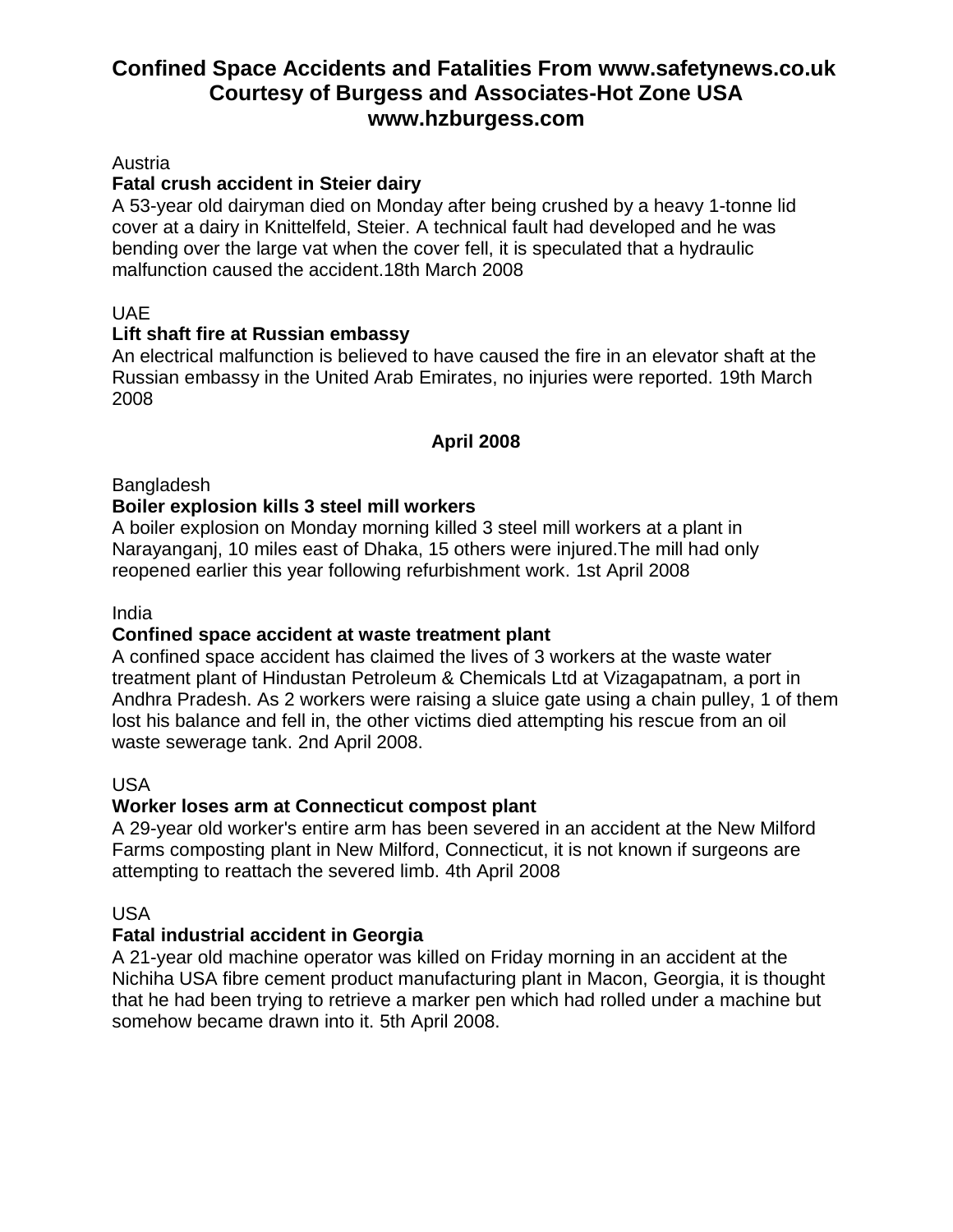# Confined Space Accidents and Fatalities From www.safetynews.co.uk Courtesy of Burgess and Associates-Hot Zone USA www.hzburgess.com

Austria

**Fatal crush accident in Steier dairy**

A 53-year old dairyman died on Monday after being crushed by a heavy 1-tonne lid cover at a dairy in Knittelfeld, Steier. A technical fault had developed and he was bending over the large vat when the cover fell, it is speculated that a hydraulic malfunction caused the accident.18th March 2008

UAE

**Lift shaft fire at Russian embassy**

An electrical malfunction is believed to have caused the fire in an elevator shaft at the Russian embassy in the United Arab Emirates, no injuries were reported. 19th March 2008

**April 2008**

Bangladesh

**Boiler explosion kills 3 steel mill workers**

A boiler explosion on Monday morning killed 3 steel mill workers at a plant in Narayanganj, 10 miles east of Dhaka, 15 others were injured.The mill had only reopened earlier this year following refurbishment work. 1st April 2008

India

**Confined space accident at waste treatment plant**

A confined space accident has claimed the lives of 3 workers at the waste water treatment plant of Hindustan Petroleum & Chemicals Ltd at Vizagapatnam, a port in Andhra Pradesh. As 2 workers were raising a sluice gate using a chain pulley, 1 of them lost his balance and fell in, the other victims died attempting his rescue from an oil waste sewerage tank. 2nd April 2008.

USA

**Worker loses arm at Connecticut compost plant**

A 29-year old worker's entire arm has been severed in an accident at the New Milford Farms composting plant in New Milford, Connecticut, it is not known if surgeons are attempting to reattach the severed limb. 4th April 2008

USA

**Fatal industrial accident in Georgia**

A 21-year old machine operator was killed on Friday morning in an accident at the Nichiha USA fibre cement product manufacturing plant in Macon, Georgia, it is thought that he had been trying to retrieve a marker pen which had rolled under a machine but somehow became drawn into it. 5th April 2008.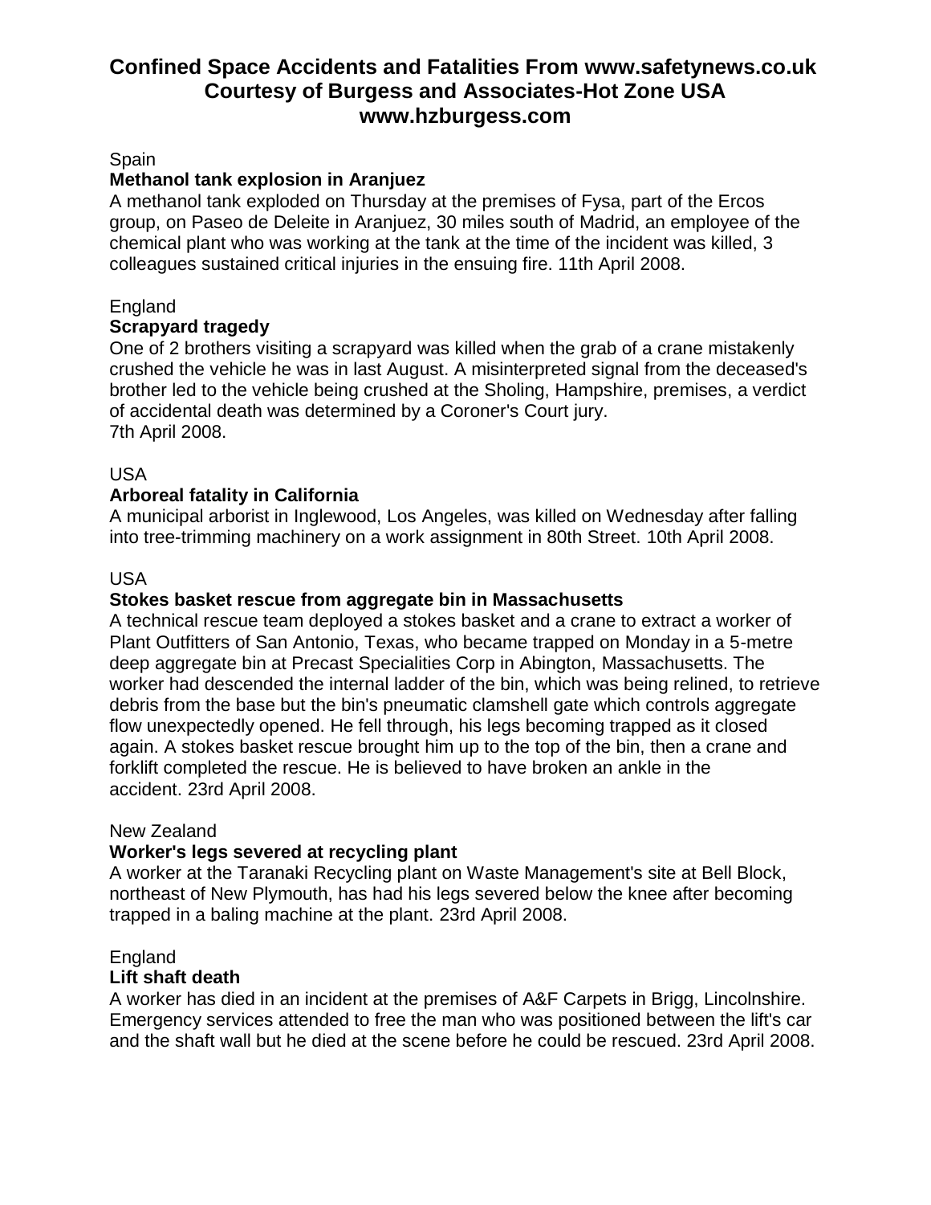# Confined Space Accidents and Fatalities From www.safetynews.co.uk Courtesy of Burgess and Associates-Hot Zone USA www.hzburgess.com

Spain

**Methanol tank explosion in Aranjuez**

A methanol tank exploded on Thursday at the premises of Fysa, part of the Ercos group, on Paseo de Deleite in Aranjuez, 30 miles south of Madrid, an employee of the chemical plant who was working at the tank at the time of the incident was killed, 3 colleagues sustained critical injuries in the ensuing fire. 11th April 2008.

England

**Scrapyard tragedy**

One of 2 brothers visiting a scrapyard was killed when the grab of a crane mistakenly crushed the vehicle he was in last August. A misinterpreted signal from the deceased's brother led to the vehicle being crushed at the Sholing, Hampshire, premises, a verdict of accidental death was determined by a Coroner's Court jury.
7th April 2008.

USA

**Arboreal fatality in California**

A municipal arborist in Inglewood, Los Angeles, was killed on Wednesday after falling into tree-trimming machinery on a work assignment in 80th Street. 10th April 2008.

USA

**Stokes basket rescue from aggregate bin in Massachusetts**

A technical rescue team deployed a stokes basket and a crane to extract a worker of Plant Outfitters of San Antonio, Texas, who became trapped on Monday in a 5-metre deep aggregate bin at Precast Specialities Corp in Abington, Massachusetts. The worker had descended the internal ladder of the bin, which was being relined, to retrieve debris from the base but the bin's pneumatic clamshell gate which controls aggregate flow unexpectedly opened. He fell through, his legs becoming trapped as it closed again. A stokes basket rescue brought him up to the top of the bin, then a crane and forklift completed the rescue. He is believed to have broken an ankle in the accident. 23rd April 2008.

New Zealand

**Worker's legs severed at recycling plant**

A worker at the Taranaki Recycling plant on Waste Management's site at Bell Block, northeast of New Plymouth, has had his legs severed below the knee after becoming trapped in a baling machine at the plant. 23rd April 2008.

England

**Lift shaft death**

A worker has died in an incident at the premises of A&F Carpets in Brigg, Lincolnshire. Emergency services attended to free the man who was positioned between the lift's car and the shaft wall but he died at the scene before he could be rescued. 23rd April 2008.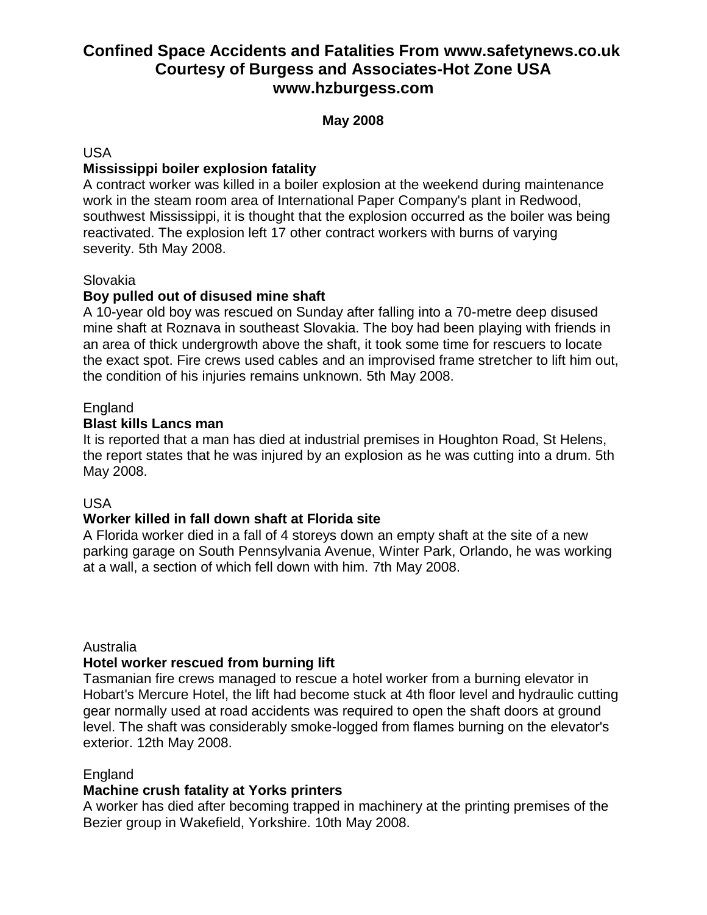# Confined Space Accidents and Fatalities From www.safetynews.co.uk Courtesy of Burgess and Associates-Hot Zone USA www.hzburgess.com

**May 2008**

USA

**Mississippi boiler explosion fatality**

A contract worker was killed in a boiler explosion at the weekend during maintenance work in the steam room area of International Paper Company's plant in Redwood, southwest Mississippi, it is thought that the explosion occurred as the boiler was being reactivated. The explosion left 17 other contract workers with burns of varying severity. 5th May 2008.

Slovakia

**Boy pulled out of disused mine shaft**

A 10-year old boy was rescued on Sunday after falling into a 70-metre deep disused mine shaft at Roznava in southeast Slovakia. The boy had been playing with friends in an area of thick undergrowth above the shaft, it took some time for rescuers to locate the exact spot. Fire crews used cables and an improvised frame stretcher to lift him out, the condition of his injuries remains unknown. 5th May 2008.

England

**Blast kills Lancs man**

It is reported that a man has died at industrial premises in Houghton Road, St Helens, the report states that he was injured by an explosion as he was cutting into a drum. 5th May 2008.

USA

**Worker killed in fall down shaft at Florida site**

A Florida worker died in a fall of 4 storeys down an empty shaft at the site of a new parking garage on South Pennsylvania Avenue, Winter Park, Orlando, he was working at a wall, a section of which fell down with him. 7th May 2008.

Australia

**Hotel worker rescued from burning lift**

Tasmanian fire crews managed to rescue a hotel worker from a burning elevator in Hobart's Mercure Hotel, the lift had become stuck at 4th floor level and hydraulic cutting gear normally used at road accidents was required to open the shaft doors at ground level. The shaft was considerably smoke-logged from flames burning on the elevator's exterior. 12th May 2008.

England

**Machine crush fatality at Yorks printers**

A worker has died after becoming trapped in machinery at the printing premises of the Bezier group in Wakefield, Yorkshire. 10th May 2008.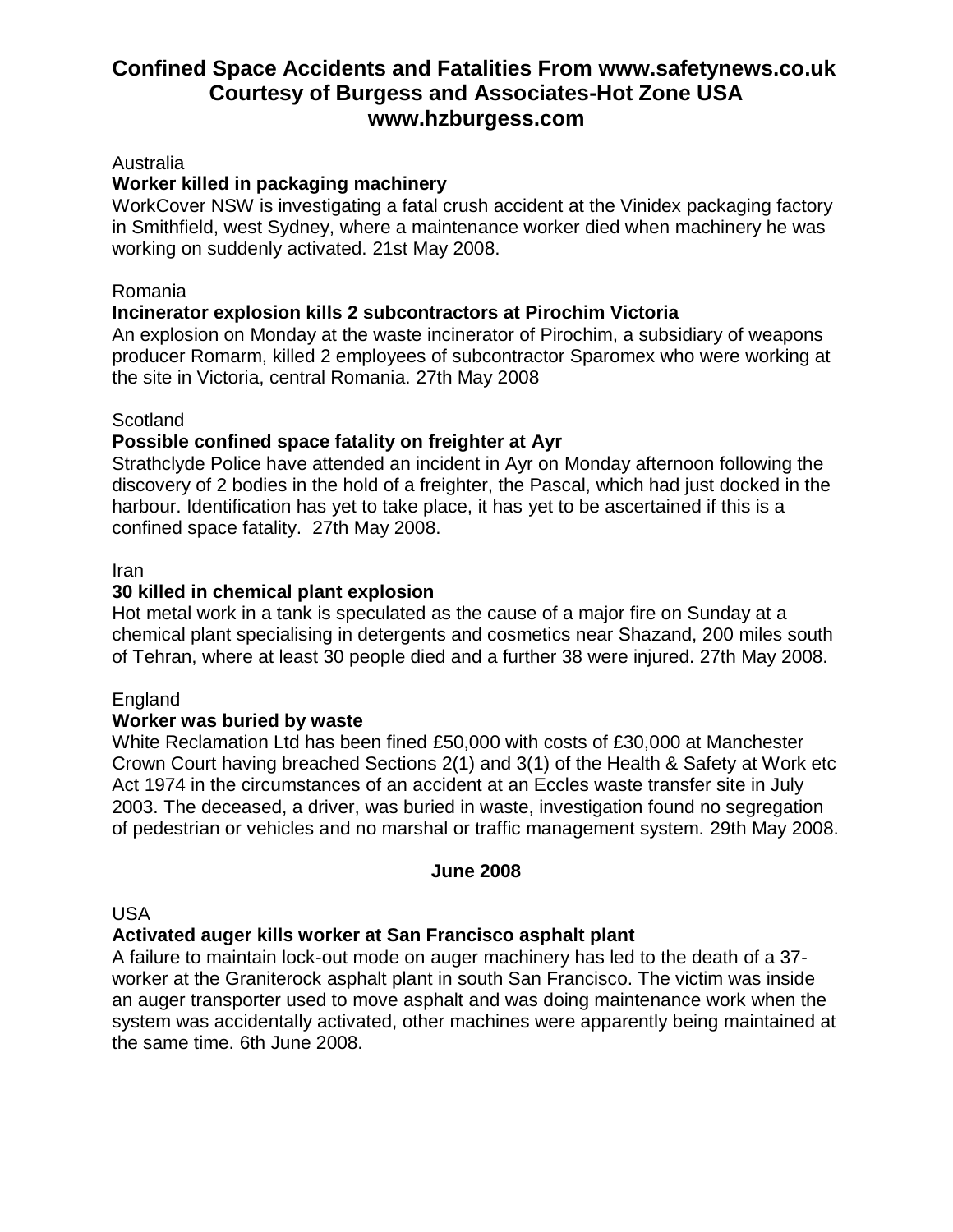# Confined Space Accidents and Fatalities From www.safetynews.co.uk
# Courtesy of Burgess and Associates-Hot Zone USA
# www.hzburgess.com

Australia

**Worker killed in packaging machinery**

WorkCover NSW is investigating a fatal crush accident at the Vinidex packaging factory in Smithfield, west Sydney, where a maintenance worker died when machinery he was working on suddenly activated. 21st May 2008.

Romania

**Incinerator explosion kills 2 subcontractors at Pirochim Victoria**

An explosion on Monday at the waste incinerator of Pirochim, a subsidiary of weapons producer Romarm, killed 2 employees of subcontractor Sparomex who were working at the site in Victoria, central Romania. 27th May 2008

Scotland

**Possible confined space fatality on freighter at Ayr**

Strathclyde Police have attended an incident in Ayr on Monday afternoon following the discovery of 2 bodies in the hold of a freighter, the Pascal, which had just docked in the harbour. Identification has yet to take place, it has yet to be ascertained if this is a confined space fatality. 27th May 2008.

Iran

**30 killed in chemical plant explosion**

Hot metal work in a tank is speculated as the cause of a major fire on Sunday at a chemical plant specialising in detergents and cosmetics near Shazand, 200 miles south of Tehran, where at least 30 people died and a further 38 were injured. 27th May 2008.

England

**Worker was buried by waste**

White Reclamation Ltd has been fined £50,000 with costs of £30,000 at Manchester Crown Court having breached Sections 2(1) and 3(1) of the Health & Safety at Work etc Act 1974 in the circumstances of an accident at an Eccles waste transfer site in July 2003. The deceased, a driver, was buried in waste, investigation found no segregation of pedestrian or vehicles and no marshal or traffic management system. 29th May 2008.

**June 2008**

USA

**Activated auger kills worker at San Francisco asphalt plant**

A failure to maintain lock-out mode on auger machinery has led to the death of a 37-worker at the Graniterock asphalt plant in south San Francisco. The victim was inside an auger transporter used to move asphalt and was doing maintenance work when the system was accidentally activated, other machines were apparently being maintained at the same time. 6th June 2008.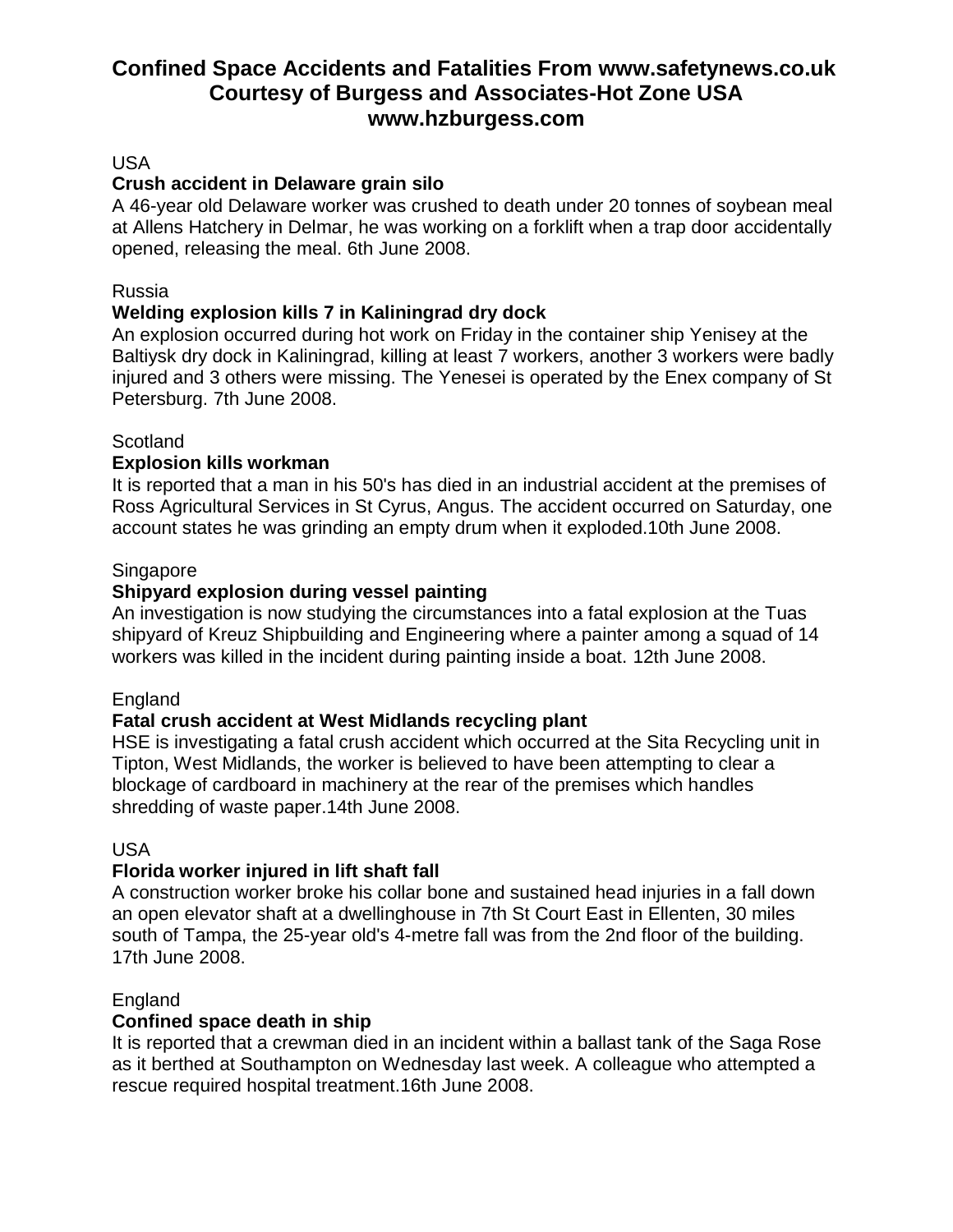# Confined Space Accidents and Fatalities From www.safetynews.co.uk Courtesy of Burgess and Associates-Hot Zone USA www.hzburgess.com

USA

**Crush accident in Delaware grain silo**

A 46-year old Delaware worker was crushed to death under 20 tonnes of soybean meal at Allens Hatchery in Delmar, he was working on a forklift when a trap door accidentally opened, releasing the meal. 6th June 2008.

Russia

**Welding explosion kills 7 in Kaliningrad dry dock**

An explosion occurred during hot work on Friday in the container ship Yenisey at the Baltiysk dry dock in Kaliningrad, killing at least 7 workers, another 3 workers were badly injured and 3 others were missing. The Yenesei is operated by the Enex company of St Petersburg. 7th June 2008.

Scotland

**Explosion kills workman**

It is reported that a man in his 50's has died in an industrial accident at the premises of Ross Agricultural Services in St Cyrus, Angus. The accident occurred on Saturday, one account states he was grinding an empty drum when it exploded.10th June 2008.

Singapore

**Shipyard explosion during vessel painting**

An investigation is now studying the circumstances into a fatal explosion at the Tuas shipyard of Kreuz Shipbuilding and Engineering where a painter among a squad of 14 workers was killed in the incident during painting inside a boat. 12th June 2008.

England

**Fatal crush accident at West Midlands recycling plant**

HSE is investigating a fatal crush accident which occurred at the Sita Recycling unit in Tipton, West Midlands, the worker is believed to have been attempting to clear a blockage of cardboard in machinery at the rear of the premises which handles shredding of waste paper.14th June 2008.

USA

**Florida worker injured in lift shaft fall**

A construction worker broke his collar bone and sustained head injuries in a fall down an open elevator shaft at a dwellinghouse in 7th St Court East in Ellenten, 30 miles south of Tampa, the 25-year old's 4-metre fall was from the 2nd floor of the building. 17th June 2008.

England

**Confined space death in ship**

It is reported that a crewman died in an incident within a ballast tank of the Saga Rose as it berthed at Southampton on Wednesday last week. A colleague who attempted a rescue required hospital treatment.16th June 2008.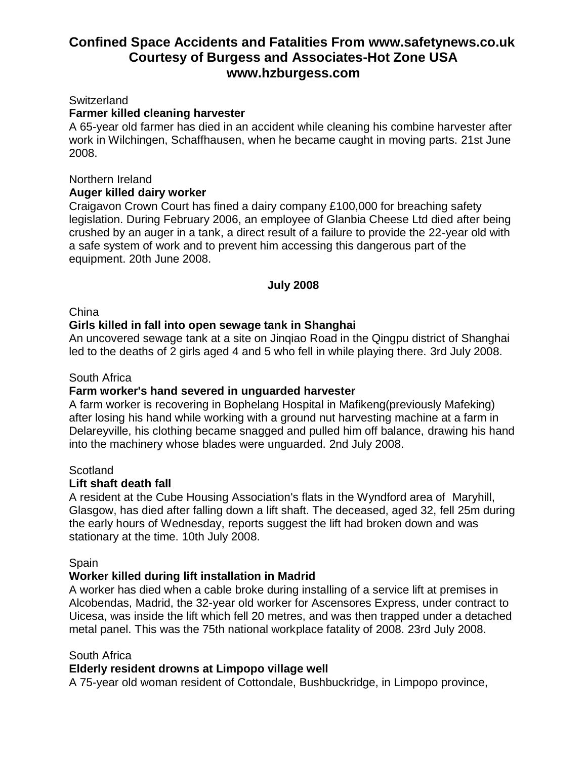# Confined Space Accidents and Fatalities From www.safetynews.co.uk Courtesy of Burgess and Associates-Hot Zone USA www.hzburgess.com

Switzerland

**Farmer killed cleaning harvester**

A 65-year old farmer has died in an accident while cleaning his combine harvester after work in Wilchingen, Schaffhausen, when he became caught in moving parts. 21st June 2008.

Northern Ireland

**Auger killed dairy worker**

Craigavon Crown Court has fined a dairy company £100,000 for breaching safety legislation. During February 2006, an employee of Glanbia Cheese Ltd died after being crushed by an auger in a tank, a direct result of a failure to provide the 22-year old with a safe system of work and to prevent him accessing this dangerous part of the equipment. 20th June 2008.

**July 2008**

China

**Girls killed in fall into open sewage tank in Shanghai**

An uncovered sewage tank at a site on Jinqiao Road in the Qingpu district of Shanghai led to the deaths of 2 girls aged 4 and 5 who fell in while playing there. 3rd July 2008.

South Africa

**Farm worker's hand severed in unguarded harvester**

A farm worker is recovering in Bophelang Hospital in Mafikeng(previously Mafeking) after losing his hand while working with a ground nut harvesting machine at a farm in Delareyville, his clothing became snagged and pulled him off balance, drawing his hand into the machinery whose blades were unguarded. 2nd July 2008.

Scotland

**Lift shaft death fall**

A resident at the Cube Housing Association's flats in the Wyndford area of Maryhill, Glasgow, has died after falling down a lift shaft. The deceased, aged 32, fell 25m during the early hours of Wednesday, reports suggest the lift had broken down and was stationary at the time. 10th July 2008.

Spain

**Worker killed during lift installation in Madrid**

A worker has died when a cable broke during installing of a service lift at premises in Alcobendas, Madrid, the 32-year old worker for Ascensores Express, under contract to Uicesa, was inside the lift which fell 20 metres, and was then trapped under a detached metal panel. This was the 75th national workplace fatality of 2008. 23rd July 2008.

South Africa

**Elderly resident drowns at Limpopo village well**

A 75-year old woman resident of Cottondale, Bushbuckridge, in Limpopo province,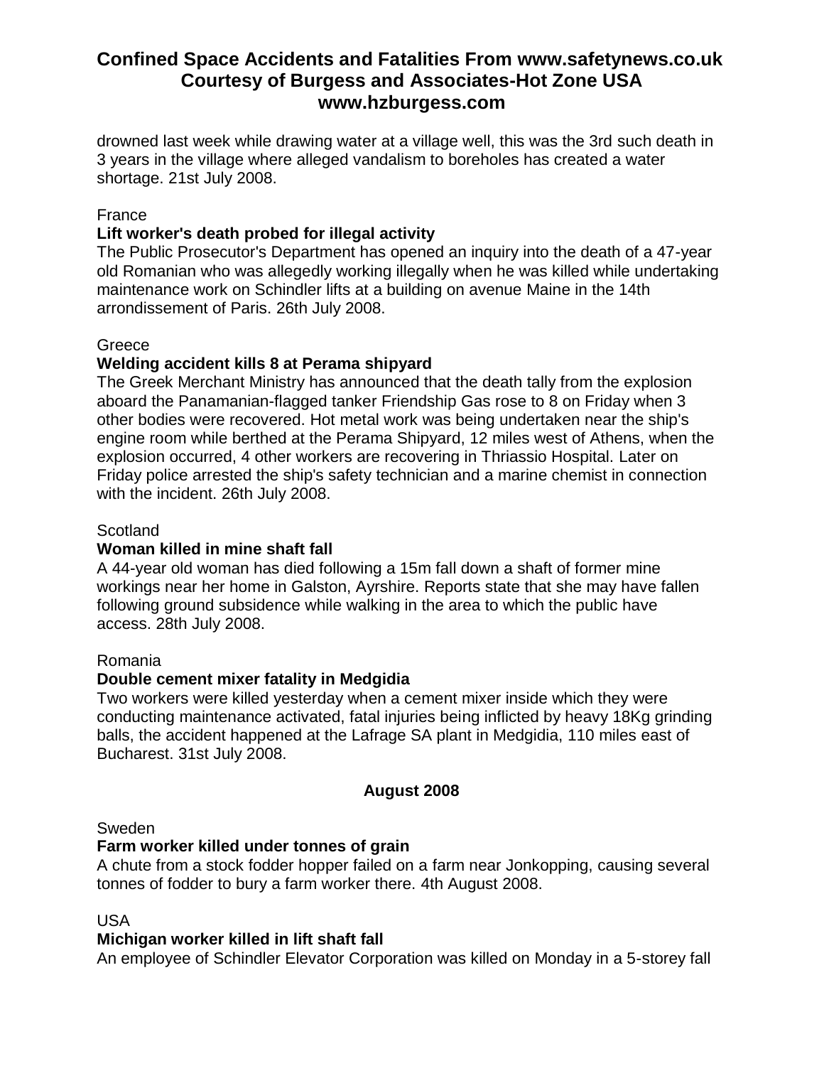drowned last week while drawing water at a village well, this was the 3rd such death in 3 years in the village where alleged vandalism to boreholes has created a water shortage. 21st July 2008.

France

**Lift worker's death probed for illegal activity**

The Public Prosecutor's Department has opened an inquiry into the death of a 47-year old Romanian who was allegedly working illegally when he was killed while undertaking maintenance work on Schindler lifts at a building on avenue Maine in the 14th arrondissement of Paris. 26th July 2008.

Greece

**Welding accident kills 8 at Perama shipyard**

The Greek Merchant Ministry has announced that the death tally from the explosion aboard the Panamanian-flagged tanker Friendship Gas rose to 8 on Friday when 3 other bodies were recovered. Hot metal work was being undertaken near the ship's engine room while berthed at the Perama Shipyard, 12 miles west of Athens, when the explosion occurred, 4 other workers are recovering in Thriassio Hospital. Later on Friday police arrested the ship's safety technician and a marine chemist in connection with the incident. 26th July 2008.

Scotland

**Woman killed in mine shaft fall**

A 44-year old woman has died following a 15m fall down a shaft of former mine workings near her home in Galston, Ayrshire. Reports state that she may have fallen following ground subsidence while walking in the area to which the public have access. 28th July 2008.

Romania

**Double cement mixer fatality in Medgidia**

Two workers were killed yesterday when a cement mixer inside which they were conducting maintenance activated, fatal injuries being inflicted by heavy 18Kg grinding balls, the accident happened at the Lafrage SA plant in Medgidia, 110 miles east of Bucharest. 31st July 2008.

## August 2008

Sweden

**Farm worker killed under tonnes of grain**

A chute from a stock fodder hopper failed on a farm near Jonkopping, causing several tonnes of fodder to bury a farm worker there. 4th August 2008.

USA

**Michigan worker killed in lift shaft fall**

An employee of Schindler Elevator Corporation was killed on Monday in a 5-storey fall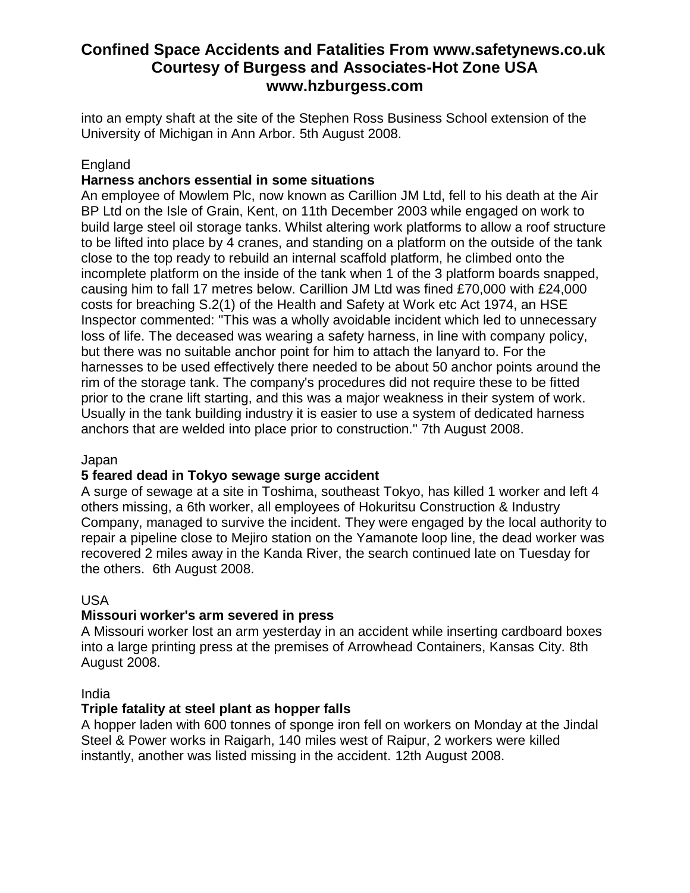into an empty shaft at the site of the Stephen Ross Business School extension of the University of Michigan in Ann Arbor. 5th August 2008.

England

**Harness anchors essential in some situations**

An employee of Mowlem Plc, now known as Carillion JM Ltd, fell to his death at the Air BP Ltd on the Isle of Grain, Kent, on 11th December 2003 while engaged on work to build large steel oil storage tanks. Whilst altering work platforms to allow a roof structure to be lifted into place by 4 cranes, and standing on a platform on the outside of the tank close to the top ready to rebuild an internal scaffold platform, he climbed onto the incomplete platform on the inside of the tank when 1 of the 3 platform boards snapped, causing him to fall 17 metres below. Carillion JM Ltd was fined £70,000 with £24,000 costs for breaching S.2(1) of the Health and Safety at Work etc Act 1974, an HSE Inspector commented: "This was a wholly avoidable incident which led to unnecessary loss of life. The deceased was wearing a safety harness, in line with company policy, but there was no suitable anchor point for him to attach the lanyard to. For the harnesses to be used effectively there needed to be about 50 anchor points around the rim of the storage tank. The company's procedures did not require these to be fitted prior to the crane lift starting, and this was a major weakness in their system of work. Usually in the tank building industry it is easier to use a system of dedicated harness anchors that are welded into place prior to construction." 7th August 2008.

Japan

**5 feared dead in Tokyo sewage surge accident**

A surge of sewage at a site in Toshima, southeast Tokyo, has killed 1 worker and left 4 others missing, a 6th worker, all employees of Hokuritsu Construction & Industry Company, managed to survive the incident. They were engaged by the local authority to repair a pipeline close to Mejiro station on the Yamanote loop line, the dead worker was recovered 2 miles away in the Kanda River, the search continued late on Tuesday for the others. 6th August 2008.

USA

**Missouri worker's arm severed in press**

A Missouri worker lost an arm yesterday in an accident while inserting cardboard boxes into a large printing press at the premises of Arrowhead Containers, Kansas City. 8th August 2008.

India

**Triple fatality at steel plant as hopper falls**

A hopper laden with 600 tonnes of sponge iron fell on workers on Monday at the Jindal Steel & Power works in Raigarh, 140 miles west of Raipur, 2 workers were killed instantly, another was listed missing in the accident. 12th August 2008.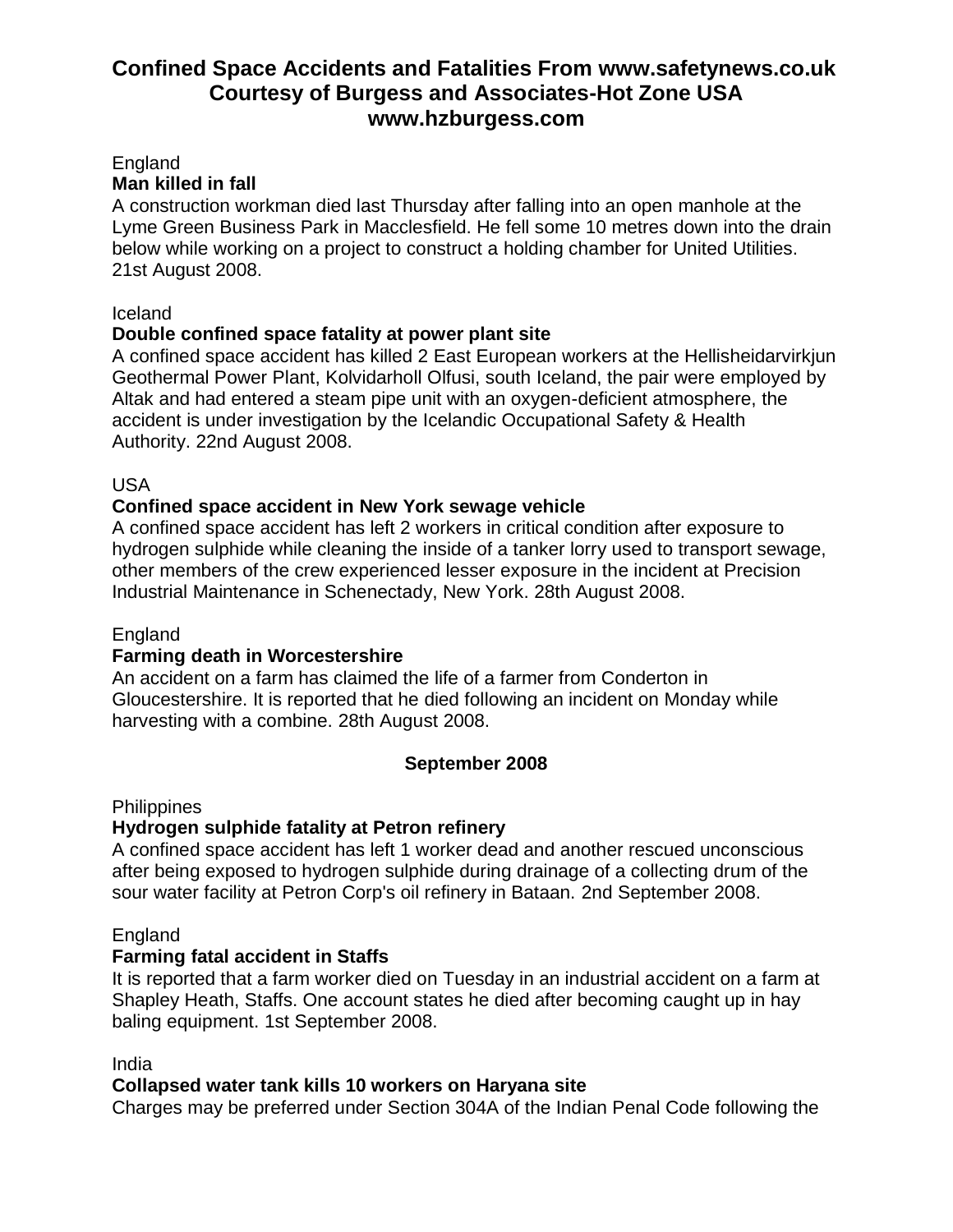# Confined Space Accidents and Fatalities From www.safetynews.co.uk Courtesy of Burgess and Associates-Hot Zone USA www.hzburgess.com

England

**Man killed in fall**

A construction workman died last Thursday after falling into an open manhole at the Lyme Green Business Park in Macclesfield. He fell some 10 metres down into the drain below while working on a project to construct a holding chamber for United Utilities. 21st August 2008.

Iceland

**Double confined space fatality at power plant site**

A confined space accident has killed 2 East European workers at the Hellisheidarvirkjun Geothermal Power Plant, Kolvidarholl Olfusi, south Iceland, the pair were employed by Altak and had entered a steam pipe unit with an oxygen-deficient atmosphere, the accident is under investigation by the Icelandic Occupational Safety & Health Authority. 22nd August 2008.

USA

**Confined space accident in New York sewage vehicle**

A confined space accident has left 2 workers in critical condition after exposure to hydrogen sulphide while cleaning the inside of a tanker lorry used to transport sewage, other members of the crew experienced lesser exposure in the incident at Precision Industrial Maintenance in Schenectady, New York. 28th August 2008.

England

**Farming death in Worcestershire**

An accident on a farm has claimed the life of a farmer from Conderton in Gloucestershire. It is reported that he died following an incident on Monday while harvesting with a combine. 28th August 2008.

**September 2008**

Philippines

**Hydrogen sulphide fatality at Petron refinery**

A confined space accident has left 1 worker dead and another rescued unconscious after being exposed to hydrogen sulphide during drainage of a collecting drum of the sour water facility at Petron Corp's oil refinery in Bataan. 2nd September 2008.

England

**Farming fatal accident in Staffs**

It is reported that a farm worker died on Tuesday in an industrial accident on a farm at Shapley Heath, Staffs. One account states he died after becoming caught up in hay baling equipment. 1st September 2008.

India

**Collapsed water tank kills 10 workers on Haryana site**

Charges may be preferred under Section 304A of the Indian Penal Code following the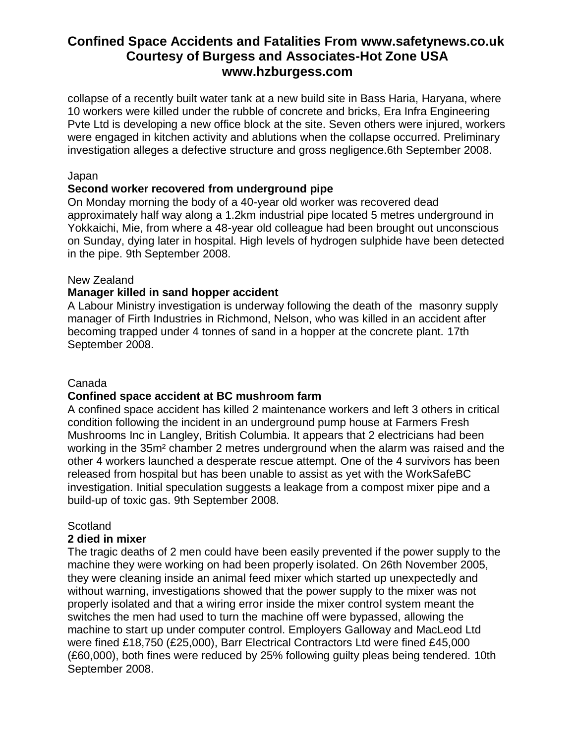collapse of a recently built water tank at a new build site in Bass Haria, Haryana, where 10 workers were killed under the rubble of concrete and bricks, Era Infra Engineering Pvte Ltd is developing a new office block at the site. Seven others were injured, workers were engaged in kitchen activity and ablutions when the collapse occurred. Preliminary investigation alleges a defective structure and gross negligence.6th September 2008.

Japan

**Second worker recovered from underground pipe**

On Monday morning the body of a 40-year old worker was recovered dead approximately half way along a 1.2km industrial pipe located 5 metres underground in Yokkaichi, Mie, from where a 48-year old colleague had been brought out unconscious on Sunday, dying later in hospital. High levels of hydrogen sulphide have been detected in the pipe. 9th September 2008.

New Zealand

**Manager killed in sand hopper accident**

A Labour Ministry investigation is underway following the death of the masonry supply manager of Firth Industries in Richmond, Nelson, who was killed in an accident after becoming trapped under 4 tonnes of sand in a hopper at the concrete plant. 17th September 2008.

Canada

**Confined space accident at BC mushroom farm**

A confined space accident has killed 2 maintenance workers and left 3 others in critical condition following the incident in an underground pump house at Farmers Fresh Mushrooms Inc in Langley, British Columbia. It appears that 2 electricians had been working in the 35m² chamber 2 metres underground when the alarm was raised and the other 4 workers launched a desperate rescue attempt. One of the 4 survivors has been released from hospital but has been unable to assist as yet with the WorkSafeBC investigation. Initial speculation suggests a leakage from a compost mixer pipe and a build-up of toxic gas. 9th September 2008.

Scotland

**2 died in mixer**

The tragic deaths of 2 men could have been easily prevented if the power supply to the machine they were working on had been properly isolated. On 26th November 2005, they were cleaning inside an animal feed mixer which started up unexpectedly and without warning, investigations showed that the power supply to the mixer was not properly isolated and that a wiring error inside the mixer control system meant the switches the men had used to turn the machine off were bypassed, allowing the machine to start up under computer control. Employers Galloway and MacLeod Ltd were fined £18,750 (£25,000), Barr Electrical Contractors Ltd were fined £45,000 (£60,000), both fines were reduced by 25% following guilty pleas being tendered. 10th September 2008.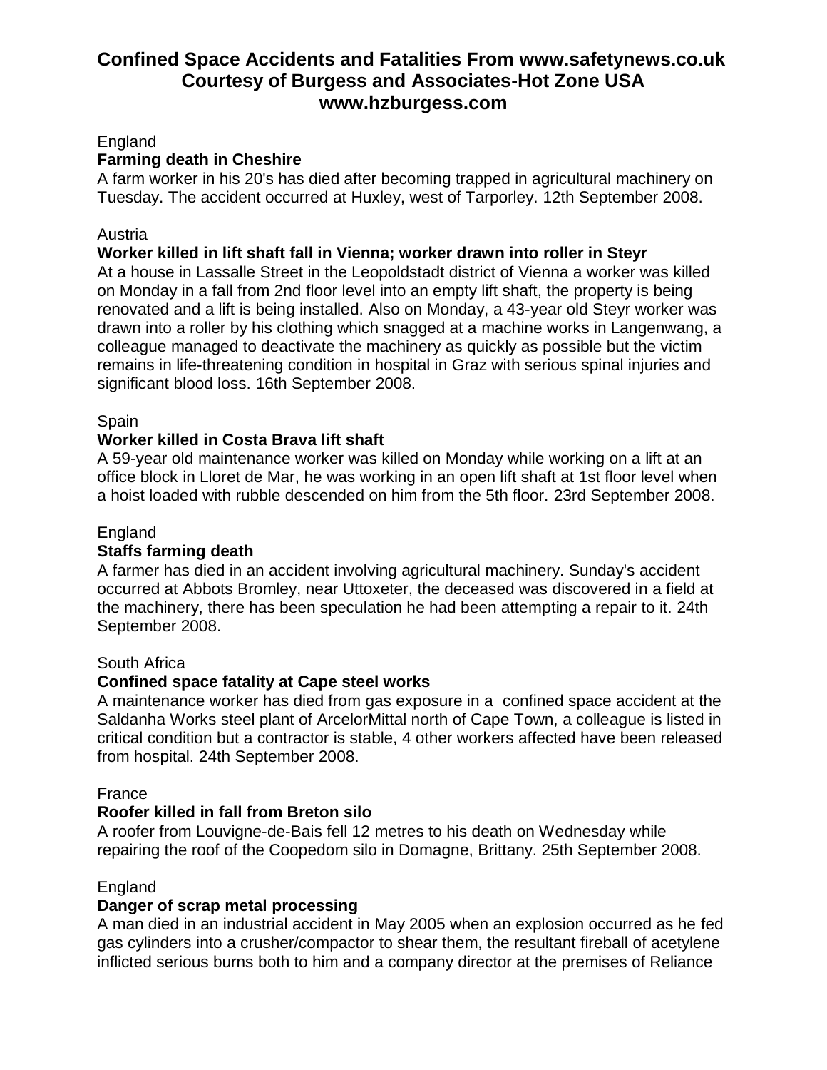# Confined Space Accidents and Fatalities From www.safetynews.co.uk Courtesy of Burgess and Associates-Hot Zone USA www.hzburgess.com

England

**Farming death in Cheshire**

A farm worker in his 20's has died after becoming trapped in agricultural machinery on Tuesday. The accident occurred at Huxley, west of Tarporley. 12th September 2008.

Austria

**Worker killed in lift shaft fall in Vienna; worker drawn into roller in Steyr**

At a house in Lassalle Street in the Leopoldstadt district of Vienna a worker was killed on Monday in a fall from 2nd floor level into an empty lift shaft, the property is being renovated and a lift is being installed. Also on Monday, a 43-year old Steyr worker was drawn into a roller by his clothing which snagged at a machine works in Langenwang, a colleague managed to deactivate the machinery as quickly as possible but the victim remains in life-threatening condition in hospital in Graz with serious spinal injuries and significant blood loss. 16th September 2008.

Spain

**Worker killed in Costa Brava lift shaft**

A 59-year old maintenance worker was killed on Monday while working on a lift at an office block in Lloret de Mar, he was working in an open lift shaft at 1st floor level when a hoist loaded with rubble descended on him from the 5th floor. 23rd September 2008.

England

**Staffs farming death**

A farmer has died in an accident involving agricultural machinery. Sunday's accident occurred at Abbots Bromley, near Uttoxeter, the deceased was discovered in a field at the machinery, there has been speculation he had been attempting a repair to it. 24th September 2008.

South Africa

**Confined space fatality at Cape steel works**

A maintenance worker has died from gas exposure in a confined space accident at the Saldanha Works steel plant of ArcelorMittal north of Cape Town, a colleague is listed in critical condition but a contractor is stable, 4 other workers affected have been released from hospital. 24th September 2008.

France

**Roofer killed in fall from Breton silo**

A roofer from Louvigne-de-Bais fell 12 metres to his death on Wednesday while repairing the roof of the Coopedom silo in Domagne, Brittany. 25th September 2008.

England

**Danger of scrap metal processing**

A man died in an industrial accident in May 2005 when an explosion occurred as he fed gas cylinders into a crusher/compactor to shear them, the resultant fireball of acetylene inflicted serious burns both to him and a company director at the premises of Reliance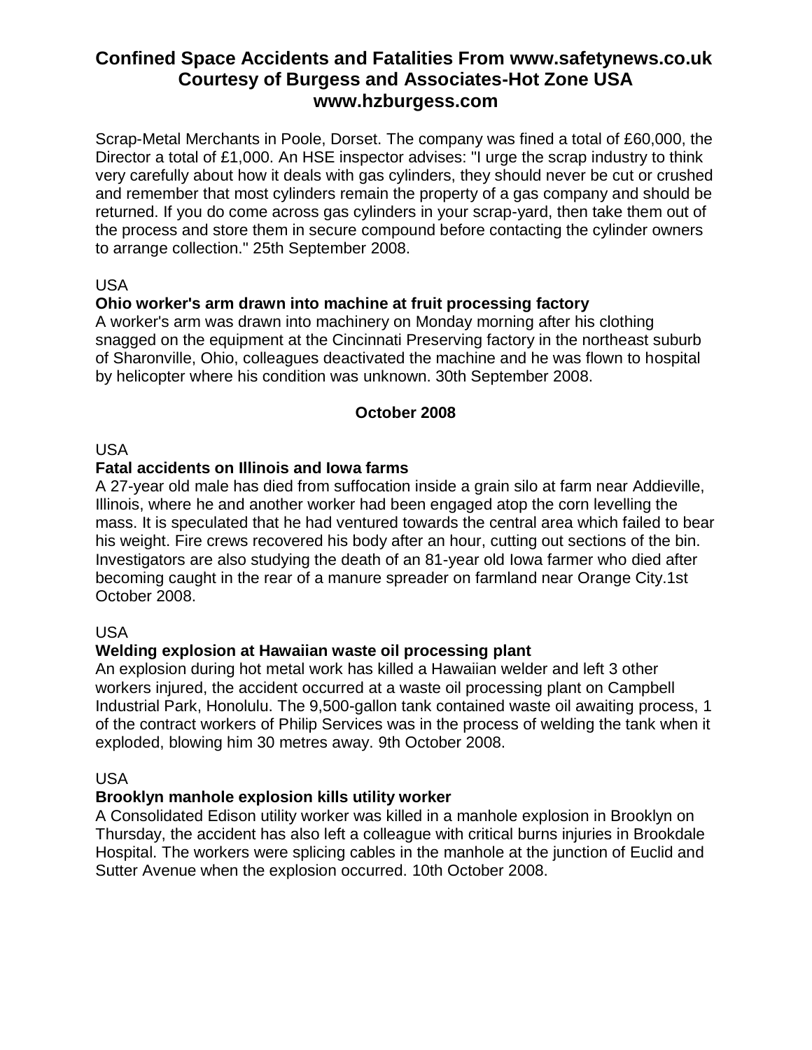Scrap-Metal Merchants in Poole, Dorset. The company was fined a total of £60,000, the Director a total of £1,000. An HSE inspector advises: "I urge the scrap industry to think very carefully about how it deals with gas cylinders, they should never be cut or crushed and remember that most cylinders remain the property of a gas company and should be returned. If you do come across gas cylinders in your scrap-yard, then take them out of the process and store them in secure compound before contacting the cylinder owners to arrange collection." 25th September 2008.

USA

**Ohio worker's arm drawn into machine at fruit processing factory**

A worker's arm was drawn into machinery on Monday morning after his clothing snagged on the equipment at the Cincinnati Preserving factory in the northeast suburb of Sharonville, Ohio, colleagues deactivated the machine and he was flown to hospital by helicopter where his condition was unknown. 30th September 2008.

## October 2008

USA

**Fatal accidents on Illinois and Iowa farms**

A 27-year old male has died from suffocation inside a grain silo at farm near Addieville, Illinois, where he and another worker had been engaged atop the corn levelling the mass. It is speculated that he had ventured towards the central area which failed to bear his weight. Fire crews recovered his body after an hour, cutting out sections of the bin. Investigators are also studying the death of an 81-year old Iowa farmer who died after becoming caught in the rear of a manure spreader on farmland near Orange City.1st October 2008.

USA

**Welding explosion at Hawaiian waste oil processing plant**

An explosion during hot metal work has killed a Hawaiian welder and left 3 other workers injured, the accident occurred at a waste oil processing plant on Campbell Industrial Park, Honolulu. The 9,500-gallon tank contained waste oil awaiting process, 1 of the contract workers of Philip Services was in the process of welding the tank when it exploded, blowing him 30 metres away. 9th October 2008.

USA

**Brooklyn manhole explosion kills utility worker**

A Consolidated Edison utility worker was killed in a manhole explosion in Brooklyn on Thursday, the accident has also left a colleague with critical burns injuries in Brookdale Hospital. The workers were splicing cables in the manhole at the junction of Euclid and Sutter Avenue when the explosion occurred. 10th October 2008.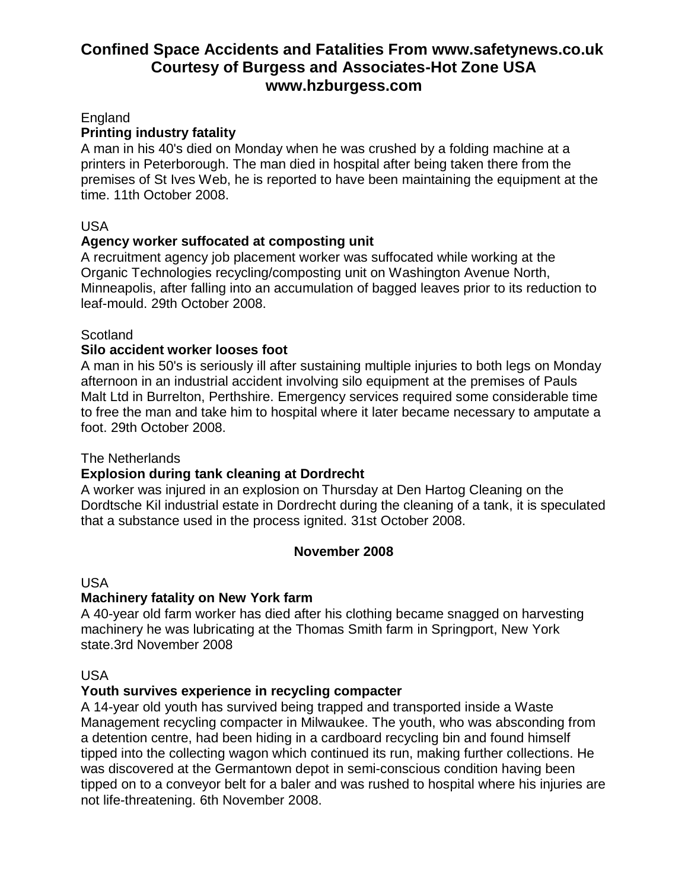# Confined Space Accidents and Fatalities From www.safetynews.co.uk Courtesy of Burgess and Associates-Hot Zone USA www.hzburgess.com

England

**Printing industry fatality**

A man in his 40's died on Monday when he was crushed by a folding machine at a printers in Peterborough. The man died in hospital after being taken there from the premises of St Ives Web, he is reported to have been maintaining the equipment at the time. 11th October 2008.

USA

**Agency worker suffocated at composting unit**

A recruitment agency job placement worker was suffocated while working at the Organic Technologies recycling/composting unit on Washington Avenue North, Minneapolis, after falling into an accumulation of bagged leaves prior to its reduction to leaf-mould. 29th October 2008.

Scotland

**Silo accident worker looses foot**

A man in his 50's is seriously ill after sustaining multiple injuries to both legs on Monday afternoon in an industrial accident involving silo equipment at the premises of Pauls Malt Ltd in Burrelton, Perthshire. Emergency services required some considerable time to free the man and take him to hospital where it later became necessary to amputate a foot. 29th October 2008.

The Netherlands

**Explosion during tank cleaning at Dordrecht**

A worker was injured in an explosion on Thursday at Den Hartog Cleaning on the Dordtsche Kil industrial estate in Dordrecht during the cleaning of a tank, it is speculated that a substance used in the process ignited. 31st October 2008.

## November 2008

USA

**Machinery fatality on New York farm**

A 40-year old farm worker has died after his clothing became snagged on harvesting machinery he was lubricating at the Thomas Smith farm in Springport, New York state.3rd November 2008

USA

**Youth survives experience in recycling compacter**

A 14-year old youth has survived being trapped and transported inside a Waste Management recycling compacter in Milwaukee. The youth, who was absconding from a detention centre, had been hiding in a cardboard recycling bin and found himself tipped into the collecting wagon which continued its run, making further collections. He was discovered at the Germantown depot in semi-conscious condition having been tipped on to a conveyor belt for a baler and was rushed to hospital where his injuries are not life-threatening. 6th November 2008.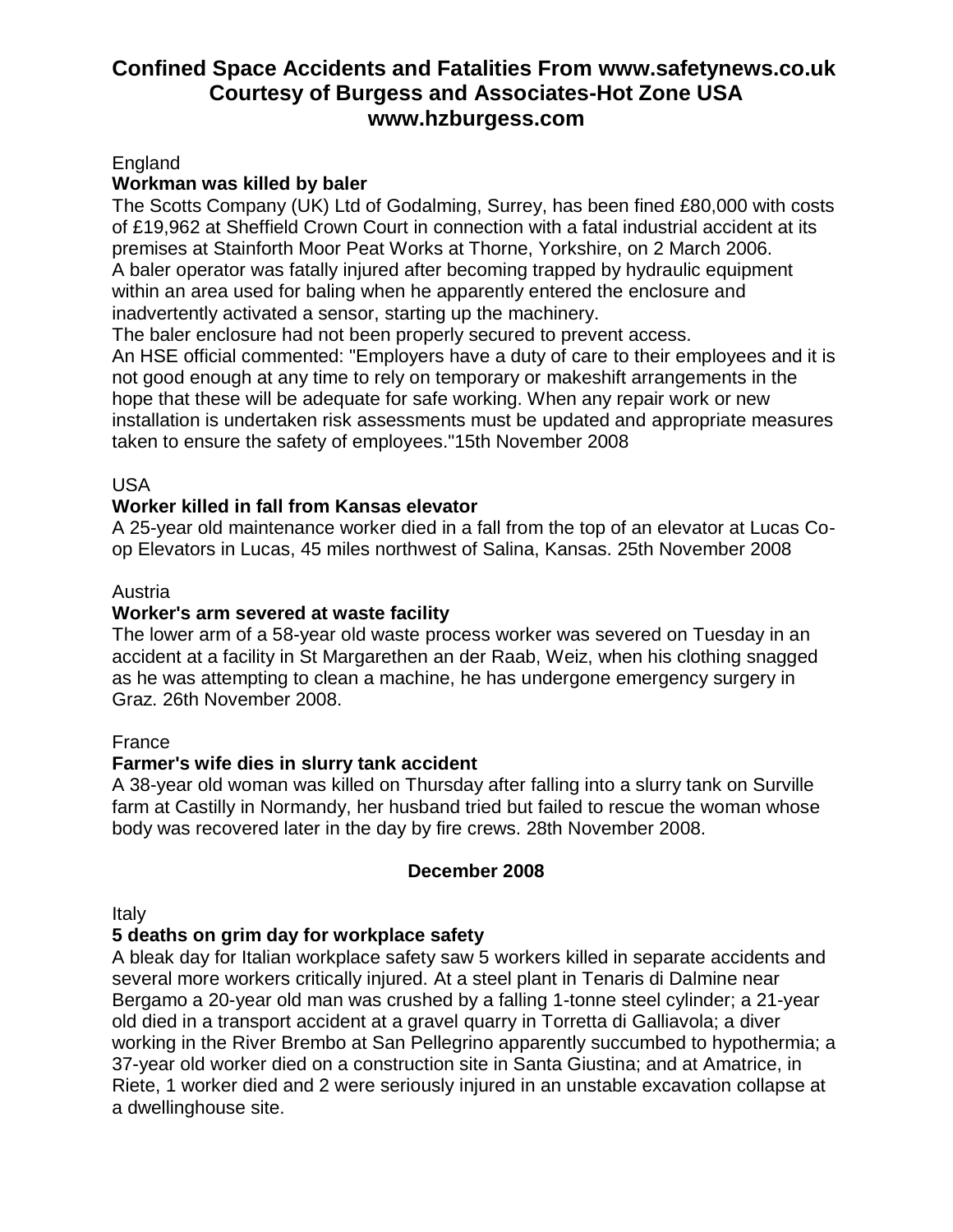# Confined Space Accidents and Fatalities From www.safetynews.co.uk Courtesy of Burgess and Associates-Hot Zone USA www.hzburgess.com

England

**Workman was killed by baler**

The Scotts Company (UK) Ltd of Godalming, Surrey, has been fined £80,000 with costs of £19,962 at Sheffield Crown Court in connection with a fatal industrial accident at its premises at Stainforth Moor Peat Works at Thorne, Yorkshire, on 2 March 2006.
A baler operator was fatally injured after becoming trapped by hydraulic equipment within an area used for baling when he apparently entered the enclosure and inadvertently activated a sensor, starting up the machinery.
The baler enclosure had not been properly secured to prevent access.
An HSE official commented: "Employers have a duty of care to their employees and it is not good enough at any time to rely on temporary or makeshift arrangements in the hope that these will be adequate for safe working. When any repair work or new installation is undertaken risk assessments must be updated and appropriate measures taken to ensure the safety of employees."15th November 2008

USA

**Worker killed in fall from Kansas elevator**

A 25-year old maintenance worker died in a fall from the top of an elevator at Lucas Co-op Elevators in Lucas, 45 miles northwest of Salina, Kansas. 25th November 2008

Austria

**Worker's arm severed at waste facility**

The lower arm of a 58-year old waste process worker was severed on Tuesday in an accident at a facility in St Margarethen an der Raab, Weiz, when his clothing snagged as he was attempting to clean a machine, he has undergone emergency surgery in Graz. 26th November 2008.

France

**Farmer's wife dies in slurry tank accident**

A 38-year old woman was killed on Thursday after falling into a slurry tank on Surville farm at Castilly in Normandy, her husband tried but failed to rescue the woman whose body was recovered later in the day by fire crews. 28th November 2008.

**December 2008**

Italy

**5 deaths on grim day for workplace safety**

A bleak day for Italian workplace safety saw 5 workers killed in separate accidents and several more workers critically injured. At a steel plant in Tenaris di Dalmine near Bergamo a 20-year old man was crushed by a falling 1-tonne steel cylinder; a 21-year old died in a transport accident at a gravel quarry in Torretta di Galliavola; a diver working in the River Brembo at San Pellegrino apparently succumbed to hypothermia; a 37-year old worker died on a construction site in Santa Giustina; and at Amatrice, in Riete, 1 worker died and 2 were seriously injured in an unstable excavation collapse at a dwellinghouse site.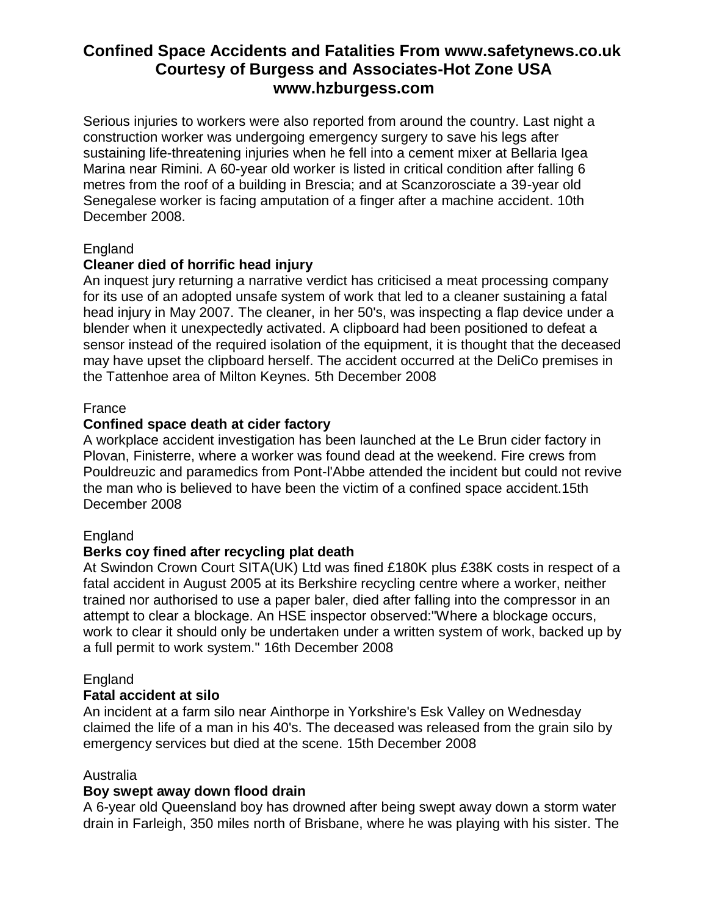# Confined Space Accidents and Fatalities From www.safetynews.co.uk Courtesy of Burgess and Associates-Hot Zone USA www.hzburgess.com

Serious injuries to workers were also reported from around the country. Last night a construction worker was undergoing emergency surgery to save his legs after sustaining life-threatening injuries when he fell into a cement mixer at Bellaria Igea Marina near Rimini. A 60-year old worker is listed in critical condition after falling 6 metres from the roof of a building in Brescia; and at Scanzorosciate a 39-year old Senegalese worker is facing amputation of a finger after a machine accident. 10th December 2008.

England

**Cleaner died of horrific head injury**

An inquest jury returning a narrative verdict has criticised a meat processing company for its use of an adopted unsafe system of work that led to a cleaner sustaining a fatal head injury in May 2007. The cleaner, in her 50's, was inspecting a flap device under a blender when it unexpectedly activated. A clipboard had been positioned to defeat a sensor instead of the required isolation of the equipment, it is thought that the deceased may have upset the clipboard herself. The accident occurred at the DeliCo premises in the Tattenhoe area of Milton Keynes. 5th December 2008

France

**Confined space death at cider factory**

A workplace accident investigation has been launched at the Le Brun cider factory in Plovan, Finisterre, where a worker was found dead at the weekend. Fire crews from Pouldreuzic and paramedics from Pont-l'Abbe attended the incident but could not revive the man who is believed to have been the victim of a confined space accident.15th December 2008

England

**Berks coy fined after recycling plat death**

At Swindon Crown Court SITA(UK) Ltd was fined £180K plus £38K costs in respect of a fatal accident in August 2005 at its Berkshire recycling centre where a worker, neither trained nor authorised to use a paper baler, died after falling into the compressor in an attempt to clear a blockage. An HSE inspector observed:"Where a blockage occurs, work to clear it should only be undertaken under a written system of work, backed up by a full permit to work system." 16th December 2008

England

**Fatal accident at silo**

An incident at a farm silo near Ainthorpe in Yorkshire's Esk Valley on Wednesday claimed the life of a man in his 40's. The deceased was released from the grain silo by emergency services but died at the scene. 15th December 2008

Australia

**Boy swept away down flood drain**

A 6-year old Queensland boy has drowned after being swept away down a storm water drain in Farleigh, 350 miles north of Brisbane, where he was playing with his sister. The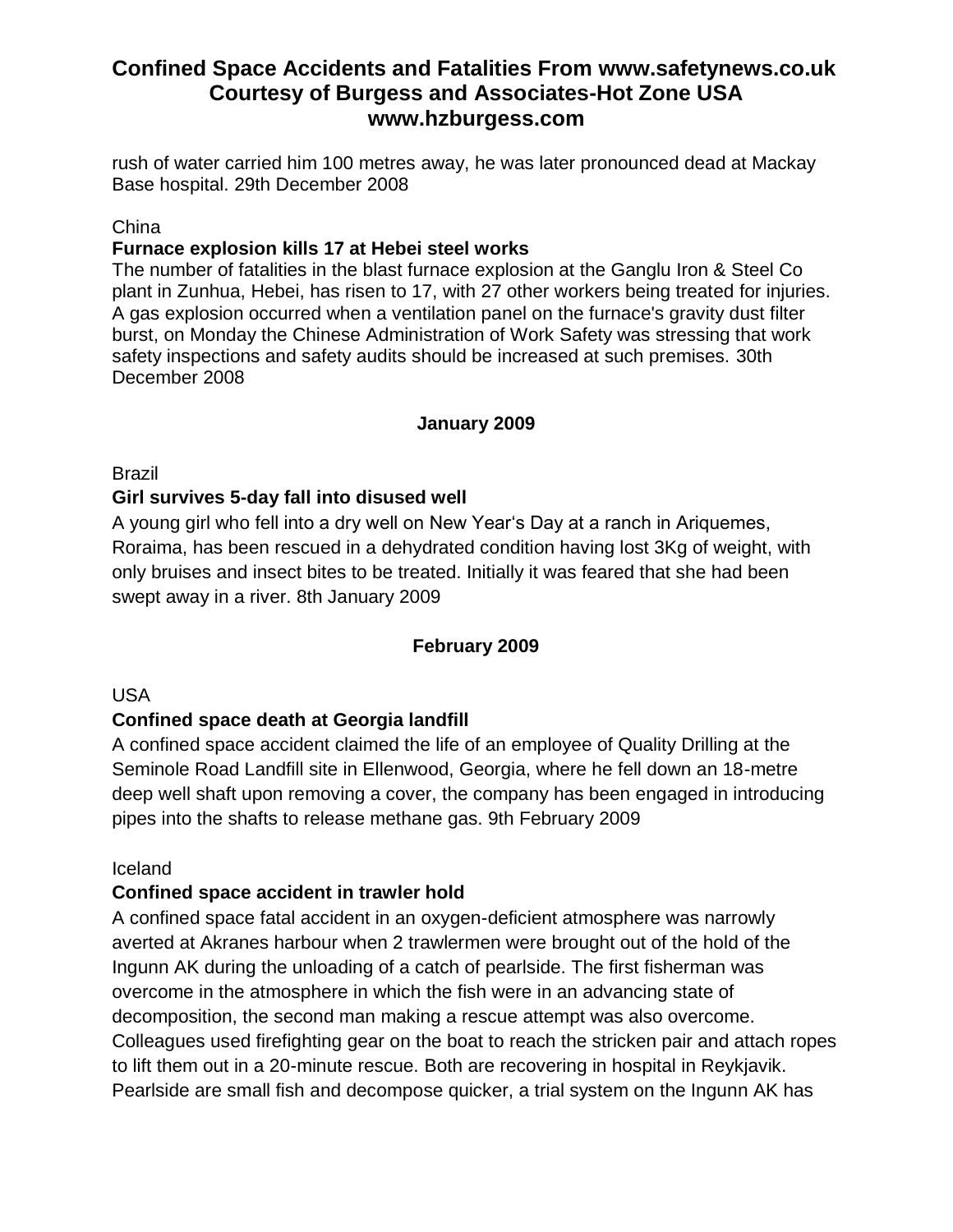rush of water carried him 100 metres away, he was later pronounced dead at Mackay Base hospital. 29th December 2008

China

**Furnace explosion kills 17 at Hebei steel works**

The number of fatalities in the blast furnace explosion at the Ganglu Iron & Steel Co plant in Zunhua, Hebei, has risen to 17, with 27 other workers being treated for injuries. A gas explosion occurred when a ventilation panel on the furnace's gravity dust filter burst, on Monday the Chinese Administration of Work Safety was stressing that work safety inspections and safety audits should be increased at such premises. 30th December 2008

**January 2009**

Brazil

**Girl survives 5-day fall into disused well**

A young girl who fell into a dry well on New Year's Day at a ranch in Ariquemes, Roraima, has been rescued in a dehydrated condition having lost 3Kg of weight, with only bruises and insect bites to be treated. Initially it was feared that she had been swept away in a river. 8th January 2009

**February 2009**

USA

**Confined space death at Georgia landfill**

A confined space accident claimed the life of an employee of Quality Drilling at the Seminole Road Landfill site in Ellenwood, Georgia, where he fell down an 18-metre deep well shaft upon removing a cover, the company has been engaged in introducing pipes into the shafts to release methane gas. 9th February 2009

Iceland

**Confined space accident in trawler hold**

A confined space fatal accident in an oxygen-deficient atmosphere was narrowly averted at Akranes harbour when 2 trawlermen were brought out of the hold of the Ingunn AK during the unloading of a catch of pearlside. The first fisherman was overcome in the atmosphere in which the fish were in an advancing state of decomposition, the second man making a rescue attempt was also overcome. Colleagues used firefighting gear on the boat to reach the stricken pair and attach ropes to lift them out in a 20-minute rescue. Both are recovering in hospital in Reykjavik. Pearlside are small fish and decompose quicker, a trial system on the Ingunn AK has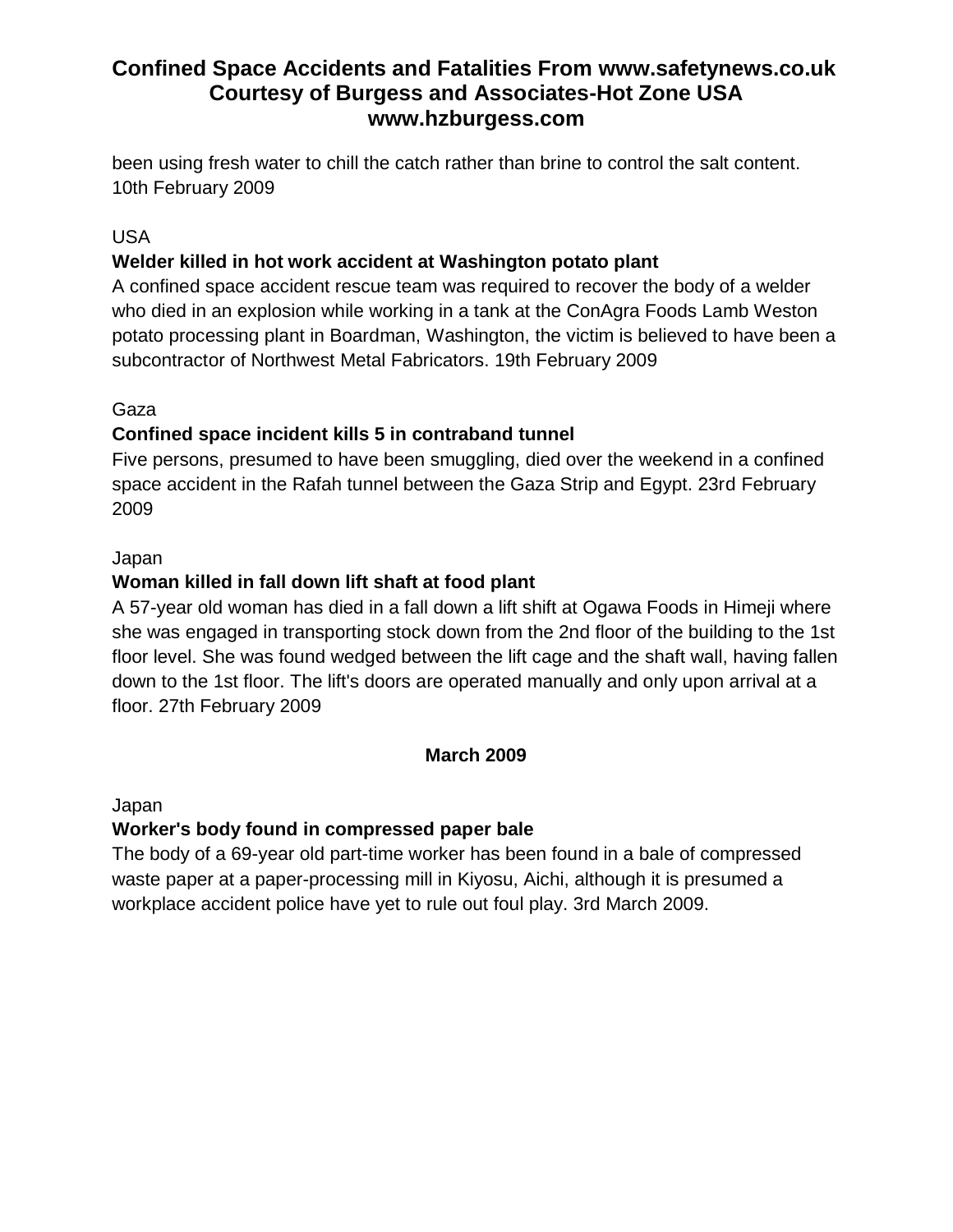been using fresh water to chill the catch rather than brine to control the salt content. 10th February 2009

USA

**Welder killed in hot work accident at Washington potato plant**

A confined space accident rescue team was required to recover the body of a welder who died in an explosion while working in a tank at the ConAgra Foods Lamb Weston potato processing plant in Boardman, Washington, the victim is believed to have been a subcontractor of Northwest Metal Fabricators. 19th February 2009

Gaza

**Confined space incident kills 5 in contraband tunnel**

Five persons, presumed to have been smuggling, died over the weekend in a confined space accident in the Rafah tunnel between the Gaza Strip and Egypt. 23rd February 2009

Japan

**Woman killed in fall down lift shaft at food plant**

A 57-year old woman has died in a fall down a lift shift at Ogawa Foods in Himeji where she was engaged in transporting stock down from the 2nd floor of the building to the 1st floor level. She was found wedged between the lift cage and the shaft wall, having fallen down to the 1st floor. The lift's doors are operated manually and only upon arrival at a floor. 27th February 2009

## March 2009

Japan

**Worker's body found in compressed paper bale**

The body of a 69-year old part-time worker has been found in a bale of compressed waste paper at a paper-processing mill in Kiyosu, Aichi, although it is presumed a workplace accident police have yet to rule out foul play. 3rd March 2009.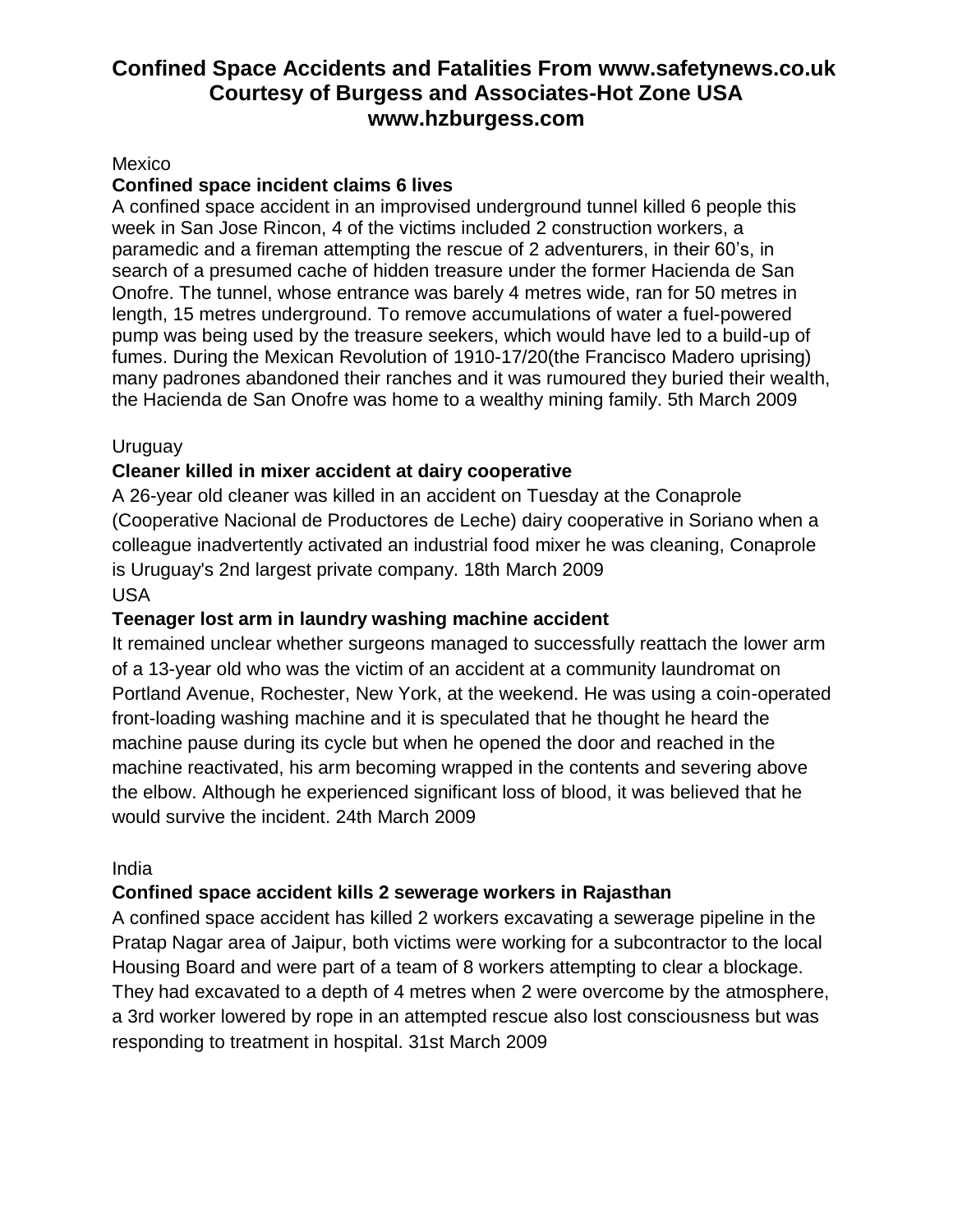# Confined Space Accidents and Fatalities From www.safetynews.co.uk Courtesy of Burgess and Associates-Hot Zone USA www.hzburgess.com

Mexico

**Confined space incident claims 6 lives**

A confined space accident in an improvised underground tunnel killed 6 people this week in San Jose Rincon, 4 of the victims included 2 construction workers, a paramedic and a fireman attempting the rescue of 2 adventurers, in their 60's, in search of a presumed cache of hidden treasure under the former Hacienda de San Onofre. The tunnel, whose entrance was barely 4 metres wide, ran for 50 metres in length, 15 metres underground. To remove accumulations of water a fuel-powered pump was being used by the treasure seekers, which would have led to a build-up of fumes. During the Mexican Revolution of 1910-17/20(the Francisco Madero uprising) many padrones abandoned their ranches and it was rumoured they buried their wealth, the Hacienda de San Onofre was home to a wealthy mining family. 5th March 2009

Uruguay

**Cleaner killed in mixer accident at dairy cooperative**

A 26-year old cleaner was killed in an accident on Tuesday at the Conaprole (Cooperative Nacional de Productores de Leche) dairy cooperative in Soriano when a colleague inadvertently activated an industrial food mixer he was cleaning, Conaprole is Uruguay's 2nd largest private company. 18th March 2009

USA

**Teenager lost arm in laundry washing machine accident**

It remained unclear whether surgeons managed to successfully reattach the lower arm of a 13-year old who was the victim of an accident at a community laundromat on Portland Avenue, Rochester, New York, at the weekend. He was using a coin-operated front-loading washing machine and it is speculated that he thought he heard the machine pause during its cycle but when he opened the door and reached in the machine reactivated, his arm becoming wrapped in the contents and severing above the elbow. Although he experienced significant loss of blood, it was believed that he would survive the incident. 24th March 2009

India

**Confined space accident kills 2 sewerage workers in Rajasthan**

A confined space accident has killed 2 workers excavating a sewerage pipeline in the Pratap Nagar area of Jaipur, both victims were working for a subcontractor to the local Housing Board and were part of a team of 8 workers attempting to clear a blockage. They had excavated to a depth of 4 metres when 2 were overcome by the atmosphere, a 3rd worker lowered by rope in an attempted rescue also lost consciousness but was responding to treatment in hospital. 31st March 2009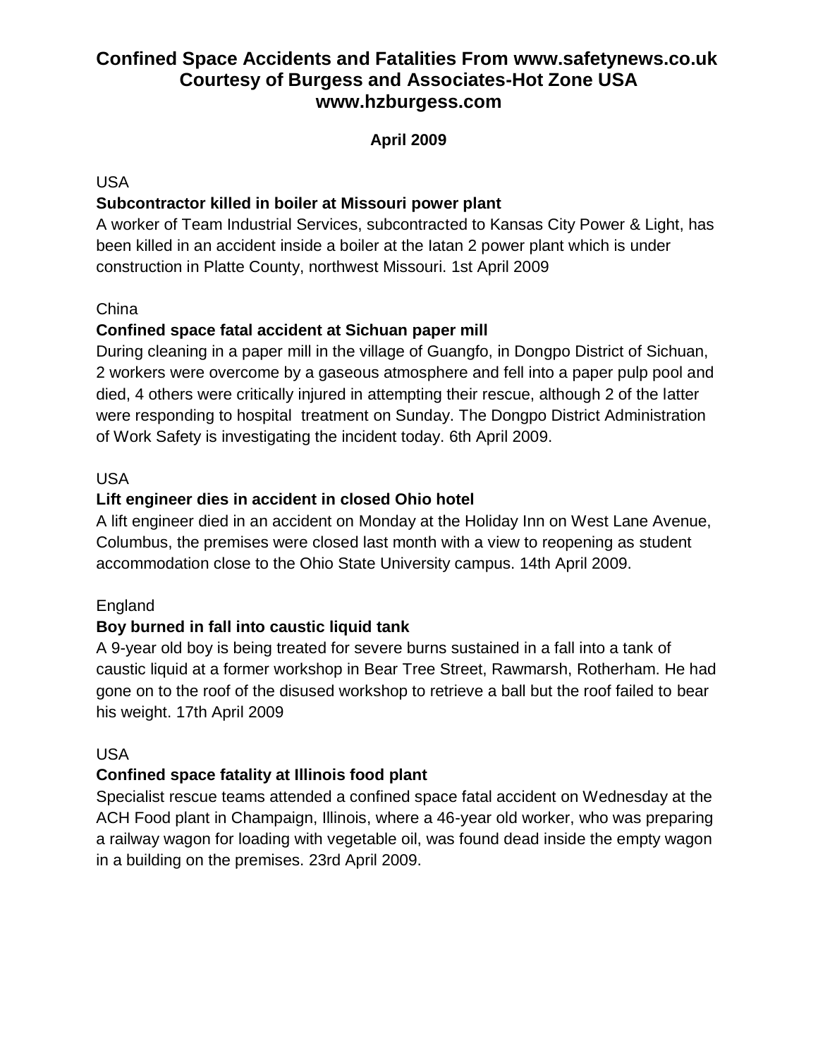# Confined Space Accidents and Fatalities From www.safetynews.co.uk
# Courtesy of Burgess and Associates-Hot Zone USA
# www.hzburgess.com

**April 2009**

USA

**Subcontractor killed in boiler at Missouri power plant**

A worker of Team Industrial Services, subcontracted to Kansas City Power & Light, has been killed in an accident inside a boiler at the Iatan 2 power plant which is under construction in Platte County, northwest Missouri. 1st April 2009

China

**Confined space fatal accident at Sichuan paper mill**

During cleaning in a paper mill in the village of Guangfo, in Dongpo District of Sichuan, 2 workers were overcome by a gaseous atmosphere and fell into a paper pulp pool and died, 4 others were critically injured in attempting their rescue, although 2 of the latter were responding to hospital treatment on Sunday. The Dongpo District Administration of Work Safety is investigating the incident today. 6th April 2009.

USA

**Lift engineer dies in accident in closed Ohio hotel**

A lift engineer died in an accident on Monday at the Holiday Inn on West Lane Avenue, Columbus, the premises were closed last month with a view to reopening as student accommodation close to the Ohio State University campus. 14th April 2009.

England

**Boy burned in fall into caustic liquid tank**

A 9-year old boy is being treated for severe burns sustained in a fall into a tank of caustic liquid at a former workshop in Bear Tree Street, Rawmarsh, Rotherham. He had gone on to the roof of the disused workshop to retrieve a ball but the roof failed to bear his weight. 17th April 2009

USA

**Confined space fatality at Illinois food plant**

Specialist rescue teams attended a confined space fatal accident on Wednesday at the ACH Food plant in Champaign, Illinois, where a 46-year old worker, who was preparing a railway wagon for loading with vegetable oil, was found dead inside the empty wagon in a building on the premises. 23rd April 2009.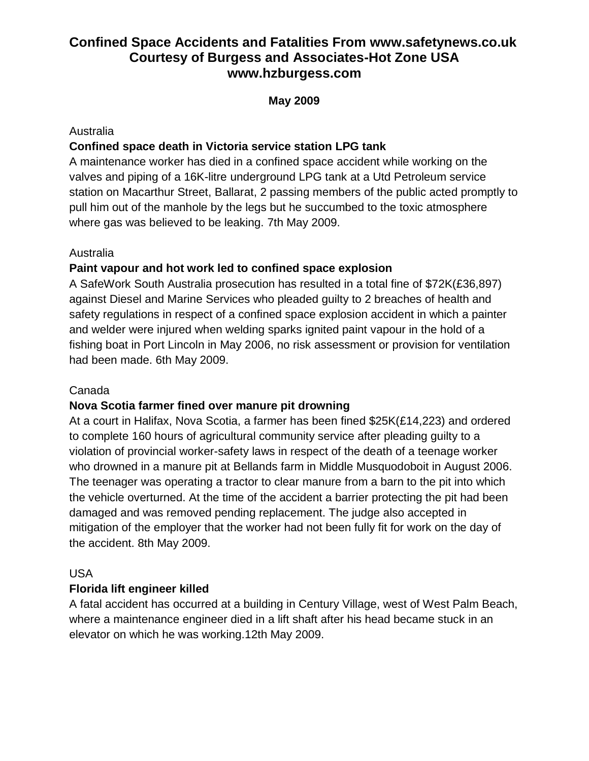# Confined Space Accidents and Fatalities From www.safetynews.co.uk Courtesy of Burgess and Associates-Hot Zone USA www.hzburgess.com

**May 2009**

Australia

**Confined space death in Victoria service station LPG tank**

A maintenance worker has died in a confined space accident while working on the valves and piping of a 16K-litre underground LPG tank at a Utd Petroleum service station on Macarthur Street, Ballarat, 2 passing members of the public acted promptly to pull him out of the manhole by the legs but he succumbed to the toxic atmosphere where gas was believed to be leaking. 7th May 2009.

Australia

**Paint vapour and hot work led to confined space explosion**

A SafeWork South Australia prosecution has resulted in a total fine of $72K(£36,897) against Diesel and Marine Services who pleaded guilty to 2 breaches of health and safety regulations in respect of a confined space explosion accident in which a painter and welder were injured when welding sparks ignited paint vapour in the hold of a fishing boat in Port Lincoln in May 2006, no risk assessment or provision for ventilation had been made. 6th May 2009.

Canada

**Nova Scotia farmer fined over manure pit drowning**

At a court in Halifax, Nova Scotia, a farmer has been fined $25K(£14,223) and ordered to complete 160 hours of agricultural community service after pleading guilty to a violation of provincial worker-safety laws in respect of the death of a teenage worker who drowned in a manure pit at Bellands farm in Middle Musquodoboit in August 2006. The teenager was operating a tractor to clear manure from a barn to the pit into which the vehicle overturned. At the time of the accident a barrier protecting the pit had been damaged and was removed pending replacement. The judge also accepted in mitigation of the employer that the worker had not been fully fit for work on the day of the accident. 8th May 2009.

USA

**Florida lift engineer killed**

A fatal accident has occurred at a building in Century Village, west of West Palm Beach, where a maintenance engineer died in a lift shaft after his head became stuck in an elevator on which he was working.12th May 2009.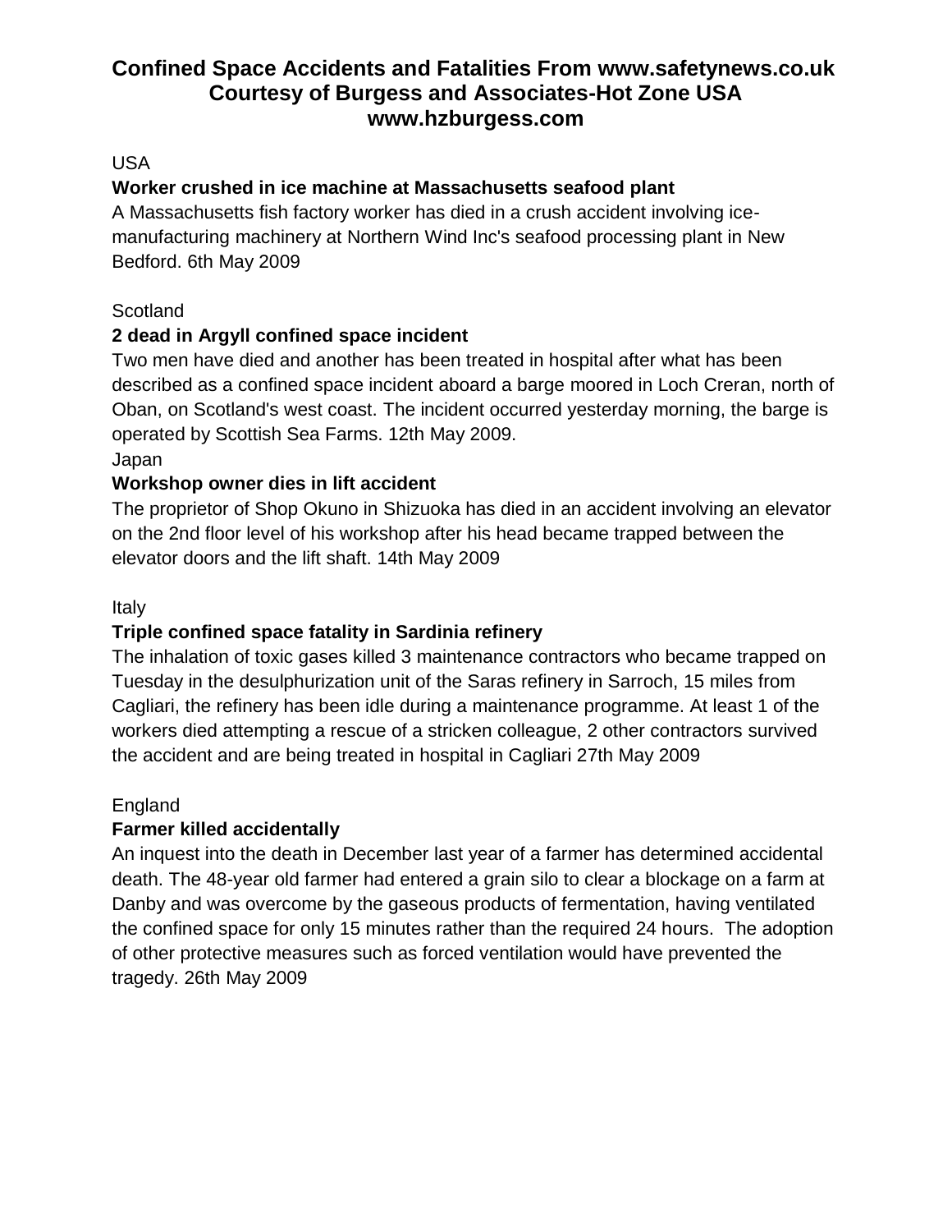# Confined Space Accidents and Fatalities From www.safetynews.co.uk Courtesy of Burgess and Associates-Hot Zone USA www.hzburgess.com

USA

**Worker crushed in ice machine at Massachusetts seafood plant**

A Massachusetts fish factory worker has died in a crush accident involving ice-manufacturing machinery at Northern Wind Inc's seafood processing plant in New Bedford. 6th May 2009

Scotland

**2 dead in Argyll confined space incident**

Two men have died and another has been treated in hospital after what has been described as a confined space incident aboard a barge moored in Loch Creran, north of Oban, on Scotland's west coast. The incident occurred yesterday morning, the barge is operated by Scottish Sea Farms. 12th May 2009.

Japan

**Workshop owner dies in lift accident**

The proprietor of Shop Okuno in Shizuoka has died in an accident involving an elevator on the 2nd floor level of his workshop after his head became trapped between the elevator doors and the lift shaft. 14th May 2009

Italy

**Triple confined space fatality in Sardinia refinery**

The inhalation of toxic gases killed 3 maintenance contractors who became trapped on Tuesday in the desulphurization unit of the Saras refinery in Sarroch, 15 miles from Cagliari, the refinery has been idle during a maintenance programme. At least 1 of the workers died attempting a rescue of a stricken colleague, 2 other contractors survived the accident and are being treated in hospital in Cagliari 27th May 2009

England

**Farmer killed accidentally**

An inquest into the death in December last year of a farmer has determined accidental death. The 48-year old farmer had entered a grain silo to clear a blockage on a farm at Danby and was overcome by the gaseous products of fermentation, having ventilated the confined space for only 15 minutes rather than the required 24 hours. The adoption of other protective measures such as forced ventilation would have prevented the tragedy. 26th May 2009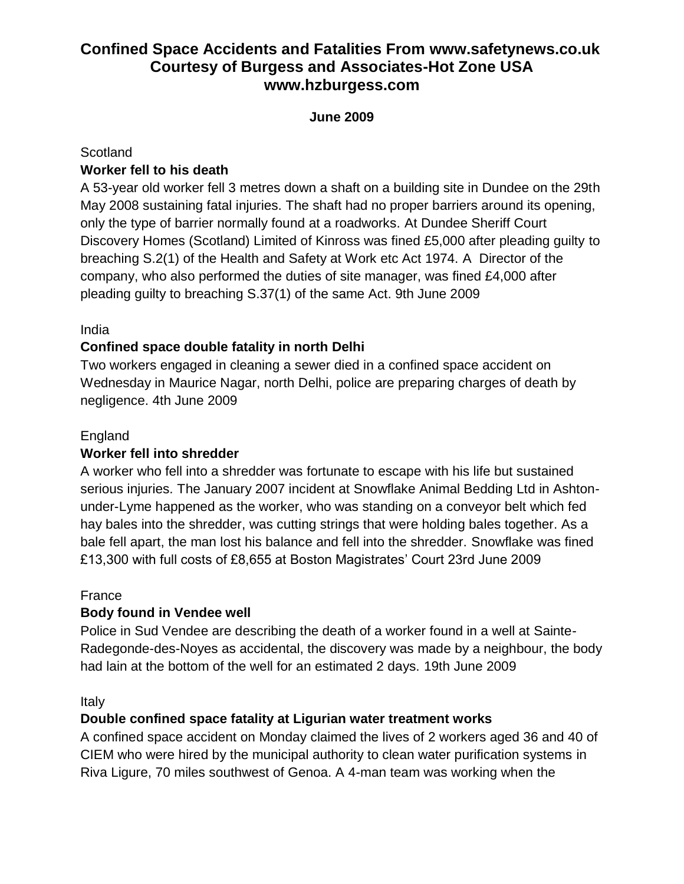# Confined Space Accidents and Fatalities From www.safetynews.co.uk Courtesy of Burgess and Associates-Hot Zone USA www.hzburgess.com

**June 2009**

Scotland

**Worker fell to his death**

A 53-year old worker fell 3 metres down a shaft on a building site in Dundee on the 29th May 2008 sustaining fatal injuries. The shaft had no proper barriers around its opening, only the type of barrier normally found at a roadworks. At Dundee Sheriff Court Discovery Homes (Scotland) Limited of Kinross was fined £5,000 after pleading guilty to breaching S.2(1) of the Health and Safety at Work etc Act 1974. A Director of the company, who also performed the duties of site manager, was fined £4,000 after pleading guilty to breaching S.37(1) of the same Act. 9th June 2009

India

**Confined space double fatality in north Delhi**

Two workers engaged in cleaning a sewer died in a confined space accident on Wednesday in Maurice Nagar, north Delhi, police are preparing charges of death by negligence. 4th June 2009

England

**Worker fell into shredder**

A worker who fell into a shredder was fortunate to escape with his life but sustained serious injuries. The January 2007 incident at Snowflake Animal Bedding Ltd in Ashton-under-Lyme happened as the worker, who was standing on a conveyor belt which fed hay bales into the shredder, was cutting strings that were holding bales together. As a bale fell apart, the man lost his balance and fell into the shredder. Snowflake was fined £13,300 with full costs of £8,655 at Boston Magistrates' Court 23rd June 2009

France

**Body found in Vendee well**

Police in Sud Vendee are describing the death of a worker found in a well at Sainte-Radegonde-des-Noyes as accidental, the discovery was made by a neighbour, the body had lain at the bottom of the well for an estimated 2 days. 19th June 2009

Italy

**Double confined space fatality at Ligurian water treatment works**

A confined space accident on Monday claimed the lives of 2 workers aged 36 and 40 of CIEM who were hired by the municipal authority to clean water purification systems in Riva Ligure, 70 miles southwest of Genoa. A 4-man team was working when the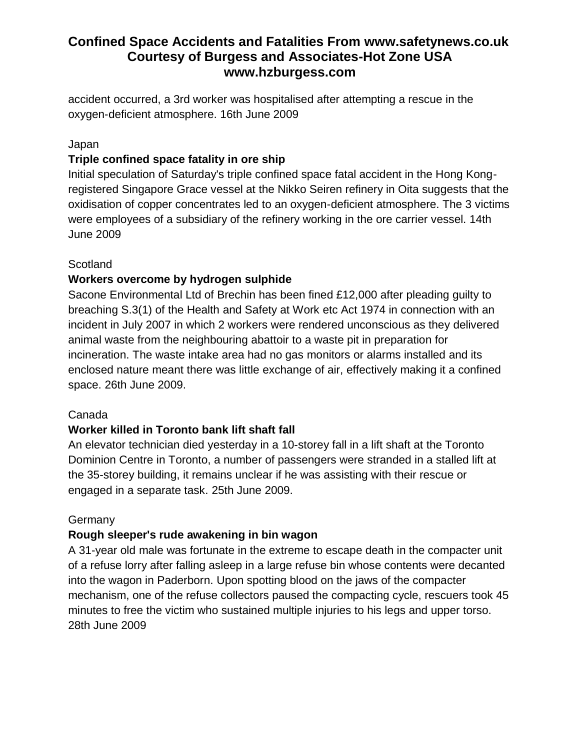accident occurred, a 3rd worker was hospitalised after attempting a rescue in the oxygen-deficient atmosphere. 16th June 2009

Japan

**Triple confined space fatality in ore ship**

Initial speculation of Saturday's triple confined space fatal accident in the Hong Kong-registered Singapore Grace vessel at the Nikko Seiren refinery in Oita suggests that the oxidisation of copper concentrates led to an oxygen-deficient atmosphere. The 3 victims were employees of a subsidiary of the refinery working in the ore carrier vessel. 14th June 2009

Scotland

**Workers overcome by hydrogen sulphide**

Sacone Environmental Ltd of Brechin has been fined £12,000 after pleading guilty to breaching S.3(1) of the Health and Safety at Work etc Act 1974 in connection with an incident in July 2007 in which 2 workers were rendered unconscious as they delivered animal waste from the neighbouring abattoir to a waste pit in preparation for incineration. The waste intake area had no gas monitors or alarms installed and its enclosed nature meant there was little exchange of air, effectively making it a confined space. 26th June 2009.

Canada

**Worker killed in Toronto bank lift shaft fall**

An elevator technician died yesterday in a 10-storey fall in a lift shaft at the Toronto Dominion Centre in Toronto, a number of passengers were stranded in a stalled lift at the 35-storey building, it remains unclear if he was assisting with their rescue or engaged in a separate task. 25th June 2009.

Germany

**Rough sleeper's rude awakening in bin wagon**

A 31-year old male was fortunate in the extreme to escape death in the compacter unit of a refuse lorry after falling asleep in a large refuse bin whose contents were decanted into the wagon in Paderborn. Upon spotting blood on the jaws of the compacter mechanism, one of the refuse collectors paused the compacting cycle, rescuers took 45 minutes to free the victim who sustained multiple injuries to his legs and upper torso. 28th June 2009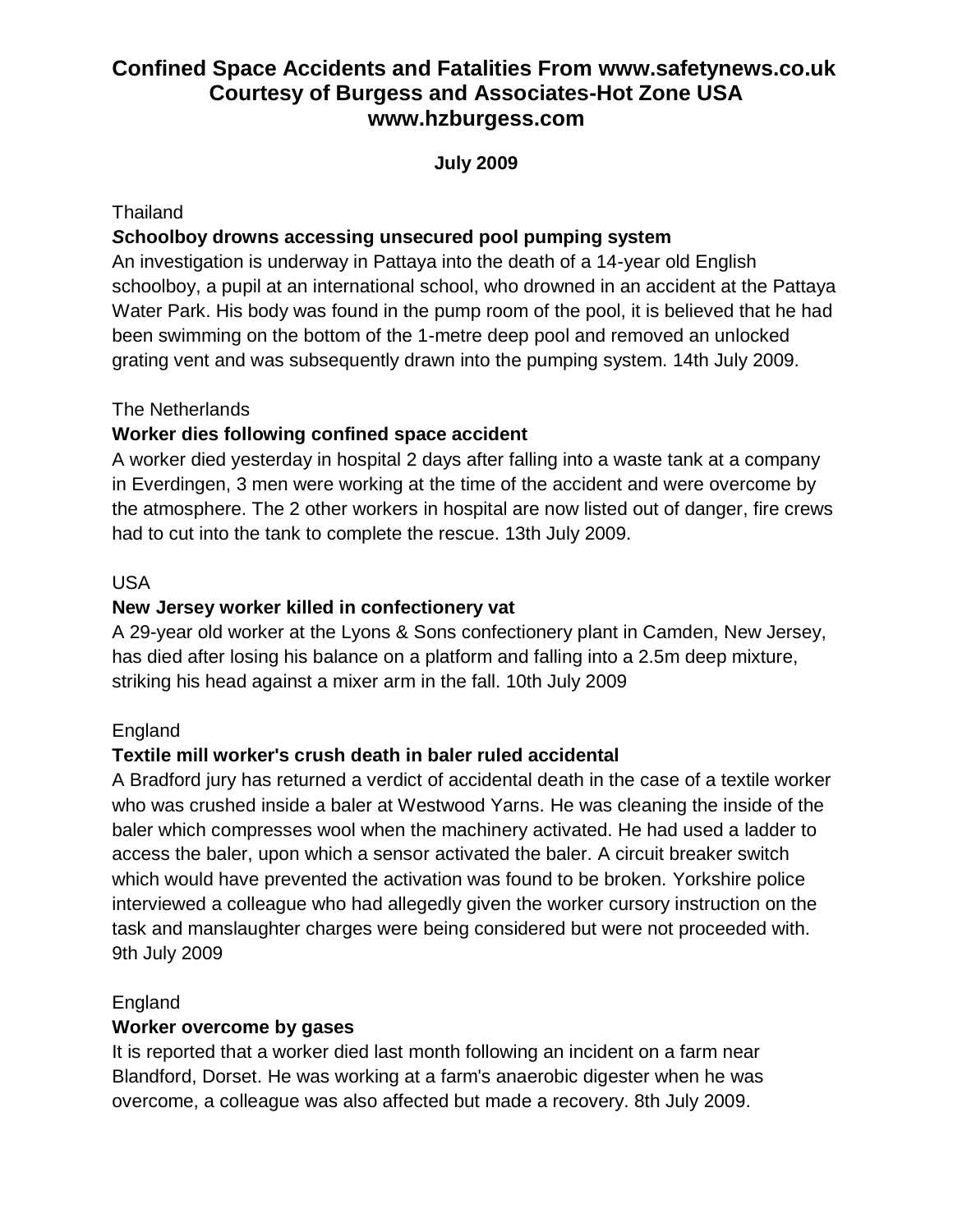# Confined Space Accidents and Fatalities From www.safetynews.co.uk Courtesy of Burgess and Associates-Hot Zone USA www.hzburgess.com

**July 2009**

Thailand

***S*choolboy drowns accessing unsecured pool pumping system**

An investigation is underway in Pattaya into the death of a 14-year old English schoolboy, a pupil at an international school, who drowned in an accident at the Pattaya Water Park. His body was found in the pump room of the pool, it is believed that he had been swimming on the bottom of the 1-metre deep pool and removed an unlocked grating vent and was subsequently drawn into the pumping system. 14th July 2009.

The Netherlands

**Worker dies following confined space accident**

A worker died yesterday in hospital 2 days after falling into a waste tank at a company in Everdingen, 3 men were working at the time of the accident and were overcome by the atmosphere. The 2 other workers in hospital are now listed out of danger, fire crews had to cut into the tank to complete the rescue. 13th July 2009.

USA

**New Jersey worker killed in confectionery vat**

A 29-year old worker at the Lyons & Sons confectionery plant in Camden, New Jersey, has died after losing his balance on a platform and falling into a 2.5m deep mixture, striking his head against a mixer arm in the fall. 10th July 2009

England

**Textile mill worker's crush death in baler ruled accidental**

A Bradford jury has returned a verdict of accidental death in the case of a textile worker who was crushed inside a baler at Westwood Yarns. He was cleaning the inside of the baler which compresses wool when the machinery activated. He had used a ladder to access the baler, upon which a sensor activated the baler. A circuit breaker switch which would have prevented the activation was found to be broken. Yorkshire police interviewed a colleague who had allegedly given the worker cursory instruction on the task and manslaughter charges were being considered but were not proceeded with. 9th July 2009

England

**Worker overcome by gases**

It is reported that a worker died last month following an incident on a farm near Blandford, Dorset. He was working at a farm's anaerobic digester when he was overcome, a colleague was also affected but made a recovery. 8th July 2009.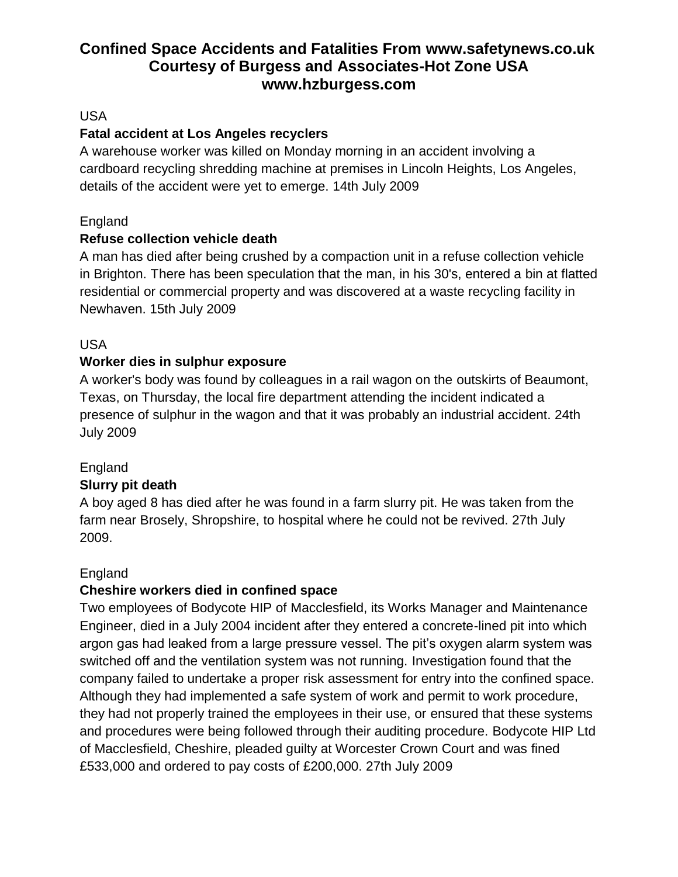# Confined Space Accidents and Fatalities From www.safetynews.co.uk Courtesy of Burgess and Associates-Hot Zone USA www.hzburgess.com

USA

**Fatal accident at Los Angeles recyclers**

A warehouse worker was killed on Monday morning in an accident involving a cardboard recycling shredding machine at premises in Lincoln Heights, Los Angeles, details of the accident were yet to emerge. 14th July 2009

England

**Refuse collection vehicle death**

A man has died after being crushed by a compaction unit in a refuse collection vehicle in Brighton. There has been speculation that the man, in his 30's, entered a bin at flatted residential or commercial property and was discovered at a waste recycling facility in Newhaven. 15th July 2009

USA

**Worker dies in sulphur exposure**

A worker's body was found by colleagues in a rail wagon on the outskirts of Beaumont, Texas, on Thursday, the local fire department attending the incident indicated a presence of sulphur in the wagon and that it was probably an industrial accident. 24th July 2009

England

**Slurry pit death**

A boy aged 8 has died after he was found in a farm slurry pit. He was taken from the farm near Brosely, Shropshire, to hospital where he could not be revived. 27th July 2009.

England

**Cheshire workers died in confined space**

Two employees of Bodycote HIP of Macclesfield, its Works Manager and Maintenance Engineer, died in a July 2004 incident after they entered a concrete-lined pit into which argon gas had leaked from a large pressure vessel. The pit's oxygen alarm system was switched off and the ventilation system was not running. Investigation found that the company failed to undertake a proper risk assessment for entry into the confined space. Although they had implemented a safe system of work and permit to work procedure, they had not properly trained the employees in their use, or ensured that these systems and procedures were being followed through their auditing procedure. Bodycote HIP Ltd of Macclesfield, Cheshire, pleaded guilty at Worcester Crown Court and was fined £533,000 and ordered to pay costs of £200,000. 27th July 2009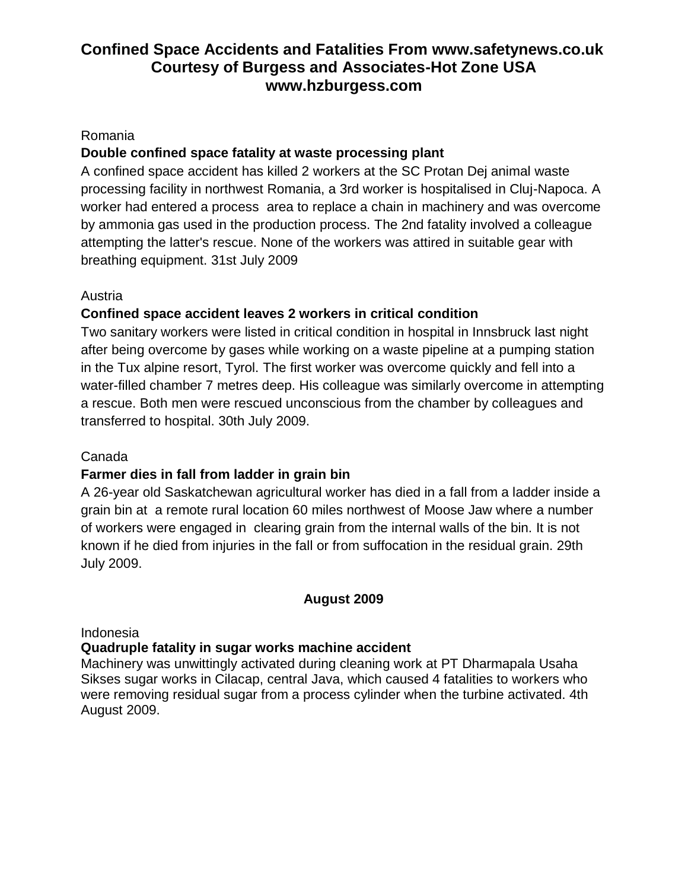# Confined Space Accidents and Fatalities From www.safetynews.co.uk Courtesy of Burgess and Associates-Hot Zone USA www.hzburgess.com

Romania

**Double confined space fatality at waste processing plant**

A confined space accident has killed 2 workers at the SC Protan Dej animal waste processing facility in northwest Romania, a 3rd worker is hospitalised in Cluj-Napoca. A worker had entered a process area to replace a chain in machinery and was overcome by ammonia gas used in the production process. The 2nd fatality involved a colleague attempting the latter's rescue. None of the workers was attired in suitable gear with breathing equipment. 31st July 2009

Austria

**Confined space accident leaves 2 workers in critical condition**

Two sanitary workers were listed in critical condition in hospital in Innsbruck last night after being overcome by gases while working on a waste pipeline at a pumping station in the Tux alpine resort, Tyrol. The first worker was overcome quickly and fell into a water-filled chamber 7 metres deep. His colleague was similarly overcome in attempting a rescue. Both men were rescued unconscious from the chamber by colleagues and transferred to hospital. 30th July 2009.

Canada

**Farmer dies in fall from ladder in grain bin**

A 26-year old Saskatchewan agricultural worker has died in a fall from a ladder inside a grain bin at a remote rural location 60 miles northwest of Moose Jaw where a number of workers were engaged in clearing grain from the internal walls of the bin. It is not known if he died from injuries in the fall or from suffocation in the residual grain. 29th July 2009.

**August 2009**

Indonesia

**Quadruple fatality in sugar works machine accident**

Machinery was unwittingly activated during cleaning work at PT Dharmapala Usaha Sikses sugar works in Cilacap, central Java, which caused 4 fatalities to workers who were removing residual sugar from a process cylinder when the turbine activated. 4th August 2009.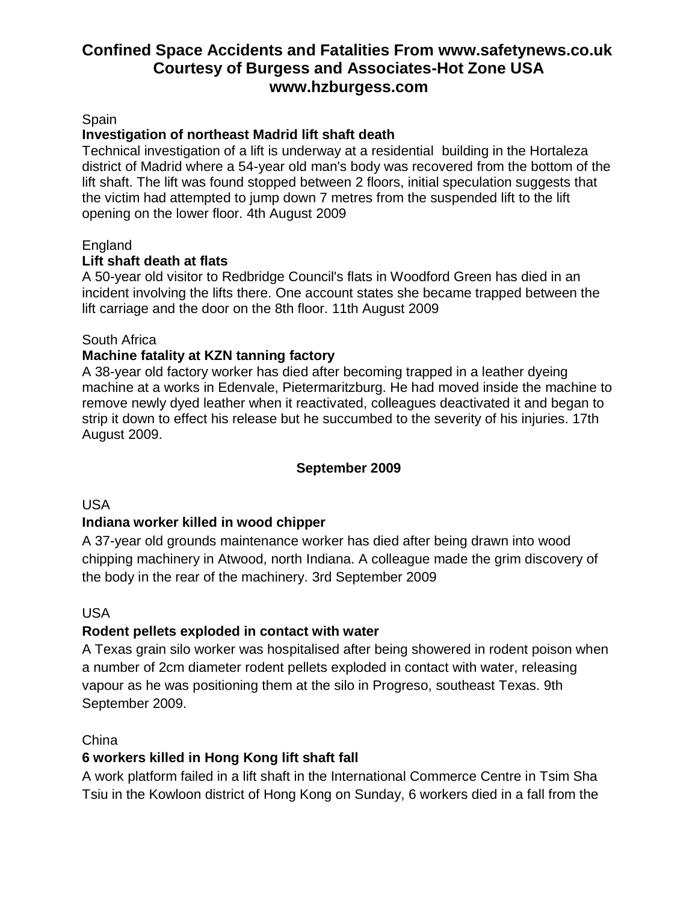# Confined Space Accidents and Fatalities From www.safetynews.co.uk
# Courtesy of Burgess and Associates-Hot Zone USA
# www.hzburgess.com

Spain

**Investigation of northeast Madrid lift shaft death**

Technical investigation of a lift is underway at a residential building in the Hortaleza district of Madrid where a 54-year old man's body was recovered from the bottom of the lift shaft. The lift was found stopped between 2 floors, initial speculation suggests that the victim had attempted to jump down 7 metres from the suspended lift to the lift opening on the lower floor. 4th August 2009

England

**Lift shaft death at flats**

A 50-year old visitor to Redbridge Council's flats in Woodford Green has died in an incident involving the lifts there. One account states she became trapped between the lift carriage and the door on the 8th floor. 11th August 2009

South Africa

**Machine fatality at KZN tanning factory**

A 38-year old factory worker has died after becoming trapped in a leather dyeing machine at a works in Edenvale, Pietermaritzburg. He had moved inside the machine to remove newly dyed leather when it reactivated, colleagues deactivated it and began to strip it down to effect his release but he succumbed to the severity of his injuries. 17th August 2009.

## September 2009

USA

**Indiana worker killed in wood chipper**

A 37-year old grounds maintenance worker has died after being drawn into wood chipping machinery in Atwood, north Indiana. A colleague made the grim discovery of the body in the rear of the machinery. 3rd September 2009

USA

**Rodent pellets exploded in contact with water**

A Texas grain silo worker was hospitalised after being showered in rodent poison when a number of 2cm diameter rodent pellets exploded in contact with water, releasing vapour as he was positioning them at the silo in Progreso, southeast Texas. 9th September 2009.

China

**6 workers killed in Hong Kong lift shaft fall**

A work platform failed in a lift shaft in the International Commerce Centre in Tsim Sha Tsiu in the Kowloon district of Hong Kong on Sunday, 6 workers died in a fall from the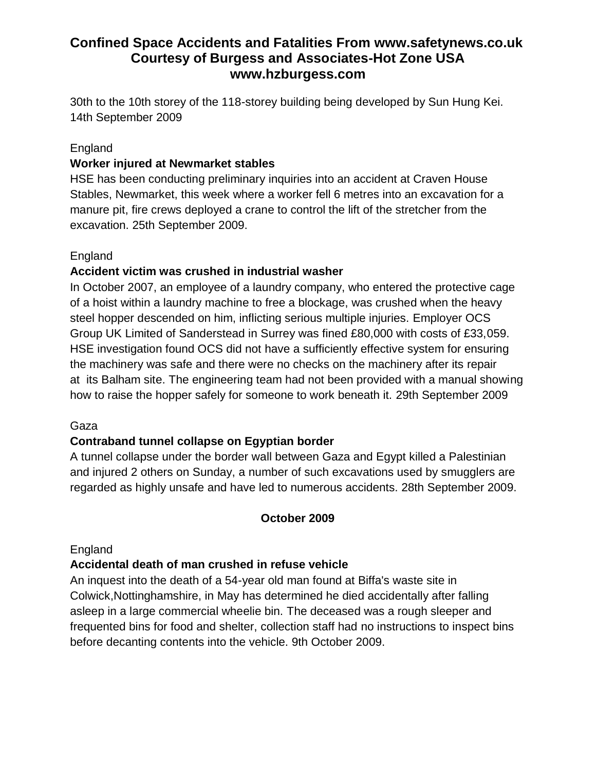30th to the 10th storey of the 118-storey building being developed by Sun Hung Kei. 14th September 2009

England

**Worker injured at Newmarket stables**

HSE has been conducting preliminary inquiries into an accident at Craven House Stables, Newmarket, this week where a worker fell 6 metres into an excavation for a manure pit, fire crews deployed a crane to control the lift of the stretcher from the excavation. 25th September 2009.

England

**Accident victim was crushed in industrial washer**

In October 2007, an employee of a laundry company, who entered the protective cage of a hoist within a laundry machine to free a blockage, was crushed when the heavy steel hopper descended on him, inflicting serious multiple injuries. Employer OCS Group UK Limited of Sanderstead in Surrey was fined £80,000 with costs of £33,059. HSE investigation found OCS did not have a sufficiently effective system for ensuring the machinery was safe and there were no checks on the machinery after its repair at its Balham site. The engineering team had not been provided with a manual showing how to raise the hopper safely for someone to work beneath it. 29th September 2009

Gaza

**Contraband tunnel collapse on Egyptian border**

A tunnel collapse under the border wall between Gaza and Egypt killed a Palestinian and injured 2 others on Sunday, a number of such excavations used by smugglers are regarded as highly unsafe and have led to numerous accidents. 28th September 2009.

**October 2009**

England

**Accidental death of man crushed in refuse vehicle**

An inquest into the death of a 54-year old man found at Biffa's waste site in Colwick,Nottinghamshire, in May has determined he died accidentally after falling asleep in a large commercial wheelie bin. The deceased was a rough sleeper and frequented bins for food and shelter, collection staff had no instructions to inspect bins before decanting contents into the vehicle. 9th October 2009.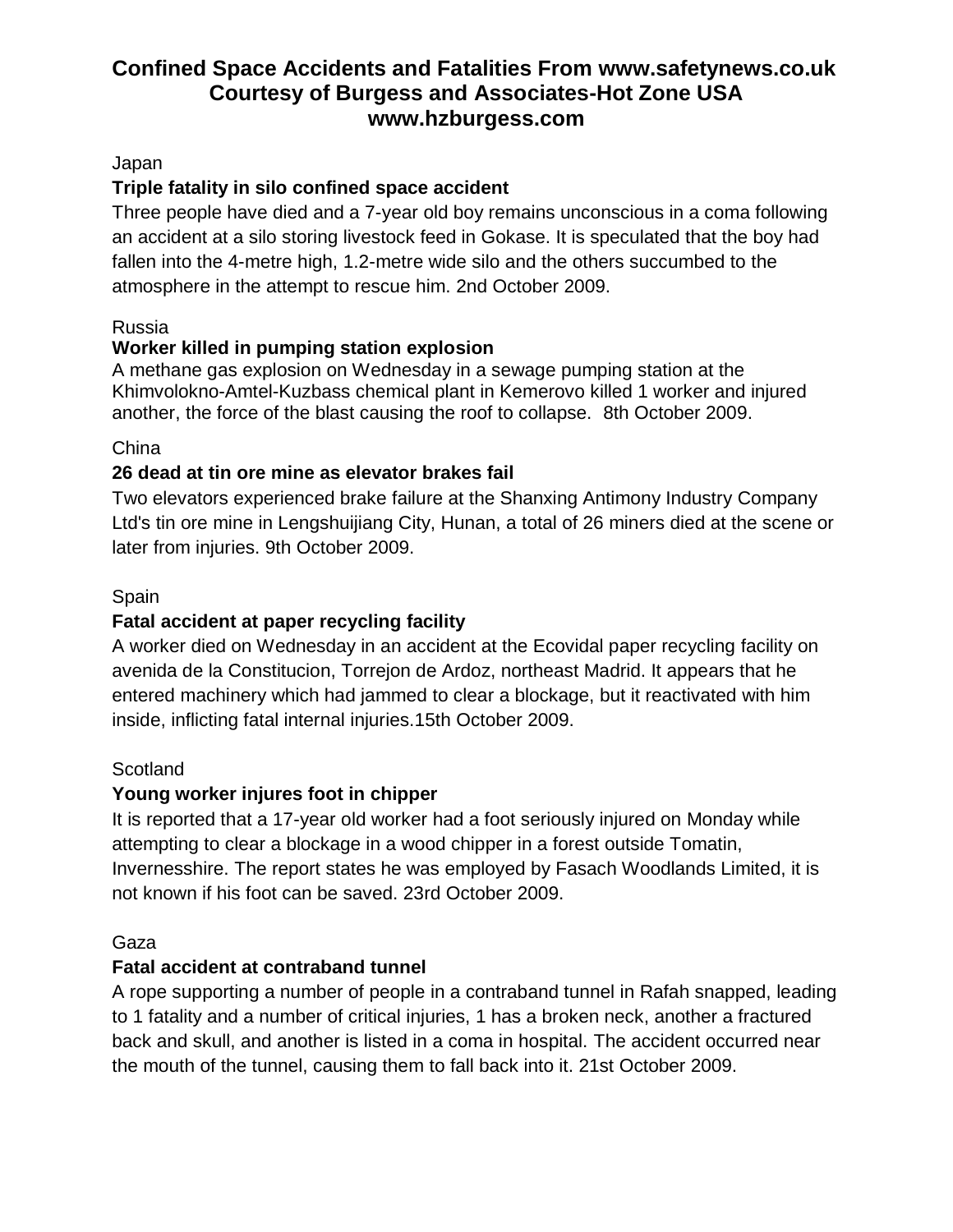# Confined Space Accidents and Fatalities From www.safetynews.co.uk Courtesy of Burgess and Associates-Hot Zone USA www.hzburgess.com

Japan

**Triple fatality in silo confined space accident**

Three people have died and a 7-year old boy remains unconscious in a coma following an accident at a silo storing livestock feed in Gokase. It is speculated that the boy had fallen into the 4-metre high, 1.2-metre wide silo and the others succumbed to the atmosphere in the attempt to rescue him. 2nd October 2009.

Russia

**Worker killed in pumping station explosion**

A methane gas explosion on Wednesday in a sewage pumping station at the Khimvolokno-Amtel-Kuzbass chemical plant in Kemerovo killed 1 worker and injured another, the force of the blast causing the roof to collapse. 8th October 2009.

China

**26 dead at tin ore mine as elevator brakes fail**

Two elevators experienced brake failure at the Shanxing Antimony Industry Company Ltd's tin ore mine in Lengshuijiang City, Hunan, a total of 26 miners died at the scene or later from injuries. 9th October 2009.

Spain

**Fatal accident at paper recycling facility**

A worker died on Wednesday in an accident at the Ecovidal paper recycling facility on avenida de la Constitucion, Torrejon de Ardoz, northeast Madrid. It appears that he entered machinery which had jammed to clear a blockage, but it reactivated with him inside, inflicting fatal internal injuries.15th October 2009.

Scotland

**Young worker injures foot in chipper**

It is reported that a 17-year old worker had a foot seriously injured on Monday while attempting to clear a blockage in a wood chipper in a forest outside Tomatin, Invernesshire. The report states he was employed by Fasach Woodlands Limited, it is not known if his foot can be saved. 23rd October 2009.

Gaza

**Fatal accident at contraband tunnel**

A rope supporting a number of people in a contraband tunnel in Rafah snapped, leading to 1 fatality and a number of critical injuries, 1 has a broken neck, another a fractured back and skull, and another is listed in a coma in hospital. The accident occurred near the mouth of the tunnel, causing them to fall back into it. 21st October 2009.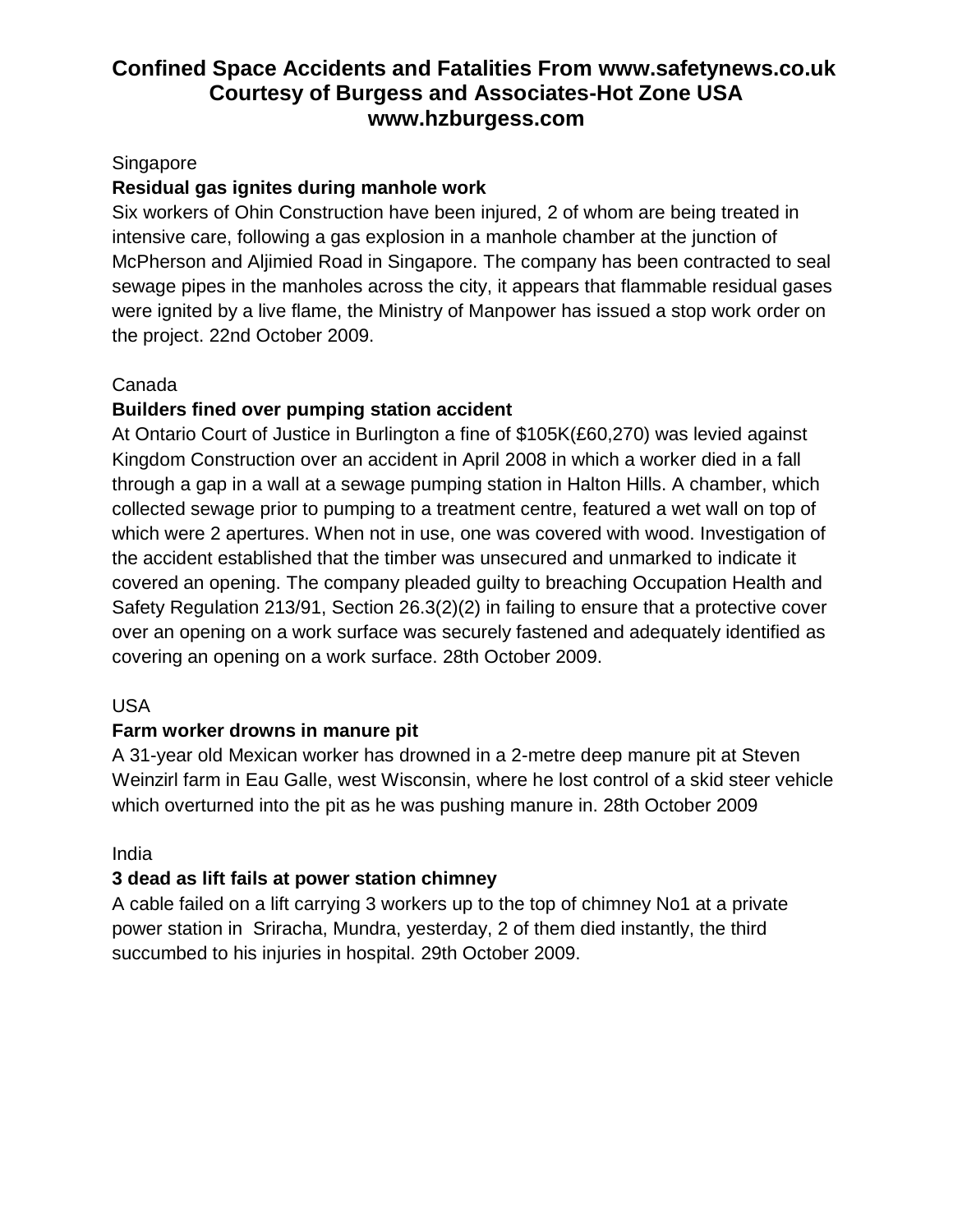# Confined Space Accidents and Fatalities From www.safetynews.co.uk Courtesy of Burgess and Associates-Hot Zone USA www.hzburgess.com

Singapore

**Residual gas ignites during manhole work**

Six workers of Ohin Construction have been injured, 2 of whom are being treated in intensive care, following a gas explosion in a manhole chamber at the junction of McPherson and Aljimied Road in Singapore. The company has been contracted to seal sewage pipes in the manholes across the city, it appears that flammable residual gases were ignited by a live flame, the Ministry of Manpower has issued a stop work order on the project. 22nd October 2009.

Canada

**Builders fined over pumping station accident**

At Ontario Court of Justice in Burlington a fine of $105K(£60,270) was levied against Kingdom Construction over an accident in April 2008 in which a worker died in a fall through a gap in a wall at a sewage pumping station in Halton Hills. A chamber, which collected sewage prior to pumping to a treatment centre, featured a wet wall on top of which were 2 apertures. When not in use, one was covered with wood. Investigation of the accident established that the timber was unsecured and unmarked to indicate it covered an opening. The company pleaded guilty to breaching Occupation Health and Safety Regulation 213/91, Section 26.3(2)(2) in failing to ensure that a protective cover over an opening on a work surface was securely fastened and adequately identified as covering an opening on a work surface. 28th October 2009.

USA

**Farm worker drowns in manure pit**

A 31-year old Mexican worker has drowned in a 2-metre deep manure pit at Steven Weinzirl farm in Eau Galle, west Wisconsin, where he lost control of a skid steer vehicle which overturned into the pit as he was pushing manure in. 28th October 2009

India

**3 dead as lift fails at power station chimney**

A cable failed on a lift carrying 3 workers up to the top of chimney No1 at a private power station in Sriracha, Mundra, yesterday, 2 of them died instantly, the third succumbed to his injuries in hospital. 29th October 2009.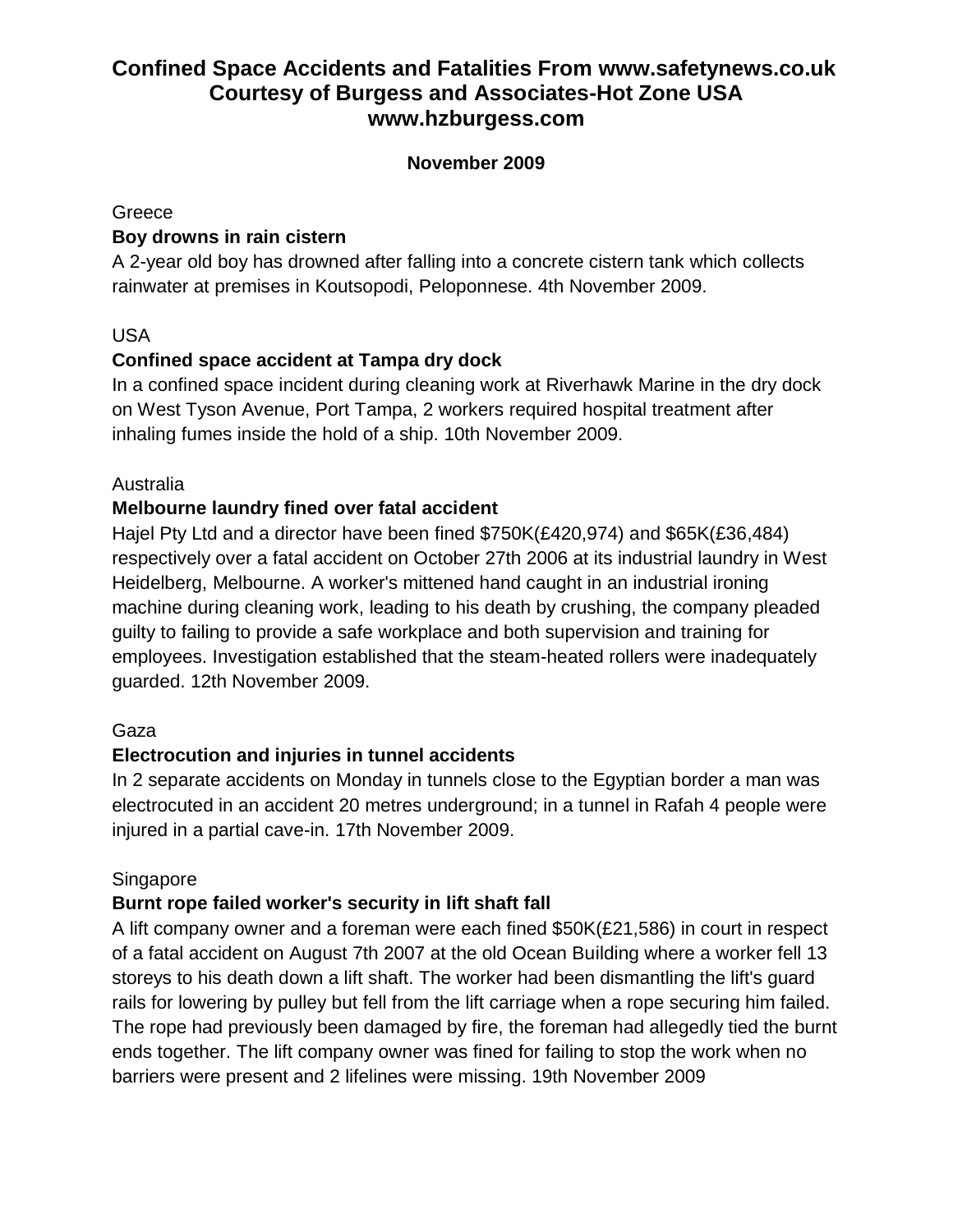# Confined Space Accidents and Fatalities From www.safetynews.co.uk Courtesy of Burgess and Associates-Hot Zone USA www.hzburgess.com

**November 2009**

Greece

**Boy drowns in rain cistern**

A 2-year old boy has drowned after falling into a concrete cistern tank which collects rainwater at premises in Koutsopodi, Peloponnese. 4th November 2009.

USA

**Confined space accident at Tampa dry dock**

In a confined space incident during cleaning work at Riverhawk Marine in the dry dock on West Tyson Avenue, Port Tampa, 2 workers required hospital treatment after inhaling fumes inside the hold of a ship. 10th November 2009.

Australia

**Melbourne laundry fined over fatal accident**

Hajel Pty Ltd and a director have been fined $750K(£420,974) and $65K(£36,484) respectively over a fatal accident on October 27th 2006 at its industrial laundry in West Heidelberg, Melbourne. A worker's mittened hand caught in an industrial ironing machine during cleaning work, leading to his death by crushing, the company pleaded guilty to failing to provide a safe workplace and both supervision and training for employees. Investigation established that the steam-heated rollers were inadequately guarded. 12th November 2009.

Gaza

**Electrocution and injuries in tunnel accidents**

In 2 separate accidents on Monday in tunnels close to the Egyptian border a man was electrocuted in an accident 20 metres underground; in a tunnel in Rafah 4 people were injured in a partial cave-in. 17th November 2009.

Singapore

**Burnt rope failed worker's security in lift shaft fall**

A lift company owner and a foreman were each fined $50K(£21,586) in court in respect of a fatal accident on August 7th 2007 at the old Ocean Building where a worker fell 13 storeys to his death down a lift shaft. The worker had been dismantling the lift's guard rails for lowering by pulley but fell from the lift carriage when a rope securing him failed. The rope had previously been damaged by fire, the foreman had allegedly tied the burnt ends together. The lift company owner was fined for failing to stop the work when no barriers were present and 2 lifelines were missing. 19th November 2009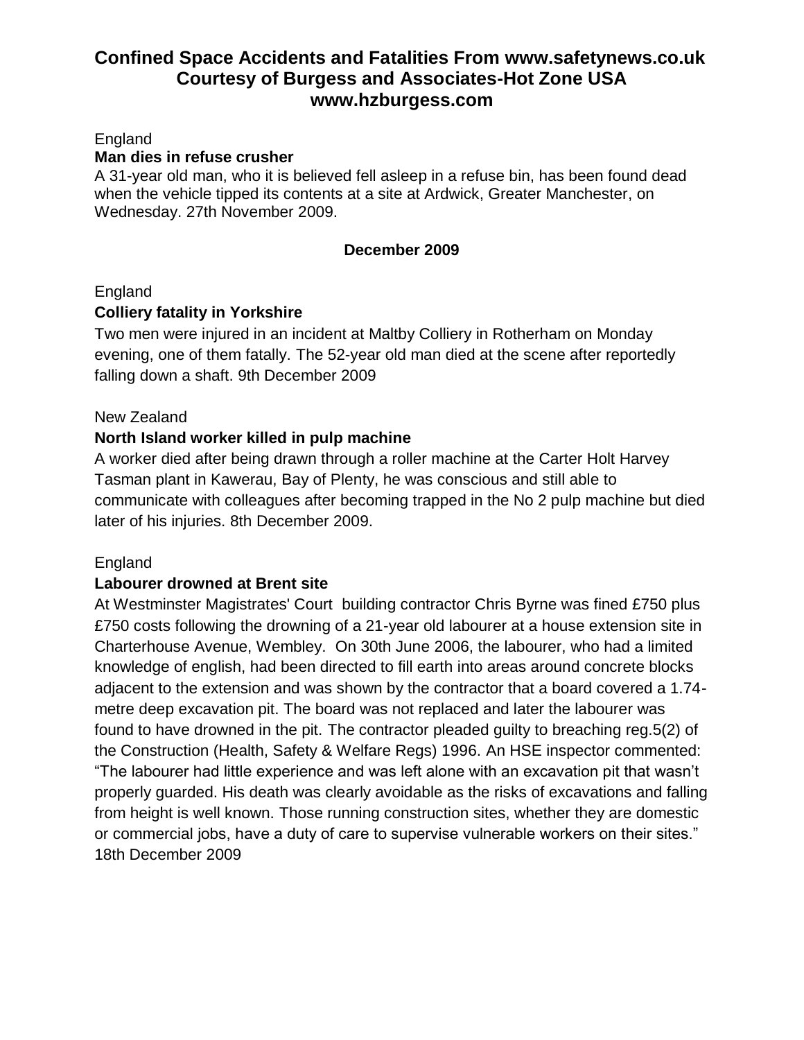# Confined Space Accidents and Fatalities From www.safetynews.co.uk Courtesy of Burgess and Associates-Hot Zone USA www.hzburgess.com

England

**Man dies in refuse crusher**

A 31-year old man, who it is believed fell asleep in a refuse bin, has been found dead when the vehicle tipped its contents at a site at Ardwick, Greater Manchester, on Wednesday. 27th November 2009.

**December 2009**

England

**Colliery fatality in Yorkshire**

Two men were injured in an incident at Maltby Colliery in Rotherham on Monday evening, one of them fatally. The 52-year old man died at the scene after reportedly falling down a shaft. 9th December 2009

New Zealand

**North Island worker killed in pulp machine**

A worker died after being drawn through a roller machine at the Carter Holt Harvey Tasman plant in Kawerau, Bay of Plenty, he was conscious and still able to communicate with colleagues after becoming trapped in the No 2 pulp machine but died later of his injuries. 8th December 2009.

England

**Labourer drowned at Brent site**

At Westminster Magistrates' Court building contractor Chris Byrne was fined £750 plus £750 costs following the drowning of a 21-year old labourer at a house extension site in Charterhouse Avenue, Wembley. On 30th June 2006, the labourer, who had a limited knowledge of english, had been directed to fill earth into areas around concrete blocks adjacent to the extension and was shown by the contractor that a board covered a 1.74-metre deep excavation pit. The board was not replaced and later the labourer was found to have drowned in the pit. The contractor pleaded guilty to breaching reg.5(2) of the Construction (Health, Safety & Welfare Regs) 1996. An HSE inspector commented: "The labourer had little experience and was left alone with an excavation pit that wasn't properly guarded. His death was clearly avoidable as the risks of excavations and falling from height is well known. Those running construction sites, whether they are domestic or commercial jobs, have a duty of care to supervise vulnerable workers on their sites." 18th December 2009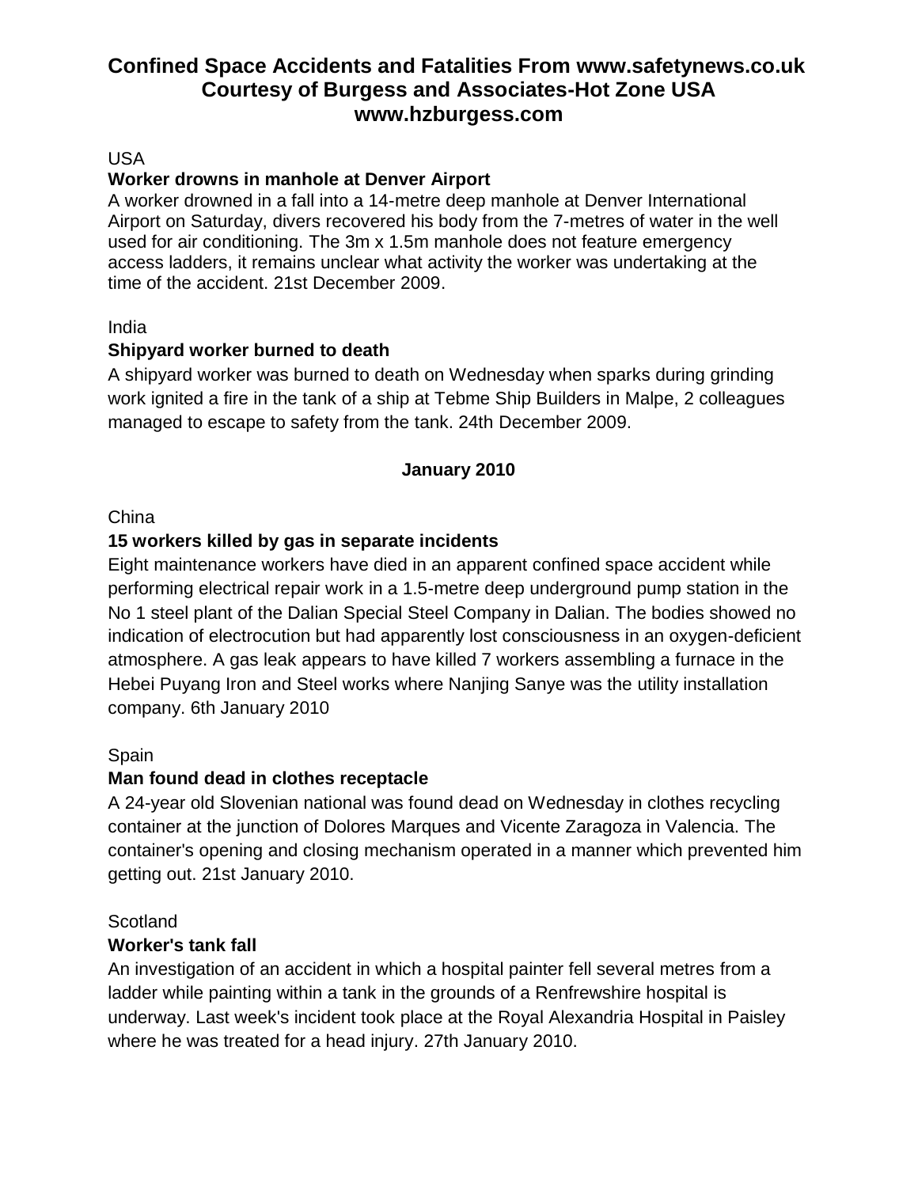# Confined Space Accidents and Fatalities From www.safetynews.co.uk Courtesy of Burgess and Associates-Hot Zone USA www.hzburgess.com

USA

**Worker drowns in manhole at Denver Airport**

A worker drowned in a fall into a 14-metre deep manhole at Denver International Airport on Saturday, divers recovered his body from the 7-metres of water in the well used for air conditioning. The 3m x 1.5m manhole does not feature emergency access ladders, it remains unclear what activity the worker was undertaking at the time of the accident. 21st December 2009.

India

**Shipyard worker burned to death**

A shipyard worker was burned to death on Wednesday when sparks during grinding work ignited a fire in the tank of a ship at Tebme Ship Builders in Malpe, 2 colleagues managed to escape to safety from the tank. 24th December 2009.

**January 2010**

China

**15 workers killed by gas in separate incidents**

Eight maintenance workers have died in an apparent confined space accident while performing electrical repair work in a 1.5-metre deep underground pump station in the No 1 steel plant of the Dalian Special Steel Company in Dalian. The bodies showed no indication of electrocution but had apparently lost consciousness in an oxygen-deficient atmosphere. A gas leak appears to have killed 7 workers assembling a furnace in the Hebei Puyang Iron and Steel works where Nanjing Sanye was the utility installation company. 6th January 2010

Spain

**Man found dead in clothes receptacle**

A 24-year old Slovenian national was found dead on Wednesday in clothes recycling container at the junction of Dolores Marques and Vicente Zaragoza in Valencia. The container's opening and closing mechanism operated in a manner which prevented him getting out. 21st January 2010.

Scotland

**Worker's tank fall**

An investigation of an accident in which a hospital painter fell several metres from a ladder while painting within a tank in the grounds of a Renfrewshire hospital is underway. Last week's incident took place at the Royal Alexandria Hospital in Paisley where he was treated for a head injury. 27th January 2010.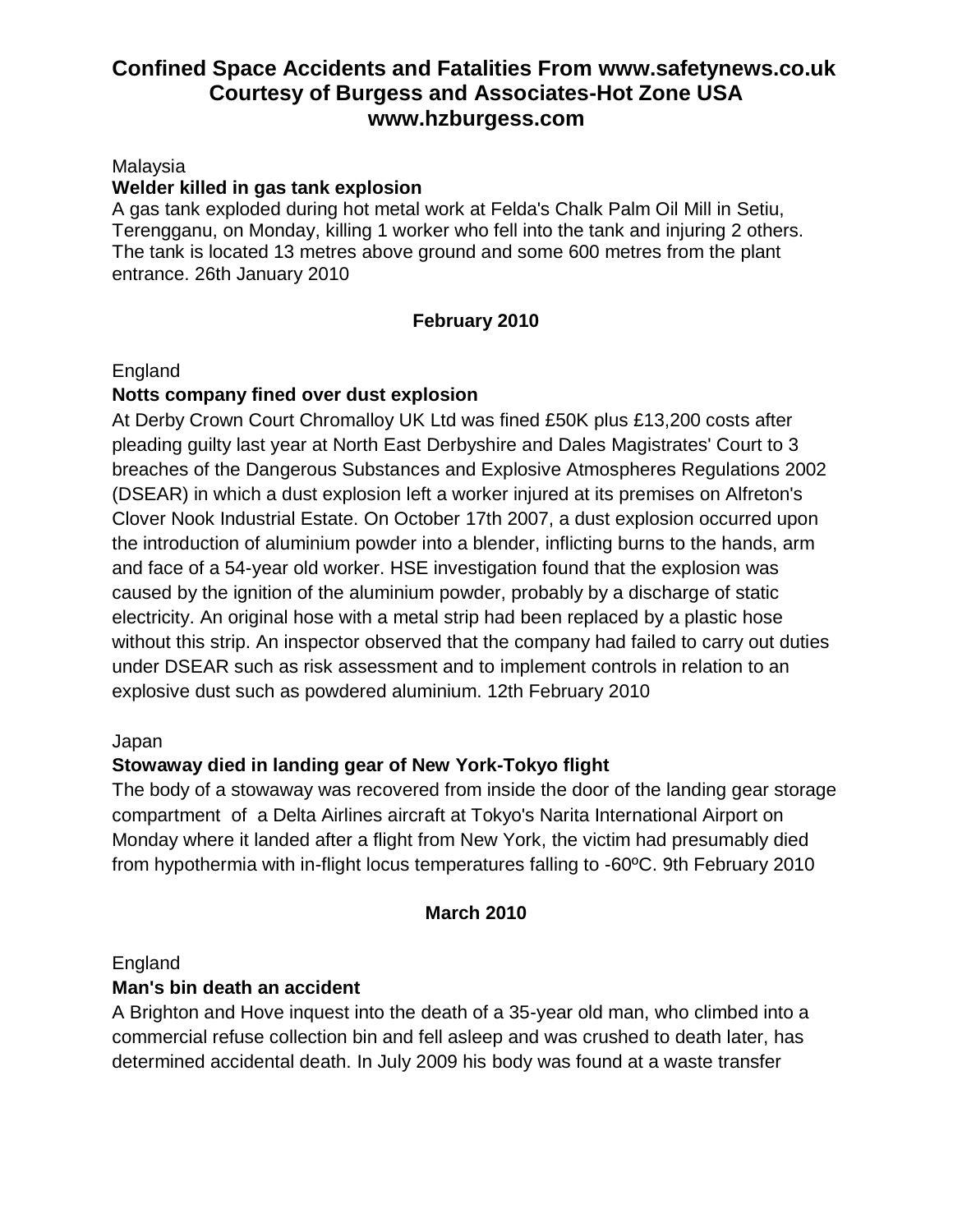# Confined Space Accidents and Fatalities From www.safetynews.co.uk Courtesy of Burgess and Associates-Hot Zone USA www.hzburgess.com

Malaysia

**Welder killed in gas tank explosion**

A gas tank exploded during hot metal work at Felda's Chalk Palm Oil Mill in Setiu, Terengganu, on Monday, killing 1 worker who fell into the tank and injuring 2 others. The tank is located 13 metres above ground and some 600 metres from the plant entrance. 26th January 2010

## February 2010

England

**Notts company fined over dust explosion**

At Derby Crown Court Chromalloy UK Ltd was fined £50K plus £13,200 costs after pleading guilty last year at North East Derbyshire and Dales Magistrates' Court to 3 breaches of the Dangerous Substances and Explosive Atmospheres Regulations 2002 (DSEAR) in which a dust explosion left a worker injured at its premises on Alfreton's Clover Nook Industrial Estate. On October 17th 2007, a dust explosion occurred upon the introduction of aluminium powder into a blender, inflicting burns to the hands, arm and face of a 54-year old worker. HSE investigation found that the explosion was caused by the ignition of the aluminium powder, probably by a discharge of static electricity. An original hose with a metal strip had been replaced by a plastic hose without this strip. An inspector observed that the company had failed to carry out duties under DSEAR such as risk assessment and to implement controls in relation to an explosive dust such as powdered aluminium. 12th February 2010

Japan

**Stowaway died in landing gear of New York-Tokyo flight**

The body of a stowaway was recovered from inside the door of the landing gear storage compartment of a Delta Airlines aircraft at Tokyo's Narita International Airport on Monday where it landed after a flight from New York, the victim had presumably died from hypothermia with in-flight locus temperatures falling to -60ºC. 9th February 2010

## March 2010

England

**Man's bin death an accident**

A Brighton and Hove inquest into the death of a 35-year old man, who climbed into a commercial refuse collection bin and fell asleep and was crushed to death later, has determined accidental death. In July 2009 his body was found at a waste transfer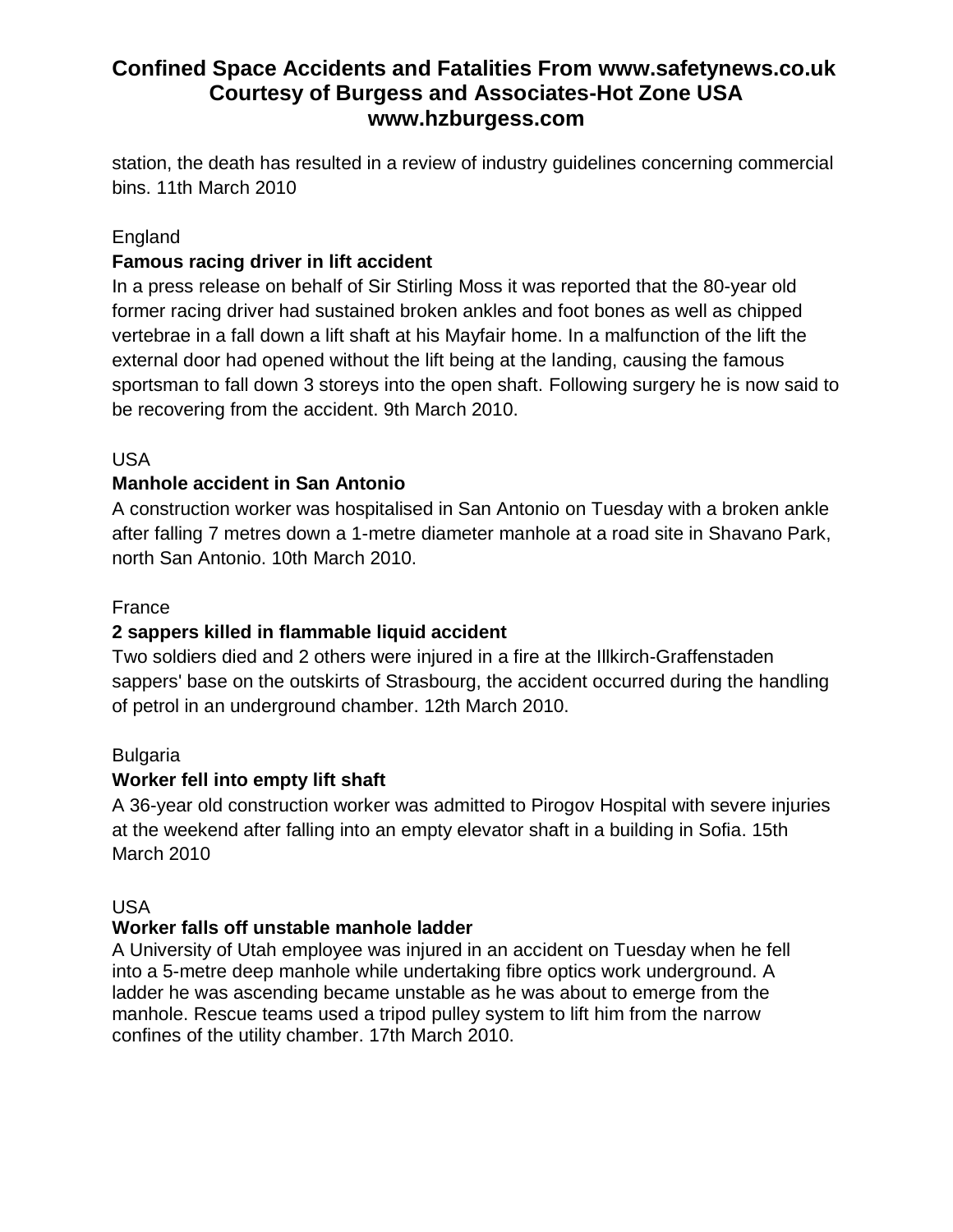station, the death has resulted in a review of industry guidelines concerning commercial bins. 11th March 2010

England

**Famous racing driver in lift accident**

In a press release on behalf of Sir Stirling Moss it was reported that the 80-year old former racing driver had sustained broken ankles and foot bones as well as chipped vertebrae in a fall down a lift shaft at his Mayfair home. In a malfunction of the lift the external door had opened without the lift being at the landing, causing the famous sportsman to fall down 3 storeys into the open shaft. Following surgery he is now said to be recovering from the accident. 9th March 2010.

USA

**Manhole accident in San Antonio**

A construction worker was hospitalised in San Antonio on Tuesday with a broken ankle after falling 7 metres down a 1-metre diameter manhole at a road site in Shavano Park, north San Antonio. 10th March 2010.

France

**2 sappers killed in flammable liquid accident**

Two soldiers died and 2 others were injured in a fire at the Illkirch-Graffenstaden sappers' base on the outskirts of Strasbourg, the accident occurred during the handling of petrol in an underground chamber. 12th March 2010.

Bulgaria

**Worker fell into empty lift shaft**

A 36-year old construction worker was admitted to Pirogov Hospital with severe injuries at the weekend after falling into an empty elevator shaft in a building in Sofia. 15th March 2010

USA

**Worker falls off unstable manhole ladder**

A University of Utah employee was injured in an accident on Tuesday when he fell into a 5-metre deep manhole while undertaking fibre optics work underground. A ladder he was ascending became unstable as he was about to emerge from the manhole. Rescue teams used a tripod pulley system to lift him from the narrow confines of the utility chamber. 17th March 2010.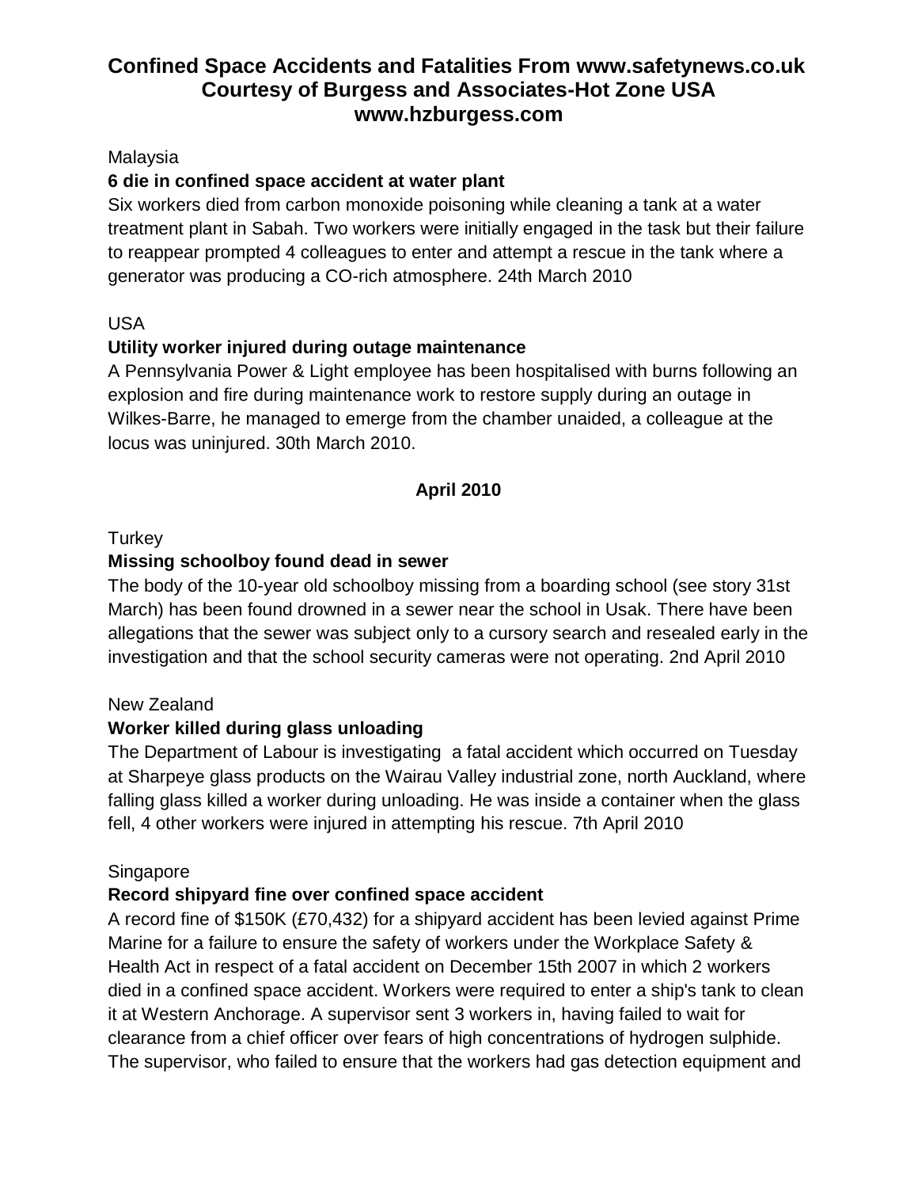# Confined Space Accidents and Fatalities From www.safetynews.co.uk Courtesy of Burgess and Associates-Hot Zone USA www.hzburgess.com

Malaysia

**6 die in confined space accident at water plant**

Six workers died from carbon monoxide poisoning while cleaning a tank at a water treatment plant in Sabah. Two workers were initially engaged in the task but their failure to reappear prompted 4 colleagues to enter and attempt a rescue in the tank where a generator was producing a CO-rich atmosphere. 24th March 2010

USA

**Utility worker injured during outage maintenance**

A Pennsylvania Power & Light employee has been hospitalised with burns following an explosion and fire during maintenance work to restore supply during an outage in Wilkes-Barre, he managed to emerge from the chamber unaided, a colleague at the locus was uninjured. 30th March 2010.

## April 2010

Turkey

**Missing schoolboy found dead in sewer**

The body of the 10-year old schoolboy missing from a boarding school (see story 31st March) has been found drowned in a sewer near the school in Usak. There have been allegations that the sewer was subject only to a cursory search and resealed early in the investigation and that the school security cameras were not operating. 2nd April 2010

New Zealand

**Worker killed during glass unloading**

The Department of Labour is investigating a fatal accident which occurred on Tuesday at Sharpeye glass products on the Wairau Valley industrial zone, north Auckland, where falling glass killed a worker during unloading. He was inside a container when the glass fell, 4 other workers were injured in attempting his rescue. 7th April 2010

Singapore

**Record shipyard fine over confined space accident**

A record fine of $150K (£70,432) for a shipyard accident has been levied against Prime Marine for a failure to ensure the safety of workers under the Workplace Safety & Health Act in respect of a fatal accident on December 15th 2007 in which 2 workers died in a confined space accident. Workers were required to enter a ship's tank to clean it at Western Anchorage. A supervisor sent 3 workers in, having failed to wait for clearance from a chief officer over fears of high concentrations of hydrogen sulphide. The supervisor, who failed to ensure that the workers had gas detection equipment and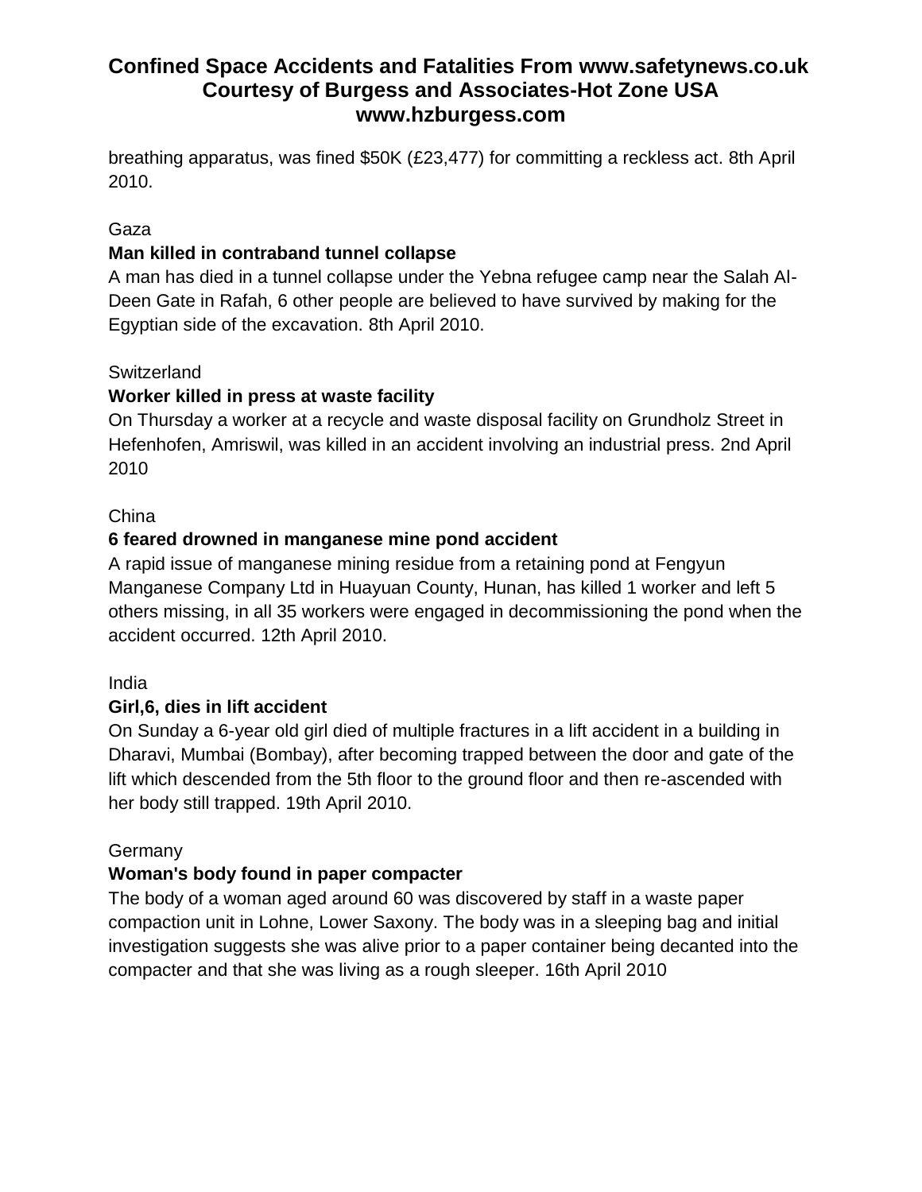breathing apparatus, was fined $50K (£23,477) for committing a reckless act. 8th April 2010.

Gaza

**Man killed in contraband tunnel collapse**

A man has died in a tunnel collapse under the Yebna refugee camp near the Salah Al-Deen Gate in Rafah, 6 other people are believed to have survived by making for the Egyptian side of the excavation. 8th April 2010.

Switzerland

**Worker killed in press at waste facility**

On Thursday a worker at a recycle and waste disposal facility on Grundholz Street in Hefenhofen, Amriswil, was killed in an accident involving an industrial press. 2nd April 2010

China

**6 feared drowned in manganese mine pond accident**

A rapid issue of manganese mining residue from a retaining pond at Fengyun Manganese Company Ltd in Huayuan County, Hunan, has killed 1 worker and left 5 others missing, in all 35 workers were engaged in decommissioning the pond when the accident occurred. 12th April 2010.

India

**Girl,6, dies in lift accident**

On Sunday a 6-year old girl died of multiple fractures in a lift accident in a building in Dharavi, Mumbai (Bombay), after becoming trapped between the door and gate of the lift which descended from the 5th floor to the ground floor and then re-ascended with her body still trapped. 19th April 2010.

Germany

**Woman's body found in paper compacter**

The body of a woman aged around 60 was discovered by staff in a waste paper compaction unit in Lohne, Lower Saxony. The body was in a sleeping bag and initial investigation suggests she was alive prior to a paper container being decanted into the compacter and that she was living as a rough sleeper. 16th April 2010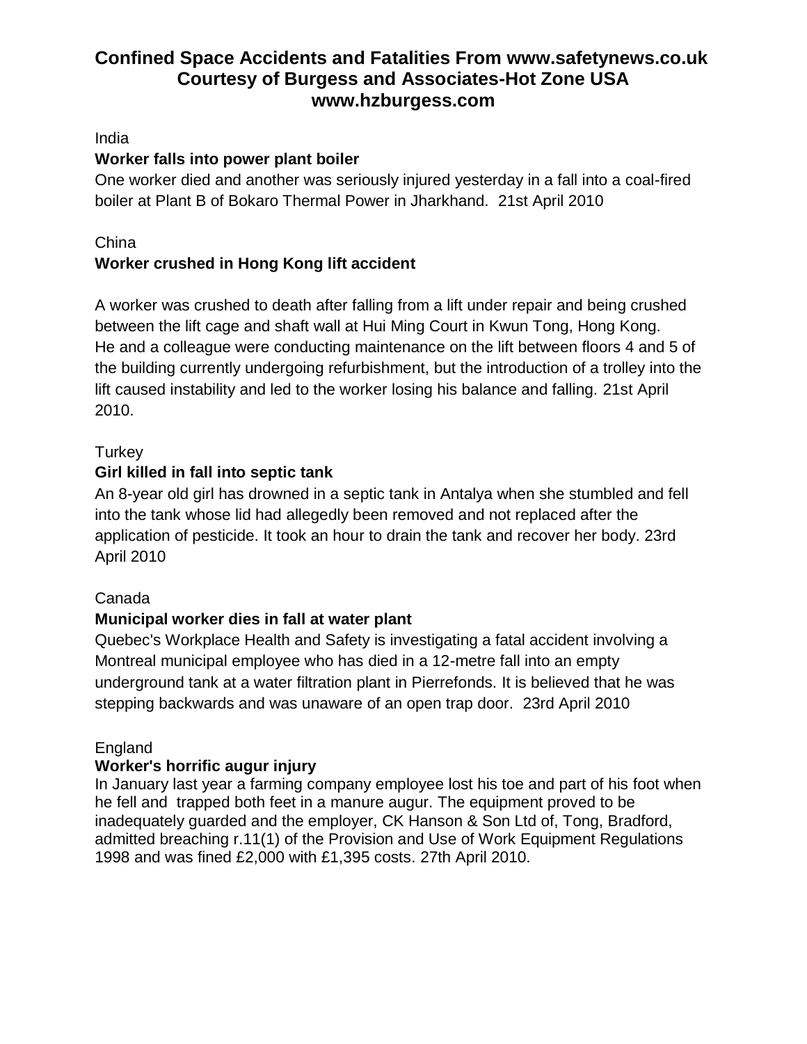# Confined Space Accidents and Fatalities From www.safetynews.co.uk Courtesy of Burgess and Associates-Hot Zone USA www.hzburgess.com

India

**Worker falls into power plant boiler**

One worker died and another was seriously injured yesterday in a fall into a coal-fired boiler at Plant B of Bokaro Thermal Power in Jharkhand. 21st April 2010

China

**Worker crushed in Hong Kong lift accident**

A worker was crushed to death after falling from a lift under repair and being crushed between the lift cage and shaft wall at Hui Ming Court in Kwun Tong, Hong Kong. He and a colleague were conducting maintenance on the lift between floors 4 and 5 of the building currently undergoing refurbishment, but the introduction of a trolley into the lift caused instability and led to the worker losing his balance and falling. 21st April 2010.

Turkey

**Girl killed in fall into septic tank**

An 8-year old girl has drowned in a septic tank in Antalya when she stumbled and fell into the tank whose lid had allegedly been removed and not replaced after the application of pesticide. It took an hour to drain the tank and recover her body. 23rd April 2010

Canada

**Municipal worker dies in fall at water plant**

Quebec's Workplace Health and Safety is investigating a fatal accident involving a Montreal municipal employee who has died in a 12-metre fall into an empty underground tank at a water filtration plant in Pierrefonds. It is believed that he was stepping backwards and was unaware of an open trap door. 23rd April 2010

England

**Worker's horrific augur injury**

In January last year a farming company employee lost his toe and part of his foot when he fell and trapped both feet in a manure augur. The equipment proved to be inadequately guarded and the employer, CK Hanson & Son Ltd of, Tong, Bradford, admitted breaching r.11(1) of the Provision and Use of Work Equipment Regulations 1998 and was fined £2,000 with £1,395 costs. 27th April 2010.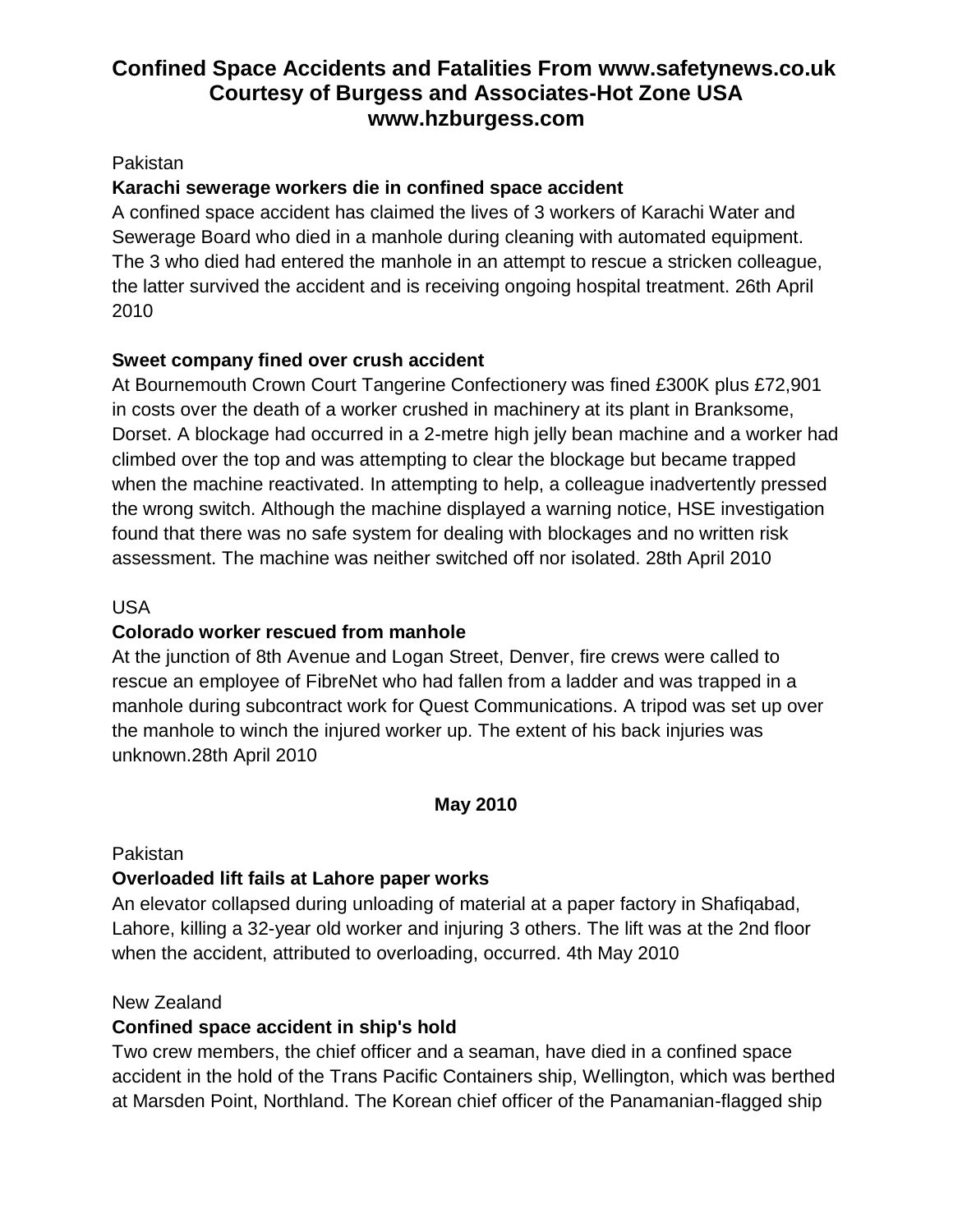# Confined Space Accidents and Fatalities From www.safetynews.co.uk Courtesy of Burgess and Associates-Hot Zone USA www.hzburgess.com

Pakistan

**Karachi sewerage workers die in confined space accident**

A confined space accident has claimed the lives of 3 workers of Karachi Water and Sewerage Board who died in a manhole during cleaning with automated equipment. The 3 who died had entered the manhole in an attempt to rescue a stricken colleague, the latter survived the accident and is receiving ongoing hospital treatment. 26th April 2010

**Sweet company fined over crush accident**

At Bournemouth Crown Court Tangerine Confectionery was fined £300K plus £72,901 in costs over the death of a worker crushed in machinery at its plant in Branksome, Dorset. A blockage had occurred in a 2-metre high jelly bean machine and a worker had climbed over the top and was attempting to clear the blockage but became trapped when the machine reactivated. In attempting to help, a colleague inadvertently pressed the wrong switch. Although the machine displayed a warning notice, HSE investigation found that there was no safe system for dealing with blockages and no written risk assessment. The machine was neither switched off nor isolated. 28th April 2010

USA

**Colorado worker rescued from manhole**

At the junction of 8th Avenue and Logan Street, Denver, fire crews were called to rescue an employee of FibreNet who had fallen from a ladder and was trapped in a manhole during subcontract work for Quest Communications. A tripod was set up over the manhole to winch the injured worker up. The extent of his back injuries was unknown.28th April 2010

**May 2010**

Pakistan

**Overloaded lift fails at Lahore paper works**

An elevator collapsed during unloading of material at a paper factory in Shafiqabad, Lahore, killing a 32-year old worker and injuring 3 others. The lift was at the 2nd floor when the accident, attributed to overloading, occurred. 4th May 2010

New Zealand

**Confined space accident in ship's hold**

Two crew members, the chief officer and a seaman, have died in a confined space accident in the hold of the Trans Pacific Containers ship, Wellington, which was berthed at Marsden Point, Northland. The Korean chief officer of the Panamanian-flagged ship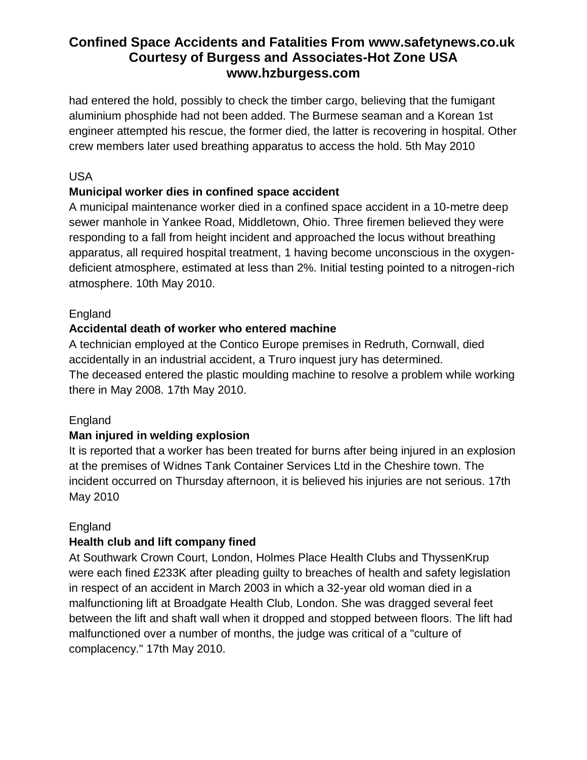had entered the hold, possibly to check the timber cargo, believing that the fumigant aluminium phosphide had not been added. The Burmese seaman and a Korean 1st engineer attempted his rescue, the former died, the latter is recovering in hospital. Other crew members later used breathing apparatus to access the hold. 5th May 2010

USA

**Municipal worker dies in confined space accident**

A municipal maintenance worker died in a confined space accident in a 10-metre deep sewer manhole in Yankee Road, Middletown, Ohio. Three firemen believed they were responding to a fall from height incident and approached the locus without breathing apparatus, all required hospital treatment, 1 having become unconscious in the oxygen-deficient atmosphere, estimated at less than 2%. Initial testing pointed to a nitrogen-rich atmosphere. 10th May 2010.

England

**Accidental death of worker who entered machine**

A technician employed at the Contico Europe premises in Redruth, Cornwall, died accidentally in an industrial accident, a Truro inquest jury has determined.
The deceased entered the plastic moulding machine to resolve a problem while working there in May 2008. 17th May 2010.

England

**Man injured in welding explosion**

It is reported that a worker has been treated for burns after being injured in an explosion at the premises of Widnes Tank Container Services Ltd in the Cheshire town. The incident occurred on Thursday afternoon, it is believed his injuries are not serious. 17th May 2010

England

**Health club and lift company fined**

At Southwark Crown Court, London, Holmes Place Health Clubs and ThyssenKrup were each fined £233K after pleading guilty to breaches of health and safety legislation in respect of an accident in March 2003 in which a 32-year old woman died in a malfunctioning lift at Broadgate Health Club, London. She was dragged several feet between the lift and shaft wall when it dropped and stopped between floors. The lift had malfunctioned over a number of months, the judge was critical of a "culture of complacency." 17th May 2010.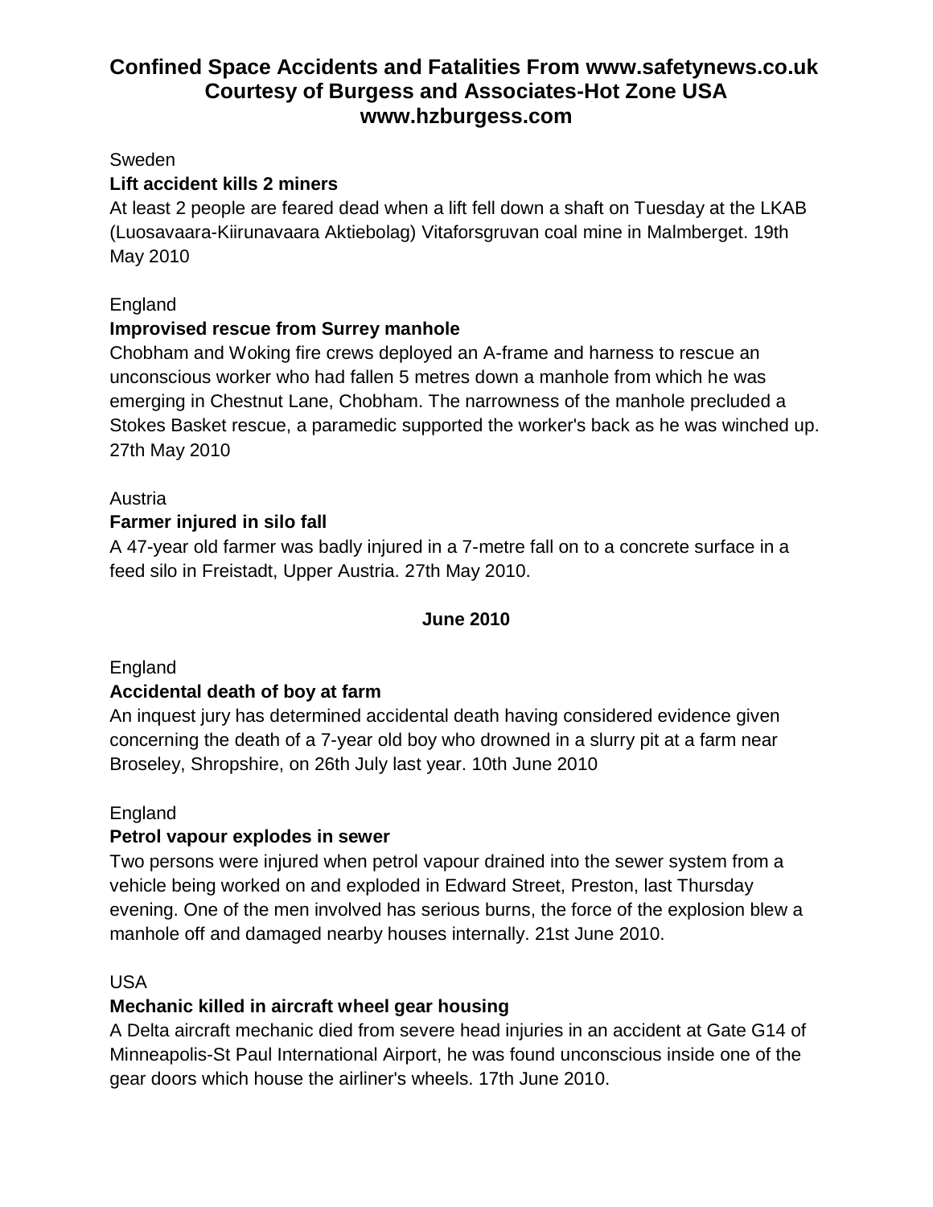# Confined Space Accidents and Fatalities From www.safetynews.co.uk Courtesy of Burgess and Associates-Hot Zone USA www.hzburgess.com

Sweden

**Lift accident kills 2 miners**

At least 2 people are feared dead when a lift fell down a shaft on Tuesday at the LKAB (Luosavaara-Kiirunavaara Aktiebolag) Vitaforsgruvan coal mine in Malmberget. 19th May 2010

England

**Improvised rescue from Surrey manhole**

Chobham and Woking fire crews deployed an A-frame and harness to rescue an unconscious worker who had fallen 5 metres down a manhole from which he was emerging in Chestnut Lane, Chobham. The narrowness of the manhole precluded a Stokes Basket rescue, a paramedic supported the worker's back as he was winched up. 27th May 2010

Austria

**Farmer injured in silo fall**

A 47-year old farmer was badly injured in a 7-metre fall on to a concrete surface in a feed silo in Freistadt, Upper Austria. 27th May 2010.

**June 2010**

England

**Accidental death of boy at farm**

An inquest jury has determined accidental death having considered evidence given concerning the death of a 7-year old boy who drowned in a slurry pit at a farm near Broseley, Shropshire, on 26th July last year. 10th June 2010

England

**Petrol vapour explodes in sewer**

Two persons were injured when petrol vapour drained into the sewer system from a vehicle being worked on and exploded in Edward Street, Preston, last Thursday evening. One of the men involved has serious burns, the force of the explosion blew a manhole off and damaged nearby houses internally. 21st June 2010.

USA

**Mechanic killed in aircraft wheel gear housing**

A Delta aircraft mechanic died from severe head injuries in an accident at Gate G14 of Minneapolis-St Paul International Airport, he was found unconscious inside one of the gear doors which house the airliner's wheels. 17th June 2010.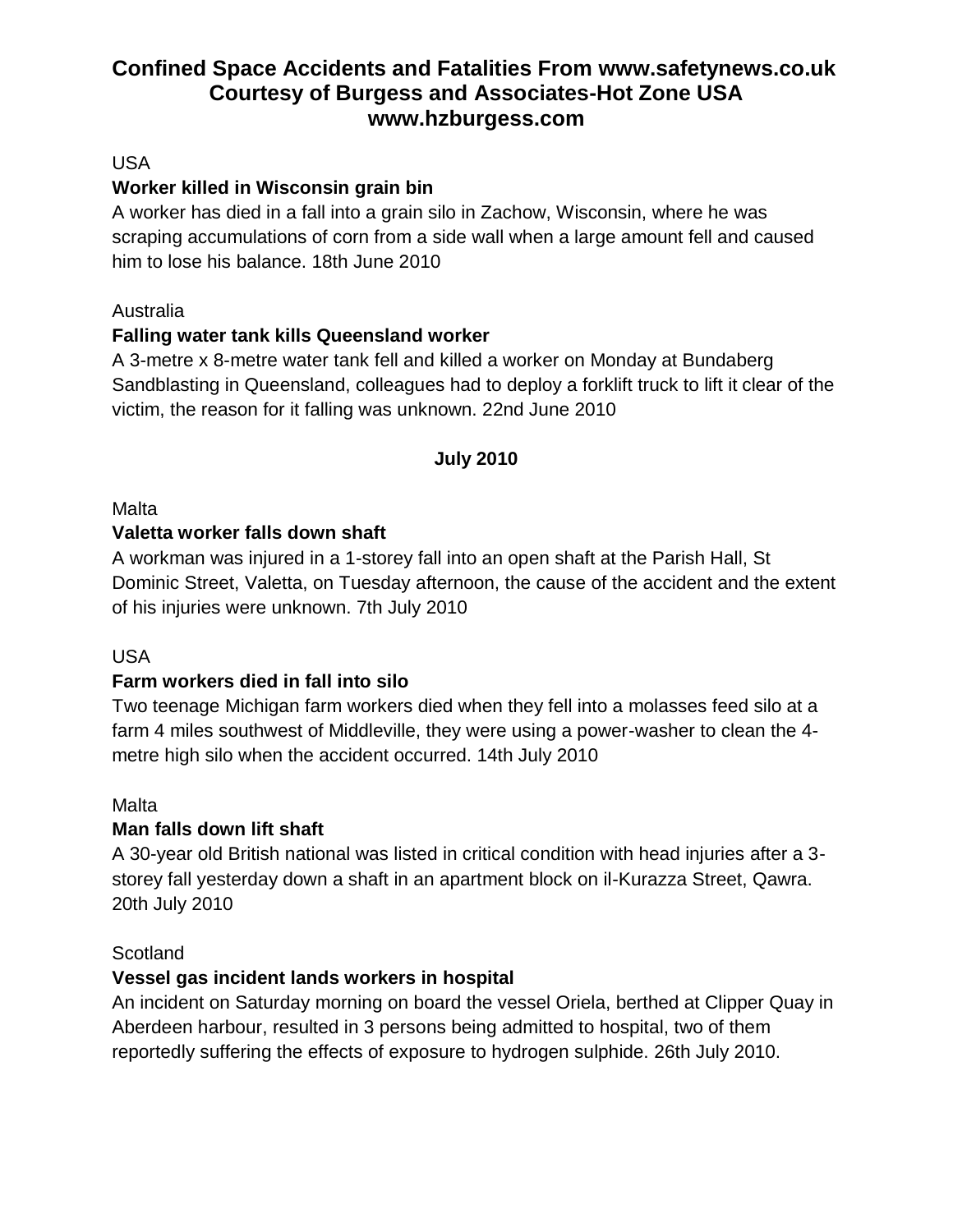# Confined Space Accidents and Fatalities From www.safetynews.co.uk Courtesy of Burgess and Associates-Hot Zone USA www.hzburgess.com

USA

**Worker killed in Wisconsin grain bin**

A worker has died in a fall into a grain silo in Zachow, Wisconsin, where he was scraping accumulations of corn from a side wall when a large amount fell and caused him to lose his balance. 18th June 2010

Australia

**Falling water tank kills Queensland worker**

A 3-metre x 8-metre water tank fell and killed a worker on Monday at Bundaberg Sandblasting in Queensland, colleagues had to deploy a forklift truck to lift it clear of the victim, the reason for it falling was unknown. 22nd June 2010

**July 2010**

Malta

**Valetta worker falls down shaft**

A workman was injured in a 1-storey fall into an open shaft at the Parish Hall, St Dominic Street, Valetta, on Tuesday afternoon, the cause of the accident and the extent of his injuries were unknown. 7th July 2010

USA

**Farm workers died in fall into silo**

Two teenage Michigan farm workers died when they fell into a molasses feed silo at a farm 4 miles southwest of Middleville, they were using a power-washer to clean the 4-metre high silo when the accident occurred. 14th July 2010

Malta

**Man falls down lift shaft**

A 30-year old British national was listed in critical condition with head injuries after a 3-storey fall yesterday down a shaft in an apartment block on il-Kurazza Street, Qawra. 20th July 2010

Scotland

**Vessel gas incident lands workers in hospital**

An incident on Saturday morning on board the vessel Oriela, berthed at Clipper Quay in Aberdeen harbour, resulted in 3 persons being admitted to hospital, two of them reportedly suffering the effects of exposure to hydrogen sulphide. 26th July 2010.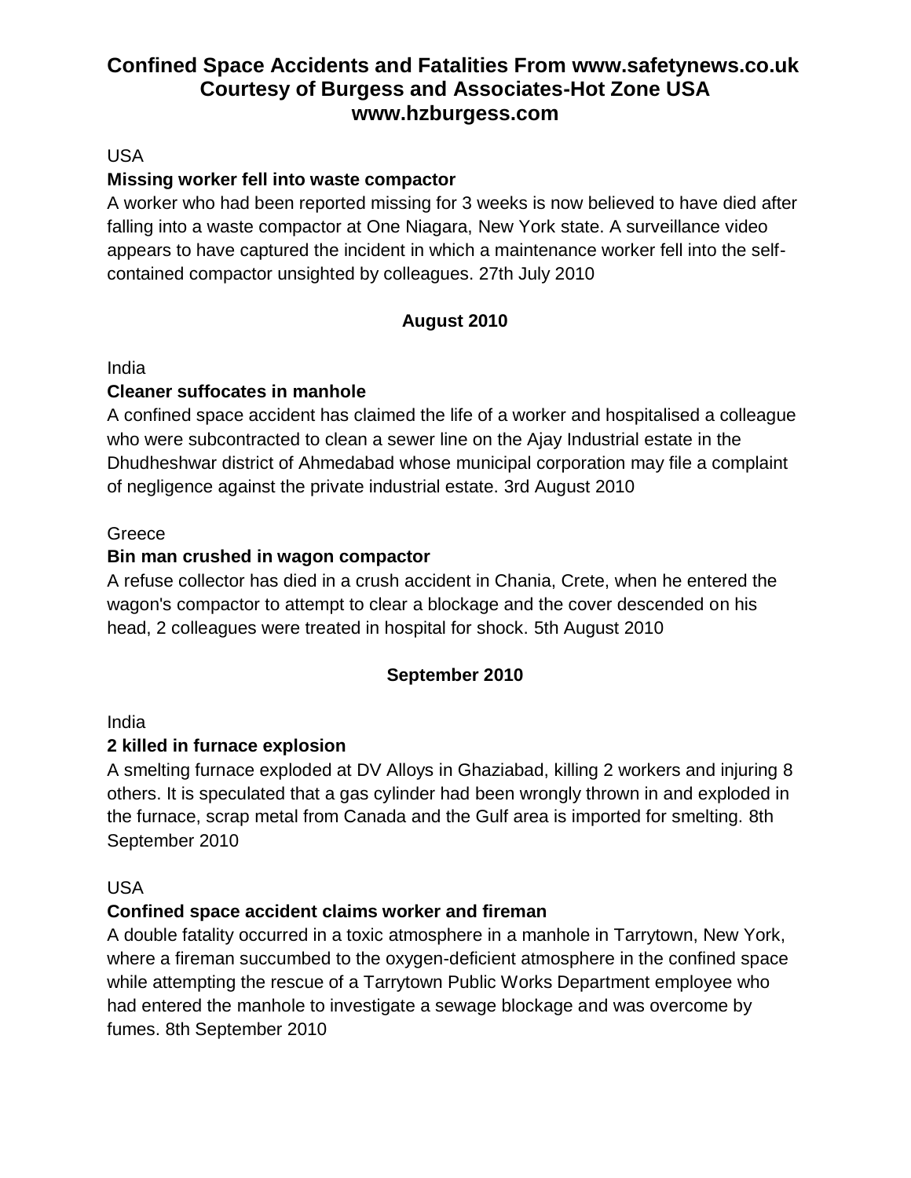# Confined Space Accidents and Fatalities From www.safetynews.co.uk Courtesy of Burgess and Associates-Hot Zone USA www.hzburgess.com

USA

**Missing worker fell into waste compactor**

A worker who had been reported missing for 3 weeks is now believed to have died after falling into a waste compactor at One Niagara, New York state. A surveillance video appears to have captured the incident in which a maintenance worker fell into the self-contained compactor unsighted by colleagues. 27th July 2010

## August 2010

India

**Cleaner suffocates in manhole**

A confined space accident has claimed the life of a worker and hospitalised a colleague who were subcontracted to clean a sewer line on the Ajay Industrial estate in the Dhudheshwar district of Ahmedabad whose municipal corporation may file a complaint of negligence against the private industrial estate. 3rd August 2010

Greece

**Bin man crushed in wagon compactor**

A refuse collector has died in a crush accident in Chania, Crete, when he entered the wagon's compactor to attempt to clear a blockage and the cover descended on his head, 2 colleagues were treated in hospital for shock. 5th August 2010

## September 2010

India

**2 killed in furnace explosion**

A smelting furnace exploded at DV Alloys in Ghaziabad, killing 2 workers and injuring 8 others. It is speculated that a gas cylinder had been wrongly thrown in and exploded in the furnace, scrap metal from Canada and the Gulf area is imported for smelting. 8th September 2010

USA

**Confined space accident claims worker and fireman**

A double fatality occurred in a toxic atmosphere in a manhole in Tarrytown, New York, where a fireman succumbed to the oxygen-deficient atmosphere in the confined space while attempting the rescue of a Tarrytown Public Works Department employee who had entered the manhole to investigate a sewage blockage and was overcome by fumes. 8th September 2010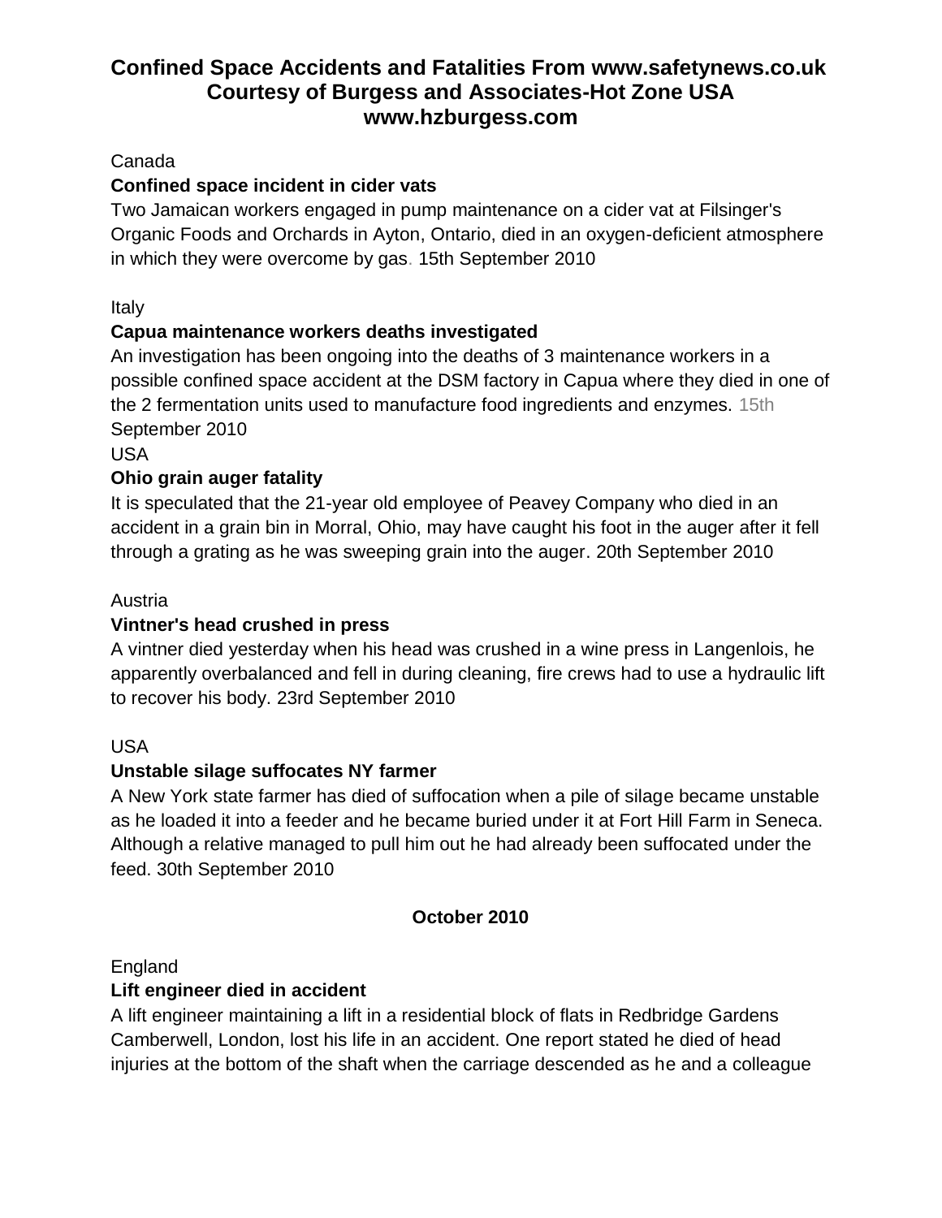# Confined Space Accidents and Fatalities From www.safetynews.co.uk Courtesy of Burgess and Associates-Hot Zone USA www.hzburgess.com

Canada

**Confined space incident in cider vats**

Two Jamaican workers engaged in pump maintenance on a cider vat at Filsinger's Organic Foods and Orchards in Ayton, Ontario, died in an oxygen-deficient atmosphere in which they were overcome by gas. 15th September 2010

Italy

**Capua maintenance workers deaths investigated**

An investigation has been ongoing into the deaths of 3 maintenance workers in a possible confined space accident at the DSM factory in Capua where they died in one of the 2 fermentation units used to manufacture food ingredients and enzymes. 15th September 2010

USA

**Ohio grain auger fatality**

It is speculated that the 21-year old employee of Peavey Company who died in an accident in a grain bin in Morral, Ohio, may have caught his foot in the auger after it fell through a grating as he was sweeping grain into the auger. 20th September 2010

Austria

**Vintner's head crushed in press**

A vintner died yesterday when his head was crushed in a wine press in Langenlois, he apparently overbalanced and fell in during cleaning, fire crews had to use a hydraulic lift to recover his body. 23rd September 2010

USA

**Unstable silage suffocates NY farmer**

A New York state farmer has died of suffocation when a pile of silage became unstable as he loaded it into a feeder and he became buried under it at Fort Hill Farm in Seneca. Although a relative managed to pull him out he had already been suffocated under the feed. 30th September 2010

**October 2010**

England

**Lift engineer died in accident**

A lift engineer maintaining a lift in a residential block of flats in Redbridge Gardens Camberwell, London, lost his life in an accident. One report stated he died of head injuries at the bottom of the shaft when the carriage descended as he and a colleague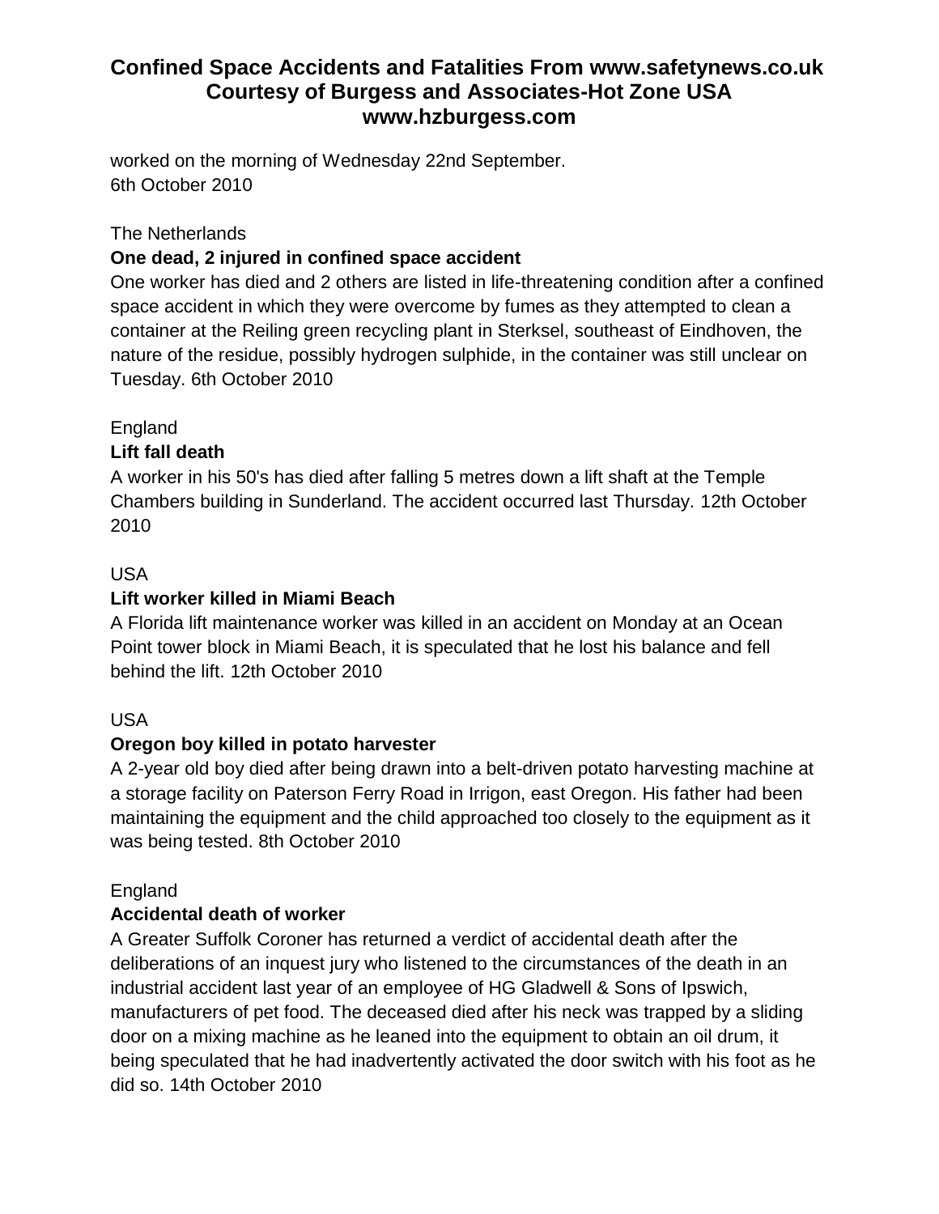worked on the morning of Wednesday 22nd September.
6th October 2010

The Netherlands

**One dead, 2 injured in confined space accident**

One worker has died and 2 others are listed in life-threatening condition after a confined space accident in which they were overcome by fumes as they attempted to clean a container at the Reiling green recycling plant in Sterksel, southeast of Eindhoven, the nature of the residue, possibly hydrogen sulphide, in the container was still unclear on Tuesday. 6th October 2010

England

**Lift fall death**

A worker in his 50's has died after falling 5 metres down a lift shaft at the Temple Chambers building in Sunderland. The accident occurred last Thursday. 12th October 2010

USA

**Lift worker killed in Miami Beach**

A Florida lift maintenance worker was killed in an accident on Monday at an Ocean Point tower block in Miami Beach, it is speculated that he lost his balance and fell behind the lift. 12th October 2010

USA

**Oregon boy killed in potato harvester**

A 2-year old boy died after being drawn into a belt-driven potato harvesting machine at a storage facility on Paterson Ferry Road in Irrigon, east Oregon. His father had been maintaining the equipment and the child approached too closely to the equipment as it was being tested. 8th October 2010

England

**Accidental death of worker**

A Greater Suffolk Coroner has returned a verdict of accidental death after the deliberations of an inquest jury who listened to the circumstances of the death in an industrial accident last year of an employee of HG Gladwell & Sons of Ipswich, manufacturers of pet food. The deceased died after his neck was trapped by a sliding door on a mixing machine as he leaned into the equipment to obtain an oil drum, it being speculated that he had inadvertently activated the door switch with his foot as he did so. 14th October 2010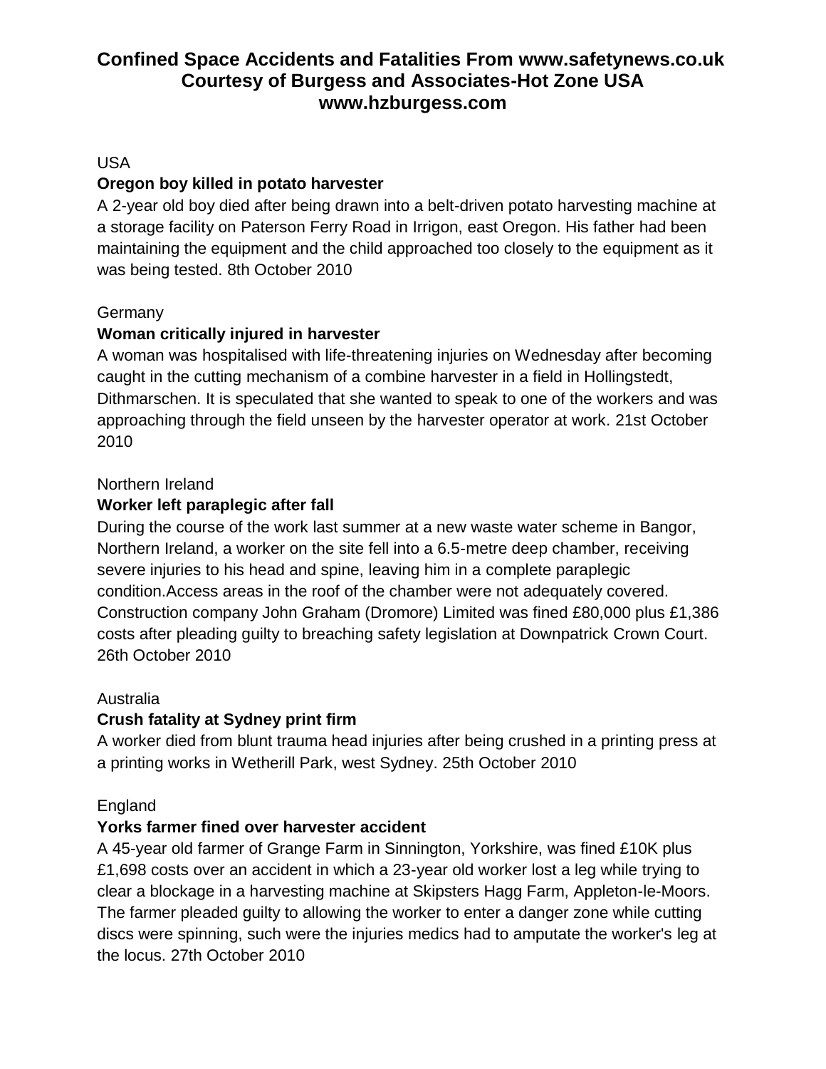# Confined Space Accidents and Fatalities From www.safetynews.co.uk Courtesy of Burgess and Associates-Hot Zone USA www.hzburgess.com

USA

**Oregon boy killed in potato harvester**

A 2-year old boy died after being drawn into a belt-driven potato harvesting machine at a storage facility on Paterson Ferry Road in Irrigon, east Oregon. His father had been maintaining the equipment and the child approached too closely to the equipment as it was being tested. 8th October 2010

Germany

**Woman critically injured in harvester**

A woman was hospitalised with life-threatening injuries on Wednesday after becoming caught in the cutting mechanism of a combine harvester in a field in Hollingstedt, Dithmarschen. It is speculated that she wanted to speak to one of the workers and was approaching through the field unseen by the harvester operator at work. 21st October 2010

Northern Ireland

**Worker left paraplegic after fall**

During the course of the work last summer at a new waste water scheme in Bangor, Northern Ireland, a worker on the site fell into a 6.5-metre deep chamber, receiving severe injuries to his head and spine, leaving him in a complete paraplegic condition.Access areas in the roof of the chamber were not adequately covered. Construction company John Graham (Dromore) Limited was fined £80,000 plus £1,386 costs after pleading guilty to breaching safety legislation at Downpatrick Crown Court. 26th October 2010

Australia

**Crush fatality at Sydney print firm**

A worker died from blunt trauma head injuries after being crushed in a printing press at a printing works in Wetherill Park, west Sydney. 25th October 2010

England

**Yorks farmer fined over harvester accident**

A 45-year old farmer of Grange Farm in Sinnington, Yorkshire, was fined £10K plus £1,698 costs over an accident in which a 23-year old worker lost a leg while trying to clear a blockage in a harvesting machine at Skipsters Hagg Farm, Appleton-le-Moors. The farmer pleaded guilty to allowing the worker to enter a danger zone while cutting discs were spinning, such were the injuries medics had to amputate the worker's leg at the locus. 27th October 2010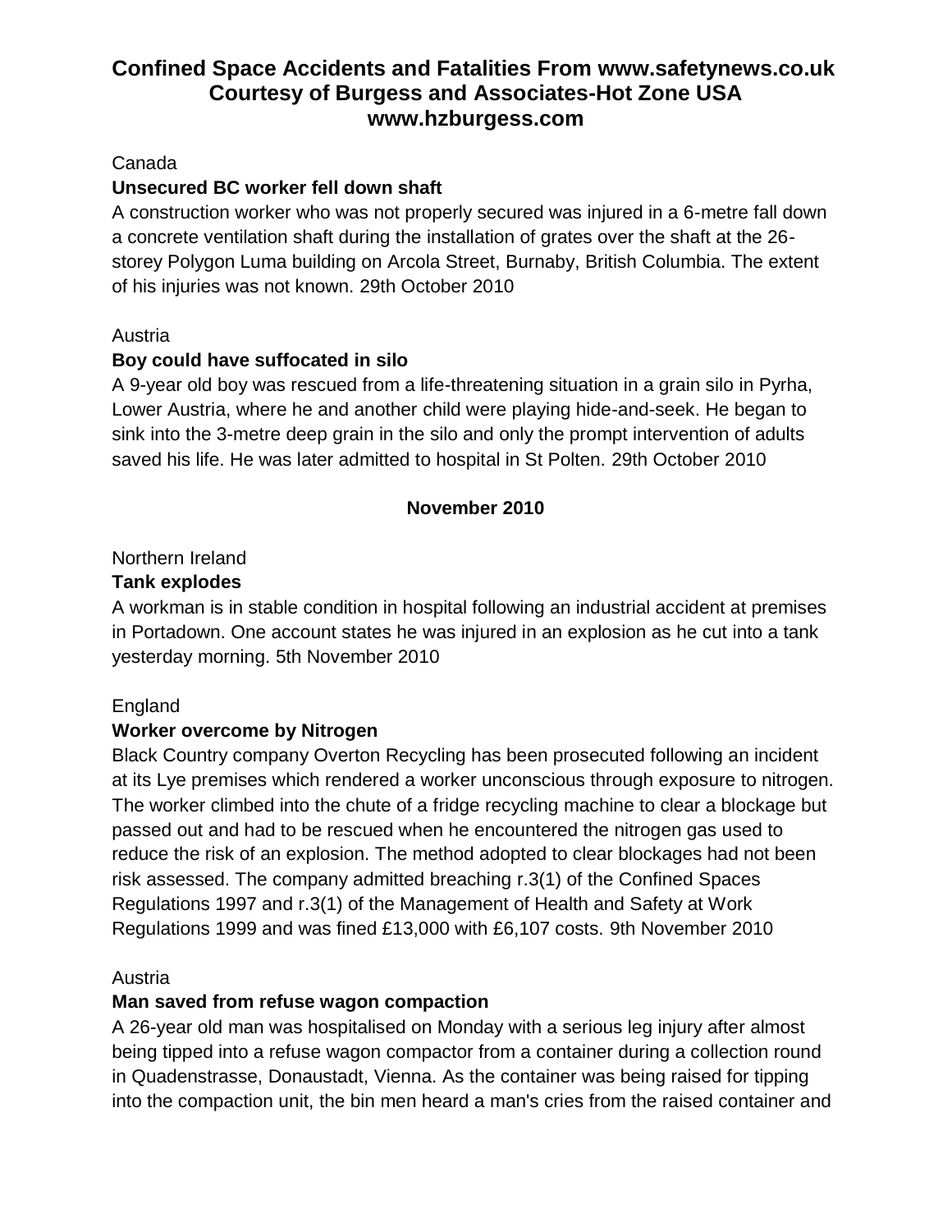# Confined Space Accidents and Fatalities From www.safetynews.co.uk Courtesy of Burgess and Associates-Hot Zone USA www.hzburgess.com

Canada

**Unsecured BC worker fell down shaft**

A construction worker who was not properly secured was injured in a 6-metre fall down a concrete ventilation shaft during the installation of grates over the shaft at the 26-storey Polygon Luma building on Arcola Street, Burnaby, British Columbia. The extent of his injuries was not known. 29th October 2010

Austria

**Boy could have suffocated in silo**

A 9-year old boy was rescued from a life-threatening situation in a grain silo in Pyrha, Lower Austria, where he and another child were playing hide-and-seek. He began to sink into the 3-metre deep grain in the silo and only the prompt intervention of adults saved his life. He was later admitted to hospital in St Polten. 29th October 2010

**November 2010**

Northern Ireland

**Tank explodes**

A workman is in stable condition in hospital following an industrial accident at premises in Portadown. One account states he was injured in an explosion as he cut into a tank yesterday morning. 5th November 2010

England

**Worker overcome by Nitrogen**

Black Country company Overton Recycling has been prosecuted following an incident at its Lye premises which rendered a worker unconscious through exposure to nitrogen. The worker climbed into the chute of a fridge recycling machine to clear a blockage but passed out and had to be rescued when he encountered the nitrogen gas used to reduce the risk of an explosion. The method adopted to clear blockages had not been risk assessed. The company admitted breaching r.3(1) of the Confined Spaces Regulations 1997 and r.3(1) of the Management of Health and Safety at Work Regulations 1999 and was fined £13,000 with £6,107 costs. 9th November 2010

Austria

**Man saved from refuse wagon compaction**

A 26-year old man was hospitalised on Monday with a serious leg injury after almost being tipped into a refuse wagon compactor from a container during a collection round in Quadenstrasse, Donaustadt, Vienna. As the container was being raised for tipping into the compaction unit, the bin men heard a man's cries from the raised container and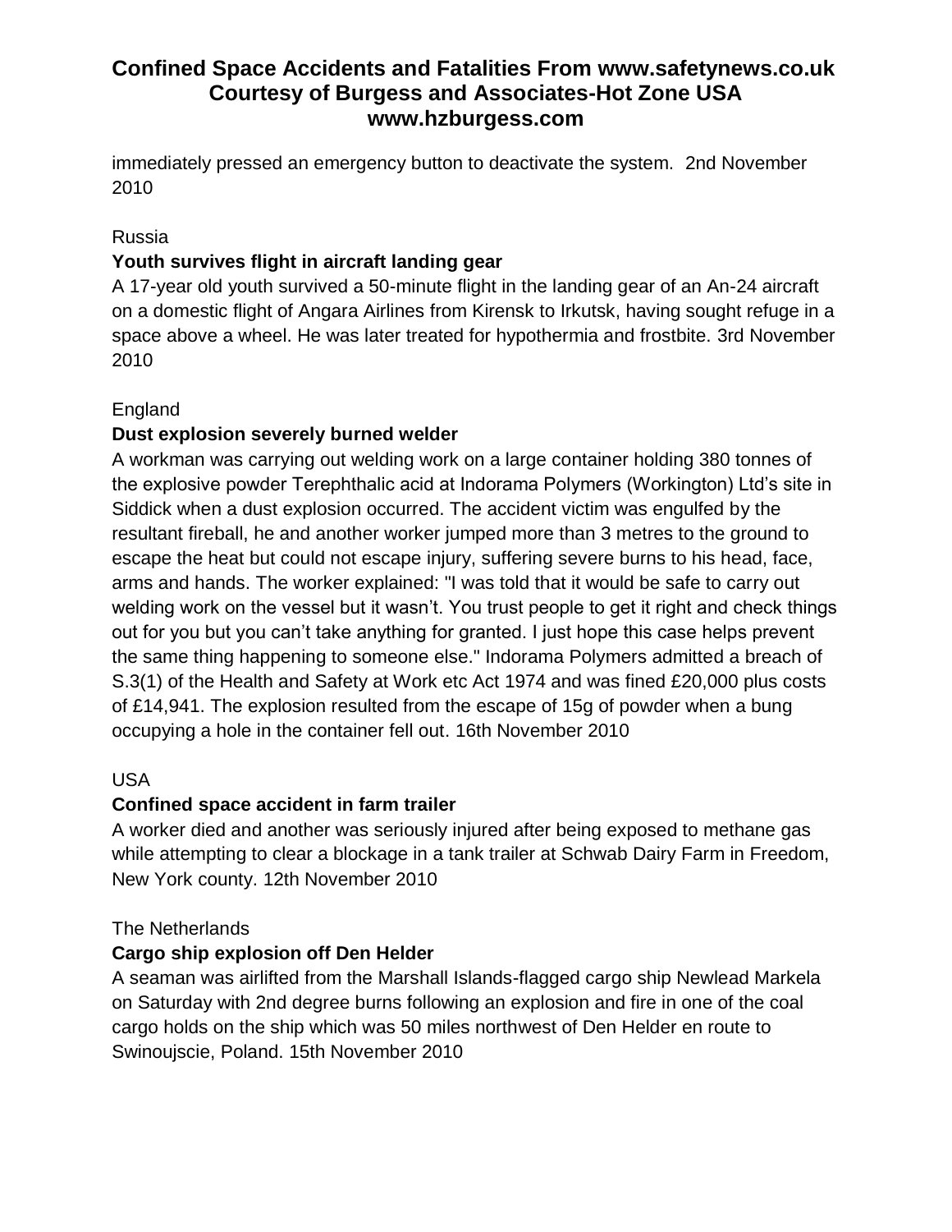immediately pressed an emergency button to deactivate the system. 2nd November 2010

Russia

**Youth survives flight in aircraft landing gear**

A 17-year old youth survived a 50-minute flight in the landing gear of an An-24 aircraft on a domestic flight of Angara Airlines from Kirensk to Irkutsk, having sought refuge in a space above a wheel. He was later treated for hypothermia and frostbite. 3rd November 2010

England

**Dust explosion severely burned welder**

A workman was carrying out welding work on a large container holding 380 tonnes of the explosive powder Terephthalic acid at Indorama Polymers (Workington) Ltd's site in Siddick when a dust explosion occurred. The accident victim was engulfed by the resultant fireball, he and another worker jumped more than 3 metres to the ground to escape the heat but could not escape injury, suffering severe burns to his head, face, arms and hands. The worker explained: "I was told that it would be safe to carry out welding work on the vessel but it wasn't. You trust people to get it right and check things out for you but you can't take anything for granted. I just hope this case helps prevent the same thing happening to someone else." Indorama Polymers admitted a breach of S.3(1) of the Health and Safety at Work etc Act 1974 and was fined £20,000 plus costs of £14,941. The explosion resulted from the escape of 15g of powder when a bung occupying a hole in the container fell out. 16th November 2010

USA

**Confined space accident in farm trailer**

A worker died and another was seriously injured after being exposed to methane gas while attempting to clear a blockage in a tank trailer at Schwab Dairy Farm in Freedom, New York county. 12th November 2010

The Netherlands

**Cargo ship explosion off Den Helder**

A seaman was airlifted from the Marshall Islands-flagged cargo ship Newlead Markela on Saturday with 2nd degree burns following an explosion and fire in one of the coal cargo holds on the ship which was 50 miles northwest of Den Helder en route to Swinoujscie, Poland. 15th November 2010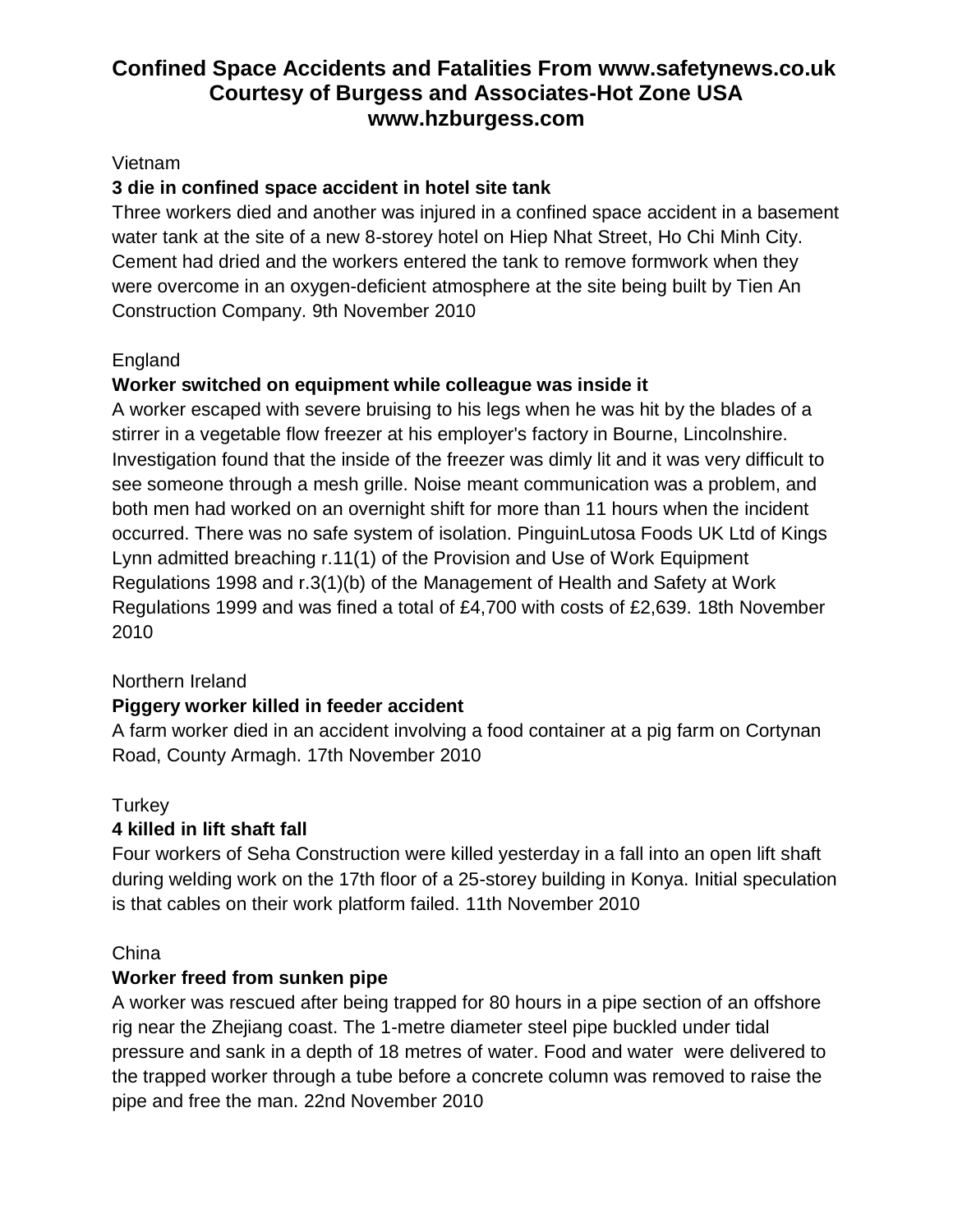# Confined Space Accidents and Fatalities From www.safetynews.co.uk Courtesy of Burgess and Associates-Hot Zone USA www.hzburgess.com

Vietnam

**3 die in confined space accident in hotel site tank**

Three workers died and another was injured in a confined space accident in a basement water tank at the site of a new 8-storey hotel on Hiep Nhat Street, Ho Chi Minh City. Cement had dried and the workers entered the tank to remove formwork when they were overcome in an oxygen-deficient atmosphere at the site being built by Tien An Construction Company. 9th November 2010

England

**Worker switched on equipment while colleague was inside it**

A worker escaped with severe bruising to his legs when he was hit by the blades of a stirrer in a vegetable flow freezer at his employer's factory in Bourne, Lincolnshire. Investigation found that the inside of the freezer was dimly lit and it was very difficult to see someone through a mesh grille. Noise meant communication was a problem, and both men had worked on an overnight shift for more than 11 hours when the incident occurred. There was no safe system of isolation. PinguinLutosa Foods UK Ltd of Kings Lynn admitted breaching r.11(1) of the Provision and Use of Work Equipment Regulations 1998 and r.3(1)(b) of the Management of Health and Safety at Work Regulations 1999 and was fined a total of £4,700 with costs of £2,639. 18th November 2010

Northern Ireland

**Piggery worker killed in feeder accident**

A farm worker died in an accident involving a food container at a pig farm on Cortynan Road, County Armagh. 17th November 2010

Turkey

**4 killed in lift shaft fall**

Four workers of Seha Construction were killed yesterday in a fall into an open lift shaft during welding work on the 17th floor of a 25-storey building in Konya. Initial speculation is that cables on their work platform failed. 11th November 2010

China

**Worker freed from sunken pipe**

A worker was rescued after being trapped for 80 hours in a pipe section of an offshore rig near the Zhejiang coast. The 1-metre diameter steel pipe buckled under tidal pressure and sank in a depth of 18 metres of water. Food and water were delivered to the trapped worker through a tube before a concrete column was removed to raise the pipe and free the man. 22nd November 2010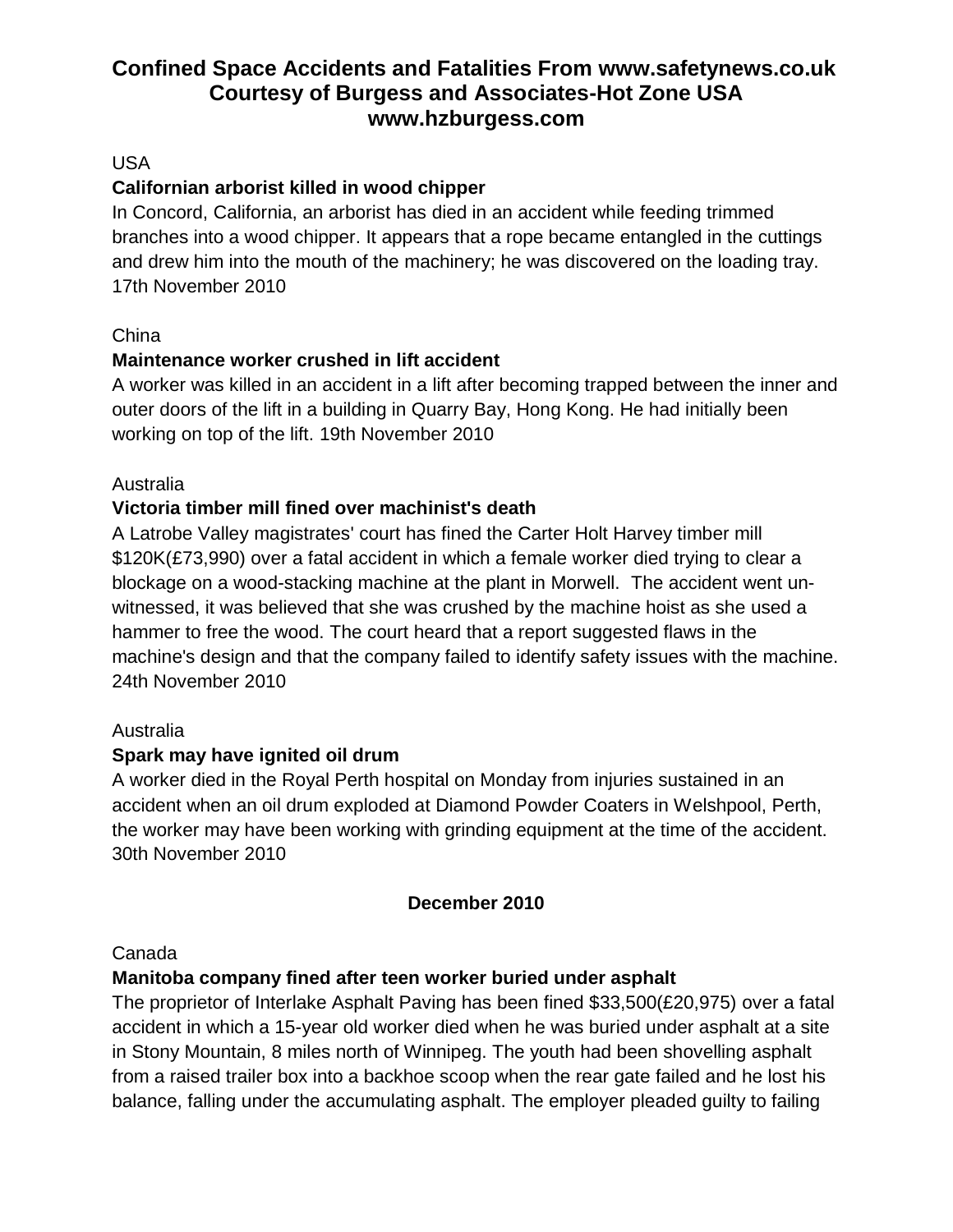# Confined Space Accidents and Fatalities From www.safetynews.co.uk Courtesy of Burgess and Associates-Hot Zone USA www.hzburgess.com

USA

**Californian arborist killed in wood chipper**

In Concord, California, an arborist has died in an accident while feeding trimmed branches into a wood chipper. It appears that a rope became entangled in the cuttings and drew him into the mouth of the machinery; he was discovered on the loading tray. 17th November 2010

China

**Maintenance worker crushed in lift accident**

A worker was killed in an accident in a lift after becoming trapped between the inner and outer doors of the lift in a building in Quarry Bay, Hong Kong. He had initially been working on top of the lift. 19th November 2010

Australia

**Victoria timber mill fined over machinist's death**

A Latrobe Valley magistrates' court has fined the Carter Holt Harvey timber mill $120K(£73,990) over a fatal accident in which a female worker died trying to clear a blockage on a wood-stacking machine at the plant in Morwell. The accident went un-witnessed, it was believed that she was crushed by the machine hoist as she used a hammer to free the wood. The court heard that a report suggested flaws in the machine's design and that the company failed to identify safety issues with the machine. 24th November 2010

Australia

**Spark may have ignited oil drum**

A worker died in the Royal Perth hospital on Monday from injuries sustained in an accident when an oil drum exploded at Diamond Powder Coaters in Welshpool, Perth, the worker may have been working with grinding equipment at the time of the accident. 30th November 2010

**December 2010**

Canada

**Manitoba company fined after teen worker buried under asphalt**

The proprietor of Interlake Asphalt Paving has been fined $33,500(£20,975) over a fatal accident in which a 15-year old worker died when he was buried under asphalt at a site in Stony Mountain, 8 miles north of Winnipeg. The youth had been shovelling asphalt from a raised trailer box into a backhoe scoop when the rear gate failed and he lost his balance, falling under the accumulating asphalt. The employer pleaded guilty to failing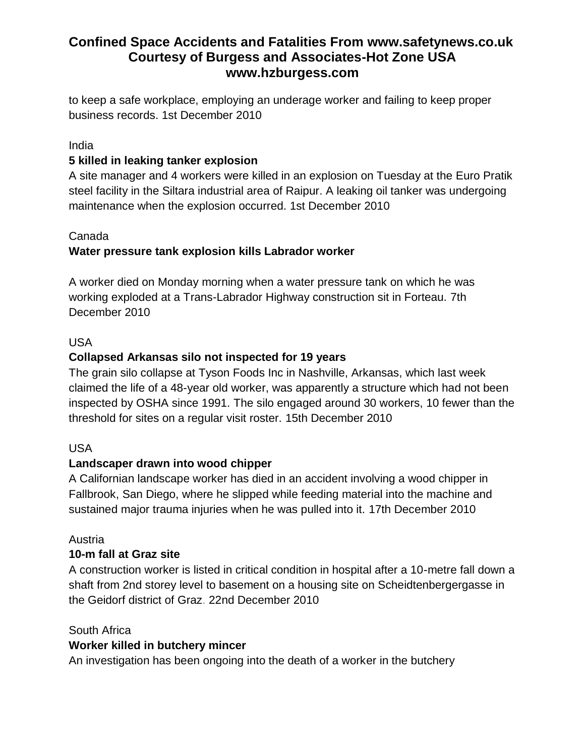to keep a safe workplace, employing an underage worker and failing to keep proper business records. 1st December 2010

India

**5 killed in leaking tanker explosion**

A site manager and 4 workers were killed in an explosion on Tuesday at the Euro Pratik steel facility in the Siltara industrial area of Raipur. A leaking oil tanker was undergoing maintenance when the explosion occurred. 1st December 2010

Canada

**Water pressure tank explosion kills Labrador worker**

A worker died on Monday morning when a water pressure tank on which he was working exploded at a Trans-Labrador Highway construction sit in Forteau. 7th December 2010

USA

**Collapsed Arkansas silo not inspected for 19 years**

The grain silo collapse at Tyson Foods Inc in Nashville, Arkansas, which last week claimed the life of a 48-year old worker, was apparently a structure which had not been inspected by OSHA since 1991. The silo engaged around 30 workers, 10 fewer than the threshold for sites on a regular visit roster. 15th December 2010

USA

**Landscaper drawn into wood chipper**

A Californian landscape worker has died in an accident involving a wood chipper in Fallbrook, San Diego, where he slipped while feeding material into the machine and sustained major trauma injuries when he was pulled into it. 17th December 2010

Austria

**10-m fall at Graz site**

A construction worker is listed in critical condition in hospital after a 10-metre fall down a shaft from 2nd storey level to basement on a housing site on Scheidtenbergergasse in the Geidorf district of Graz. 22nd December 2010

South Africa

**Worker killed in butchery mincer**

An investigation has been ongoing into the death of a worker in the butchery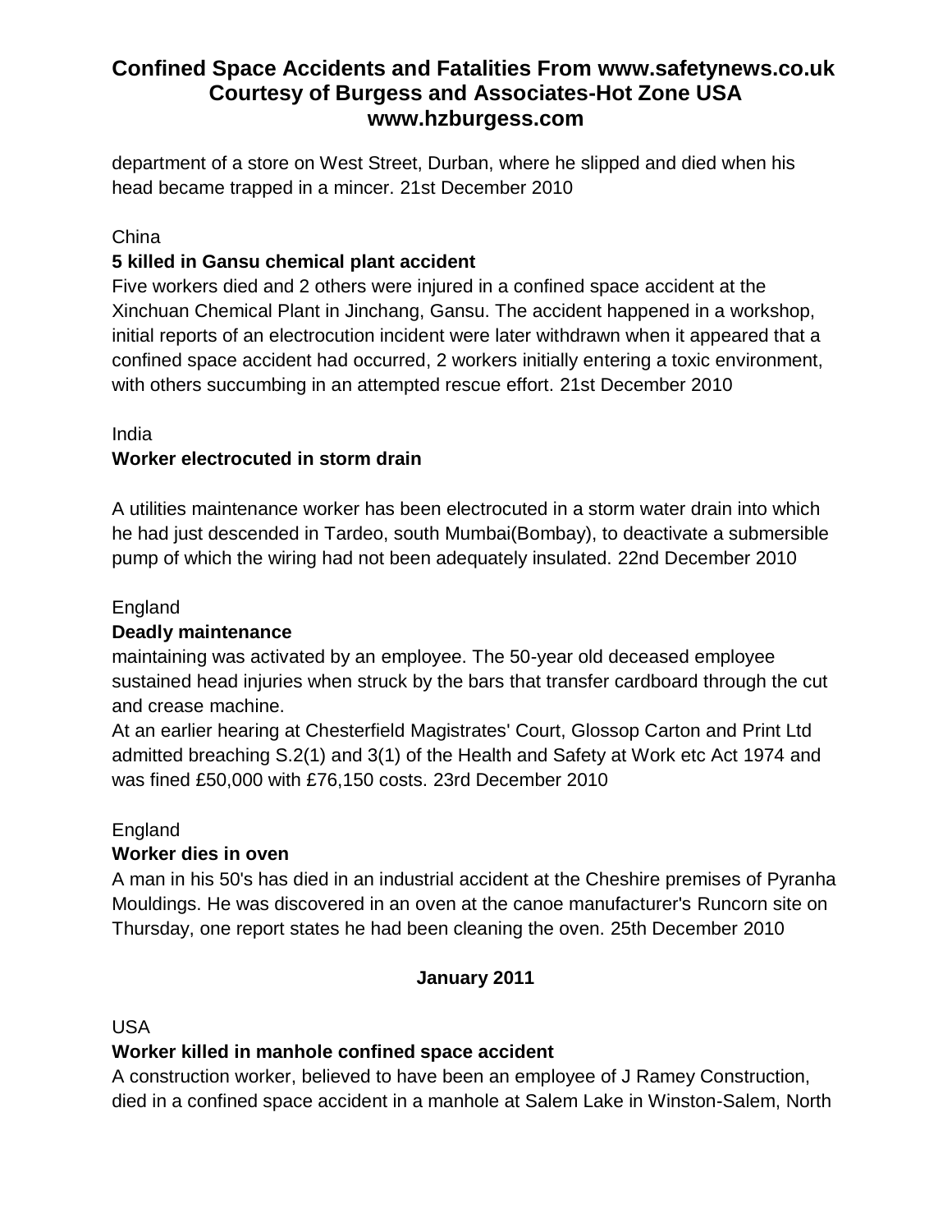department of a store on West Street, Durban, where he slipped and died when his head became trapped in a mincer. 21st December 2010

China

**5 killed in Gansu chemical plant accident**

Five workers died and 2 others were injured in a confined space accident at the Xinchuan Chemical Plant in Jinchang, Gansu. The accident happened in a workshop, initial reports of an electrocution incident were later withdrawn when it appeared that a confined space accident had occurred, 2 workers initially entering a toxic environment, with others succumbing in an attempted rescue effort. 21st December 2010

India

**Worker electrocuted in storm drain**

A utilities maintenance worker has been electrocuted in a storm water drain into which he had just descended in Tardeo, south Mumbai(Bombay), to deactivate a submersible pump of which the wiring had not been adequately insulated. 22nd December 2010

England

**Deadly maintenance**

maintaining was activated by an employee. The 50-year old deceased employee sustained head injuries when struck by the bars that transfer cardboard through the cut and crease machine.

At an earlier hearing at Chesterfield Magistrates' Court, Glossop Carton and Print Ltd admitted breaching S.2(1) and 3(1) of the Health and Safety at Work etc Act 1974 and was fined £50,000 with £76,150 costs. 23rd December 2010

England

**Worker dies in oven**

A man in his 50's has died in an industrial accident at the Cheshire premises of Pyranha Mouldings. He was discovered in an oven at the canoe manufacturer's Runcorn site on Thursday, one report states he had been cleaning the oven. 25th December 2010

**January 2011**

USA

**Worker killed in manhole confined space accident**

A construction worker, believed to have been an employee of J Ramey Construction, died in a confined space accident in a manhole at Salem Lake in Winston-Salem, North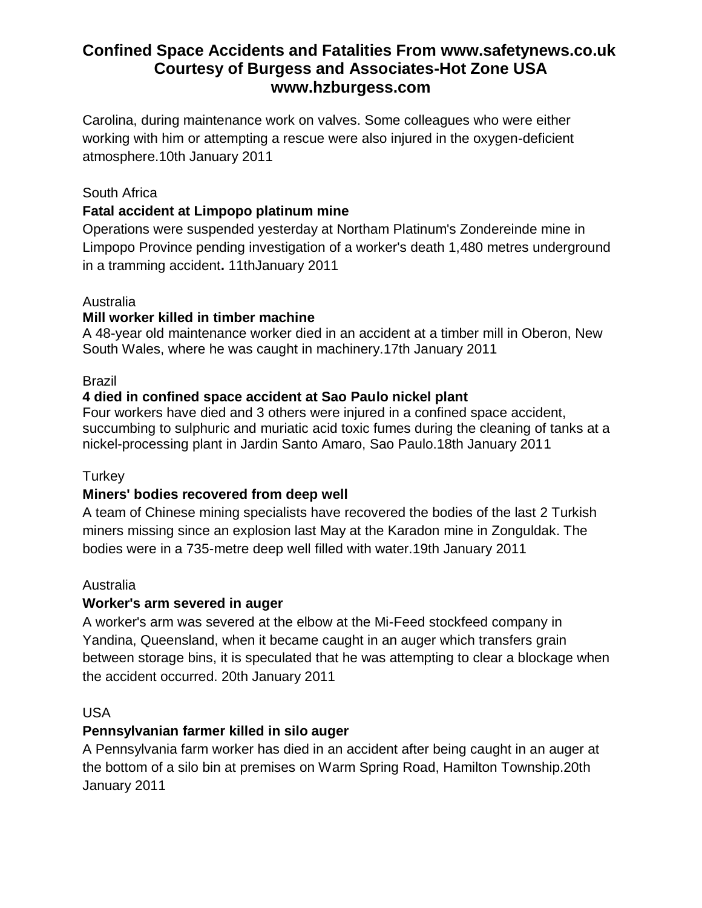Carolina, during maintenance work on valves. Some colleagues who were either working with him or attempting a rescue were also injured in the oxygen-deficient atmosphere.10th January 2011

South Africa

**Fatal accident at Limpopo platinum mine**

Operations were suspended yesterday at Northam Platinum's Zondereinde mine in Limpopo Province pending investigation of a worker's death 1,480 metres underground in a tramming accident**.** 11thJanuary 2011

Australia

**Mill worker killed in timber machine**

A 48-year old maintenance worker died in an accident at a timber mill in Oberon, New South Wales, where he was caught in machinery.17th January 2011

Brazil

**4 died in confined space accident at Sao Paulo nickel plant**

Four workers have died and 3 others were injured in a confined space accident, succumbing to sulphuric and muriatic acid toxic fumes during the cleaning of tanks at a nickel-processing plant in Jardin Santo Amaro, Sao Paulo.18th January 2011

Turkey

**Miners' bodies recovered from deep well**

A team of Chinese mining specialists have recovered the bodies of the last 2 Turkish miners missing since an explosion last May at the Karadon mine in Zonguldak. The bodies were in a 735-metre deep well filled with water.19th January 2011

Australia

**Worker's arm severed in auger**

A worker's arm was severed at the elbow at the Mi-Feed stockfeed company in Yandina, Queensland, when it became caught in an auger which transfers grain between storage bins, it is speculated that he was attempting to clear a blockage when the accident occurred. 20th January 2011

USA

**Pennsylvanian farmer killed in silo auger**

A Pennsylvania farm worker has died in an accident after being caught in an auger at the bottom of a silo bin at premises on Warm Spring Road, Hamilton Township.20th January 2011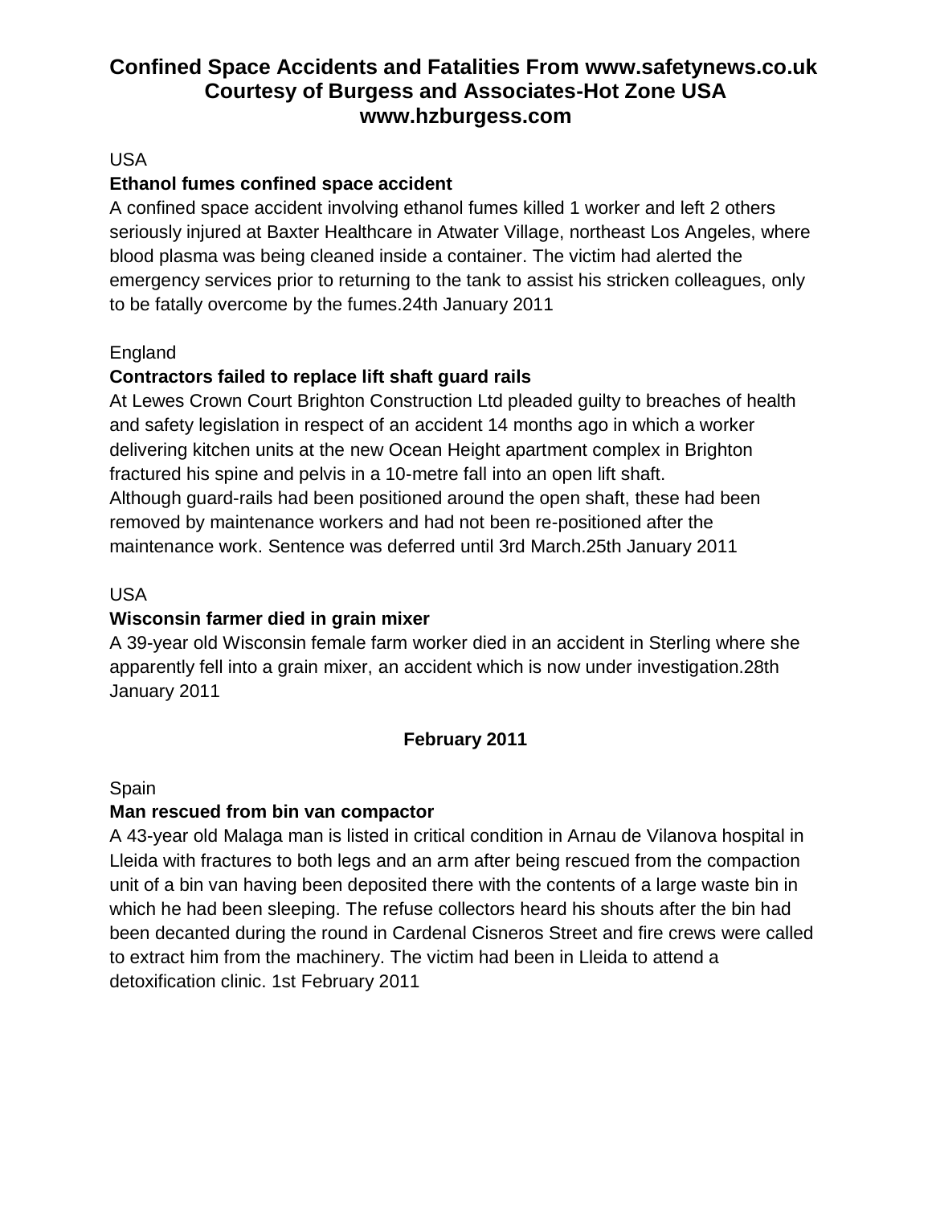# Confined Space Accidents and Fatalities From www.safetynews.co.uk Courtesy of Burgess and Associates-Hot Zone USA www.hzburgess.com

USA

**Ethanol fumes confined space accident**

A confined space accident involving ethanol fumes killed 1 worker and left 2 others seriously injured at Baxter Healthcare in Atwater Village, northeast Los Angeles, where blood plasma was being cleaned inside a container. The victim had alerted the emergency services prior to returning to the tank to assist his stricken colleagues, only to be fatally overcome by the fumes.24th January 2011

England

**Contractors failed to replace lift shaft guard rails**

At Lewes Crown Court Brighton Construction Ltd pleaded guilty to breaches of health and safety legislation in respect of an accident 14 months ago in which a worker delivering kitchen units at the new Ocean Height apartment complex in Brighton fractured his spine and pelvis in a 10-metre fall into an open lift shaft.
Although guard-rails had been positioned around the open shaft, these had been removed by maintenance workers and had not been re-positioned after the maintenance work. Sentence was deferred until 3rd March.25th January 2011

USA

**Wisconsin farmer died in grain mixer**

A 39-year old Wisconsin female farm worker died in an accident in Sterling where she apparently fell into a grain mixer, an accident which is now under investigation.28th January 2011

## February 2011

Spain

**Man rescued from bin van compactor**

A 43-year old Malaga man is listed in critical condition in Arnau de Vilanova hospital in Lleida with fractures to both legs and an arm after being rescued from the compaction unit of a bin van having been deposited there with the contents of a large waste bin in which he had been sleeping. The refuse collectors heard his shouts after the bin had been decanted during the round in Cardenal Cisneros Street and fire crews were called to extract him from the machinery. The victim had been in Lleida to attend a detoxification clinic. 1st February 2011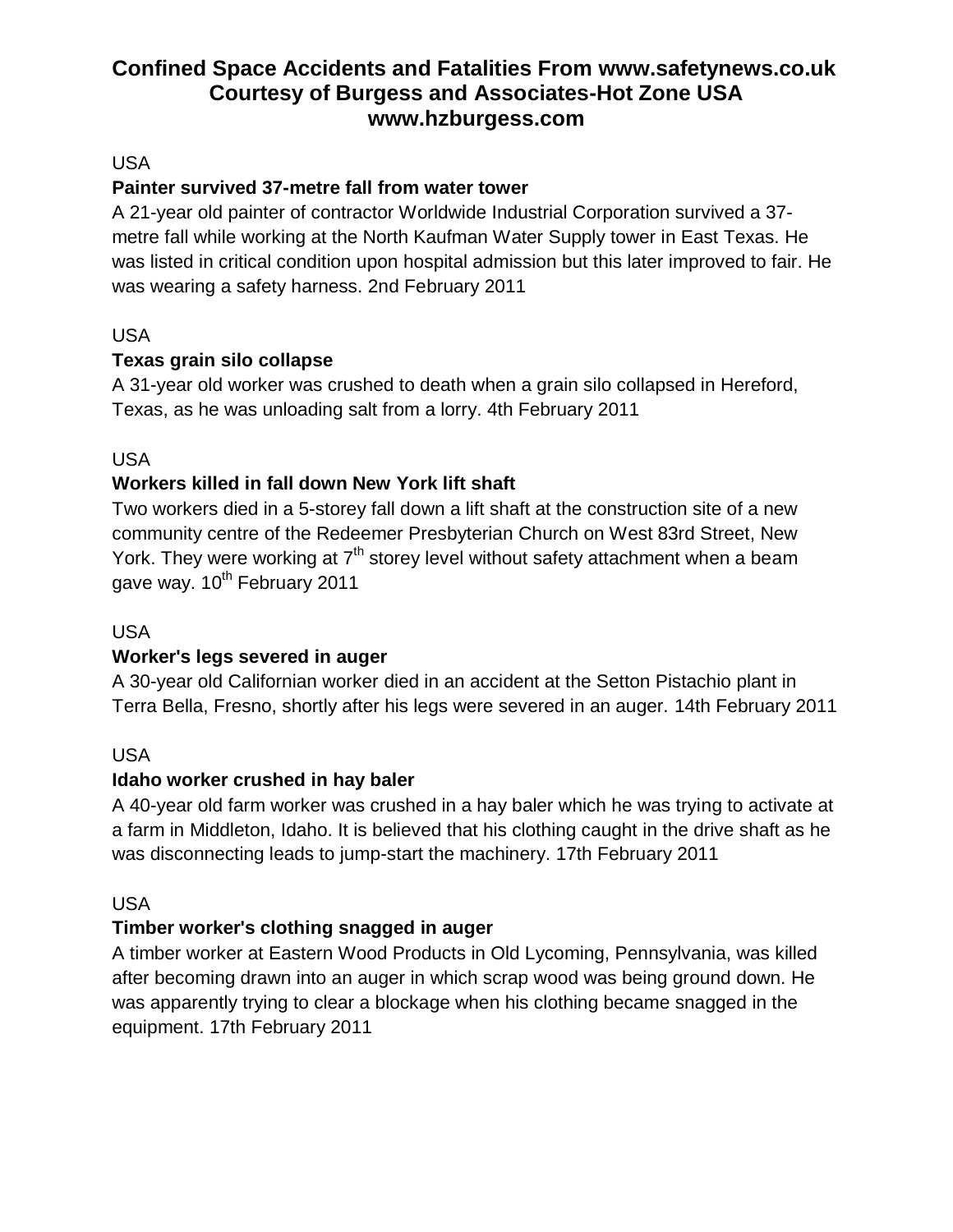# Confined Space Accidents and Fatalities From www.safetynews.co.uk Courtesy of Burgess and Associates-Hot Zone USA www.hzburgess.com

USA

**Painter survived 37-metre fall from water tower**

A 21-year old painter of contractor Worldwide Industrial Corporation survived a 37-metre fall while working at the North Kaufman Water Supply tower in East Texas. He was listed in critical condition upon hospital admission but this later improved to fair. He was wearing a safety harness. 2nd February 2011

USA

**Texas grain silo collapse**

A 31-year old worker was crushed to death when a grain silo collapsed in Hereford, Texas, as he was unloading salt from a lorry. 4th February 2011

USA

**Workers killed in fall down New York lift shaft**

Two workers died in a 5-storey fall down a lift shaft at the construction site of a new community centre of the Redeemer Presbyterian Church on West 83rd Street, New York. They were working at 7th storey level without safety attachment when a beam gave way. 10th February 2011

USA

**Worker's legs severed in auger**

A 30-year old Californian worker died in an accident at the Setton Pistachio plant in Terra Bella, Fresno, shortly after his legs were severed in an auger. 14th February 2011

USA

**Idaho worker crushed in hay baler**

A 40-year old farm worker was crushed in a hay baler which he was trying to activate at a farm in Middleton, Idaho. It is believed that his clothing caught in the drive shaft as he was disconnecting leads to jump-start the machinery. 17th February 2011

USA

**Timber worker's clothing snagged in auger**

A timber worker at Eastern Wood Products in Old Lycoming, Pennsylvania, was killed after becoming drawn into an auger in which scrap wood was being ground down. He was apparently trying to clear a blockage when his clothing became snagged in the equipment. 17th February 2011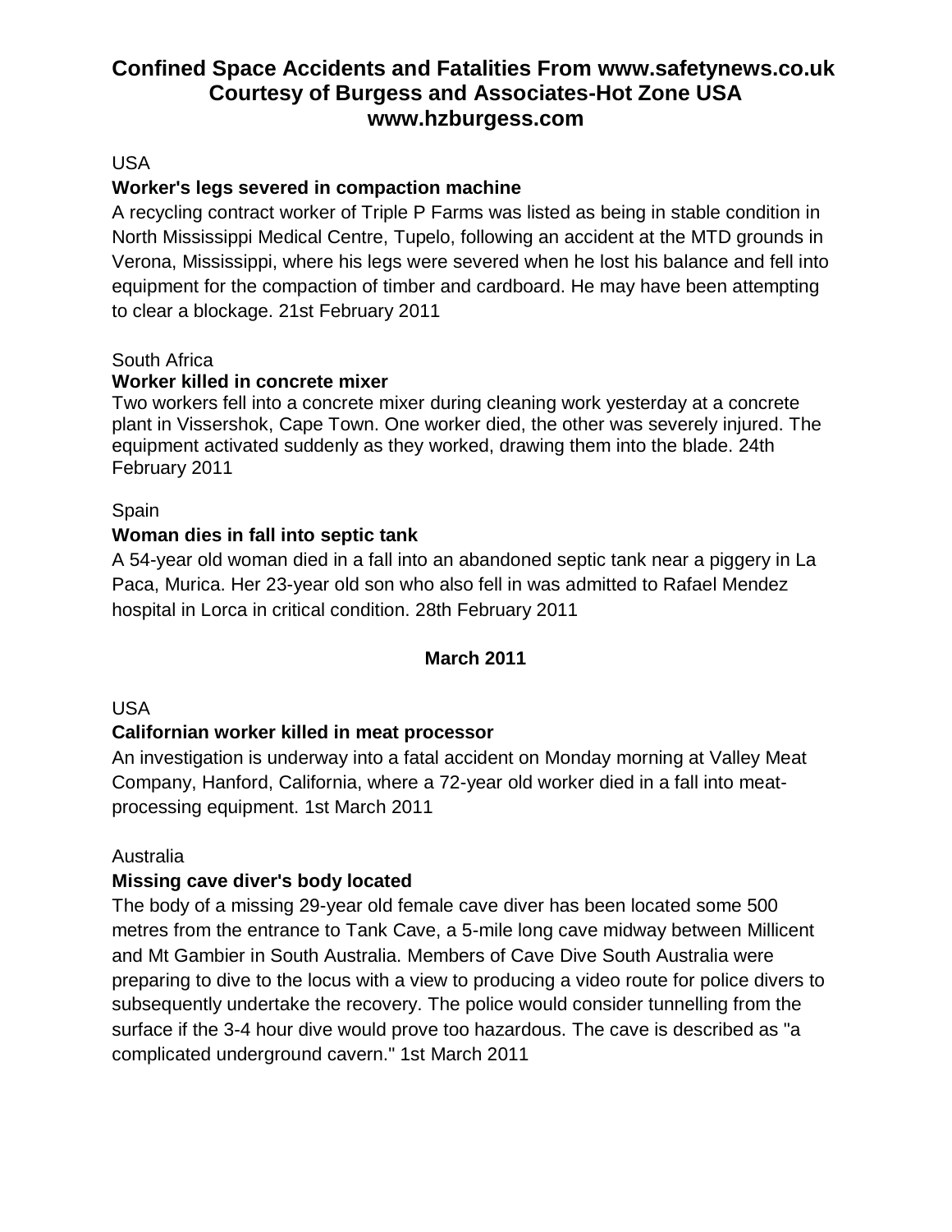USA

**Worker's legs severed in compaction machine**

A recycling contract worker of Triple P Farms was listed as being in stable condition in North Mississippi Medical Centre, Tupelo, following an accident at the MTD grounds in Verona, Mississippi, where his legs were severed when he lost his balance and fell into equipment for the compaction of timber and cardboard. He may have been attempting to clear a blockage. 21st February 2011

South Africa

**Worker killed in concrete mixer**

Two workers fell into a concrete mixer during cleaning work yesterday at a concrete plant in Vissershok, Cape Town. One worker died, the other was severely injured. The equipment activated suddenly as they worked, drawing them into the blade. 24th February 2011

Spain

**Woman dies in fall into septic tank**

A 54-year old woman died in a fall into an abandoned septic tank near a piggery in La Paca, Murica. Her 23-year old son who also fell in was admitted to Rafael Mendez hospital in Lorca in critical condition. 28th February 2011

**March 2011**

USA

**Californian worker killed in meat processor**

An investigation is underway into a fatal accident on Monday morning at Valley Meat Company, Hanford, California, where a 72-year old worker died in a fall into meat-processing equipment. 1st March 2011

Australia

**Missing cave diver's body located**

The body of a missing 29-year old female cave diver has been located some 500 metres from the entrance to Tank Cave, a 5-mile long cave midway between Millicent and Mt Gambier in South Australia. Members of Cave Dive South Australia were preparing to dive to the locus with a view to producing a video route for police divers to subsequently undertake the recovery. The police would consider tunnelling from the surface if the 3-4 hour dive would prove too hazardous. The cave is described as "a complicated underground cavern." 1st March 2011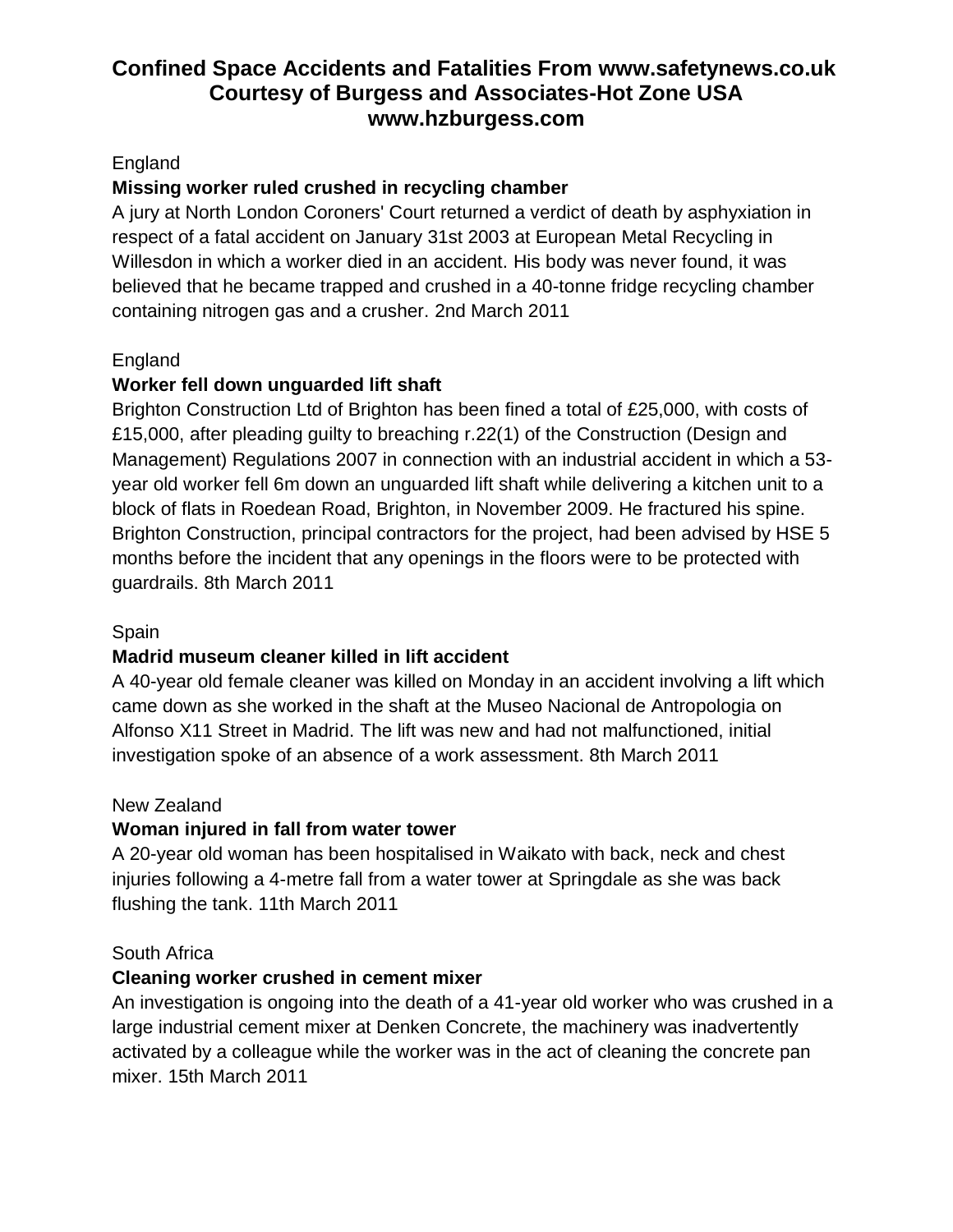# Confined Space Accidents and Fatalities From www.safetynews.co.uk
# Courtesy of Burgess and Associates-Hot Zone USA
# www.hzburgess.com

England

**Missing worker ruled crushed in recycling chamber**

A jury at North London Coroners' Court returned a verdict of death by asphyxiation in respect of a fatal accident on January 31st 2003 at European Metal Recycling in Willesdon in which a worker died in an accident. His body was never found, it was believed that he became trapped and crushed in a 40-tonne fridge recycling chamber containing nitrogen gas and a crusher. 2nd March 2011

England

**Worker fell down unguarded lift shaft**

Brighton Construction Ltd of Brighton has been fined a total of £25,000, with costs of £15,000, after pleading guilty to breaching r.22(1) of the Construction (Design and Management) Regulations 2007 in connection with an industrial accident in which a 53-year old worker fell 6m down an unguarded lift shaft while delivering a kitchen unit to a block of flats in Roedean Road, Brighton, in November 2009. He fractured his spine. Brighton Construction, principal contractors for the project, had been advised by HSE 5 months before the incident that any openings in the floors were to be protected with guardrails. 8th March 2011

Spain

**Madrid museum cleaner killed in lift accident**

A 40-year old female cleaner was killed on Monday in an accident involving a lift which came down as she worked in the shaft at the Museo Nacional de Antropologia on Alfonso X11 Street in Madrid. The lift was new and had not malfunctioned, initial investigation spoke of an absence of a work assessment. 8th March 2011

New Zealand

**Woman injured in fall from water tower**

A 20-year old woman has been hospitalised in Waikato with back, neck and chest injuries following a 4-metre fall from a water tower at Springdale as she was back flushing the tank. 11th March 2011

South Africa

**Cleaning worker crushed in cement mixer**

An investigation is ongoing into the death of a 41-year old worker who was crushed in a large industrial cement mixer at Denken Concrete, the machinery was inadvertently activated by a colleague while the worker was in the act of cleaning the concrete pan mixer. 15th March 2011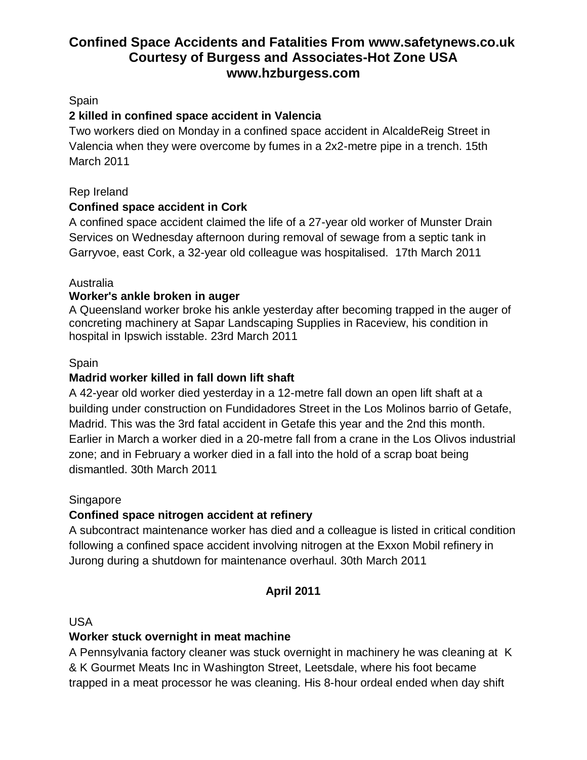# Confined Space Accidents and Fatalities From www.safetynews.co.uk Courtesy of Burgess and Associates-Hot Zone USA www.hzburgess.com

Spain

**2 killed in confined space accident in Valencia**

Two workers died on Monday in a confined space accident in AlcaldeReig Street in Valencia when they were overcome by fumes in a 2x2-metre pipe in a trench. 15th March 2011

Rep Ireland

**Confined space accident in Cork**

A confined space accident claimed the life of a 27-year old worker of Munster Drain Services on Wednesday afternoon during removal of sewage from a septic tank in Garryvoe, east Cork, a 32-year old colleague was hospitalised. 17th March 2011

Australia

**Worker's ankle broken in auger**

A Queensland worker broke his ankle yesterday after becoming trapped in the auger of concreting machinery at Sapar Landscaping Supplies in Raceview, his condition in hospital in Ipswich isstable. 23rd March 2011

Spain

**Madrid worker killed in fall down lift shaft**

A 42-year old worker died yesterday in a 12-metre fall down an open lift shaft at a building under construction on Fundidadores Street in the Los Molinos barrio of Getafe, Madrid. This was the 3rd fatal accident in Getafe this year and the 2nd this month. Earlier in March a worker died in a 20-metre fall from a crane in the Los Olivos industrial zone; and in February a worker died in a fall into the hold of a scrap boat being dismantled. 30th March 2011

Singapore

**Confined space nitrogen accident at refinery**

A subcontract maintenance worker has died and a colleague is listed in critical condition following a confined space accident involving nitrogen at the Exxon Mobil refinery in Jurong during a shutdown for maintenance overhaul. 30th March 2011

## April 2011

USA

**Worker stuck overnight in meat machine**

A Pennsylvania factory cleaner was stuck overnight in machinery he was cleaning at K & K Gourmet Meats Inc in Washington Street, Leetsdale, where his foot became trapped in a meat processor he was cleaning. His 8-hour ordeal ended when day shift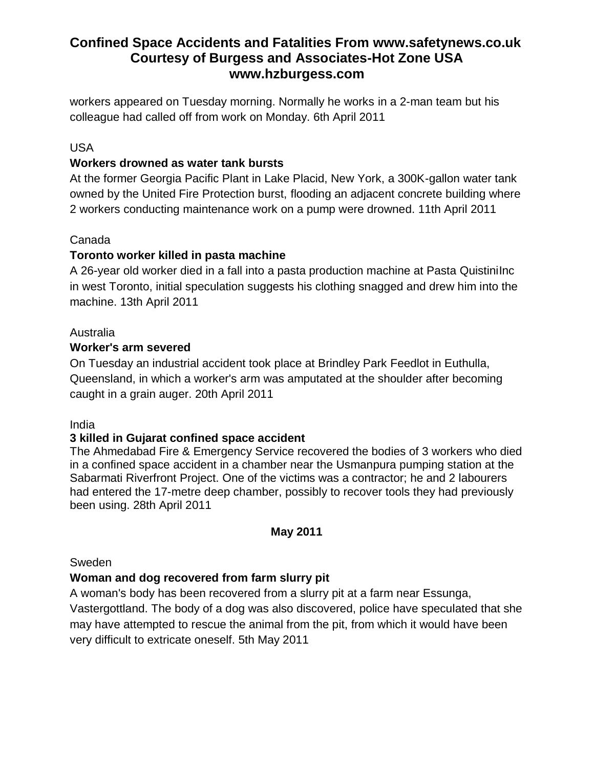workers appeared on Tuesday morning. Normally he works in a 2-man team but his colleague had called off from work on Monday. 6th April 2011

USA

**Workers drowned as water tank bursts**

At the former Georgia Pacific Plant in Lake Placid, New York, a 300K-gallon water tank owned by the United Fire Protection burst, flooding an adjacent concrete building where 2 workers conducting maintenance work on a pump were drowned. 11th April 2011

Canada

**Toronto worker killed in pasta machine**

A 26-year old worker died in a fall into a pasta production machine at Pasta QuistiniInc in west Toronto, initial speculation suggests his clothing snagged and drew him into the machine. 13th April 2011

Australia

**Worker's arm severed**

On Tuesday an industrial accident took place at Brindley Park Feedlot in Euthulla, Queensland, in which a worker's arm was amputated at the shoulder after becoming caught in a grain auger. 20th April 2011

India

**3 killed in Gujarat confined space accident**

The Ahmedabad Fire & Emergency Service recovered the bodies of 3 workers who died in a confined space accident in a chamber near the Usmanpura pumping station at the Sabarmati Riverfront Project. One of the victims was a contractor; he and 2 labourers had entered the 17-metre deep chamber, possibly to recover tools they had previously been using. 28th April 2011

## May 2011

Sweden

**Woman and dog recovered from farm slurry pit**

A woman's body has been recovered from a slurry pit at a farm near Essunga, Vastergottland. The body of a dog was also discovered, police have speculated that she may have attempted to rescue the animal from the pit, from which it would have been very difficult to extricate oneself. 5th May 2011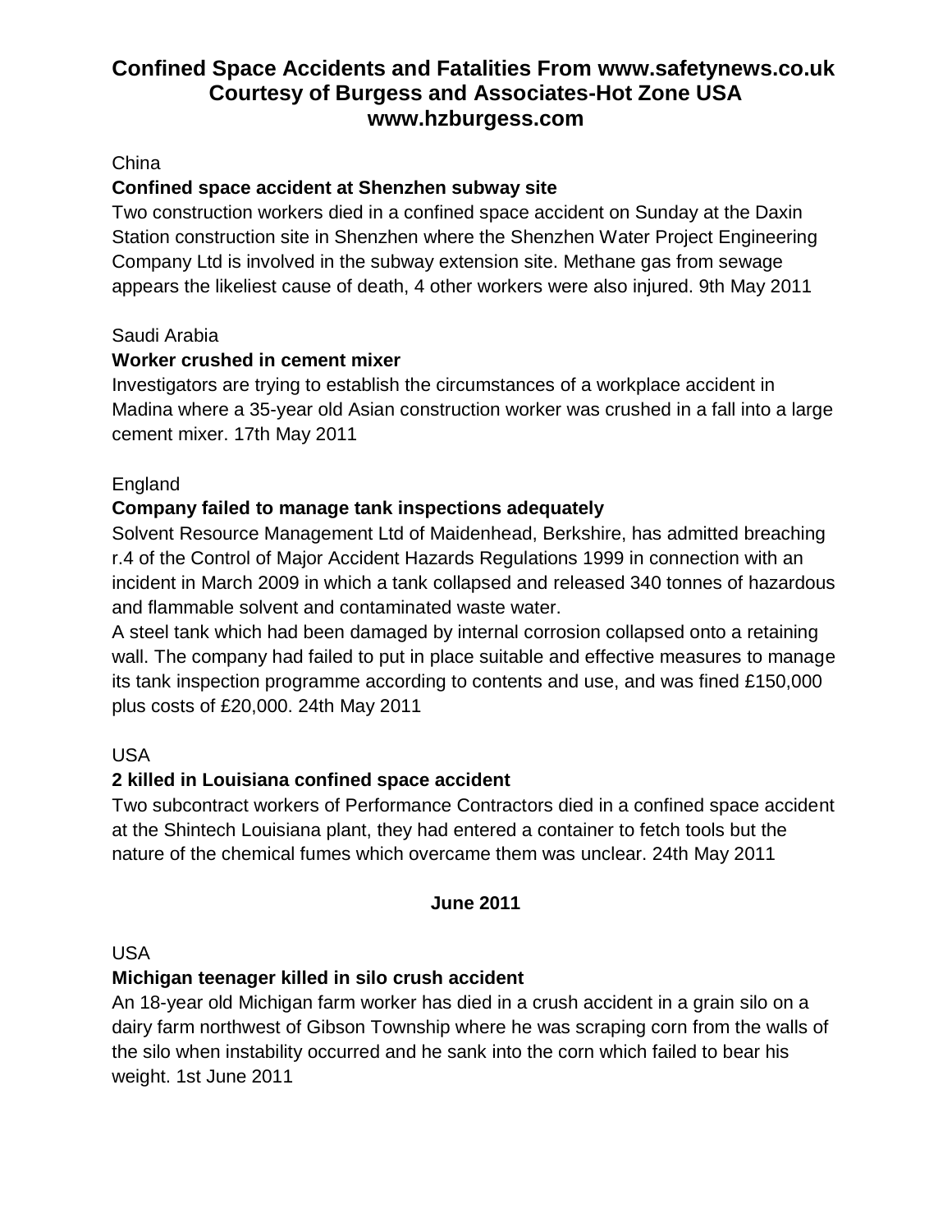# Confined Space Accidents and Fatalities From www.safetynews.co.uk
# Courtesy of Burgess and Associates-Hot Zone USA
# www.hzburgess.com

China

**Confined space accident at Shenzhen subway site**

Two construction workers died in a confined space accident on Sunday at the Daxin Station construction site in Shenzhen where the Shenzhen Water Project Engineering Company Ltd is involved in the subway extension site. Methane gas from sewage appears the likeliest cause of death, 4 other workers were also injured. 9th May 2011

Saudi Arabia

**Worker crushed in cement mixer**

Investigators are trying to establish the circumstances of a workplace accident in Madina where a 35-year old Asian construction worker was crushed in a fall into a large cement mixer. 17th May 2011

England

**Company failed to manage tank inspections adequately**

Solvent Resource Management Ltd of Maidenhead, Berkshire, has admitted breaching r.4 of the Control of Major Accident Hazards Regulations 1999 in connection with an incident in March 2009 in which a tank collapsed and released 340 tonnes of hazardous and flammable solvent and contaminated waste water.

A steel tank which had been damaged by internal corrosion collapsed onto a retaining wall. The company had failed to put in place suitable and effective measures to manage its tank inspection programme according to contents and use, and was fined £150,000 plus costs of £20,000. 24th May 2011

USA

**2 killed in Louisiana confined space accident**

Two subcontract workers of Performance Contractors died in a confined space accident at the Shintech Louisiana plant, they had entered a container to fetch tools but the nature of the chemical fumes which overcame them was unclear. 24th May 2011

## June 2011

USA

**Michigan teenager killed in silo crush accident**

An 18-year old Michigan farm worker has died in a crush accident in a grain silo on a dairy farm northwest of Gibson Township where he was scraping corn from the walls of the silo when instability occurred and he sank into the corn which failed to bear his weight. 1st June 2011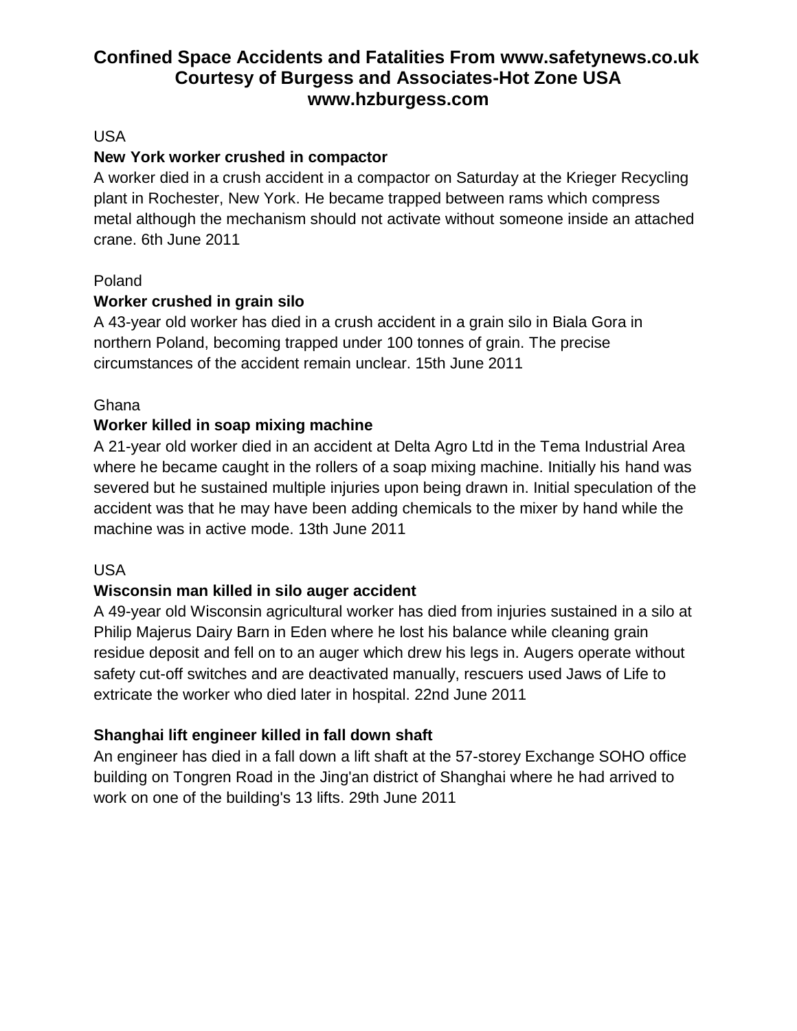# Confined Space Accidents and Fatalities From www.safetynews.co.uk Courtesy of Burgess and Associates-Hot Zone USA www.hzburgess.com

USA

**New York worker crushed in compactor**

A worker died in a crush accident in a compactor on Saturday at the Krieger Recycling plant in Rochester, New York. He became trapped between rams which compress metal although the mechanism should not activate without someone inside an attached crane. 6th June 2011

Poland

**Worker crushed in grain silo**

A 43-year old worker has died in a crush accident in a grain silo in Biala Gora in northern Poland, becoming trapped under 100 tonnes of grain. The precise circumstances of the accident remain unclear. 15th June 2011

Ghana

**Worker killed in soap mixing machine**

A 21-year old worker died in an accident at Delta Agro Ltd in the Tema Industrial Area where he became caught in the rollers of a soap mixing machine. Initially his hand was severed but he sustained multiple injuries upon being drawn in. Initial speculation of the accident was that he may have been adding chemicals to the mixer by hand while the machine was in active mode. 13th June 2011

USA

**Wisconsin man killed in silo auger accident**

A 49-year old Wisconsin agricultural worker has died from injuries sustained in a silo at Philip Majerus Dairy Barn in Eden where he lost his balance while cleaning grain residue deposit and fell on to an auger which drew his legs in. Augers operate without safety cut-off switches and are deactivated manually, rescuers used Jaws of Life to extricate the worker who died later in hospital. 22nd June 2011

**Shanghai lift engineer killed in fall down shaft**

An engineer has died in a fall down a lift shaft at the 57-storey Exchange SOHO office building on Tongren Road in the Jing'an district of Shanghai where he had arrived to work on one of the building's 13 lifts. 29th June 2011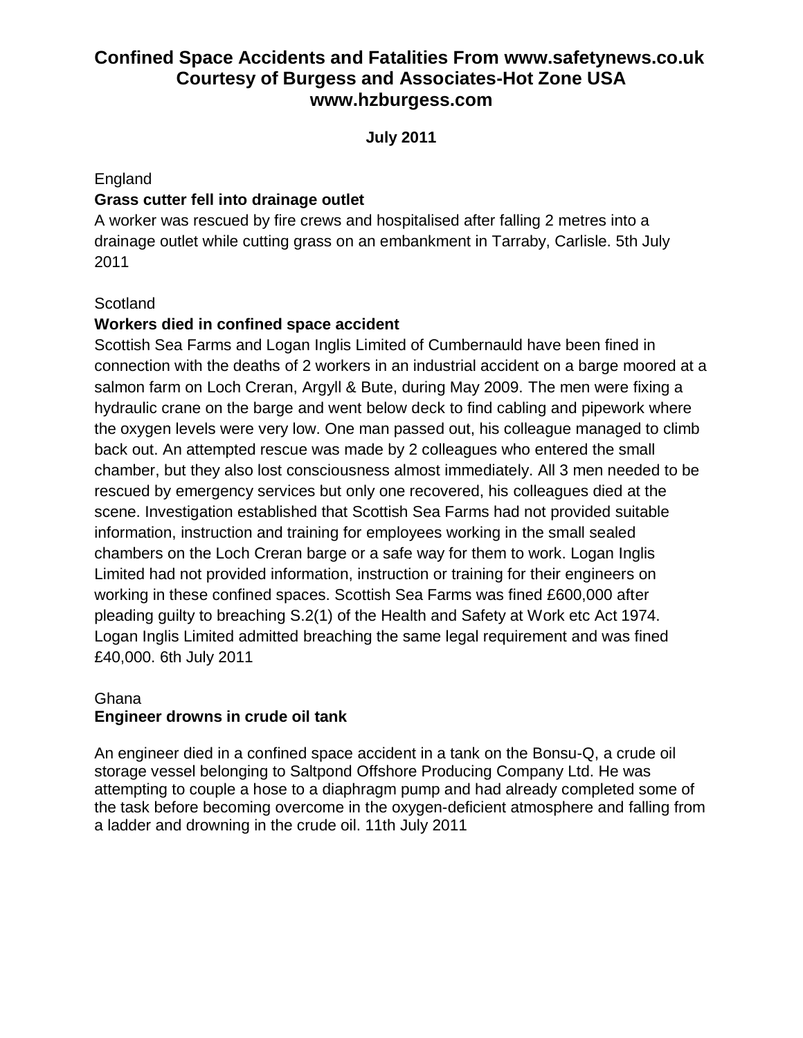# Confined Space Accidents and Fatalities From www.safetynews.co.uk
## Courtesy of Burgess and Associates-Hot Zone USA
## www.hzburgess.com

**July 2011**

England

**Grass cutter fell into drainage outlet**

A worker was rescued by fire crews and hospitalised after falling 2 metres into a drainage outlet while cutting grass on an embankment in Tarraby, Carlisle. 5th July 2011

Scotland

**Workers died in confined space accident**

Scottish Sea Farms and Logan Inglis Limited of Cumbernauld have been fined in connection with the deaths of 2 workers in an industrial accident on a barge moored at a salmon farm on Loch Creran, Argyll & Bute, during May 2009. The men were fixing a hydraulic crane on the barge and went below deck to find cabling and pipework where the oxygen levels were very low. One man passed out, his colleague managed to climb back out. An attempted rescue was made by 2 colleagues who entered the small chamber, but they also lost consciousness almost immediately. All 3 men needed to be rescued by emergency services but only one recovered, his colleagues died at the scene. Investigation established that Scottish Sea Farms had not provided suitable information, instruction and training for employees working in the small sealed chambers on the Loch Creran barge or a safe way for them to work. Logan Inglis Limited had not provided information, instruction or training for their engineers on working in these confined spaces. Scottish Sea Farms was fined £600,000 after pleading guilty to breaching S.2(1) of the Health and Safety at Work etc Act 1974. Logan Inglis Limited admitted breaching the same legal requirement and was fined £40,000. 6th July 2011

Ghana

**Engineer drowns in crude oil tank**

An engineer died in a confined space accident in a tank on the Bonsu-Q, a crude oil storage vessel belonging to Saltpond Offshore Producing Company Ltd. He was attempting to couple a hose to a diaphragm pump and had already completed some of the task before becoming overcome in the oxygen-deficient atmosphere and falling from a ladder and drowning in the crude oil. 11th July 2011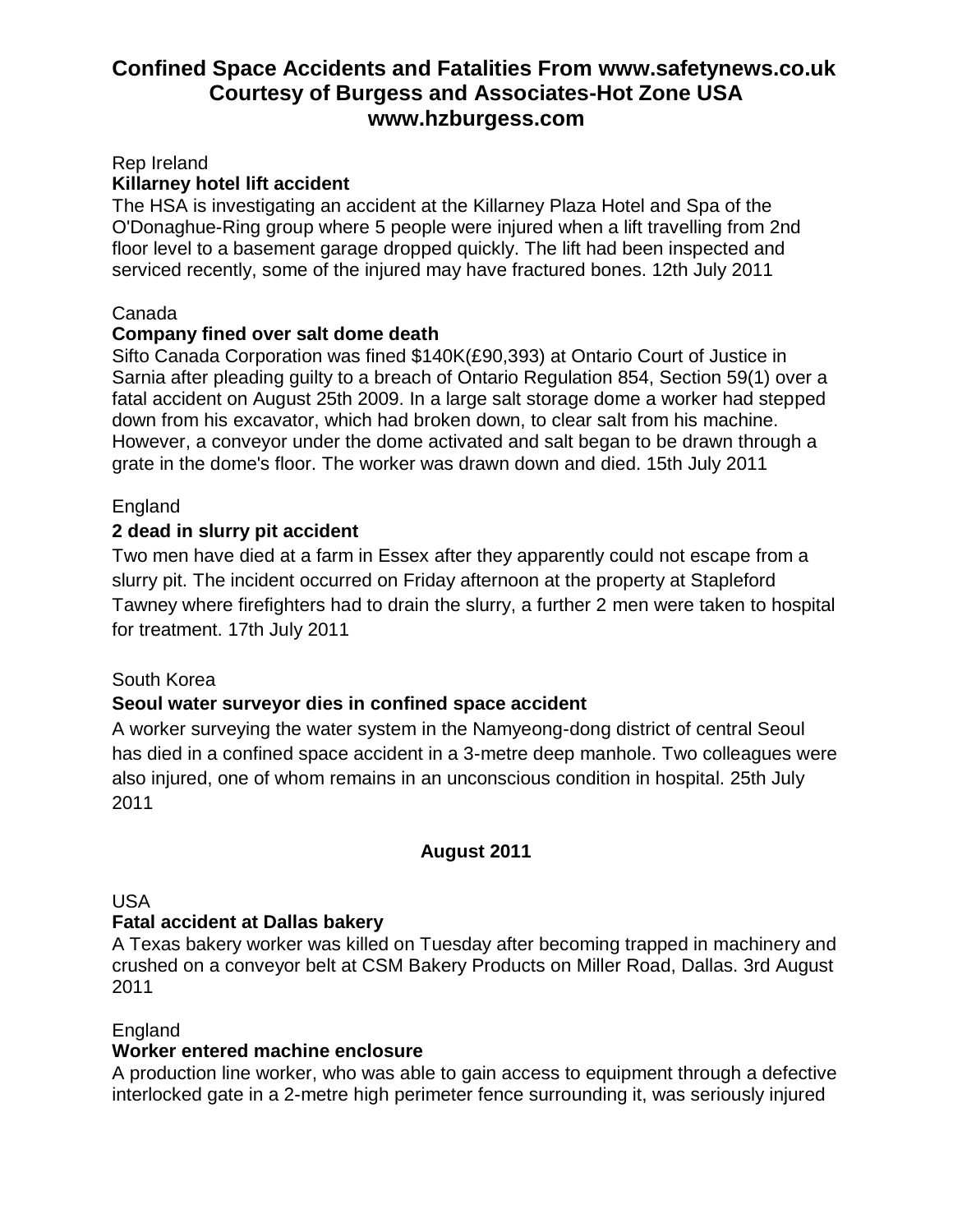# Confined Space Accidents and Fatalities From www.safetynews.co.uk Courtesy of Burgess and Associates-Hot Zone USA www.hzburgess.com

Rep Ireland

**Killarney hotel lift accident**

The HSA is investigating an accident at the Killarney Plaza Hotel and Spa of the O'Donaghue-Ring group where 5 people were injured when a lift travelling from 2nd floor level to a basement garage dropped quickly. The lift had been inspected and serviced recently, some of the injured may have fractured bones. 12th July 2011

Canada

**Company fined over salt dome death**

Sifto Canada Corporation was fined $140K(£90,393) at Ontario Court of Justice in Sarnia after pleading guilty to a breach of Ontario Regulation 854, Section 59(1) over a fatal accident on August 25th 2009. In a large salt storage dome a worker had stepped down from his excavator, which had broken down, to clear salt from his machine. However, a conveyor under the dome activated and salt began to be drawn through a grate in the dome's floor. The worker was drawn down and died. 15th July 2011

England

**2 dead in slurry pit accident**

Two men have died at a farm in Essex after they apparently could not escape from a slurry pit. The incident occurred on Friday afternoon at the property at Stapleford Tawney where firefighters had to drain the slurry, a further 2 men were taken to hospital for treatment. 17th July 2011

South Korea

**Seoul water surveyor dies in confined space accident**

A worker surveying the water system in the Namyeong-dong district of central Seoul has died in a confined space accident in a 3-metre deep manhole. Two colleagues were also injured, one of whom remains in an unconscious condition in hospital. 25th July 2011

## August 2011

USA

**Fatal accident at Dallas bakery**

A Texas bakery worker was killed on Tuesday after becoming trapped in machinery and crushed on a conveyor belt at CSM Bakery Products on Miller Road, Dallas. 3rd August 2011

England

**Worker entered machine enclosure**

A production line worker, who was able to gain access to equipment through a defective interlocked gate in a 2-metre high perimeter fence surrounding it, was seriously injured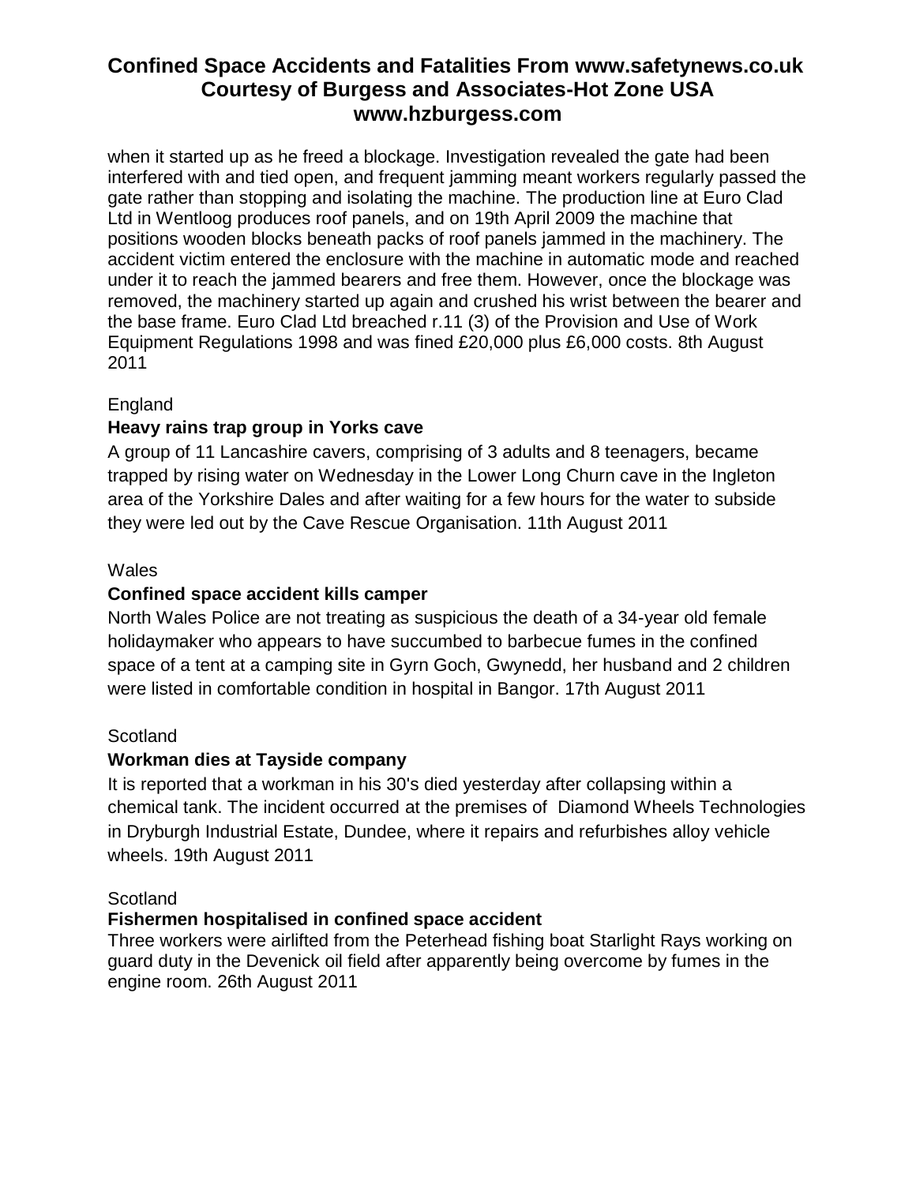when it started up as he freed a blockage. Investigation revealed the gate had been interfered with and tied open, and frequent jamming meant workers regularly passed the gate rather than stopping and isolating the machine. The production line at Euro Clad Ltd in Wentloog produces roof panels, and on 19th April 2009 the machine that positions wooden blocks beneath packs of roof panels jammed in the machinery. The accident victim entered the enclosure with the machine in automatic mode and reached under it to reach the jammed bearers and free them. However, once the blockage was removed, the machinery started up again and crushed his wrist between the bearer and the base frame. Euro Clad Ltd breached r.11 (3) of the Provision and Use of Work Equipment Regulations 1998 and was fined £20,000 plus £6,000 costs. 8th August 2011

England

**Heavy rains trap group in Yorks cave**

A group of 11 Lancashire cavers, comprising of 3 adults and 8 teenagers, became trapped by rising water on Wednesday in the Lower Long Churn cave in the Ingleton area of the Yorkshire Dales and after waiting for a few hours for the water to subside they were led out by the Cave Rescue Organisation. 11th August 2011

Wales

**Confined space accident kills camper**

North Wales Police are not treating as suspicious the death of a 34-year old female holidaymaker who appears to have succumbed to barbecue fumes in the confined space of a tent at a camping site in Gyrn Goch, Gwynedd, her husband and 2 children were listed in comfortable condition in hospital in Bangor. 17th August 2011

Scotland

**Workman dies at Tayside company**

It is reported that a workman in his 30's died yesterday after collapsing within a chemical tank. The incident occurred at the premises of Diamond Wheels Technologies in Dryburgh Industrial Estate, Dundee, where it repairs and refurbishes alloy vehicle wheels. 19th August 2011

Scotland

**Fishermen hospitalised in confined space accident**

Three workers were airlifted from the Peterhead fishing boat Starlight Rays working on guard duty in the Devenick oil field after apparently being overcome by fumes in the engine room. 26th August 2011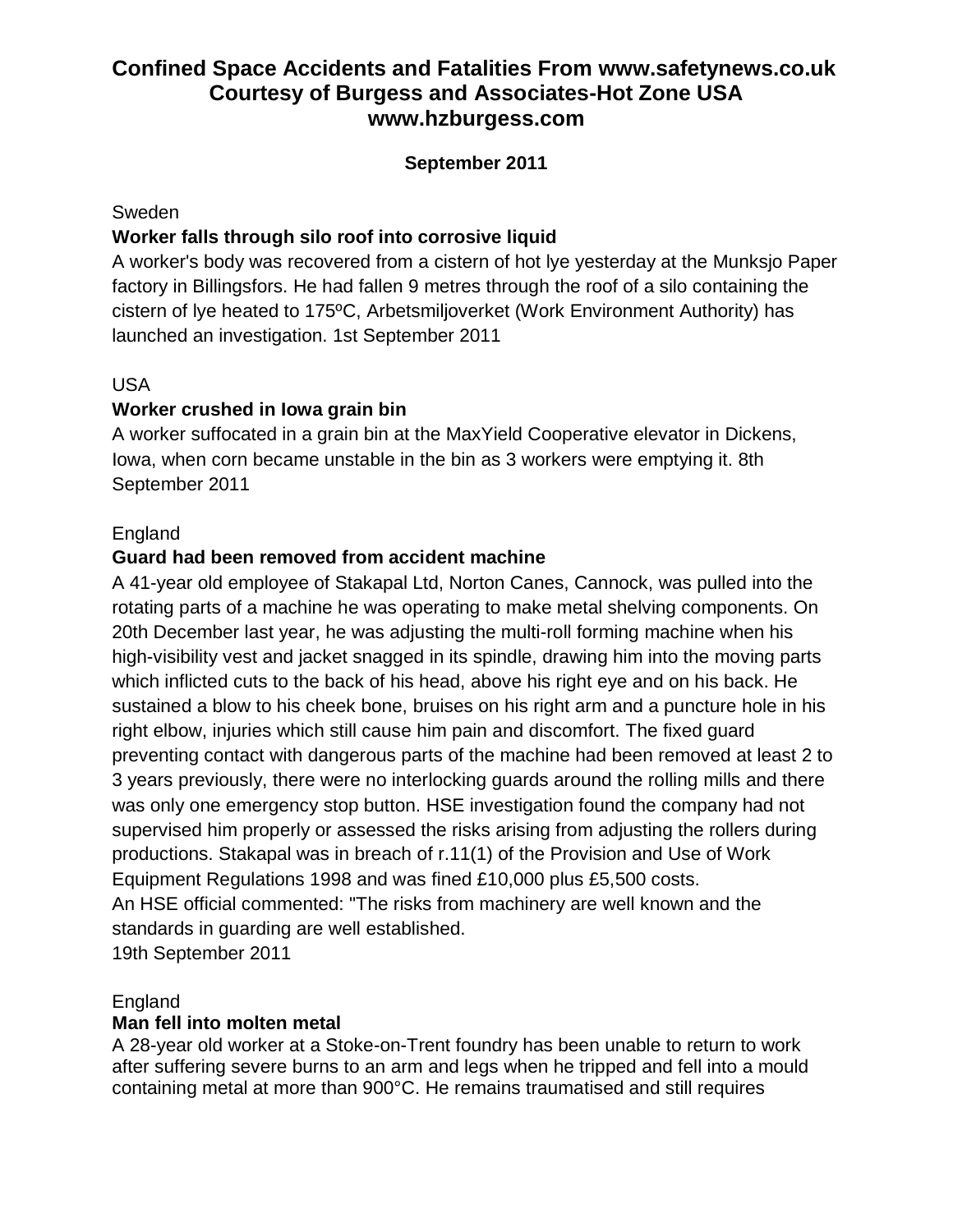# Confined Space Accidents and Fatalities From www.safetynews.co.uk Courtesy of Burgess and Associates-Hot Zone USA www.hzburgess.com

**September 2011**

Sweden

**Worker falls through silo roof into corrosive liquid**

A worker's body was recovered from a cistern of hot lye yesterday at the Munksjo Paper factory in Billingsfors. He had fallen 9 metres through the roof of a silo containing the cistern of lye heated to 175ºC, Arbetsmiljoverket (Work Environment Authority) has launched an investigation. 1st September 2011

USA

**Worker crushed in Iowa grain bin**

A worker suffocated in a grain bin at the MaxYield Cooperative elevator in Dickens, Iowa, when corn became unstable in the bin as 3 workers were emptying it. 8th September 2011

England

**Guard had been removed from accident machine**

A 41-year old employee of Stakapal Ltd, Norton Canes, Cannock, was pulled into the rotating parts of a machine he was operating to make metal shelving components. On 20th December last year, he was adjusting the multi-roll forming machine when his high-visibility vest and jacket snagged in its spindle, drawing him into the moving parts which inflicted cuts to the back of his head, above his right eye and on his back. He sustained a blow to his cheek bone, bruises on his right arm and a puncture hole in his right elbow, injuries which still cause him pain and discomfort. The fixed guard preventing contact with dangerous parts of the machine had been removed at least 2 to 3 years previously, there were no interlocking guards around the rolling mills and there was only one emergency stop button. HSE investigation found the company had not supervised him properly or assessed the risks arising from adjusting the rollers during productions. Stakapal was in breach of r.11(1) of the Provision and Use of Work Equipment Regulations 1998 and was fined £10,000 plus £5,500 costs.
An HSE official commented: "The risks from machinery are well known and the standards in guarding are well established.
19th September 2011

England

**Man fell into molten metal**

A 28-year old worker at a Stoke-on-Trent foundry has been unable to return to work after suffering severe burns to an arm and legs when he tripped and fell into a mould containing metal at more than 900°C. He remains traumatised and still requires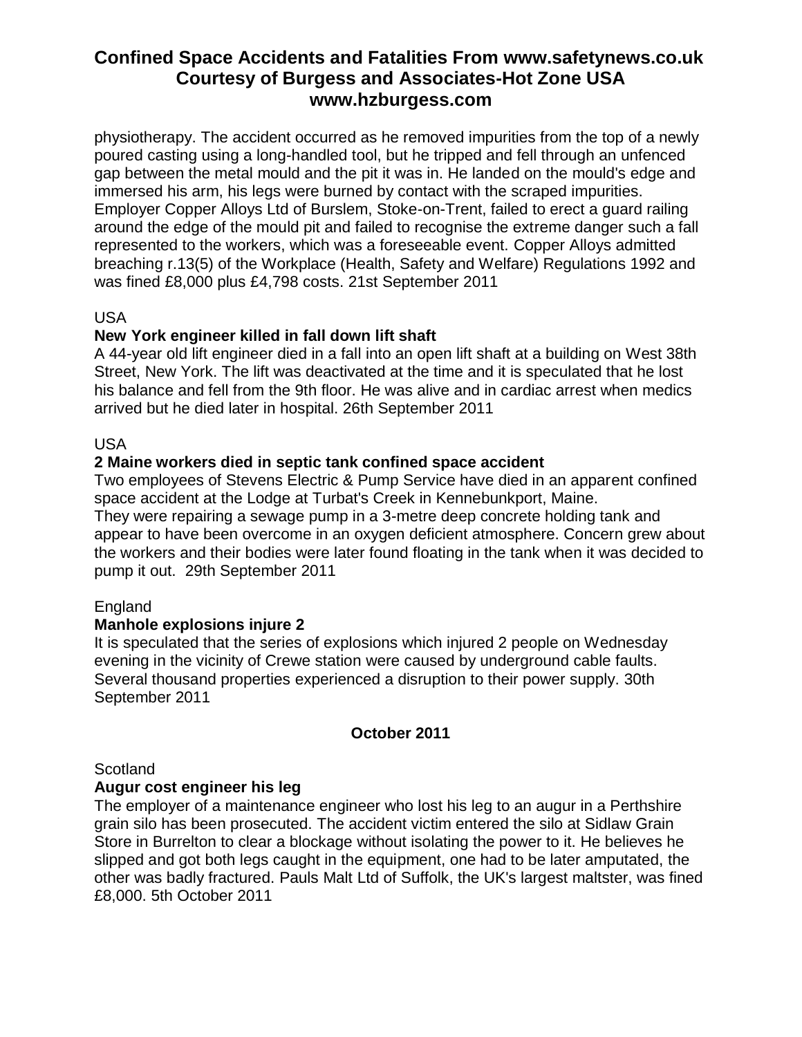physiotherapy. The accident occurred as he removed impurities from the top of a newly poured casting using a long-handled tool, but he tripped and fell through an unfenced gap between the metal mould and the pit it was in. He landed on the mould's edge and immersed his arm, his legs were burned by contact with the scraped impurities. Employer Copper Alloys Ltd of Burslem, Stoke-on-Trent, failed to erect a guard railing around the edge of the mould pit and failed to recognise the extreme danger such a fall represented to the workers, which was a foreseeable event. Copper Alloys admitted breaching r.13(5) of the Workplace (Health, Safety and Welfare) Regulations 1992 and was fined £8,000 plus £4,798 costs. 21st September 2011

USA

**New York engineer killed in fall down lift shaft**

A 44-year old lift engineer died in a fall into an open lift shaft at a building on West 38th Street, New York. The lift was deactivated at the time and it is speculated that he lost his balance and fell from the 9th floor. He was alive and in cardiac arrest when medics arrived but he died later in hospital. 26th September 2011

USA

**2 Maine workers died in septic tank confined space accident**

Two employees of Stevens Electric & Pump Service have died in an apparent confined space accident at the Lodge at Turbat's Creek in Kennebunkport, Maine.
They were repairing a sewage pump in a 3-metre deep concrete holding tank and appear to have been overcome in an oxygen deficient atmosphere. Concern grew about the workers and their bodies were later found floating in the tank when it was decided to pump it out. 29th September 2011

England

**Manhole explosions injure 2**

It is speculated that the series of explosions which injured 2 people on Wednesday evening in the vicinity of Crewe station were caused by underground cable faults. Several thousand properties experienced a disruption to their power supply. 30th September 2011

## October 2011

Scotland

**Augur cost engineer his leg**

The employer of a maintenance engineer who lost his leg to an augur in a Perthshire grain silo has been prosecuted. The accident victim entered the silo at Sidlaw Grain Store in Burrelton to clear a blockage without isolating the power to it. He believes he slipped and got both legs caught in the equipment, one had to be later amputated, the other was badly fractured. Pauls Malt Ltd of Suffolk, the UK's largest maltster, was fined £8,000. 5th October 2011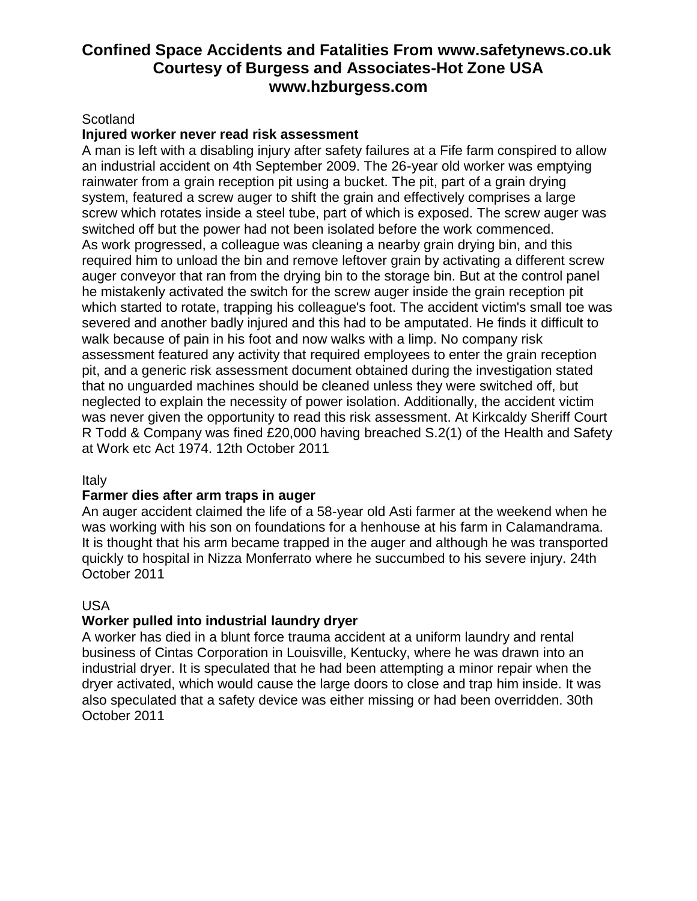# Confined Space Accidents and Fatalities From www.safetynews.co.uk Courtesy of Burgess and Associates-Hot Zone USA www.hzburgess.com

Scotland

**Injured worker never read risk assessment**

A man is left with a disabling injury after safety failures at a Fife farm conspired to allow an industrial accident on 4th September 2009. The 26-year old worker was emptying rainwater from a grain reception pit using a bucket. The pit, part of a grain drying system, featured a screw auger to shift the grain and effectively comprises a large screw which rotates inside a steel tube, part of which is exposed. The screw auger was switched off but the power had not been isolated before the work commenced.
As work progressed, a colleague was cleaning a nearby grain drying bin, and this required him to unload the bin and remove leftover grain by activating a different screw auger conveyor that ran from the drying bin to the storage bin. But at the control panel he mistakenly activated the switch for the screw auger inside the grain reception pit which started to rotate, trapping his colleague's foot. The accident victim's small toe was severed and another badly injured and this had to be amputated. He finds it difficult to walk because of pain in his foot and now walks with a limp. No company risk assessment featured any activity that required employees to enter the grain reception pit, and a generic risk assessment document obtained during the investigation stated that no unguarded machines should be cleaned unless they were switched off, but neglected to explain the necessity of power isolation. Additionally, the accident victim was never given the opportunity to read this risk assessment. At Kirkcaldy Sheriff Court R Todd & Company was fined £20,000 having breached S.2(1) of the Health and Safety at Work etc Act 1974. 12th October 2011

Italy

**Farmer dies after arm traps in auger**

An auger accident claimed the life of a 58-year old Asti farmer at the weekend when he was working with his son on foundations for a henhouse at his farm in Calamandrama. It is thought that his arm became trapped in the auger and although he was transported quickly to hospital in Nizza Monferrato where he succumbed to his severe injury. 24th October 2011

USA

**Worker pulled into industrial laundry dryer**

A worker has died in a blunt force trauma accident at a uniform laundry and rental business of Cintas Corporation in Louisville, Kentucky, where he was drawn into an industrial dryer. It is speculated that he had been attempting a minor repair when the dryer activated, which would cause the large doors to close and trap him inside. It was also speculated that a safety device was either missing or had been overridden. 30th October 2011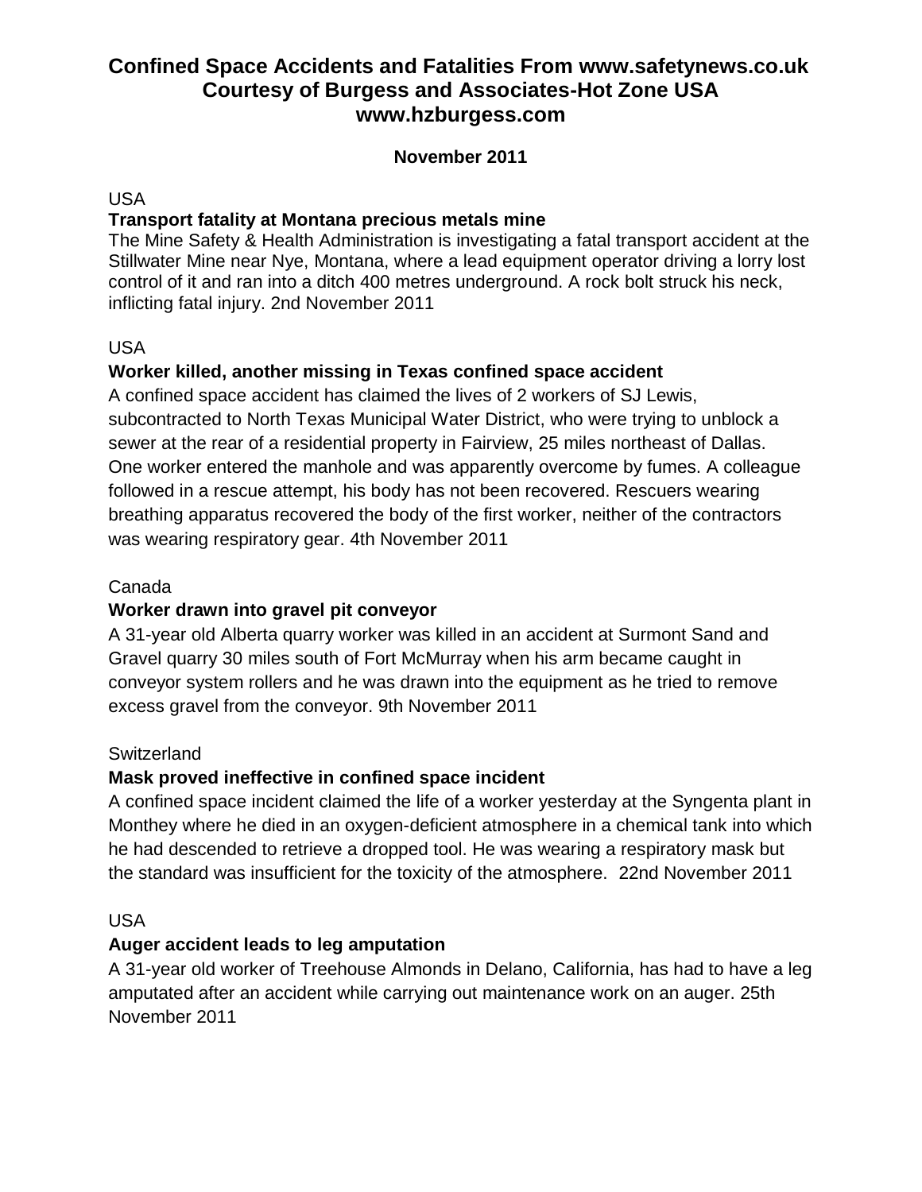# Confined Space Accidents and Fatalities From www.safetynews.co.uk Courtesy of Burgess and Associates-Hot Zone USA www.hzburgess.com

**November 2011**

USA

**Transport fatality at Montana precious metals mine**

The Mine Safety & Health Administration is investigating a fatal transport accident at the Stillwater Mine near Nye, Montana, where a lead equipment operator driving a lorry lost control of it and ran into a ditch 400 metres underground. A rock bolt struck his neck, inflicting fatal injury. 2nd November 2011

USA

**Worker killed, another missing in Texas confined space accident**

A confined space accident has claimed the lives of 2 workers of SJ Lewis, subcontracted to North Texas Municipal Water District, who were trying to unblock a sewer at the rear of a residential property in Fairview, 25 miles northeast of Dallas. One worker entered the manhole and was apparently overcome by fumes. A colleague followed in a rescue attempt, his body has not been recovered. Rescuers wearing breathing apparatus recovered the body of the first worker, neither of the contractors was wearing respiratory gear. 4th November 2011

Canada

**Worker drawn into gravel pit conveyor**

A 31-year old Alberta quarry worker was killed in an accident at Surmont Sand and Gravel quarry 30 miles south of Fort McMurray when his arm became caught in conveyor system rollers and he was drawn into the equipment as he tried to remove excess gravel from the conveyor. 9th November 2011

Switzerland

**Mask proved ineffective in confined space incident**

A confined space incident claimed the life of a worker yesterday at the Syngenta plant in Monthey where he died in an oxygen-deficient atmosphere in a chemical tank into which he had descended to retrieve a dropped tool. He was wearing a respiratory mask but the standard was insufficient for the toxicity of the atmosphere. 22nd November 2011

USA

**Auger accident leads to leg amputation**

A 31-year old worker of Treehouse Almonds in Delano, California, has had to have a leg amputated after an accident while carrying out maintenance work on an auger. 25th November 2011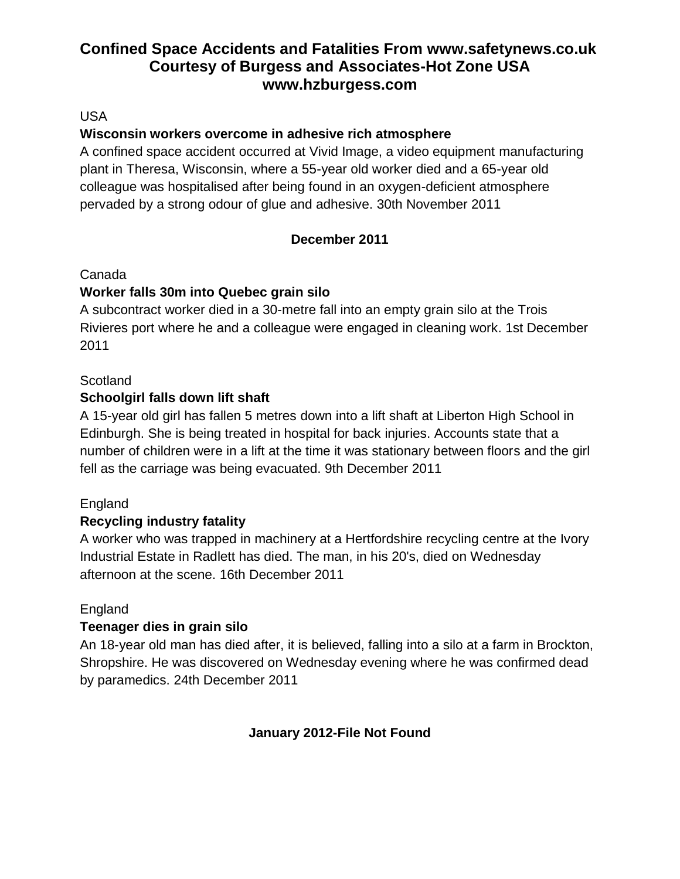# Confined Space Accidents and Fatalities From www.safetynews.co.uk Courtesy of Burgess and Associates-Hot Zone USA www.hzburgess.com

USA

**Wisconsin workers overcome in adhesive rich atmosphere**

A confined space accident occurred at Vivid Image, a video equipment manufacturing plant in Theresa, Wisconsin, where a 55-year old worker died and a 65-year old colleague was hospitalised after being found in an oxygen-deficient atmosphere pervaded by a strong odour of glue and adhesive. 30th November 2011

## December 2011

Canada

**Worker falls 30m into Quebec grain silo**

A subcontract worker died in a 30-metre fall into an empty grain silo at the Trois Rivieres port where he and a colleague were engaged in cleaning work. 1st December 2011

Scotland

**Schoolgirl falls down lift shaft**

A 15-year old girl has fallen 5 metres down into a lift shaft at Liberton High School in Edinburgh. She is being treated in hospital for back injuries. Accounts state that a number of children were in a lift at the time it was stationary between floors and the girl fell as the carriage was being evacuated. 9th December 2011

England

**Recycling industry fatality**

A worker who was trapped in machinery at a Hertfordshire recycling centre at the Ivory Industrial Estate in Radlett has died. The man, in his 20's, died on Wednesday afternoon at the scene. 16th December 2011

England

**Teenager dies in grain silo**

An 18-year old man has died after, it is believed, falling into a silo at a farm in Brockton, Shropshire. He was discovered on Wednesday evening where he was confirmed dead by paramedics. 24th December 2011

## January 2012-File Not Found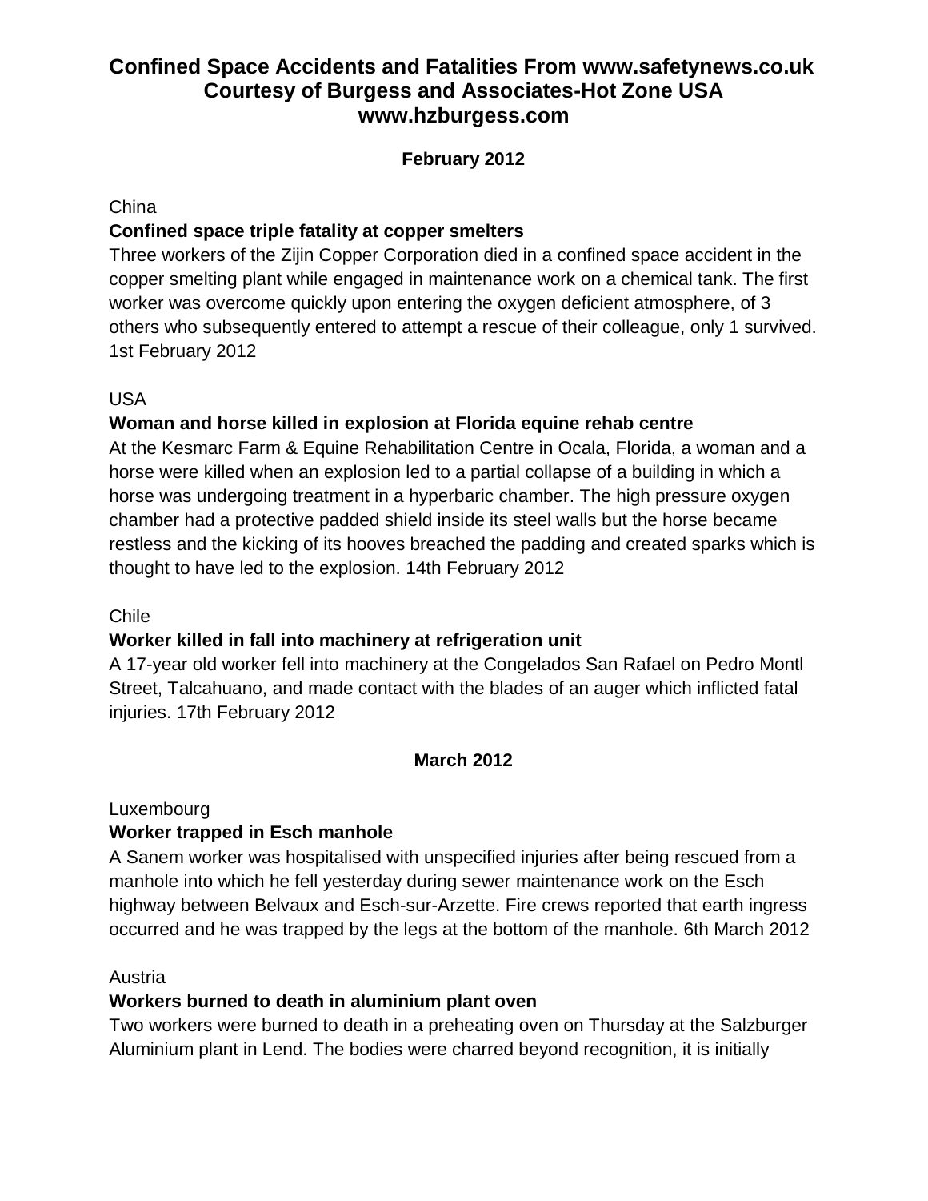# Confined Space Accidents and Fatalities From www.safetynews.co.uk Courtesy of Burgess and Associates-Hot Zone USA www.hzburgess.com

## February 2012

China

**Confined space triple fatality at copper smelters**

Three workers of the Zijin Copper Corporation died in a confined space accident in the copper smelting plant while engaged in maintenance work on a chemical tank. The first worker was overcome quickly upon entering the oxygen deficient atmosphere, of 3 others who subsequently entered to attempt a rescue of their colleague, only 1 survived. 1st February 2012

USA

**Woman and horse killed in explosion at Florida equine rehab centre**

At the Kesmarc Farm & Equine Rehabilitation Centre in Ocala, Florida, a woman and a horse were killed when an explosion led to a partial collapse of a building in which a horse was undergoing treatment in a hyperbaric chamber. The high pressure oxygen chamber had a protective padded shield inside its steel walls but the horse became restless and the kicking of its hooves breached the padding and created sparks which is thought to have led to the explosion. 14th February 2012

Chile

**Worker killed in fall into machinery at refrigeration unit**

A 17-year old worker fell into machinery at the Congelados San Rafael on Pedro Montl Street, Talcahuano, and made contact with the blades of an auger which inflicted fatal injuries. 17th February 2012

## March 2012

Luxembourg

**Worker trapped in Esch manhole**

A Sanem worker was hospitalised with unspecified injuries after being rescued from a manhole into which he fell yesterday during sewer maintenance work on the Esch highway between Belvaux and Esch-sur-Arzette. Fire crews reported that earth ingress occurred and he was trapped by the legs at the bottom of the manhole. 6th March 2012

Austria

**Workers burned to death in aluminium plant oven**

Two workers were burned to death in a preheating oven on Thursday at the Salzburger Aluminium plant in Lend. The bodies were charred beyond recognition, it is initially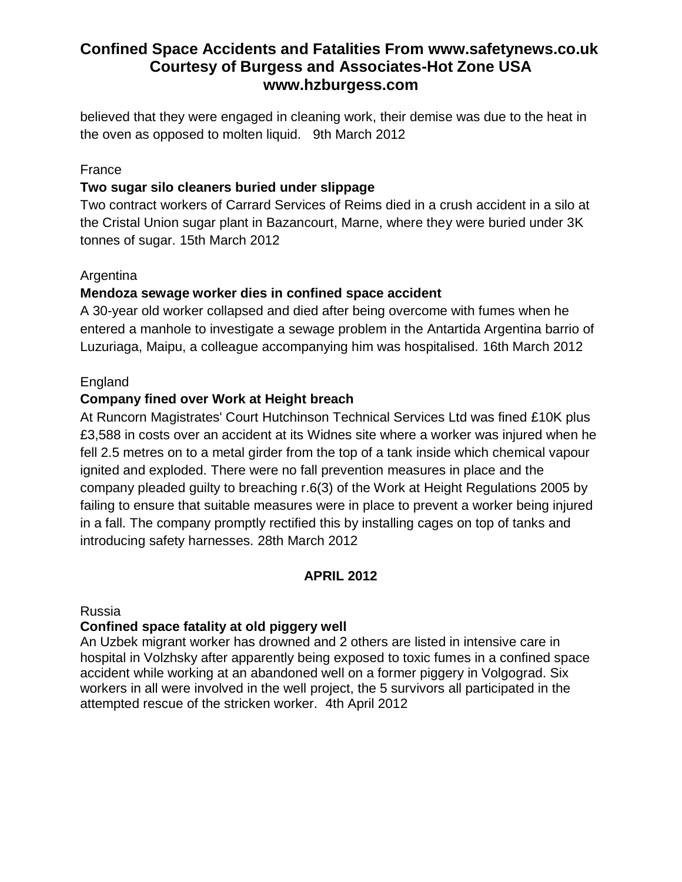believed that they were engaged in cleaning work, their demise was due to the heat in the oven as opposed to molten liquid. 9th March 2012

France

**Two sugar silo cleaners buried under slippage**

Two contract workers of Carrard Services of Reims died in a crush accident in a silo at the Cristal Union sugar plant in Bazancourt, Marne, where they were buried under 3K tonnes of sugar. 15th March 2012

Argentina

**Mendoza sewage worker dies in confined space accident**

A 30-year old worker collapsed and died after being overcome with fumes when he entered a manhole to investigate a sewage problem in the Antartida Argentina barrio of Luzuriaga, Maipu, a colleague accompanying him was hospitalised. 16th March 2012

England

**Company fined over Work at Height breach**

At Runcorn Magistrates' Court Hutchinson Technical Services Ltd was fined £10K plus £3,588 in costs over an accident at its Widnes site where a worker was injured when he fell 2.5 metres on to a metal girder from the top of a tank inside which chemical vapour ignited and exploded. There were no fall prevention measures in place and the company pleaded guilty to breaching r.6(3) of the Work at Height Regulations 2005 by failing to ensure that suitable measures were in place to prevent a worker being injured in a fall. The company promptly rectified this by installing cages on top of tanks and introducing safety harnesses. 28th March 2012

## APRIL 2012

Russia

**Confined space fatality at old piggery well**

An Uzbek migrant worker has drowned and 2 others are listed in intensive care in hospital in Volzhsky after apparently being exposed to toxic fumes in a confined space accident while working at an abandoned well on a former piggery in Volgograd. Six workers in all were involved in the well project, the 5 survivors all participated in the attempted rescue of the stricken worker. 4th April 2012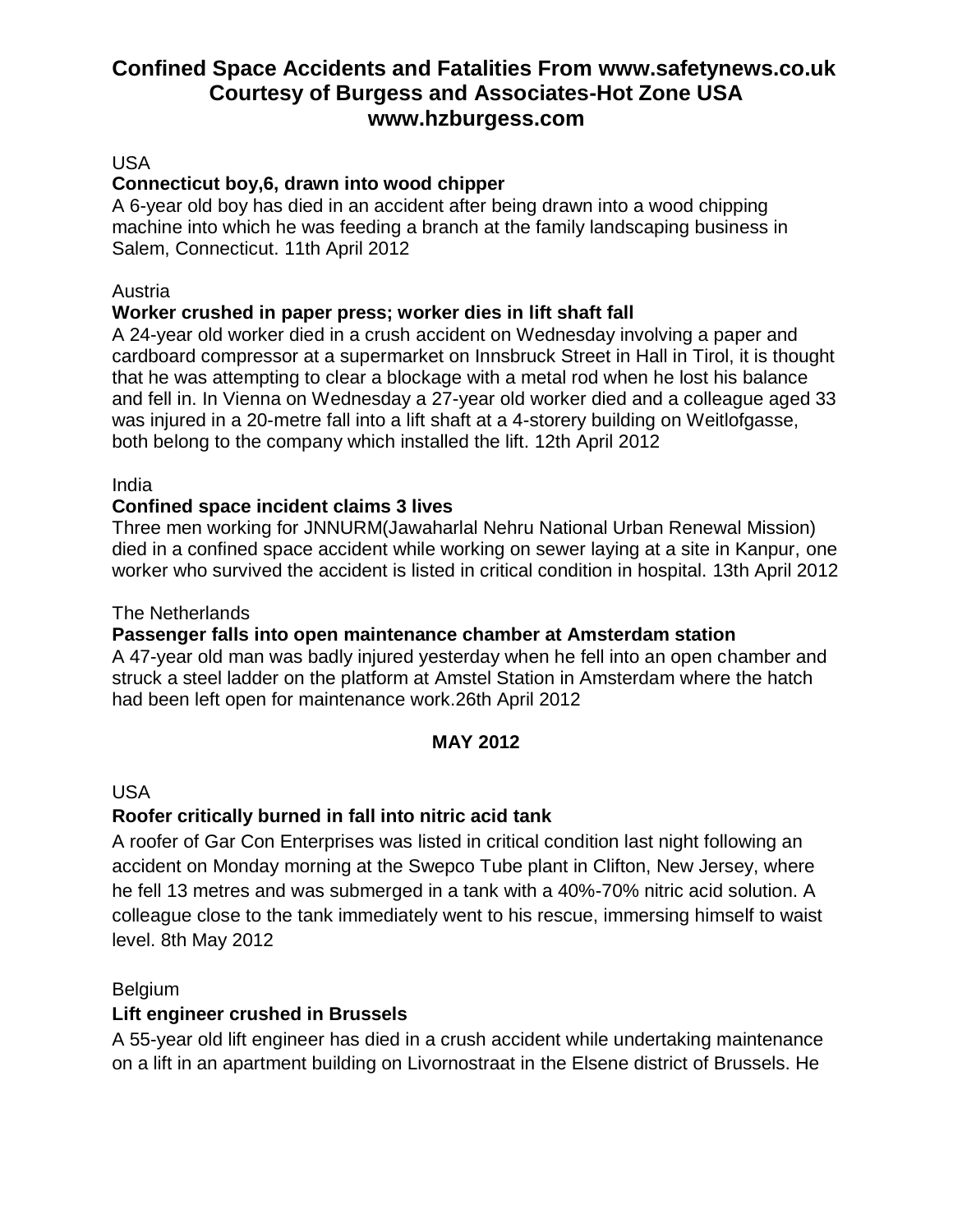# Confined Space Accidents and Fatalities From www.safetynews.co.uk Courtesy of Burgess and Associates-Hot Zone USA www.hzburgess.com

USA

**Connecticut boy,6, drawn into wood chipper**

A 6-year old boy has died in an accident after being drawn into a wood chipping machine into which he was feeding a branch at the family landscaping business in Salem, Connecticut. 11th April 2012

Austria

**Worker crushed in paper press; worker dies in lift shaft fall**

A 24-year old worker died in a crush accident on Wednesday involving a paper and cardboard compressor at a supermarket on Innsbruck Street in Hall in Tirol, it is thought that he was attempting to clear a blockage with a metal rod when he lost his balance and fell in. In Vienna on Wednesday a 27-year old worker died and a colleague aged 33 was injured in a 20-metre fall into a lift shaft at a 4-storery building on Weitlofgasse, both belong to the company which installed the lift. 12th April 2012

India

**Confined space incident claims 3 lives**

Three men working for JNNURM(Jawaharlal Nehru National Urban Renewal Mission) died in a confined space accident while working on sewer laying at a site in Kanpur, one worker who survived the accident is listed in critical condition in hospital. 13th April 2012

The Netherlands

**Passenger falls into open maintenance chamber at Amsterdam station**

A 47-year old man was badly injured yesterday when he fell into an open chamber and struck a steel ladder on the platform at Amstel Station in Amsterdam where the hatch had been left open for maintenance work.26th April 2012

## MAY 2012

USA

**Roofer critically burned in fall into nitric acid tank**

A roofer of Gar Con Enterprises was listed in critical condition last night following an accident on Monday morning at the Swepco Tube plant in Clifton, New Jersey, where he fell 13 metres and was submerged in a tank with a 40%-70% nitric acid solution. A colleague close to the tank immediately went to his rescue, immersing himself to waist level. 8th May 2012

Belgium

**Lift engineer crushed in Brussels**

A 55-year old lift engineer has died in a crush accident while undertaking maintenance on a lift in an apartment building on Livornostraat in the Elsene district of Brussels. He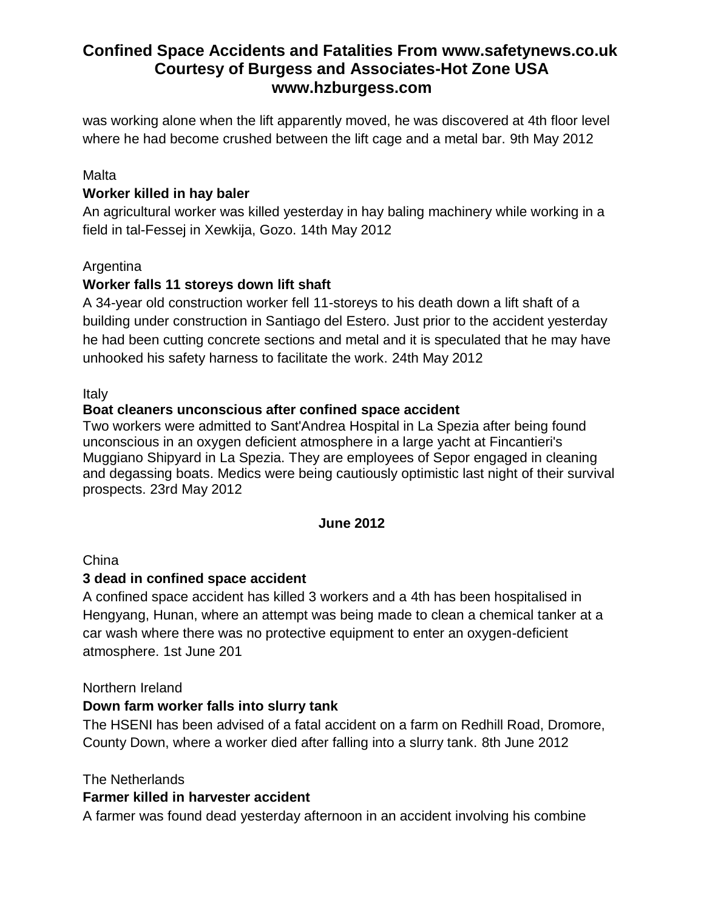was working alone when the lift apparently moved, he was discovered at 4th floor level where he had become crushed between the lift cage and a metal bar. 9th May 2012

Malta

**Worker killed in hay baler**

An agricultural worker was killed yesterday in hay baling machinery while working in a field in tal-Fessej in Xewkija, Gozo. 14th May 2012

Argentina

**Worker falls 11 storeys down lift shaft**

A 34-year old construction worker fell 11-storeys to his death down a lift shaft of a building under construction in Santiago del Estero. Just prior to the accident yesterday he had been cutting concrete sections and metal and it is speculated that he may have unhooked his safety harness to facilitate the work. 24th May 2012

Italy

**Boat cleaners unconscious after confined space accident**

Two workers were admitted to Sant'Andrea Hospital in La Spezia after being found unconscious in an oxygen deficient atmosphere in a large yacht at Fincantieri's Muggiano Shipyard in La Spezia. They are employees of Sepor engaged in cleaning and degassing boats. Medics were being cautiously optimistic last night of their survival prospects. 23rd May 2012

**June 2012**

China

**3 dead in confined space accident**

A confined space accident has killed 3 workers and a 4th has been hospitalised in Hengyang, Hunan, where an attempt was being made to clean a chemical tanker at a car wash where there was no protective equipment to enter an oxygen-deficient atmosphere. 1st June 201

Northern Ireland

**Down farm worker falls into slurry tank**

The HSENI has been advised of a fatal accident on a farm on Redhill Road, Dromore, County Down, where a worker died after falling into a slurry tank. 8th June 2012

The Netherlands

**Farmer killed in harvester accident**

A farmer was found dead yesterday afternoon in an accident involving his combine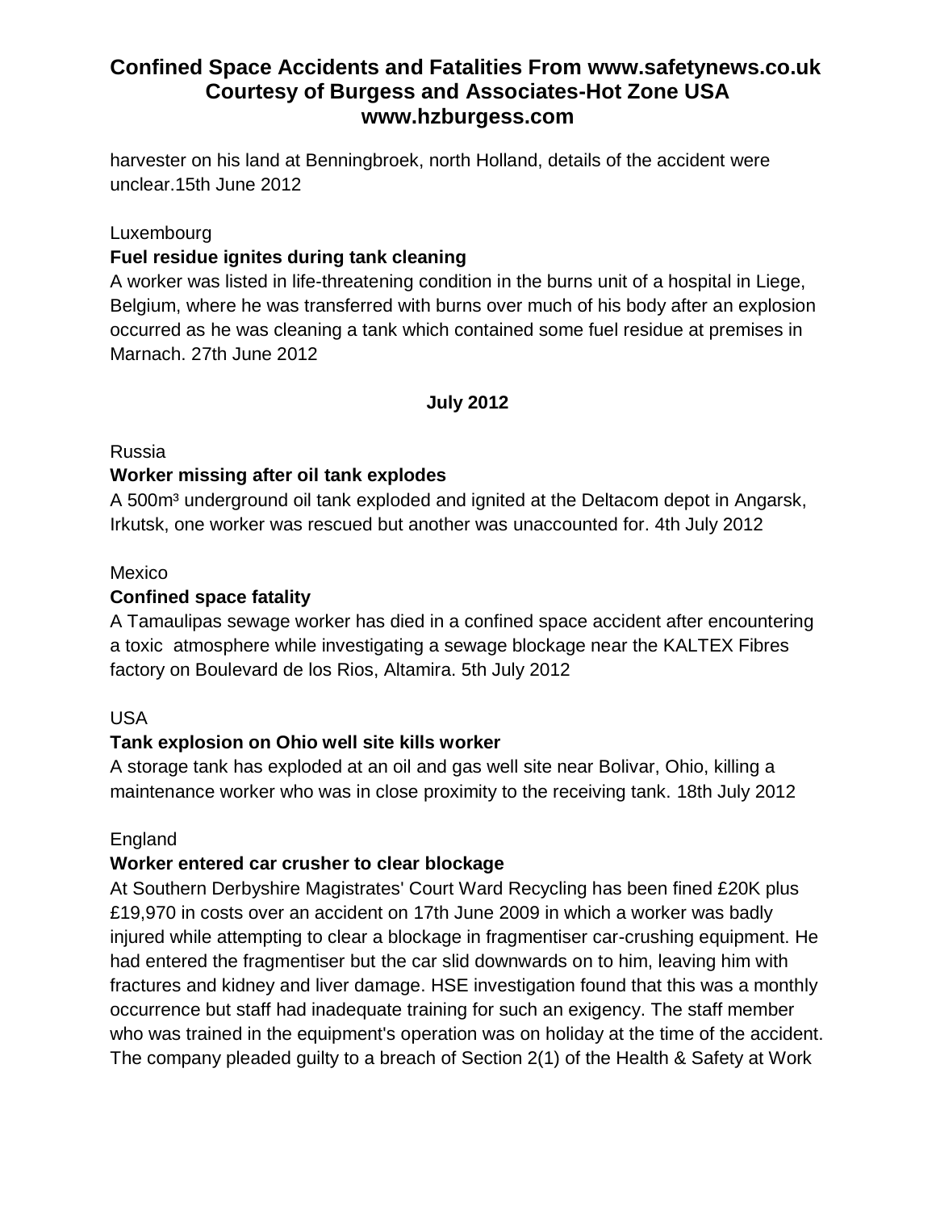harvester on his land at Benningbroek, north Holland, details of the accident were unclear.15th June 2012

Luxembourg

**Fuel residue ignites during tank cleaning**

A worker was listed in life-threatening condition in the burns unit of a hospital in Liege, Belgium, where he was transferred with burns over much of his body after an explosion occurred as he was cleaning a tank which contained some fuel residue at premises in Marnach. 27th June 2012

**July 2012**

Russia

**Worker missing after oil tank explodes**

A 500m³ underground oil tank exploded and ignited at the Deltacom depot in Angarsk, Irkutsk, one worker was rescued but another was unaccounted for. 4th July 2012

Mexico

**Confined space fatality**

A Tamaulipas sewage worker has died in a confined space accident after encountering a toxic atmosphere while investigating a sewage blockage near the KALTEX Fibres factory on Boulevard de los Rios, Altamira. 5th July 2012

USA

**Tank explosion on Ohio well site kills worker**

A storage tank has exploded at an oil and gas well site near Bolivar, Ohio, killing a maintenance worker who was in close proximity to the receiving tank. 18th July 2012

England

**Worker entered car crusher to clear blockage**

At Southern Derbyshire Magistrates' Court Ward Recycling has been fined £20K plus £19,970 in costs over an accident on 17th June 2009 in which a worker was badly injured while attempting to clear a blockage in fragmentiser car-crushing equipment. He had entered the fragmentiser but the car slid downwards on to him, leaving him with fractures and kidney and liver damage. HSE investigation found that this was a monthly occurrence but staff had inadequate training for such an exigency. The staff member who was trained in the equipment's operation was on holiday at the time of the accident. The company pleaded guilty to a breach of Section 2(1) of the Health & Safety at Work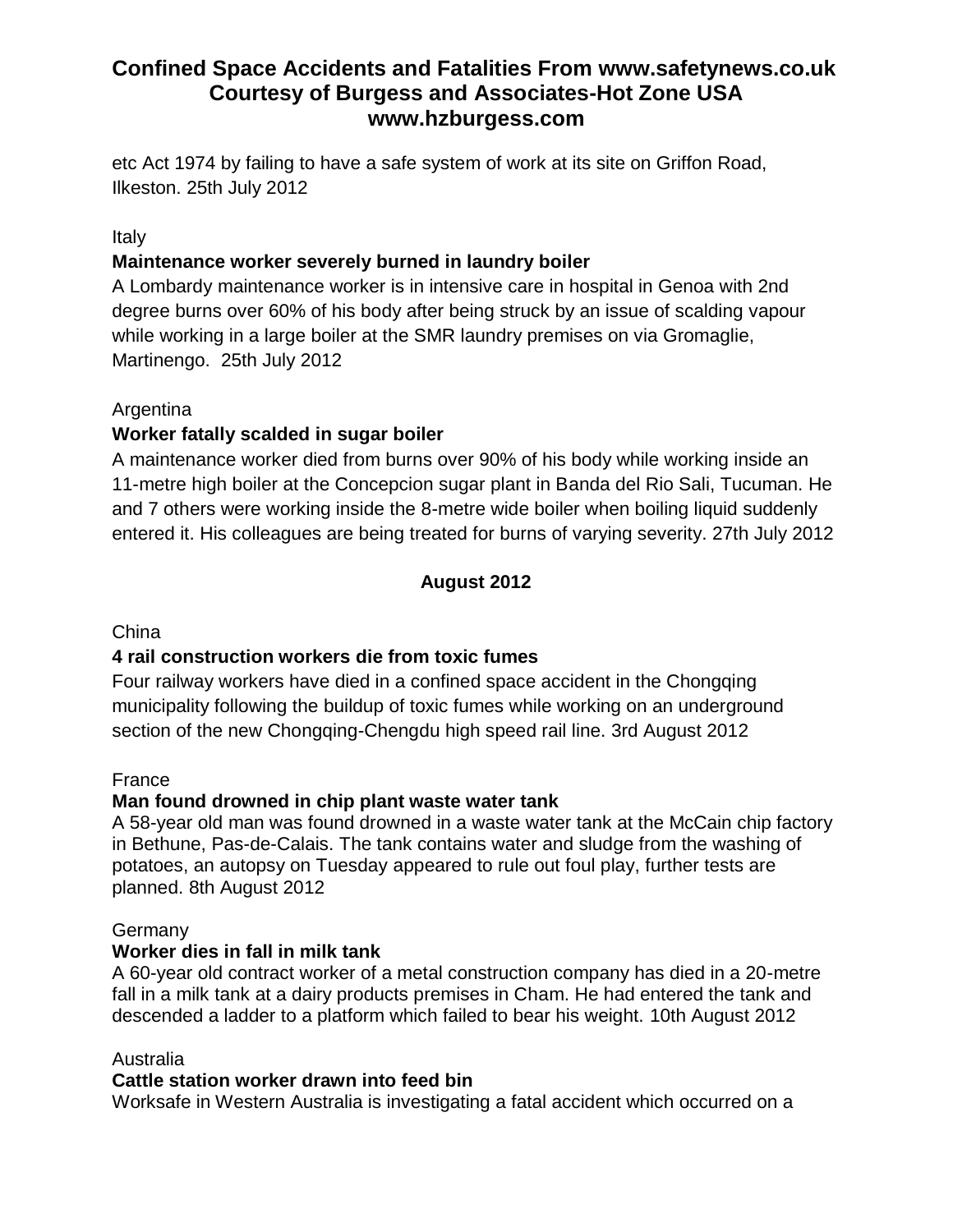etc Act 1974 by failing to have a safe system of work at its site on Griffon Road, Ilkeston. 25th July 2012

Italy

**Maintenance worker severely burned in laundry boiler**

A Lombardy maintenance worker is in intensive care in hospital in Genoa with 2nd degree burns over 60% of his body after being struck by an issue of scalding vapour while working in a large boiler at the SMR laundry premises on via Gromaglie, Martinengo. 25th July 2012

Argentina

**Worker fatally scalded in sugar boiler**

A maintenance worker died from burns over 90% of his body while working inside an 11-metre high boiler at the Concepcion sugar plant in Banda del Rio Sali, Tucuman. He and 7 others were working inside the 8-metre wide boiler when boiling liquid suddenly entered it. His colleagues are being treated for burns of varying severity. 27th July 2012

## August 2012

China

**4 rail construction workers die from toxic fumes**

Four railway workers have died in a confined space accident in the Chongqing municipality following the buildup of toxic fumes while working on an underground section of the new Chongqing-Chengdu high speed rail line. 3rd August 2012

France

**Man found drowned in chip plant waste water tank**

A 58-year old man was found drowned in a waste water tank at the McCain chip factory in Bethune, Pas-de-Calais. The tank contains water and sludge from the washing of potatoes, an autopsy on Tuesday appeared to rule out foul play, further tests are planned. 8th August 2012

Germany

**Worker dies in fall in milk tank**

A 60-year old contract worker of a metal construction company has died in a 20-metre fall in a milk tank at a dairy products premises in Cham. He had entered the tank and descended a ladder to a platform which failed to bear his weight. 10th August 2012

Australia

**Cattle station worker drawn into feed bin**

Worksafe in Western Australia is investigating a fatal accident which occurred on a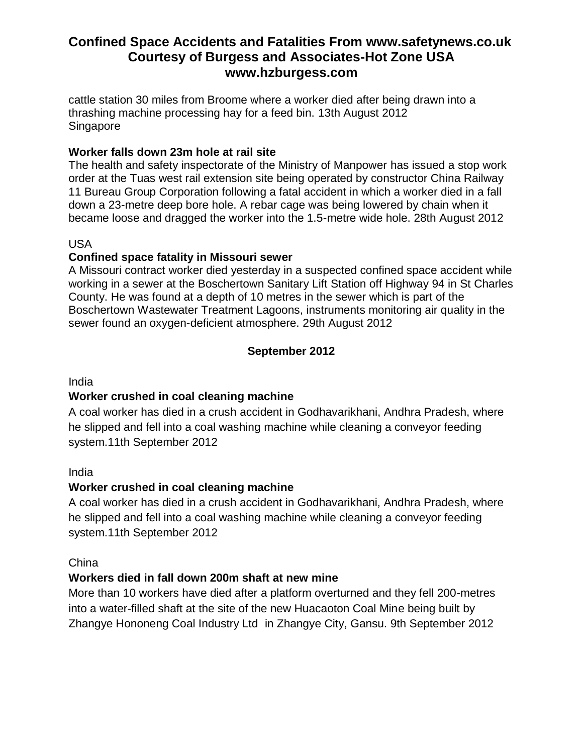cattle station 30 miles from Broome where a worker died after being drawn into a thrashing machine processing hay for a feed bin. 13th August 2012
Singapore

**Worker falls down 23m hole at rail site**
The health and safety inspectorate of the Ministry of Manpower has issued a stop work order at the Tuas west rail extension site being operated by constructor China Railway 11 Bureau Group Corporation following a fatal accident in which a worker died in a fall down a 23-metre deep bore hole. A rebar cage was being lowered by chain when it became loose and dragged the worker into the 1.5-metre wide hole. 28th August 2012

USA

**Confined space fatality in Missouri sewer**
A Missouri contract worker died yesterday in a suspected confined space accident while working in a sewer at the Boschertown Sanitary Lift Station off Highway 94 in St Charles County. He was found at a depth of 10 metres in the sewer which is part of the Boschertown Wastewater Treatment Lagoons, instruments monitoring air quality in the sewer found an oxygen-deficient atmosphere. 29th August 2012

## September 2012

India

**Worker crushed in coal cleaning machine**
A coal worker has died in a crush accident in Godhavarikhani, Andhra Pradesh, where he slipped and fell into a coal washing machine while cleaning a conveyor feeding system.11th September 2012

India

**Worker crushed in coal cleaning machine**
A coal worker has died in a crush accident in Godhavarikhani, Andhra Pradesh, where he slipped and fell into a coal washing machine while cleaning a conveyor feeding system.11th September 2012

China

**Workers died in fall down 200m shaft at new mine**
More than 10 workers have died after a platform overturned and they fell 200-metres into a water-filled shaft at the site of the new Huacaoton Coal Mine being built by Zhangye Hononeng Coal Industry Ltd in Zhangye City, Gansu. 9th September 2012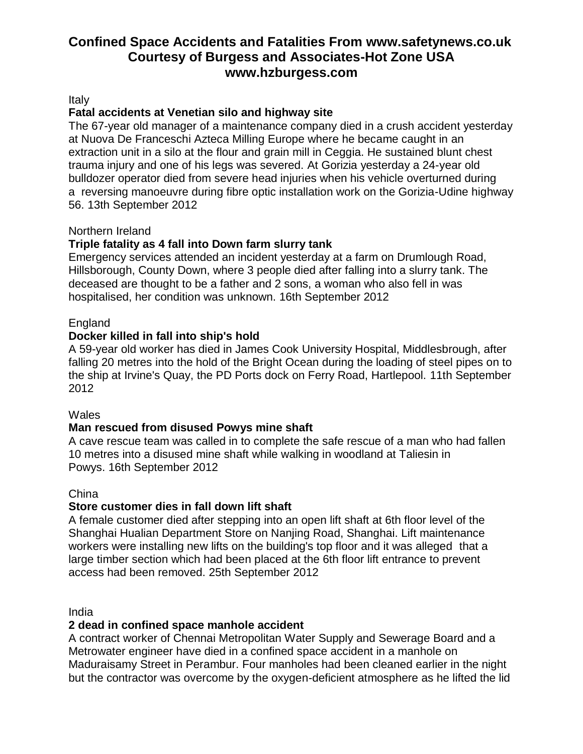# Confined Space Accidents and Fatalities From www.safetynews.co.uk Courtesy of Burgess and Associates-Hot Zone USA www.hzburgess.com

Italy

**Fatal accidents at Venetian silo and highway site**

The 67-year old manager of a maintenance company died in a crush accident yesterday at Nuova De Franceschi Azteca Milling Europe where he became caught in an extraction unit in a silo at the flour and grain mill in Ceggia. He sustained blunt chest trauma injury and one of his legs was severed. At Gorizia yesterday a 24-year old bulldozer operator died from severe head injuries when his vehicle overturned during a reversing manoeuvre during fibre optic installation work on the Gorizia-Udine highway 56. 13th September 2012

Northern Ireland

**Triple fatality as 4 fall into Down farm slurry tank**

Emergency services attended an incident yesterday at a farm on Drumlough Road, Hillsborough, County Down, where 3 people died after falling into a slurry tank. The deceased are thought to be a father and 2 sons, a woman who also fell in was hospitalised, her condition was unknown. 16th September 2012

England

**Docker killed in fall into ship's hold**

A 59-year old worker has died in James Cook University Hospital, Middlesbrough, after falling 20 metres into the hold of the Bright Ocean during the loading of steel pipes on to the ship at Irvine's Quay, the PD Ports dock on Ferry Road, Hartlepool. 11th September 2012

Wales

**Man rescued from disused Powys mine shaft**

A cave rescue team was called in to complete the safe rescue of a man who had fallen 10 metres into a disused mine shaft while walking in woodland at Taliesin in Powys. 16th September 2012

China

**Store customer dies in fall down lift shaft**

A female customer died after stepping into an open lift shaft at 6th floor level of the Shanghai Hualian Department Store on Nanjing Road, Shanghai. Lift maintenance workers were installing new lifts on the building's top floor and it was alleged that a large timber section which had been placed at the 6th floor lift entrance to prevent access had been removed. 25th September 2012

India

**2 dead in confined space manhole accident**

A contract worker of Chennai Metropolitan Water Supply and Sewerage Board and a Metrowater engineer have died in a confined space accident in a manhole on Maduraisamy Street in Perambur. Four manholes had been cleaned earlier in the night but the contractor was overcome by the oxygen-deficient atmosphere as he lifted the lid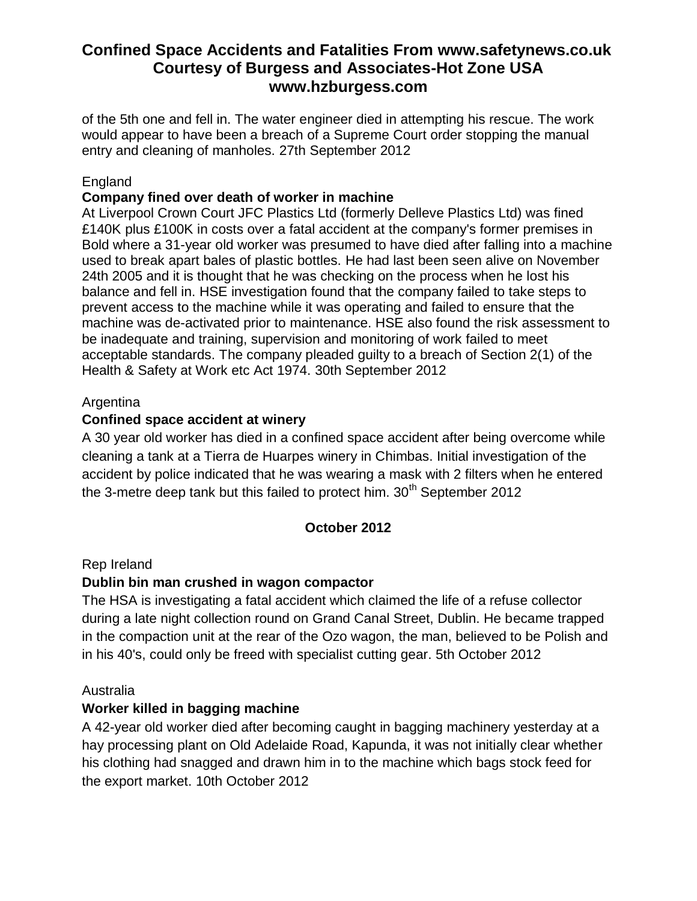of the 5th one and fell in. The water engineer died in attempting his rescue. The work would appear to have been a breach of a Supreme Court order stopping the manual entry and cleaning of manholes. 27th September 2012

England

**Company fined over death of worker in machine**

At Liverpool Crown Court JFC Plastics Ltd (formerly Delleve Plastics Ltd) was fined £140K plus £100K in costs over a fatal accident at the company's former premises in Bold where a 31-year old worker was presumed to have died after falling into a machine used to break apart bales of plastic bottles. He had last been seen alive on November 24th 2005 and it is thought that he was checking on the process when he lost his balance and fell in. HSE investigation found that the company failed to take steps to prevent access to the machine while it was operating and failed to ensure that the machine was de-activated prior to maintenance. HSE also found the risk assessment to be inadequate and training, supervision and monitoring of work failed to meet acceptable standards. The company pleaded guilty to a breach of Section 2(1) of the Health & Safety at Work etc Act 1974. 30th September 2012

Argentina

**Confined space accident at winery**

A 30 year old worker has died in a confined space accident after being overcome while cleaning a tank at a Tierra de Huarpes winery in Chimbas. Initial investigation of the accident by police indicated that he was wearing a mask with 2 filters when he entered the 3-metre deep tank but this failed to protect him. 30th September 2012

## October 2012

Rep Ireland

**Dublin bin man crushed in wagon compactor**

The HSA is investigating a fatal accident which claimed the life of a refuse collector during a late night collection round on Grand Canal Street, Dublin. He became trapped in the compaction unit at the rear of the Ozo wagon, the man, believed to be Polish and in his 40's, could only be freed with specialist cutting gear. 5th October 2012

Australia

**Worker killed in bagging machine**

A 42-year old worker died after becoming caught in bagging machinery yesterday at a hay processing plant on Old Adelaide Road, Kapunda, it was not initially clear whether his clothing had snagged and drawn him in to the machine which bags stock feed for the export market. 10th October 2012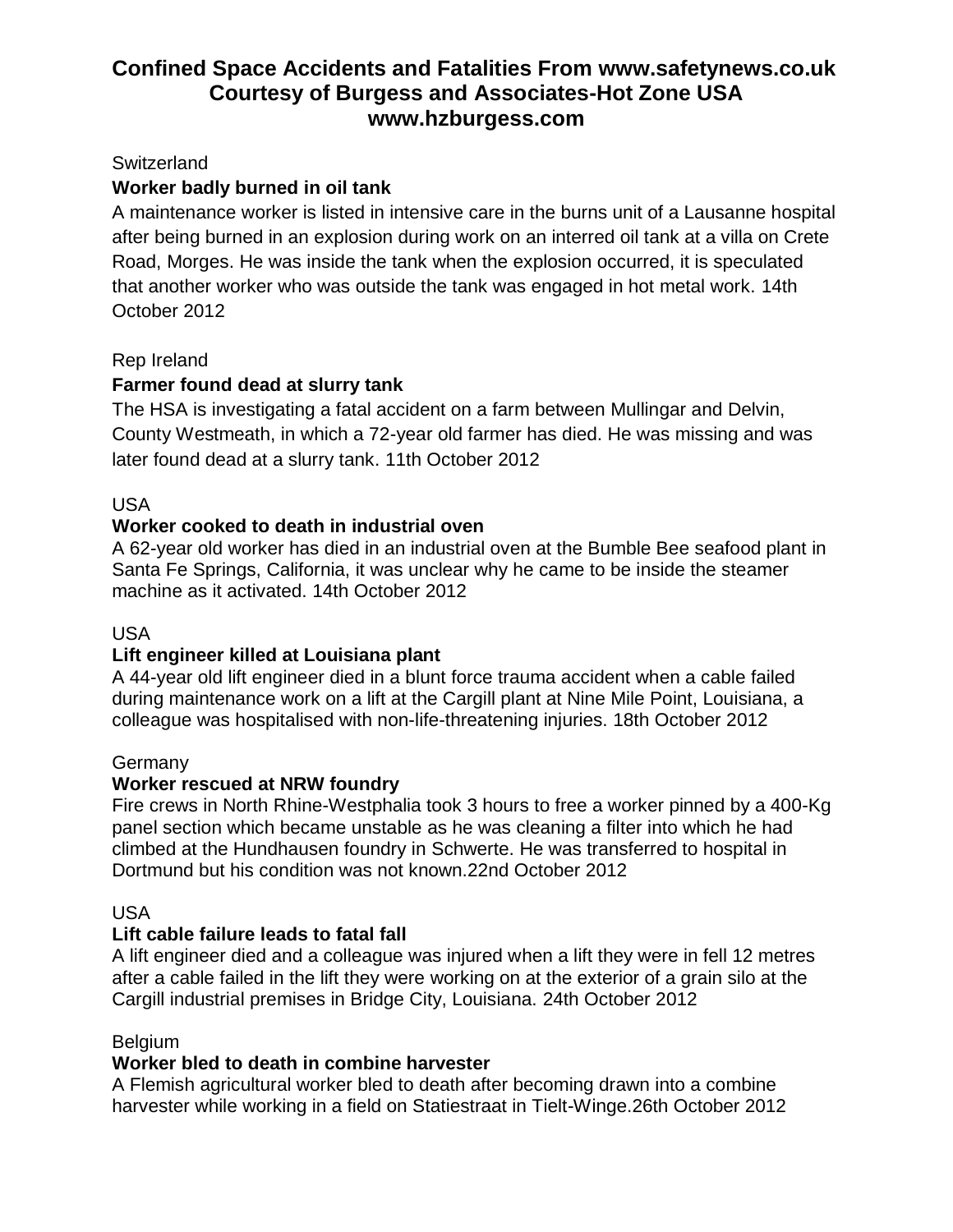# Confined Space Accidents and Fatalities From www.safetynews.co.uk Courtesy of Burgess and Associates-Hot Zone USA www.hzburgess.com

Switzerland

**Worker badly burned in oil tank**

A maintenance worker is listed in intensive care in the burns unit of a Lausanne hospital after being burned in an explosion during work on an interred oil tank at a villa on Crete Road, Morges. He was inside the tank when the explosion occurred, it is speculated that another worker who was outside the tank was engaged in hot metal work. 14th October 2012

Rep Ireland

**Farmer found dead at slurry tank**

The HSA is investigating a fatal accident on a farm between Mullingar and Delvin, County Westmeath, in which a 72-year old farmer has died. He was missing and was later found dead at a slurry tank. 11th October 2012

USA

**Worker cooked to death in industrial oven**

A 62-year old worker has died in an industrial oven at the Bumble Bee seafood plant in Santa Fe Springs, California, it was unclear why he came to be inside the steamer machine as it activated. 14th October 2012

USA

**Lift engineer killed at Louisiana plant**

A 44-year old lift engineer died in a blunt force trauma accident when a cable failed during maintenance work on a lift at the Cargill plant at Nine Mile Point, Louisiana, a colleague was hospitalised with non-life-threatening injuries. 18th October 2012

Germany

**Worker rescued at NRW foundry**

Fire crews in North Rhine-Westphalia took 3 hours to free a worker pinned by a 400-Kg panel section which became unstable as he was cleaning a filter into which he had climbed at the Hundhausen foundry in Schwerte. He was transferred to hospital in Dortmund but his condition was not known.22nd October 2012

USA

**Lift cable failure leads to fatal fall**

A lift engineer died and a colleague was injured when a lift they were in fell 12 metres after a cable failed in the lift they were working on at the exterior of a grain silo at the Cargill industrial premises in Bridge City, Louisiana. 24th October 2012

Belgium

**Worker bled to death in combine harvester**

A Flemish agricultural worker bled to death after becoming drawn into a combine harvester while working in a field on Statiestraat in Tielt-Winge.26th October 2012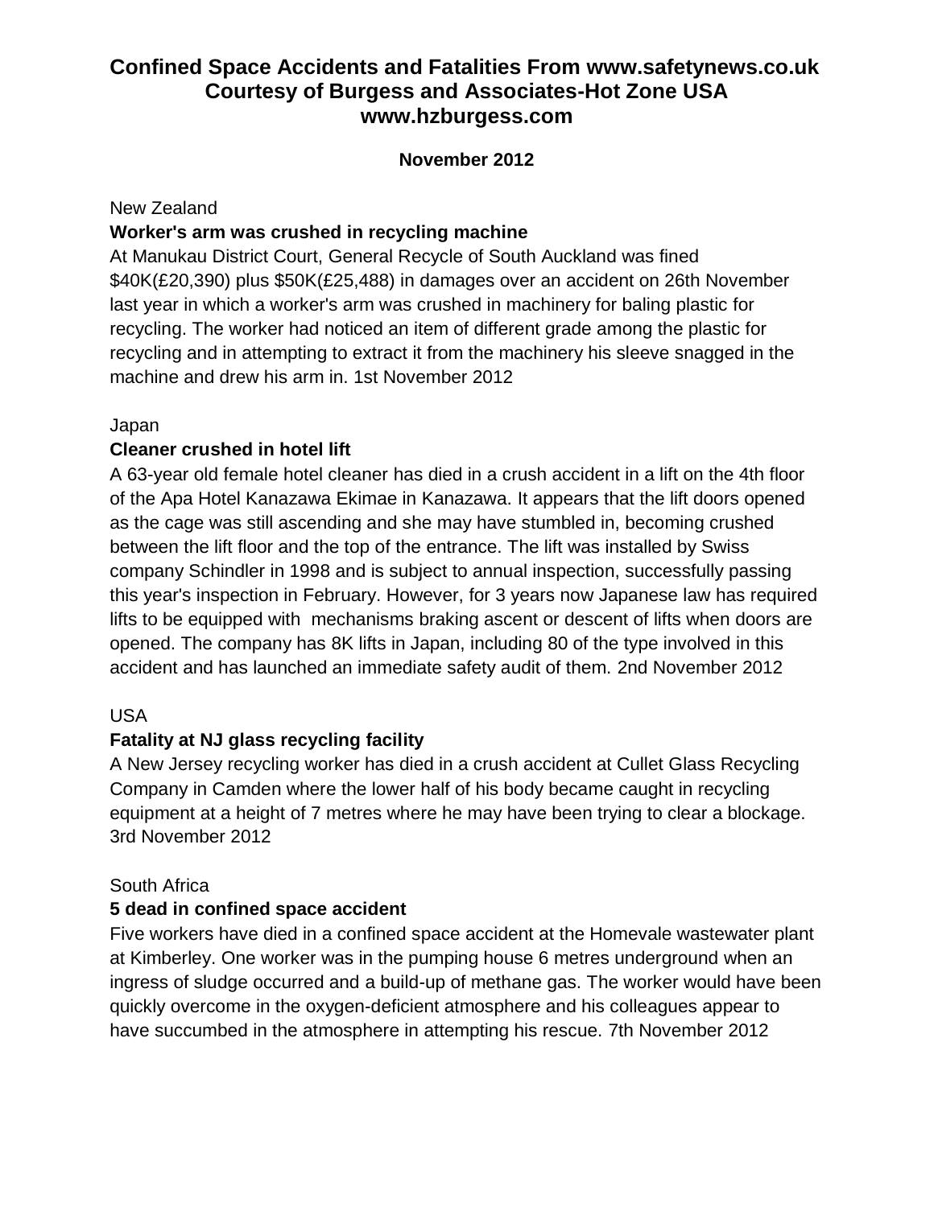# Confined Space Accidents and Fatalities From www.safetynews.co.uk Courtesy of Burgess and Associates-Hot Zone USA www.hzburgess.com

**November 2012**

New Zealand

**Worker's arm was crushed in recycling machine**

At Manukau District Court, General Recycle of South Auckland was fined $40K(£20,390) plus $50K(£25,488) in damages over an accident on 26th November last year in which a worker's arm was crushed in machinery for baling plastic for recycling. The worker had noticed an item of different grade among the plastic for recycling and in attempting to extract it from the machinery his sleeve snagged in the machine and drew his arm in. 1st November 2012

Japan

**Cleaner crushed in hotel lift**

A 63-year old female hotel cleaner has died in a crush accident in a lift on the 4th floor of the Apa Hotel Kanazawa Ekimae in Kanazawa. It appears that the lift doors opened as the cage was still ascending and she may have stumbled in, becoming crushed between the lift floor and the top of the entrance. The lift was installed by Swiss company Schindler in 1998 and is subject to annual inspection, successfully passing this year's inspection in February. However, for 3 years now Japanese law has required lifts to be equipped with mechanisms braking ascent or descent of lifts when doors are opened. The company has 8K lifts in Japan, including 80 of the type involved in this accident and has launched an immediate safety audit of them. 2nd November 2012

USA

**Fatality at NJ glass recycling facility**

A New Jersey recycling worker has died in a crush accident at Cullet Glass Recycling Company in Camden where the lower half of his body became caught in recycling equipment at a height of 7 metres where he may have been trying to clear a blockage. 3rd November 2012

South Africa

**5 dead in confined space accident**

Five workers have died in a confined space accident at the Homevale wastewater plant at Kimberley. One worker was in the pumping house 6 metres underground when an ingress of sludge occurred and a build-up of methane gas. The worker would have been quickly overcome in the oxygen-deficient atmosphere and his colleagues appear to have succumbed in the atmosphere in attempting his rescue. 7th November 2012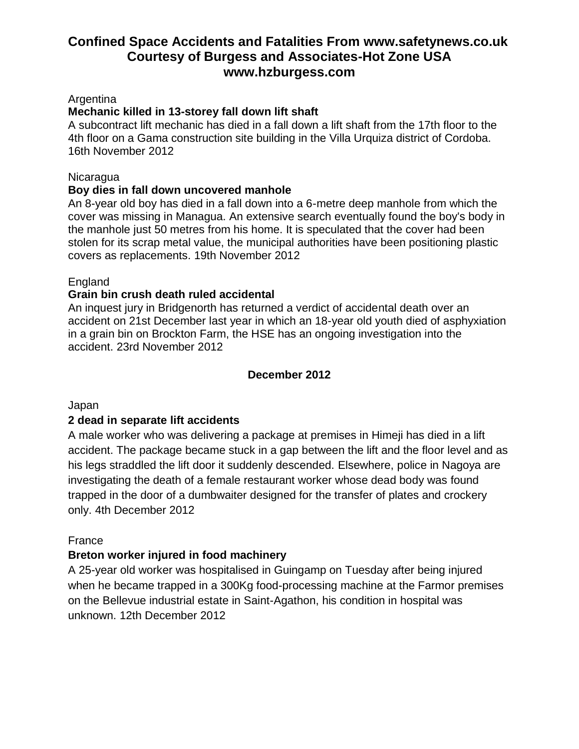# Confined Space Accidents and Fatalities From www.safetynews.co.uk Courtesy of Burgess and Associates-Hot Zone USA www.hzburgess.com

Argentina

**Mechanic killed in 13-storey fall down lift shaft**

A subcontract lift mechanic has died in a fall down a lift shaft from the 17th floor to the 4th floor on a Gama construction site building in the Villa Urquiza district of Cordoba. 16th November 2012

Nicaragua

**Boy dies in fall down uncovered manhole**

An 8-year old boy has died in a fall down into a 6-metre deep manhole from which the cover was missing in Managua. An extensive search eventually found the boy's body in the manhole just 50 metres from his home. It is speculated that the cover had been stolen for its scrap metal value, the municipal authorities have been positioning plastic covers as replacements. 19th November 2012

England

**Grain bin crush death ruled accidental**

An inquest jury in Bridgenorth has returned a verdict of accidental death over an accident on 21st December last year in which an 18-year old youth died of asphyxiation in a grain bin on Brockton Farm, the HSE has an ongoing investigation into the accident. 23rd November 2012

## December 2012

Japan

**2 dead in separate lift accidents**

A male worker who was delivering a package at premises in Himeji has died in a lift accident. The package became stuck in a gap between the lift and the floor level and as his legs straddled the lift door it suddenly descended. Elsewhere, police in Nagoya are investigating the death of a female restaurant worker whose dead body was found trapped in the door of a dumbwaiter designed for the transfer of plates and crockery only. 4th December 2012

France

**Breton worker injured in food machinery**

A 25-year old worker was hospitalised in Guingamp on Tuesday after being injured when he became trapped in a 300Kg food-processing machine at the Farmor premises on the Bellevue industrial estate in Saint-Agathon, his condition in hospital was unknown. 12th December 2012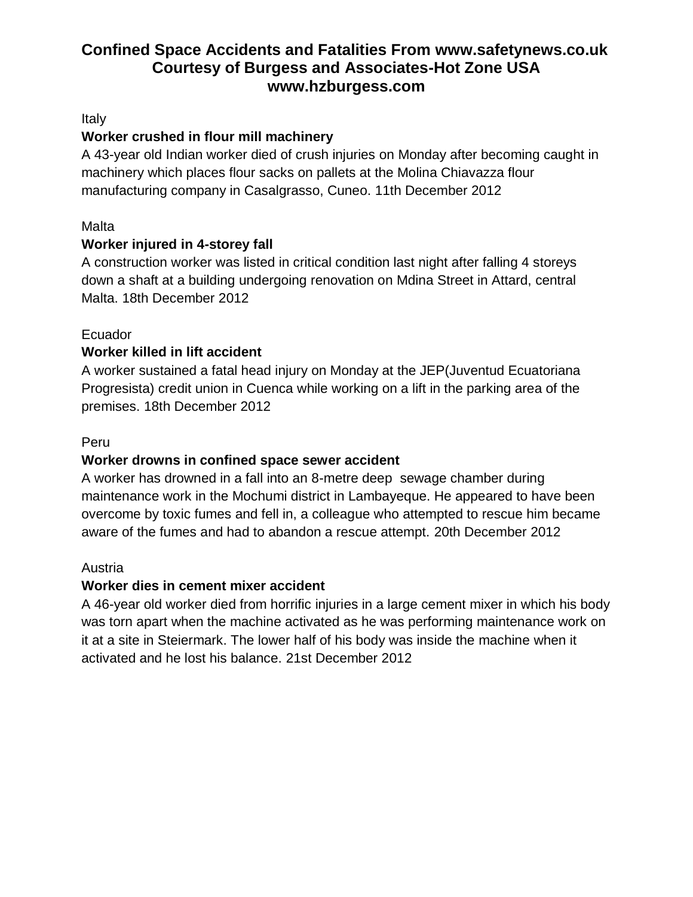# Confined Space Accidents and Fatalities From www.safetynews.co.uk Courtesy of Burgess and Associates-Hot Zone USA www.hzburgess.com

Italy

**Worker crushed in flour mill machinery**

A 43-year old Indian worker died of crush injuries on Monday after becoming caught in machinery which places flour sacks on pallets at the Molina Chiavazza flour manufacturing company in Casalgrasso, Cuneo. 11th December 2012

Malta

**Worker injured in 4-storey fall**

A construction worker was listed in critical condition last night after falling 4 storeys down a shaft at a building undergoing renovation on Mdina Street in Attard, central Malta. 18th December 2012

Ecuador

**Worker killed in lift accident**

A worker sustained a fatal head injury on Monday at the JEP(Juventud Ecuatoriana Progresista) credit union in Cuenca while working on a lift in the parking area of the premises. 18th December 2012

Peru

**Worker drowns in confined space sewer accident**

A worker has drowned in a fall into an 8-metre deep sewage chamber during maintenance work in the Mochumi district in Lambayeque. He appeared to have been overcome by toxic fumes and fell in, a colleague who attempted to rescue him became aware of the fumes and had to abandon a rescue attempt. 20th December 2012

Austria

**Worker dies in cement mixer accident**

A 46-year old worker died from horrific injuries in a large cement mixer in which his body was torn apart when the machine activated as he was performing maintenance work on it at a site in Steiermark. The lower half of his body was inside the machine when it activated and he lost his balance. 21st December 2012